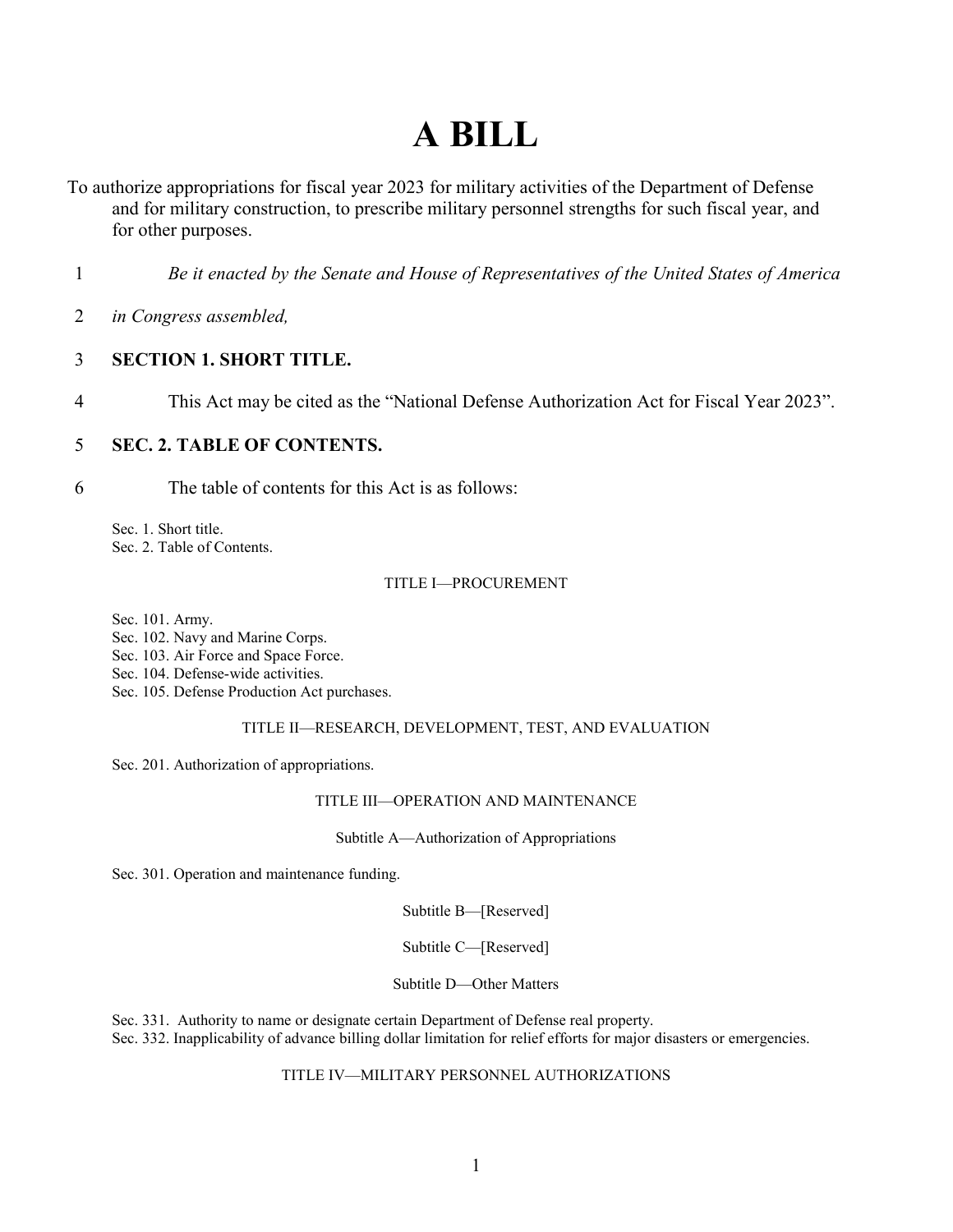# A BILL

To authorize appropriations for fiscal year 2023 for military activities of the Department of Defense and for military construction, to prescribe military personnel strengths for such fiscal year, and for other purposes.

*Be it enacted by the Senate and House of Representatives of the United States of America in Congress assembled,*

**SECTION 1. SHORT TITLE.**

This Act may be cited as the "National Defense Authorization Act for Fiscal Year 2023".

**SEC. 2. TABLE OF CONTENTS.**

The table of contents for this Act is as follows:

Sec. 1. Short title.
Sec. 2. Table of Contents.

TITLE I—PROCUREMENT

Sec. 101. Army.
Sec. 102. Navy and Marine Corps.
Sec. 103. Air Force and Space Force.
Sec. 104. Defense-wide activities.
Sec. 105. Defense Production Act purchases.

TITLE II—RESEARCH, DEVELOPMENT, TEST, AND EVALUATION

Sec. 201. Authorization of appropriations.

TITLE III—OPERATION AND MAINTENANCE

Subtitle A—Authorization of Appropriations

Sec. 301. Operation and maintenance funding.

Subtitle B—[Reserved]

Subtitle C—[Reserved]

Subtitle D—Other Matters

Sec. 331. Authority to name or designate certain Department of Defense real property.
Sec. 332. Inapplicability of advance billing dollar limitation for relief efforts for major disasters or emergencies.

TITLE IV—MILITARY PERSONNEL AUTHORIZATIONS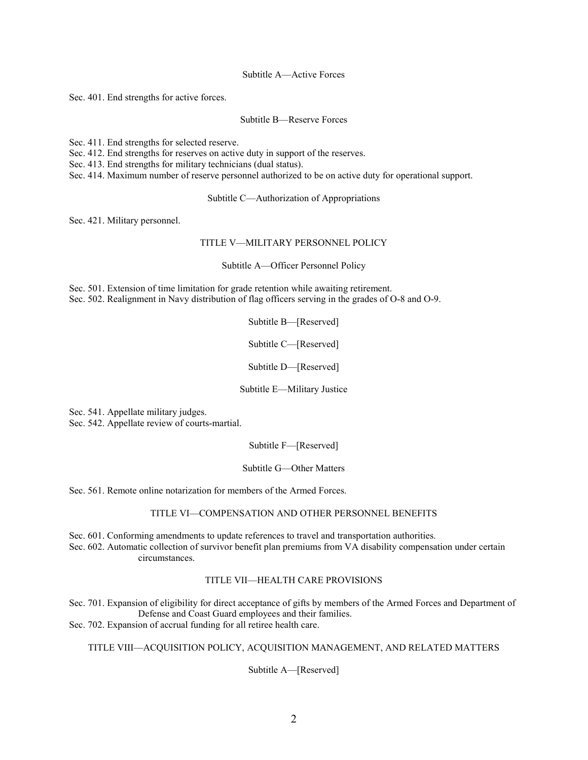Subtitle A—Active Forces

Sec. 401. End strengths for active forces.

Subtitle B—Reserve Forces

Sec. 411. End strengths for selected reserve.
Sec. 412. End strengths for reserves on active duty in support of the reserves.
Sec. 413. End strengths for military technicians (dual status).
Sec. 414. Maximum number of reserve personnel authorized to be on active duty for operational support.

Subtitle C—Authorization of Appropriations

Sec. 421. Military personnel.

## TITLE V—MILITARY PERSONNEL POLICY

Subtitle A—Officer Personnel Policy

Sec. 501. Extension of time limitation for grade retention while awaiting retirement.
Sec. 502. Realignment in Navy distribution of flag officers serving in the grades of O-8 and O-9.

Subtitle B—[Reserved]

Subtitle C—[Reserved]

Subtitle D—[Reserved]

Subtitle E—Military Justice

Sec. 541. Appellate military judges.
Sec. 542. Appellate review of courts-martial.

Subtitle F—[Reserved]

Subtitle G—Other Matters

Sec. 561. Remote online notarization for members of the Armed Forces.

## TITLE VI—COMPENSATION AND OTHER PERSONNEL BENEFITS

Sec. 601. Conforming amendments to update references to travel and transportation authorities.
Sec. 602. Automatic collection of survivor benefit plan premiums from VA disability compensation under certain circumstances.

## TITLE VII—HEALTH CARE PROVISIONS

Sec. 701. Expansion of eligibility for direct acceptance of gifts by members of the Armed Forces and Department of Defense and Coast Guard employees and their families.
Sec. 702. Expansion of accrual funding for all retiree health care.

## TITLE VIII—ACQUISITION POLICY, ACQUISITION MANAGEMENT, AND RELATED MATTERS

Subtitle A—[Reserved]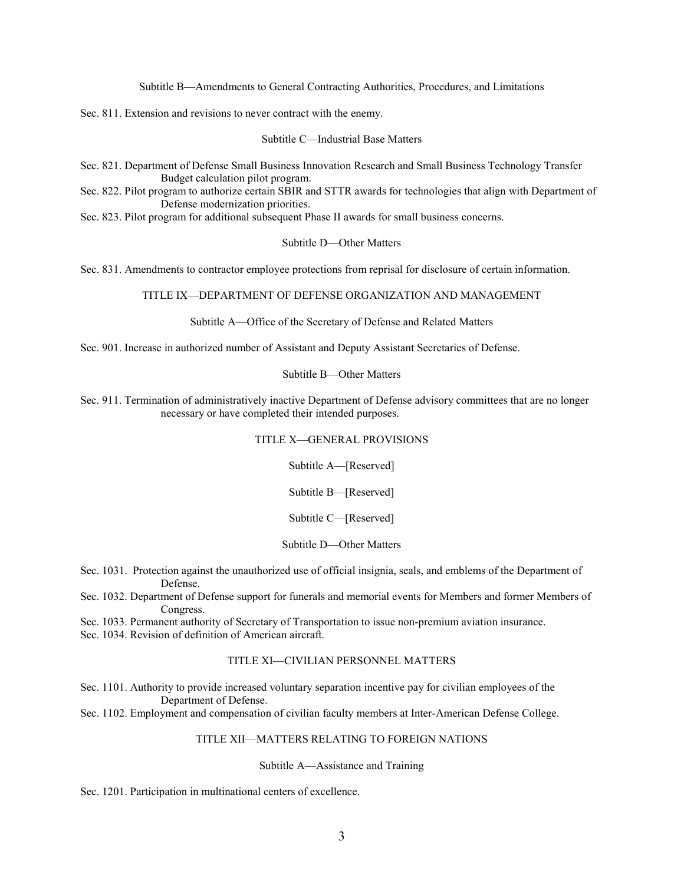Subtitle B—Amendments to General Contracting Authorities, Procedures, and Limitations

Sec. 811. Extension and revisions to never contract with the enemy.

Subtitle C—Industrial Base Matters

Sec. 821. Department of Defense Small Business Innovation Research and Small Business Technology Transfer Budget calculation pilot program.

Sec. 822. Pilot program to authorize certain SBIR and STTR awards for technologies that align with Department of Defense modernization priorities.

Sec. 823. Pilot program for additional subsequent Phase II awards for small business concerns.

Subtitle D—Other Matters

Sec. 831. Amendments to contractor employee protections from reprisal for disclosure of certain information.

TITLE IX—DEPARTMENT OF DEFENSE ORGANIZATION AND MANAGEMENT

Subtitle A—Office of the Secretary of Defense and Related Matters

Sec. 901. Increase in authorized number of Assistant and Deputy Assistant Secretaries of Defense.

Subtitle B—Other Matters

Sec. 911. Termination of administratively inactive Department of Defense advisory committees that are no longer necessary or have completed their intended purposes.

TITLE X—GENERAL PROVISIONS

Subtitle A—[Reserved]

Subtitle B—[Reserved]

Subtitle C—[Reserved]

Subtitle D—Other Matters

Sec. 1031. Protection against the unauthorized use of official insignia, seals, and emblems of the Department of Defense.

Sec. 1032. Department of Defense support for funerals and memorial events for Members and former Members of Congress.

Sec. 1033. Permanent authority of Secretary of Transportation to issue non-premium aviation insurance.

Sec. 1034. Revision of definition of American aircraft.

TITLE XI—CIVILIAN PERSONNEL MATTERS

Sec. 1101. Authority to provide increased voluntary separation incentive pay for civilian employees of the Department of Defense.

Sec. 1102. Employment and compensation of civilian faculty members at Inter-American Defense College.

TITLE XII—MATTERS RELATING TO FOREIGN NATIONS

Subtitle A—Assistance and Training

Sec. 1201. Participation in multinational centers of excellence.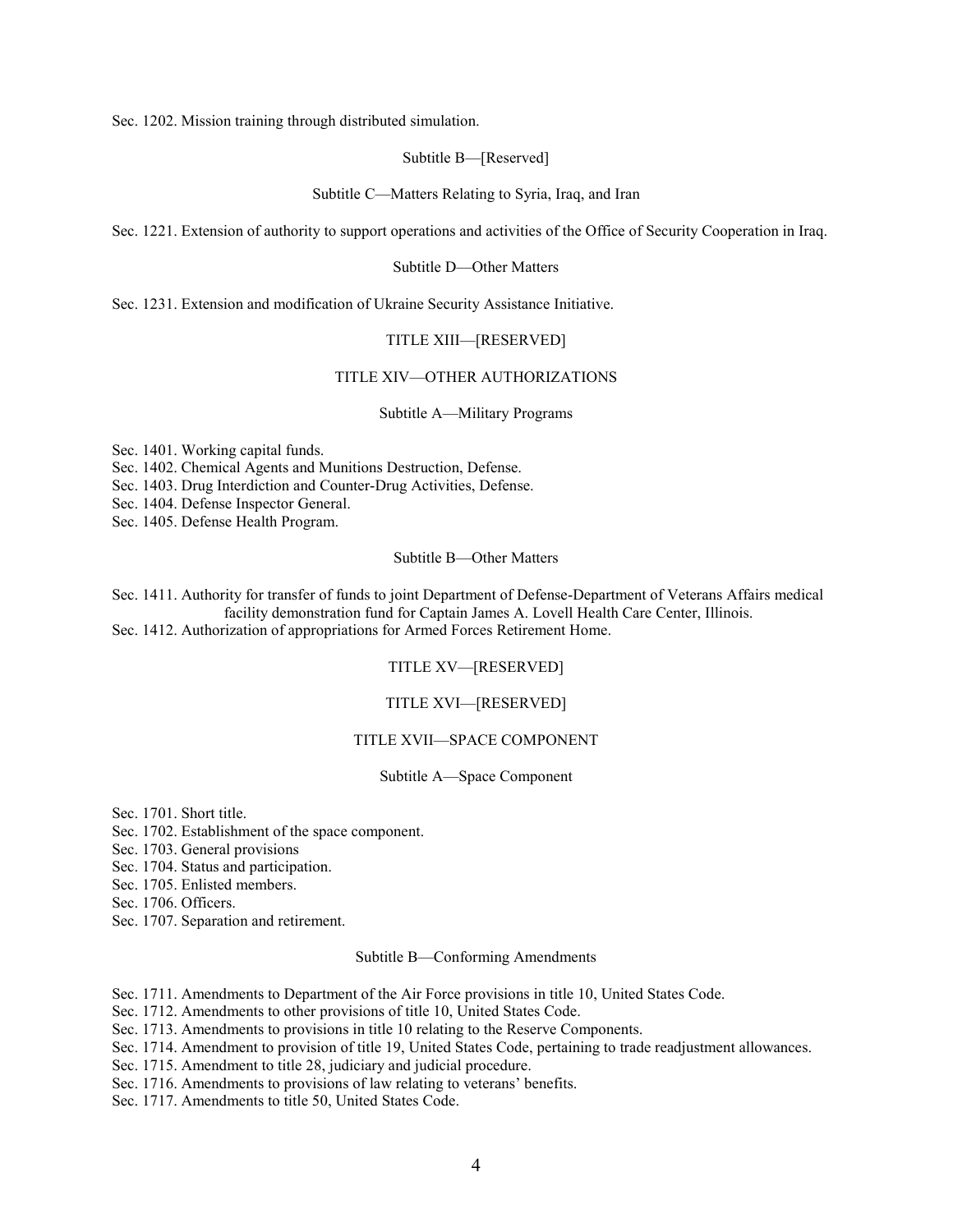Sec. 1202. Mission training through distributed simulation.

Subtitle B—[Reserved]

Subtitle C—Matters Relating to Syria, Iraq, and Iran

Sec. 1221. Extension of authority to support operations and activities of the Office of Security Cooperation in Iraq.

Subtitle D—Other Matters

Sec. 1231. Extension and modification of Ukraine Security Assistance Initiative.

TITLE XIII—[RESERVED]

TITLE XIV—OTHER AUTHORIZATIONS

Subtitle A—Military Programs

Sec. 1401. Working capital funds.
Sec. 1402. Chemical Agents and Munitions Destruction, Defense.
Sec. 1403. Drug Interdiction and Counter-Drug Activities, Defense.
Sec. 1404. Defense Inspector General.
Sec. 1405. Defense Health Program.

Subtitle B—Other Matters

Sec. 1411. Authority for transfer of funds to joint Department of Defense-Department of Veterans Affairs medical facility demonstration fund for Captain James A. Lovell Health Care Center, Illinois.
Sec. 1412. Authorization of appropriations for Armed Forces Retirement Home.

TITLE XV—[RESERVED]

TITLE XVI—[RESERVED]

TITLE XVII—SPACE COMPONENT

Subtitle A—Space Component

Sec. 1701. Short title.
Sec. 1702. Establishment of the space component.
Sec. 1703. General provisions
Sec. 1704. Status and participation.
Sec. 1705. Enlisted members.
Sec. 1706. Officers.
Sec. 1707. Separation and retirement.

Subtitle B—Conforming Amendments

Sec. 1711. Amendments to Department of the Air Force provisions in title 10, United States Code.
Sec. 1712. Amendments to other provisions of title 10, United States Code.
Sec. 1713. Amendments to provisions in title 10 relating to the Reserve Components.
Sec. 1714. Amendment to provision of title 19, United States Code, pertaining to trade readjustment allowances.
Sec. 1715. Amendment to title 28, judiciary and judicial procedure.
Sec. 1716. Amendments to provisions of law relating to veterans' benefits.
Sec. 1717. Amendments to title 50, United States Code.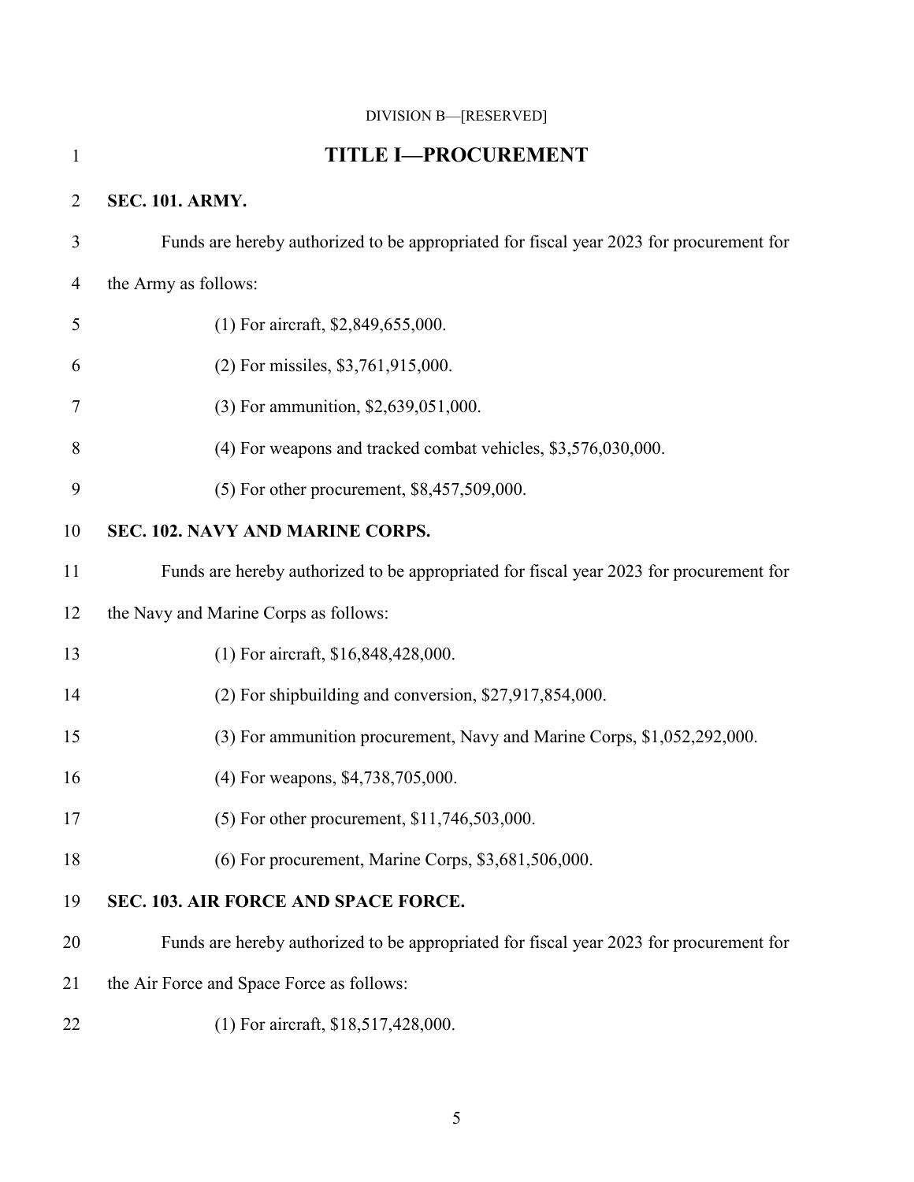DIVISION B—[RESERVED]

# TITLE I—PROCUREMENT

**SEC. 101. ARMY.**

Funds are hereby authorized to be appropriated for fiscal year 2023 for procurement for the Army as follows:

(1) For aircraft, $2,849,655,000.

(2) For missiles, $3,761,915,000.

(3) For ammunition, $2,639,051,000.

(4) For weapons and tracked combat vehicles, $3,576,030,000.

(5) For other procurement, $8,457,509,000.

**SEC. 102. NAVY AND MARINE CORPS.**

Funds are hereby authorized to be appropriated for fiscal year 2023 for procurement for the Navy and Marine Corps as follows:

(1) For aircraft, $16,848,428,000.

(2) For shipbuilding and conversion, $27,917,854,000.

(3) For ammunition procurement, Navy and Marine Corps, $1,052,292,000.

(4) For weapons, $4,738,705,000.

(5) For other procurement, $11,746,503,000.

(6) For procurement, Marine Corps, $3,681,506,000.

**SEC. 103. AIR FORCE AND SPACE FORCE.**

Funds are hereby authorized to be appropriated for fiscal year 2023 for procurement for the Air Force and Space Force as follows:

(1) For aircraft, $18,517,428,000.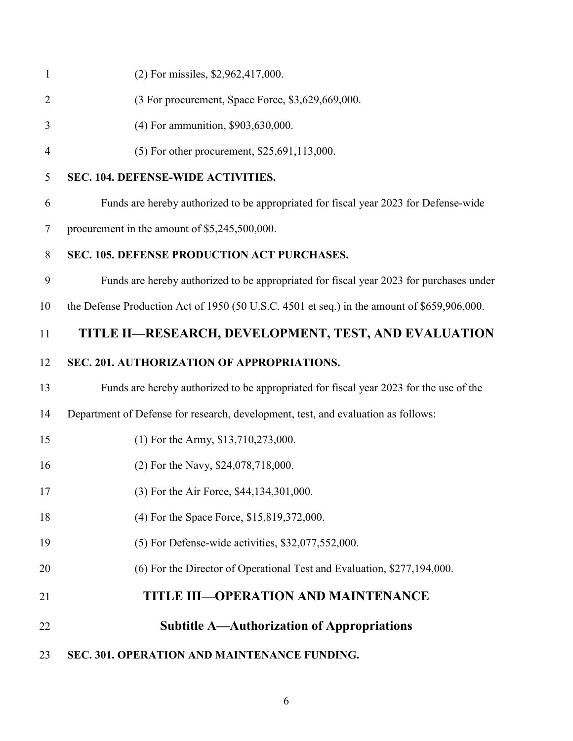(2) For missiles, $2,962,417,000.

(3 For procurement, Space Force, $3,629,669,000.

(4) For ammunition, $903,630,000.

(5) For other procurement, $25,691,113,000.

**SEC. 104. DEFENSE-WIDE ACTIVITIES.**

Funds are hereby authorized to be appropriated for fiscal year 2023 for Defense-wide procurement in the amount of $5,245,500,000.

**SEC. 105. DEFENSE PRODUCTION ACT PURCHASES.**

Funds are hereby authorized to be appropriated for fiscal year 2023 for purchases under the Defense Production Act of 1950 (50 U.S.C. 4501 et seq.) in the amount of $659,906,000.

# TITLE II—RESEARCH, DEVELOPMENT, TEST, AND EVALUATION

**SEC. 201. AUTHORIZATION OF APPROPRIATIONS.**

Funds are hereby authorized to be appropriated for fiscal year 2023 for the use of the Department of Defense for research, development, test, and evaluation as follows:

(1) For the Army, $13,710,273,000.

(2) For the Navy, $24,078,718,000.

(3) For the Air Force, $44,134,301,000.

(4) For the Space Force, $15,819,372,000.

(5) For Defense-wide activities, $32,077,552,000.

(6) For the Director of Operational Test and Evaluation, $277,194,000.

# TITLE III—OPERATION AND MAINTENANCE

## Subtitle A—Authorization of Appropriations

**SEC. 301. OPERATION AND MAINTENANCE FUNDING.**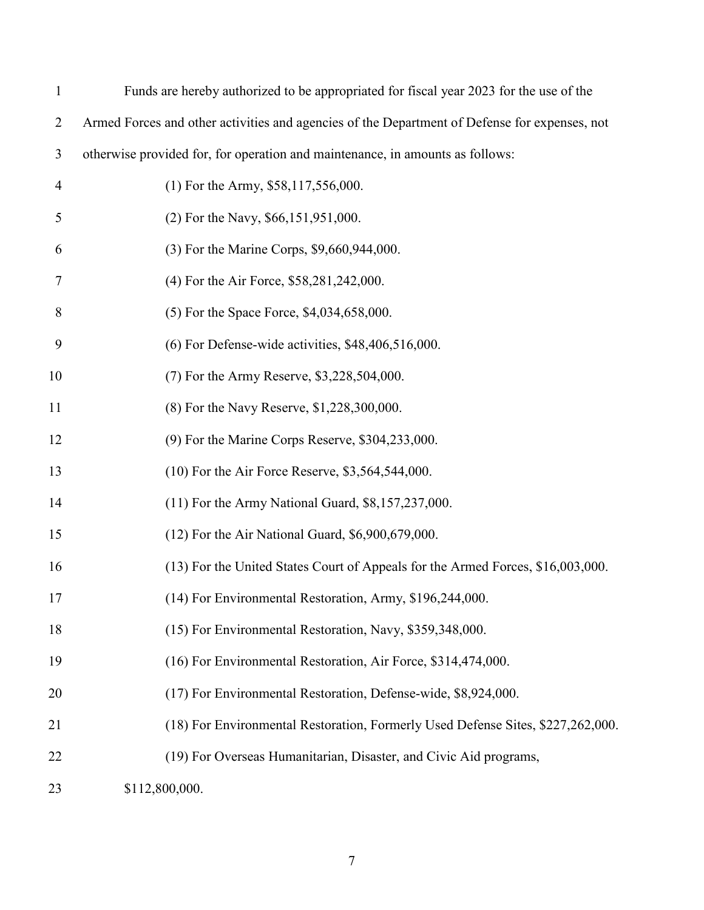Funds are hereby authorized to be appropriated for fiscal year 2023 for the use of the Armed Forces and other activities and agencies of the Department of Defense for expenses, not otherwise provided for, for operation and maintenance, in amounts as follows:

(1) For the Army, $58,117,556,000.

(2) For the Navy, $66,151,951,000.

(3) For the Marine Corps, $9,660,944,000.

(4) For the Air Force, $58,281,242,000.

(5) For the Space Force, $4,034,658,000.

(6) For Defense-wide activities, $48,406,516,000.

(7) For the Army Reserve, $3,228,504,000.

(8) For the Navy Reserve, $1,228,300,000.

(9) For the Marine Corps Reserve, $304,233,000.

(10) For the Air Force Reserve, $3,564,544,000.

(11) For the Army National Guard, $8,157,237,000.

(12) For the Air National Guard, $6,900,679,000.

(13) For the United States Court of Appeals for the Armed Forces, $16,003,000.

(14) For Environmental Restoration, Army, $196,244,000.

(15) For Environmental Restoration, Navy, $359,348,000.

(16) For Environmental Restoration, Air Force, $314,474,000.

(17) For Environmental Restoration, Defense-wide, $8,924,000.

(18) For Environmental Restoration, Formerly Used Defense Sites, $227,262,000.

(19) For Overseas Humanitarian, Disaster, and Civic Aid programs, $112,800,000.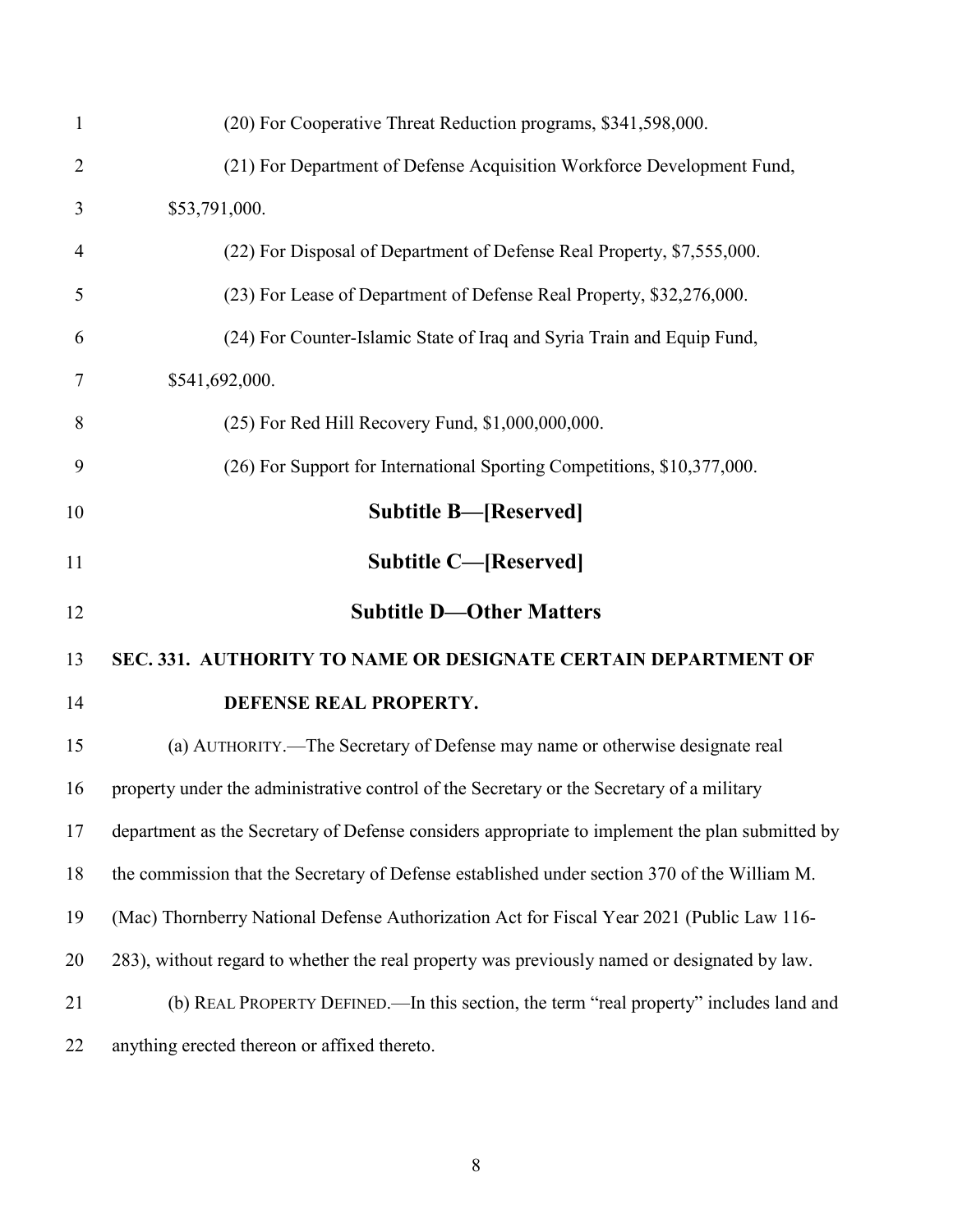(20) For Cooperative Threat Reduction programs, $341,598,000.

(21) For Department of Defense Acquisition Workforce Development Fund, $53,791,000.

(22) For Disposal of Department of Defense Real Property, $7,555,000.

(23) For Lease of Department of Defense Real Property, $32,276,000.

(24) For Counter-Islamic State of Iraq and Syria Train and Equip Fund, $541,692,000.

(25) For Red Hill Recovery Fund, $1,000,000,000.

(26) For Support for International Sporting Competitions, $10,377,000.

## Subtitle B—[Reserved]

## Subtitle C—[Reserved]

## Subtitle D—Other Matters

### SEC. 331. AUTHORITY TO NAME OR DESIGNATE CERTAIN DEPARTMENT OF DEFENSE REAL PROPERTY.

(a) AUTHORITY.—The Secretary of Defense may name or otherwise designate real property under the administrative control of the Secretary or the Secretary of a military department as the Secretary of Defense considers appropriate to implement the plan submitted by the commission that the Secretary of Defense established under section 370 of the William M. (Mac) Thornberry National Defense Authorization Act for Fiscal Year 2021 (Public Law 116-283), without regard to whether the real property was previously named or designated by law.

(b) REAL PROPERTY DEFINED.—In this section, the term "real property" includes land and anything erected thereon or affixed thereto.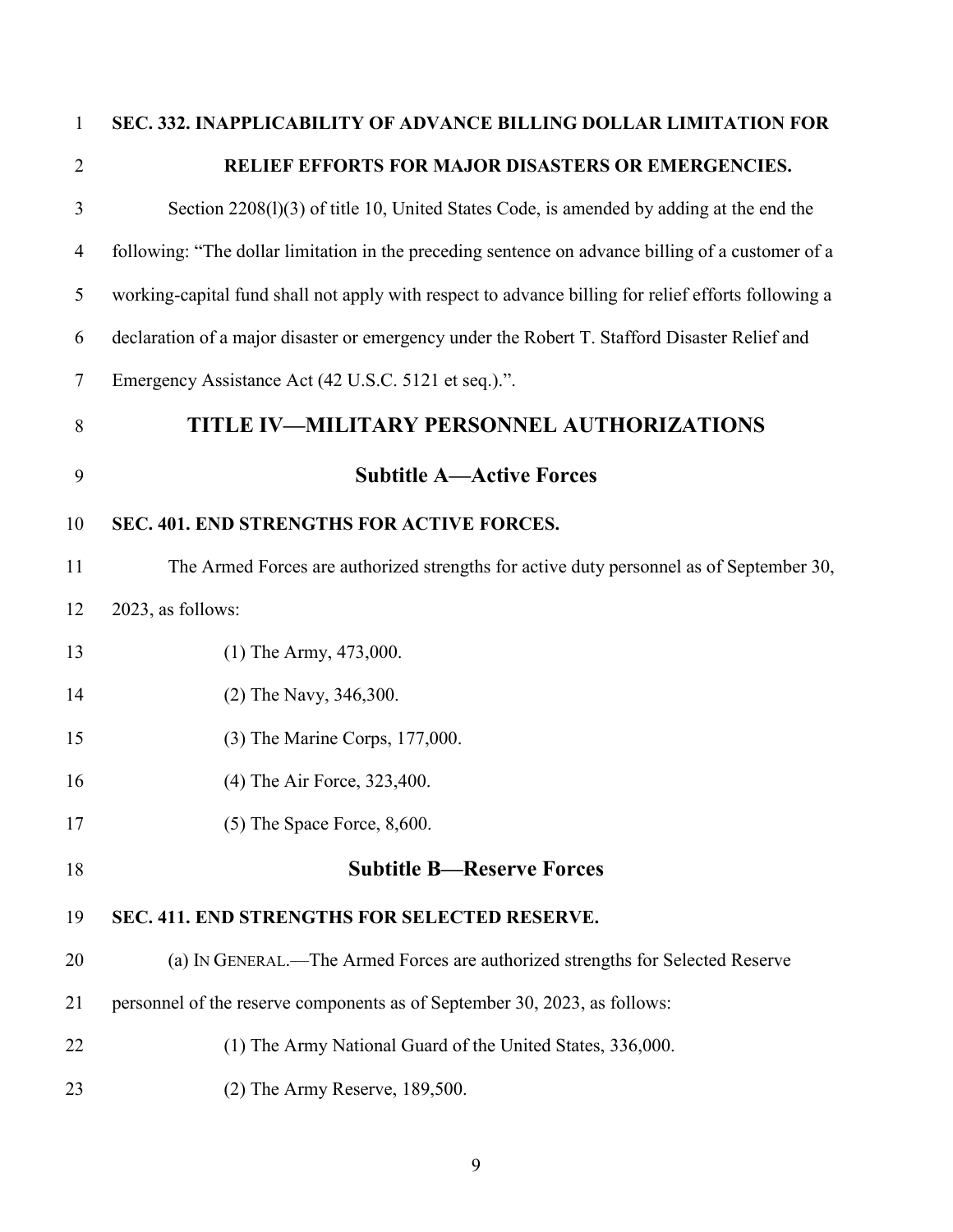**SEC. 332. INAPPLICABILITY OF ADVANCE BILLING DOLLAR LIMITATION FOR RELIEF EFFORTS FOR MAJOR DISASTERS OR EMERGENCIES.**

Section 2208(l)(3) of title 10, United States Code, is amended by adding at the end the following: "The dollar limitation in the preceding sentence on advance billing of a customer of a working-capital fund shall not apply with respect to advance billing for relief efforts following a declaration of a major disaster or emergency under the Robert T. Stafford Disaster Relief and Emergency Assistance Act (42 U.S.C. 5121 et seq.).".

# TITLE IV—MILITARY PERSONNEL AUTHORIZATIONS

## Subtitle A—Active Forces

**SEC. 401. END STRENGTHS FOR ACTIVE FORCES.**

The Armed Forces are authorized strengths for active duty personnel as of September 30, 2023, as follows:

(1) The Army, 473,000.

(2) The Navy, 346,300.

(3) The Marine Corps, 177,000.

(4) The Air Force, 323,400.

(5) The Space Force, 8,600.

## Subtitle B—Reserve Forces

**SEC. 411. END STRENGTHS FOR SELECTED RESERVE.**

(a) IN GENERAL.—The Armed Forces are authorized strengths for Selected Reserve personnel of the reserve components as of September 30, 2023, as follows:

(1) The Army National Guard of the United States, 336,000.

(2) The Army Reserve, 189,500.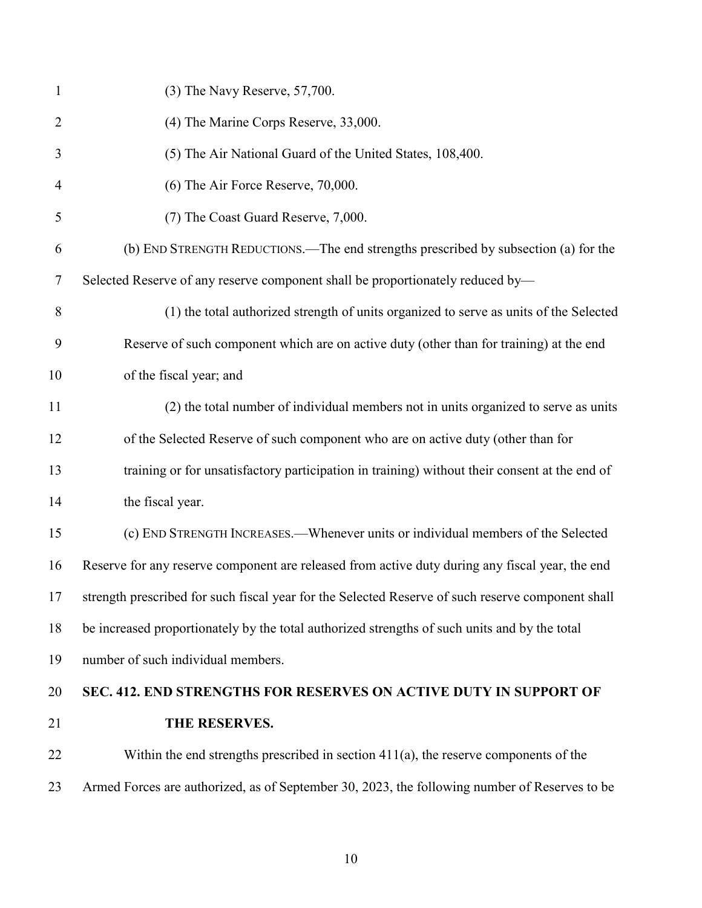(3) The Navy Reserve, 57,700.

(4) The Marine Corps Reserve, 33,000.

(5) The Air National Guard of the United States, 108,400.

(6) The Air Force Reserve, 70,000.

(7) The Coast Guard Reserve, 7,000.

(b) END STRENGTH REDUCTIONS.—The end strengths prescribed by subsection (a) for the Selected Reserve of any reserve component shall be proportionately reduced by—

(1) the total authorized strength of units organized to serve as units of the Selected Reserve of such component which are on active duty (other than for training) at the end of the fiscal year; and

(2) the total number of individual members not in units organized to serve as units of the Selected Reserve of such component who are on active duty (other than for training or for unsatisfactory participation in training) without their consent at the end of the fiscal year.

(c) END STRENGTH INCREASES.—Whenever units or individual members of the Selected Reserve for any reserve component are released from active duty during any fiscal year, the end strength prescribed for such fiscal year for the Selected Reserve of such reserve component shall be increased proportionately by the total authorized strengths of such units and by the total number of such individual members.

**SEC. 412. END STRENGTHS FOR RESERVES ON ACTIVE DUTY IN SUPPORT OF THE RESERVES.**

Within the end strengths prescribed in section 411(a), the reserve components of the Armed Forces are authorized, as of September 30, 2023, the following number of Reserves to be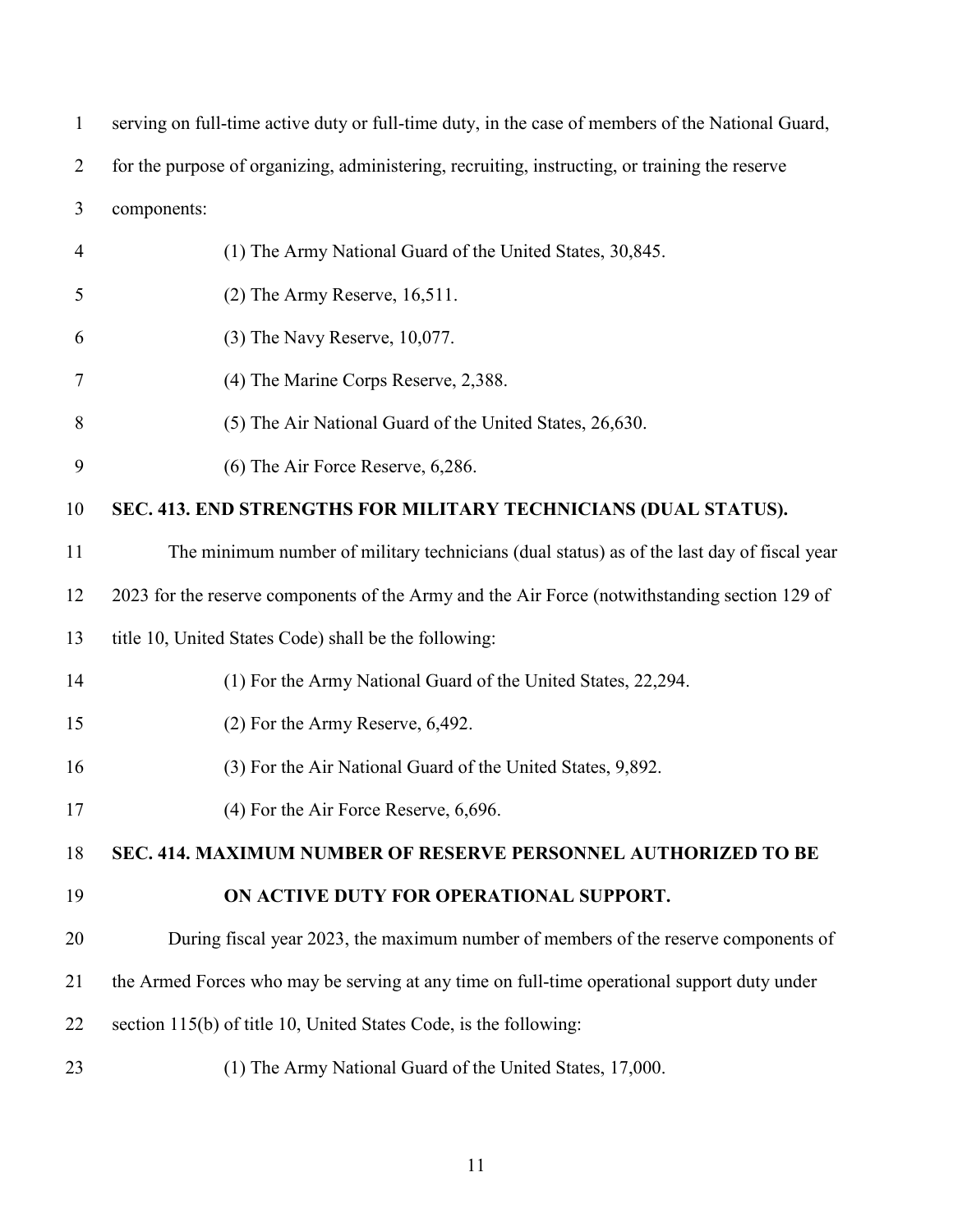serving on full-time active duty or full-time duty, in the case of members of the National Guard, for the purpose of organizing, administering, recruiting, instructing, or training the reserve components:

(1) The Army National Guard of the United States, 30,845.

(2) The Army Reserve, 16,511.

(3) The Navy Reserve, 10,077.

(4) The Marine Corps Reserve, 2,388.

(5) The Air National Guard of the United States, 26,630.

(6) The Air Force Reserve, 6,286.

## SEC. 413. END STRENGTHS FOR MILITARY TECHNICIANS (DUAL STATUS).

The minimum number of military technicians (dual status) as of the last day of fiscal year 2023 for the reserve components of the Army and the Air Force (notwithstanding section 129 of title 10, United States Code) shall be the following:

(1) For the Army National Guard of the United States, 22,294.

(2) For the Army Reserve, 6,492.

(3) For the Air National Guard of the United States, 9,892.

(4) For the Air Force Reserve, 6,696.

## SEC. 414. MAXIMUM NUMBER OF RESERVE PERSONNEL AUTHORIZED TO BE ON ACTIVE DUTY FOR OPERATIONAL SUPPORT.

During fiscal year 2023, the maximum number of members of the reserve components of the Armed Forces who may be serving at any time on full-time operational support duty under section 115(b) of title 10, United States Code, is the following:

(1) The Army National Guard of the United States, 17,000.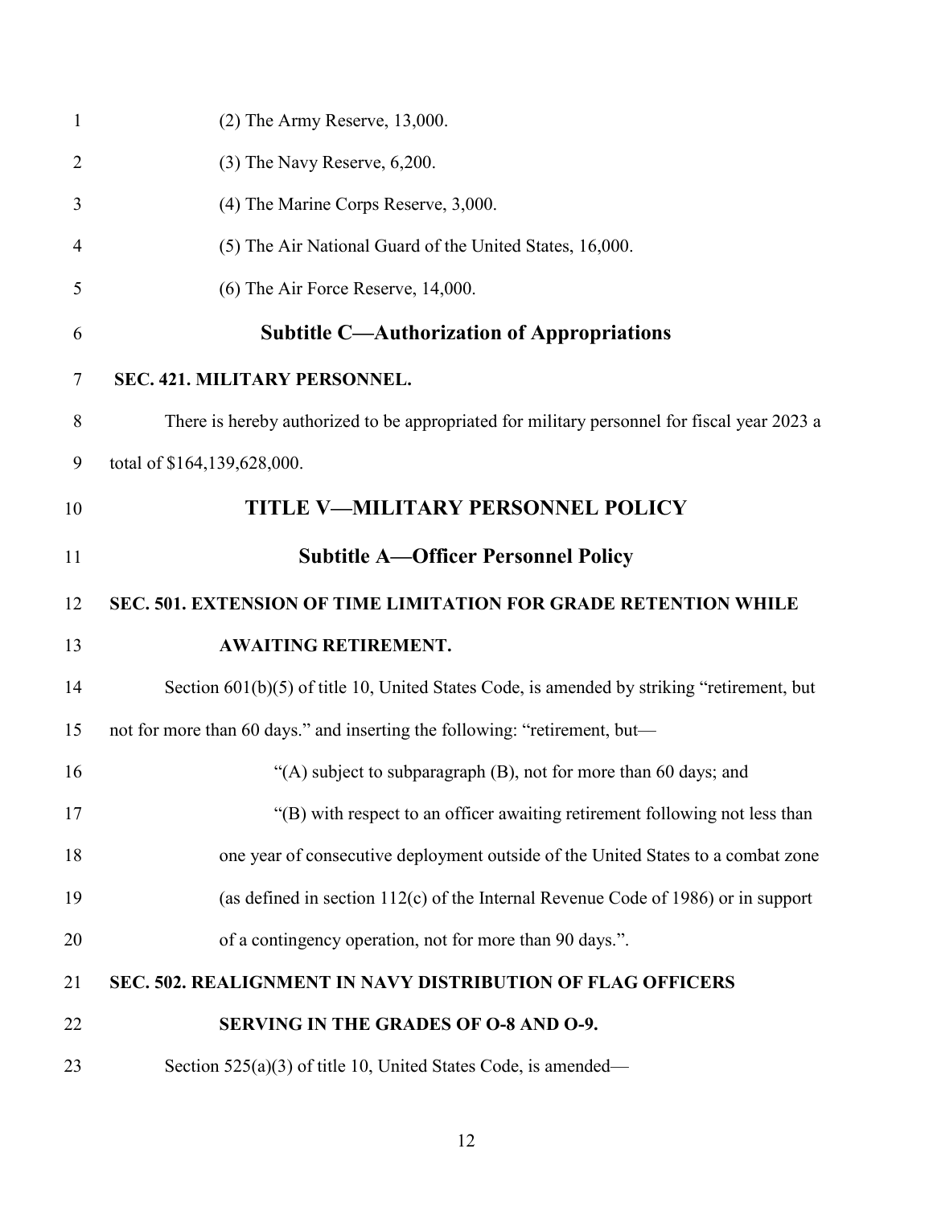(2) The Army Reserve, 13,000.

(3) The Navy Reserve, 6,200.

(4) The Marine Corps Reserve, 3,000.

(5) The Air National Guard of the United States, 16,000.

(6) The Air Force Reserve, 14,000.

## Subtitle C—Authorization of Appropriations

**SEC. 421. MILITARY PERSONNEL.**

There is hereby authorized to be appropriated for military personnel for fiscal year 2023 a total of $164,139,628,000.

# TITLE V—MILITARY PERSONNEL POLICY

## Subtitle A—Officer Personnel Policy

**SEC. 501. EXTENSION OF TIME LIMITATION FOR GRADE RETENTION WHILE AWAITING RETIREMENT.**

Section 601(b)(5) of title 10, United States Code, is amended by striking "retirement, but not for more than 60 days." and inserting the following: "retirement, but—

"(A) subject to subparagraph (B), not for more than 60 days; and

"(B) with respect to an officer awaiting retirement following not less than one year of consecutive deployment outside of the United States to a combat zone (as defined in section 112(c) of the Internal Revenue Code of 1986) or in support of a contingency operation, not for more than 90 days.".

**SEC. 502. REALIGNMENT IN NAVY DISTRIBUTION OF FLAG OFFICERS SERVING IN THE GRADES OF O-8 AND O-9.**

Section 525(a)(3) of title 10, United States Code, is amended—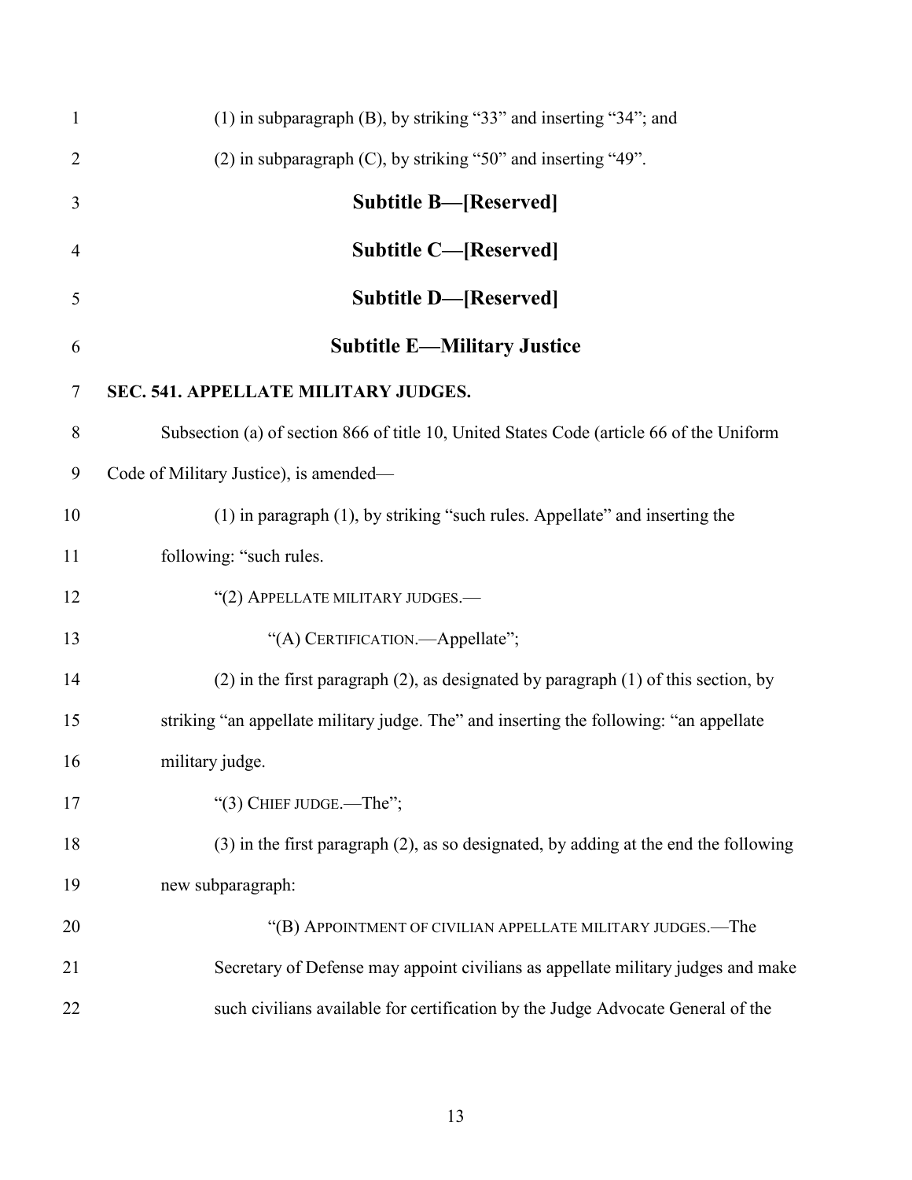(1) in subparagraph (B), by striking "33" and inserting "34"; and

(2) in subparagraph (C), by striking "50" and inserting "49".

## Subtitle B—[Reserved]

## Subtitle C—[Reserved]

## Subtitle D—[Reserved]

## Subtitle E—Military Justice

### SEC. 541. APPELLATE MILITARY JUDGES.

Subsection (a) of section 866 of title 10, United States Code (article 66 of the Uniform Code of Military Justice), is amended—

(1) in paragraph (1), by striking "such rules. Appellate" and inserting the following: "such rules.

"(2) APPELLATE MILITARY JUDGES.—

"(A) CERTIFICATION.—Appellate";

(2) in the first paragraph (2), as designated by paragraph (1) of this section, by striking "an appellate military judge. The" and inserting the following: "an appellate military judge.

"(3) CHIEF JUDGE.—The";

(3) in the first paragraph (2), as so designated, by adding at the end the following new subparagraph:

"(B) APPOINTMENT OF CIVILIAN APPELLATE MILITARY JUDGES.—The Secretary of Defense may appoint civilians as appellate military judges and make such civilians available for certification by the Judge Advocate General of the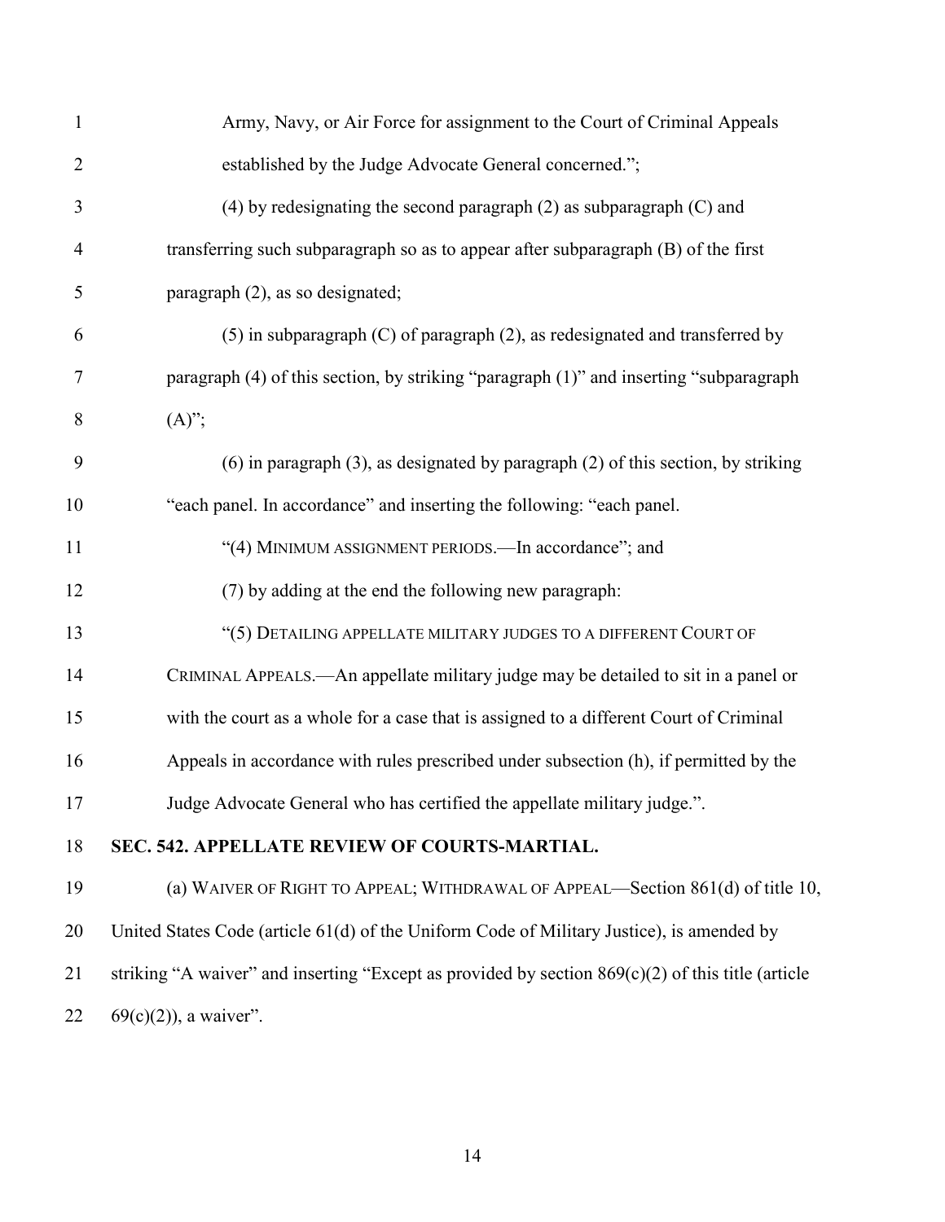Army, Navy, or Air Force for assignment to the Court of Criminal Appeals established by the Judge Advocate General concerned.";

(4) by redesignating the second paragraph (2) as subparagraph (C) and transferring such subparagraph so as to appear after subparagraph (B) of the first paragraph (2), as so designated;

(5) in subparagraph (C) of paragraph (2), as redesignated and transferred by paragraph (4) of this section, by striking "paragraph (1)" and inserting "subparagraph (A)";

(6) in paragraph (3), as designated by paragraph (2) of this section, by striking "each panel. In accordance" and inserting the following: "each panel.

"(4) MINIMUM ASSIGNMENT PERIODS.—In accordance"; and

(7) by adding at the end the following new paragraph:

"(5) DETAILING APPELLATE MILITARY JUDGES TO A DIFFERENT COURT OF CRIMINAL APPEALS.—An appellate military judge may be detailed to sit in a panel or with the court as a whole for a case that is assigned to a different Court of Criminal Appeals in accordance with rules prescribed under subsection (h), if permitted by the Judge Advocate General who has certified the appellate military judge.".

**SEC. 542. APPELLATE REVIEW OF COURTS-MARTIAL.**

(a) WAIVER OF RIGHT TO APPEAL; WITHDRAWAL OF APPEAL—Section 861(d) of title 10, United States Code (article 61(d) of the Uniform Code of Military Justice), is amended by striking "A waiver" and inserting "Except as provided by section 869(c)(2) of this title (article 69(c)(2)), a waiver".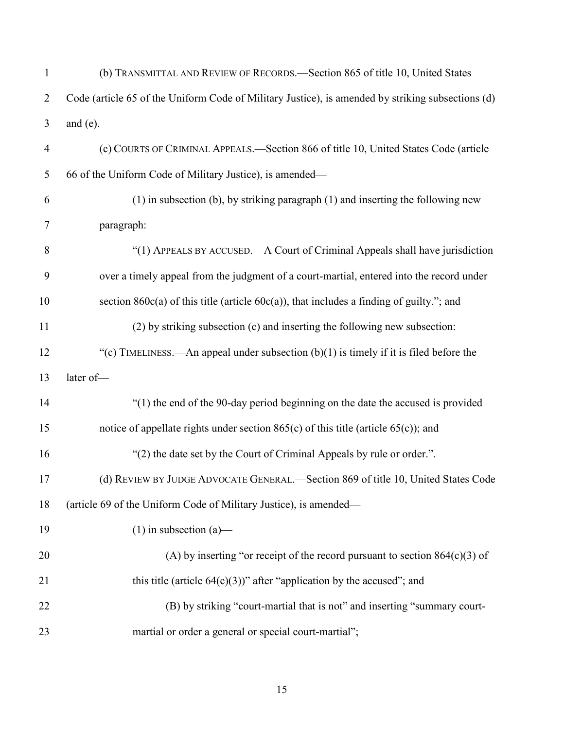(b) TRANSMITTAL AND REVIEW OF RECORDS.—Section 865 of title 10, United States Code (article 65 of the Uniform Code of Military Justice), is amended by striking subsections (d) and (e).

(c) COURTS OF CRIMINAL APPEALS.—Section 866 of title 10, United States Code (article 66 of the Uniform Code of Military Justice), is amended—

(1) in subsection (b), by striking paragraph (1) and inserting the following new paragraph:

"(1) APPEALS BY ACCUSED.—A Court of Criminal Appeals shall have jurisdiction over a timely appeal from the judgment of a court-martial, entered into the record under section 860c(a) of this title (article 60c(a)), that includes a finding of guilty."; and

(2) by striking subsection (c) and inserting the following new subsection:

"(c) TIMELINESS.—An appeal under subsection (b)(1) is timely if it is filed before the later of—

"(1) the end of the 90-day period beginning on the date the accused is provided notice of appellate rights under section 865(c) of this title (article 65(c)); and

"(2) the date set by the Court of Criminal Appeals by rule or order.".

(d) REVIEW BY JUDGE ADVOCATE GENERAL.—Section 869 of title 10, United States Code (article 69 of the Uniform Code of Military Justice), is amended—

(1) in subsection (a)—

(A) by inserting "or receipt of the record pursuant to section 864(c)(3) of this title (article 64(c)(3))" after "application by the accused"; and

(B) by striking "court-martial that is not" and inserting "summary court-martial or order a general or special court-martial";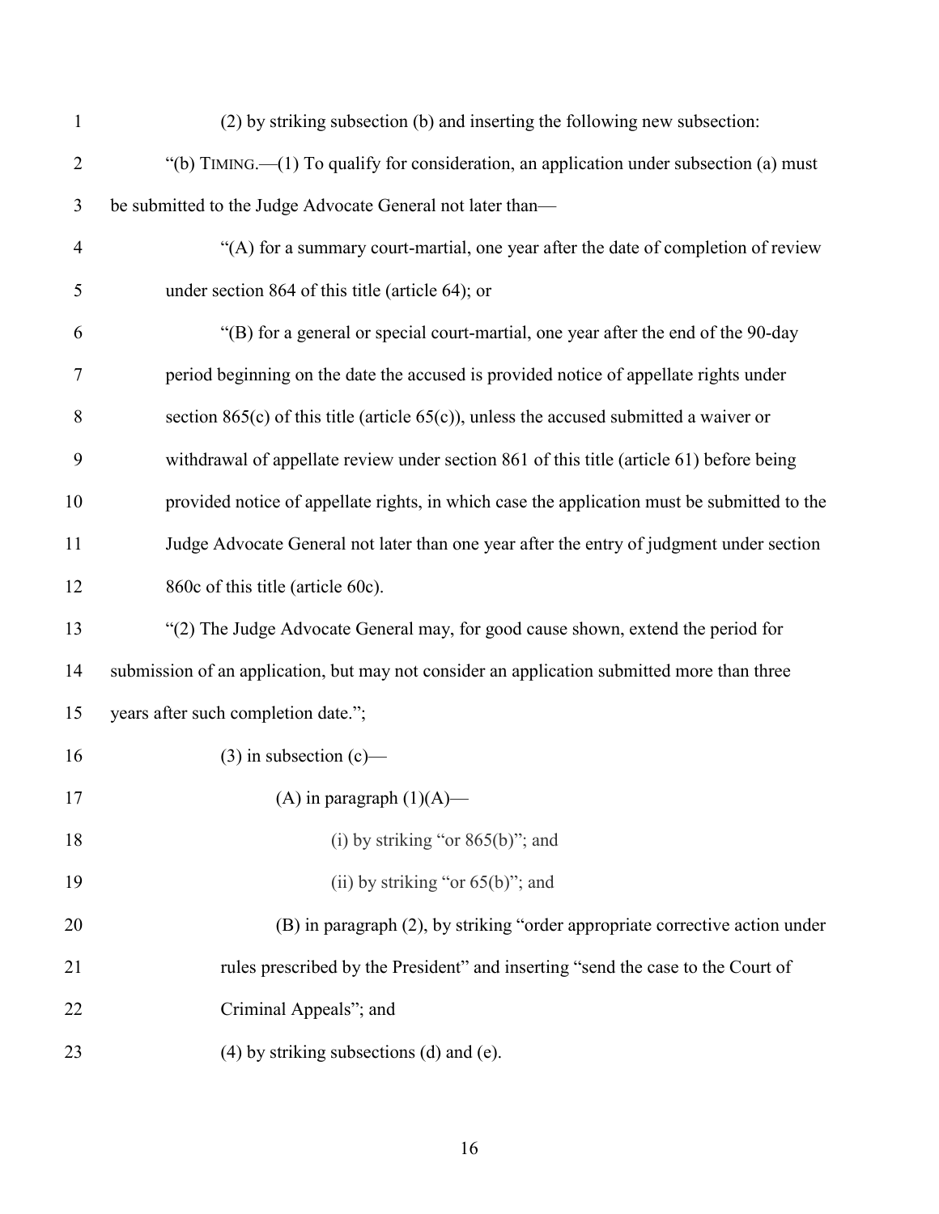(2) by striking subsection (b) and inserting the following new subsection:

"(b) TIMING.—(1) To qualify for consideration, an application under subsection (a) must be submitted to the Judge Advocate General not later than—

"(A) for a summary court-martial, one year after the date of completion of review under section 864 of this title (article 64); or

"(B) for a general or special court-martial, one year after the end of the 90-day period beginning on the date the accused is provided notice of appellate rights under section 865(c) of this title (article 65(c)), unless the accused submitted a waiver or withdrawal of appellate review under section 861 of this title (article 61) before being provided notice of appellate rights, in which case the application must be submitted to the Judge Advocate General not later than one year after the entry of judgment under section 860c of this title (article 60c).

"(2) The Judge Advocate General may, for good cause shown, extend the period for submission of an application, but may not consider an application submitted more than three years after such completion date.";

(3) in subsection (c)—

(A) in paragraph (1)(A)—

(i) by striking "or 865(b)"; and

(ii) by striking "or 65(b)"; and

(B) in paragraph (2), by striking "order appropriate corrective action under rules prescribed by the President" and inserting "send the case to the Court of Criminal Appeals"; and

(4) by striking subsections (d) and (e).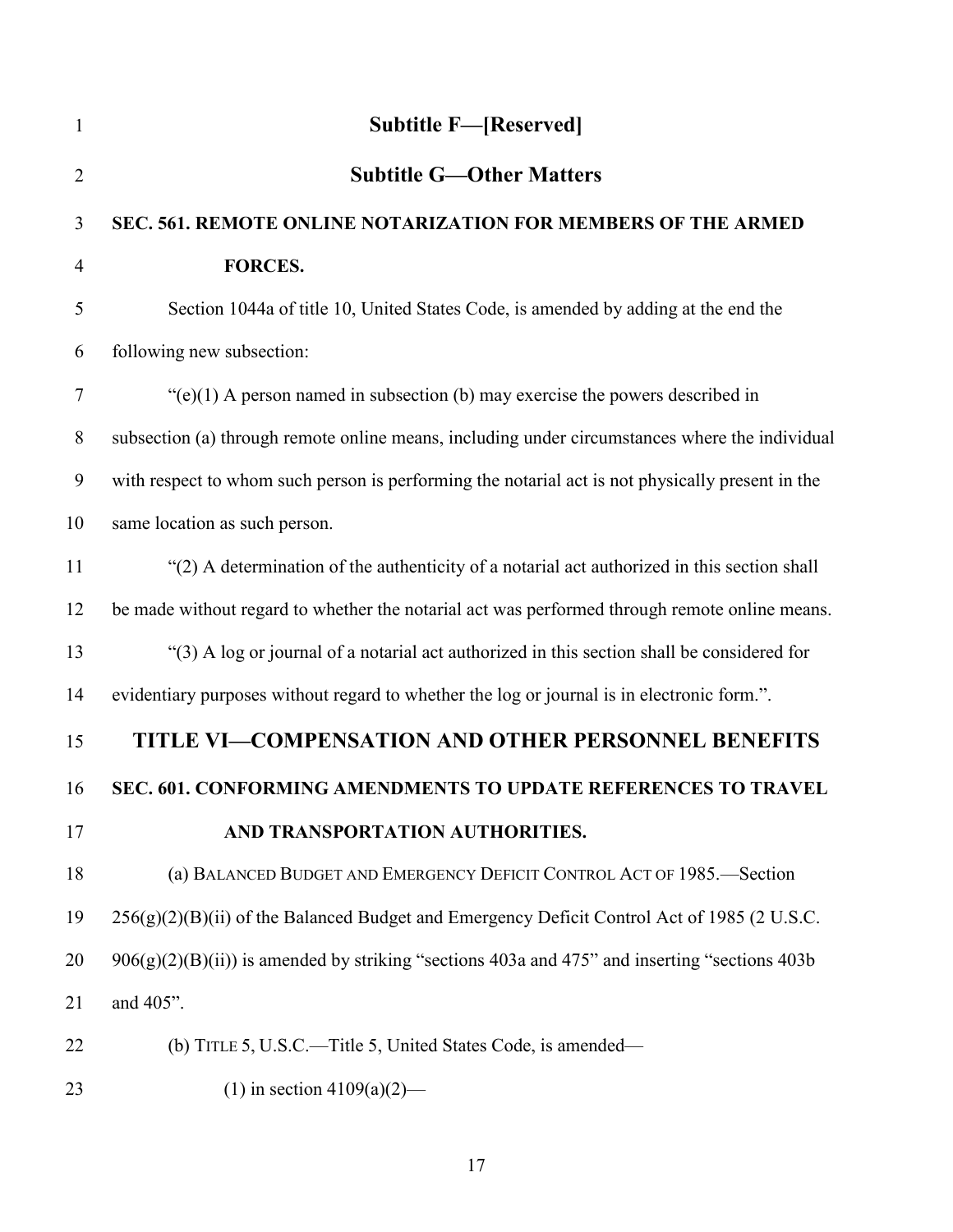## Subtitle F—[Reserved]

## Subtitle G—Other Matters

**SEC. 561. REMOTE ONLINE NOTARIZATION FOR MEMBERS OF THE ARMED FORCES.**

Section 1044a of title 10, United States Code, is amended by adding at the end the following new subsection:

"(e)(1) A person named in subsection (b) may exercise the powers described in subsection (a) through remote online means, including under circumstances where the individual with respect to whom such person is performing the notarial act is not physically present in the same location as such person.

"(2) A determination of the authenticity of a notarial act authorized in this section shall be made without regard to whether the notarial act was performed through remote online means.

"(3) A log or journal of a notarial act authorized in this section shall be considered for evidentiary purposes without regard to whether the log or journal is in electronic form.".

# TITLE VI—COMPENSATION AND OTHER PERSONNEL BENEFITS

**SEC. 601. CONFORMING AMENDMENTS TO UPDATE REFERENCES TO TRAVEL AND TRANSPORTATION AUTHORITIES.**

(a) BALANCED BUDGET AND EMERGENCY DEFICIT CONTROL ACT OF 1985.—Section 256(g)(2)(B)(ii) of the Balanced Budget and Emergency Deficit Control Act of 1985 (2 U.S.C. 906(g)(2)(B)(ii)) is amended by striking "sections 403a and 475" and inserting "sections 403b and 405".

(b) TITLE 5, U.S.C.—Title 5, United States Code, is amended—

(1) in section 4109(a)(2)—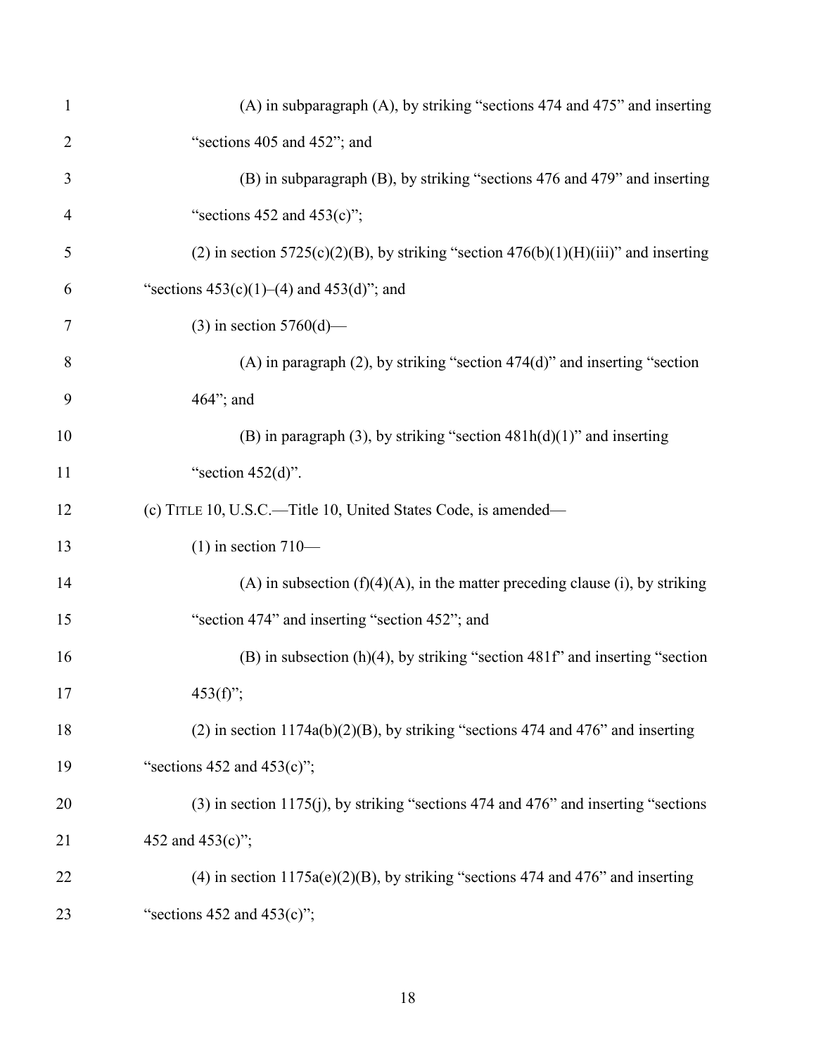(A) in subparagraph (A), by striking "sections 474 and 475" and inserting "sections 405 and 452"; and

(B) in subparagraph (B), by striking "sections 476 and 479" and inserting "sections 452 and 453(c)";

(2) in section 5725(c)(2)(B), by striking "section 476(b)(1)(H)(iii)" and inserting "sections 453(c)(1)–(4) and 453(d)"; and

(3) in section 5760(d)—

(A) in paragraph (2), by striking "section 474(d)" and inserting "section 464"; and

(B) in paragraph (3), by striking "section 481h(d)(1)" and inserting "section 452(d)".

(c) TITLE 10, U.S.C.—Title 10, United States Code, is amended—

(1) in section 710—

(A) in subsection (f)(4)(A), in the matter preceding clause (i), by striking "section 474" and inserting "section 452"; and

(B) in subsection (h)(4), by striking "section 481f" and inserting "section 453(f)";

(2) in section 1174a(b)(2)(B), by striking "sections 474 and 476" and inserting "sections 452 and 453(c)";

(3) in section 1175(j), by striking "sections 474 and 476" and inserting "sections 452 and 453(c)";

(4) in section 1175a(e)(2)(B), by striking "sections 474 and 476" and inserting "sections 452 and 453(c)";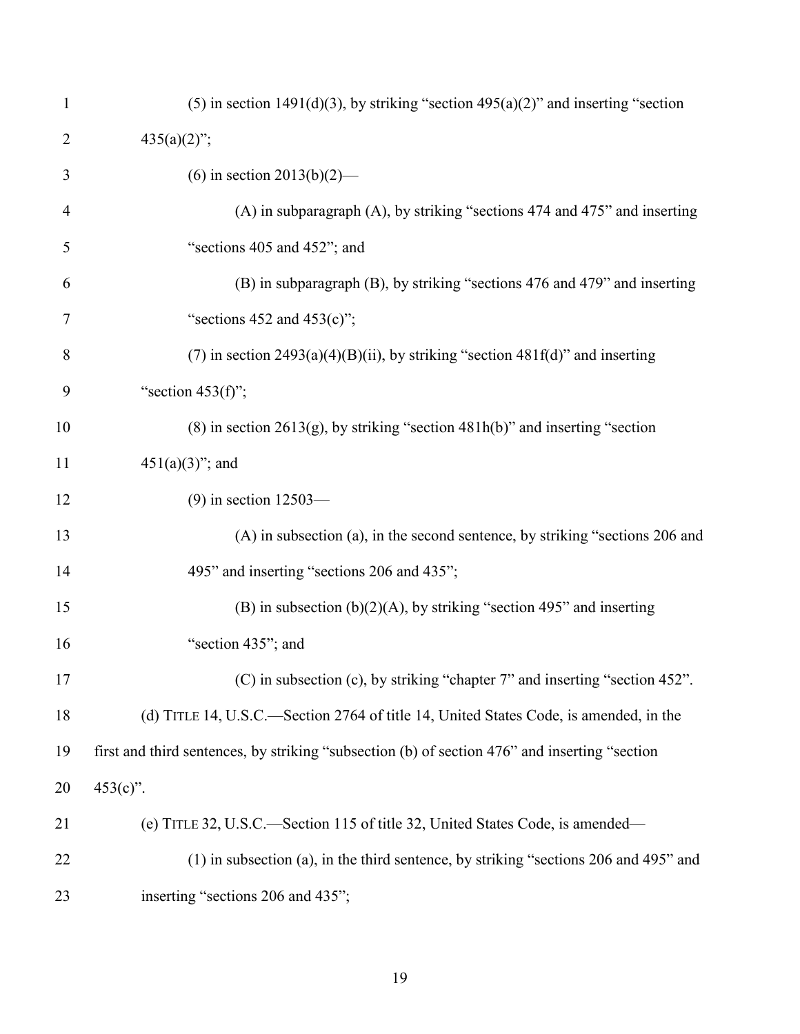(5) in section 1491(d)(3), by striking "section 495(a)(2)" and inserting "section 435(a)(2)";

(6) in section 2013(b)(2)—

(A) in subparagraph (A), by striking "sections 474 and 475" and inserting "sections 405 and 452"; and

(B) in subparagraph (B), by striking "sections 476 and 479" and inserting "sections 452 and 453(c)";

(7) in section 2493(a)(4)(B)(ii), by striking "section 481f(d)" and inserting "section 453(f)";

(8) in section 2613(g), by striking "section 481h(b)" and inserting "section 451(a)(3)"; and

(9) in section 12503—

(A) in subsection (a), in the second sentence, by striking "sections 206 and 495" and inserting "sections 206 and 435";

(B) in subsection (b)(2)(A), by striking "section 495" and inserting "section 435"; and

(C) in subsection (c), by striking "chapter 7" and inserting "section 452".

(d) TITLE 14, U.S.C.—Section 2764 of title 14, United States Code, is amended, in the first and third sentences, by striking "subsection (b) of section 476" and inserting "section 453(c)".

(e) TITLE 32, U.S.C.—Section 115 of title 32, United States Code, is amended—

(1) in subsection (a), in the third sentence, by striking "sections 206 and 495" and inserting "sections 206 and 435";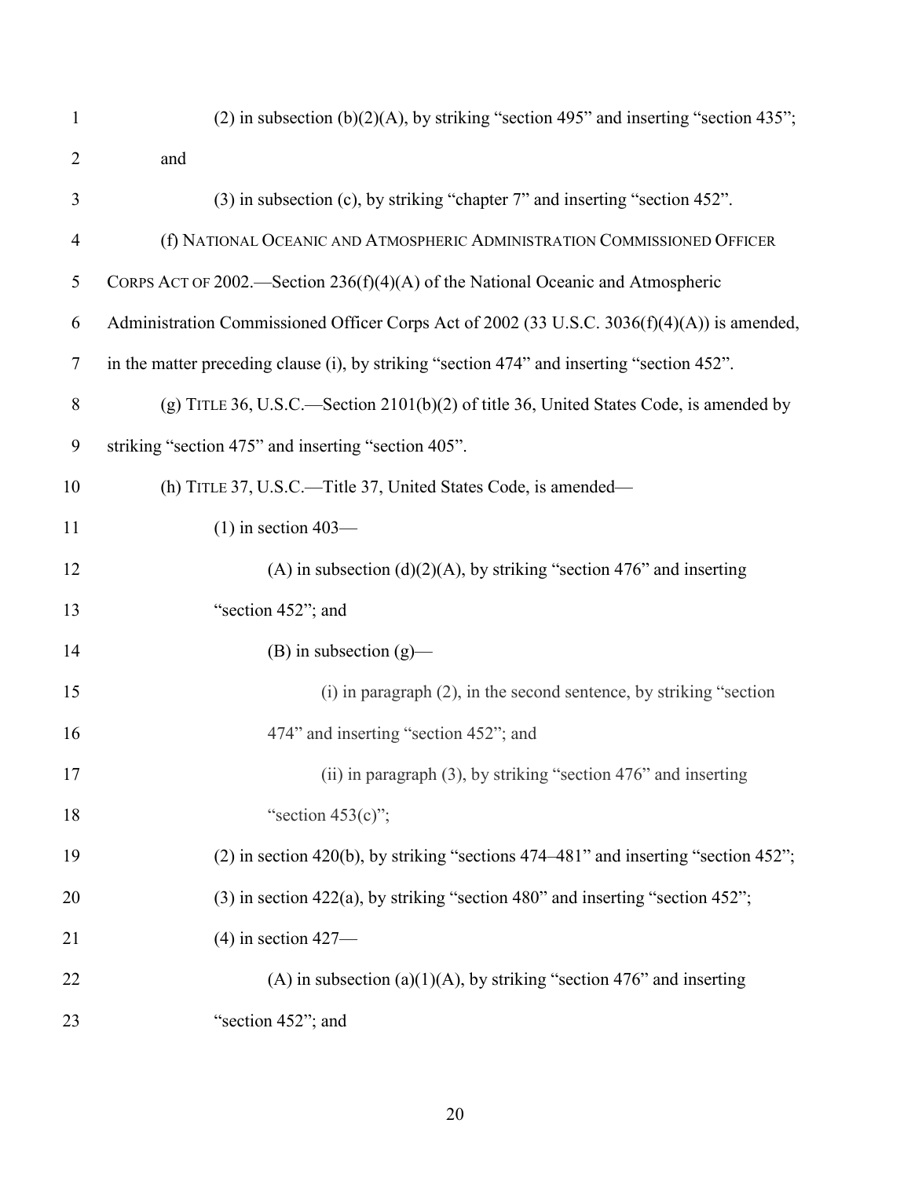(2) in subsection (b)(2)(A), by striking "section 495" and inserting "section 435"; and

(3) in subsection (c), by striking "chapter 7" and inserting "section 452".

(f) NATIONAL OCEANIC AND ATMOSPHERIC ADMINISTRATION COMMISSIONED OFFICER CORPS ACT OF 2002.—Section 236(f)(4)(A) of the National Oceanic and Atmospheric Administration Commissioned Officer Corps Act of 2002 (33 U.S.C. 3036(f)(4)(A)) is amended, in the matter preceding clause (i), by striking "section 474" and inserting "section 452".

(g) TITLE 36, U.S.C.—Section 2101(b)(2) of title 36, United States Code, is amended by striking "section 475" and inserting "section 405".

(h) TITLE 37, U.S.C.—Title 37, United States Code, is amended—

(1) in section 403—

(A) in subsection (d)(2)(A), by striking "section 476" and inserting "section 452"; and

(B) in subsection (g)—

(i) in paragraph (2), in the second sentence, by striking "section 474" and inserting "section 452"; and

(ii) in paragraph (3), by striking "section 476" and inserting "section 453(c)";

(2) in section 420(b), by striking "sections 474–481" and inserting "section 452";

(3) in section 422(a), by striking "section 480" and inserting "section 452";

(4) in section 427—

(A) in subsection (a)(1)(A), by striking "section 476" and inserting "section 452"; and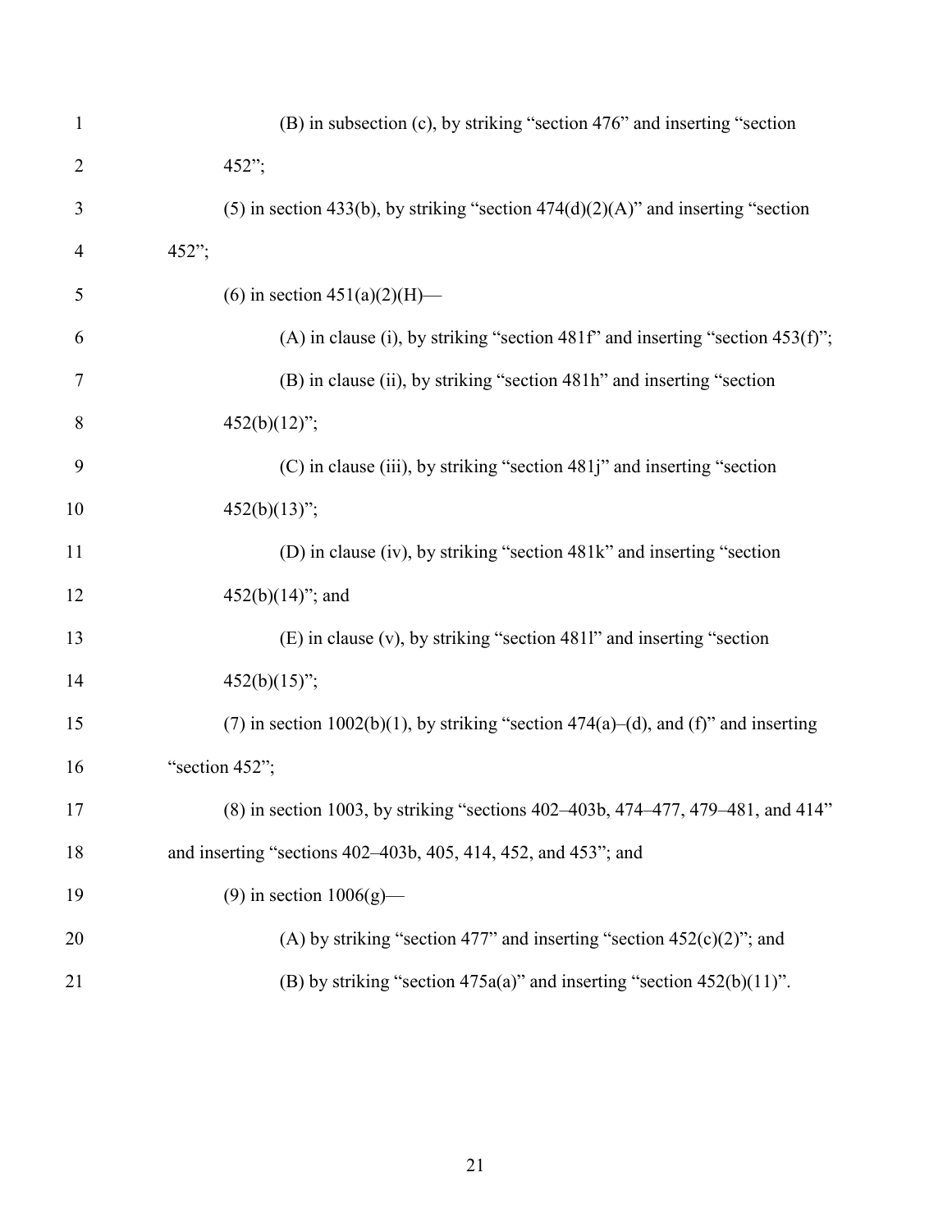(B) in subsection (c), by striking "section 476" and inserting "section 452";

(5) in section 433(b), by striking "section 474(d)(2)(A)" and inserting "section 452";

(6) in section 451(a)(2)(H)—

(A) in clause (i), by striking "section 481f" and inserting "section 453(f)";

(B) in clause (ii), by striking "section 481h" and inserting "section 452(b)(12)";

(C) in clause (iii), by striking "section 481j" and inserting "section 452(b)(13)";

(D) in clause (iv), by striking "section 481k" and inserting "section 452(b)(14)"; and

(E) in clause (v), by striking "section 481l" and inserting "section 452(b)(15)";

(7) in section 1002(b)(1), by striking "section 474(a)–(d), and (f)" and inserting "section 452";

(8) in section 1003, by striking "sections 402–403b, 474–477, 479–481, and 414" and inserting "sections 402–403b, 405, 414, 452, and 453"; and

(9) in section 1006(g)—

(A) by striking "section 477" and inserting "section 452(c)(2)"; and

(B) by striking "section 475a(a)" and inserting "section 452(b)(11)".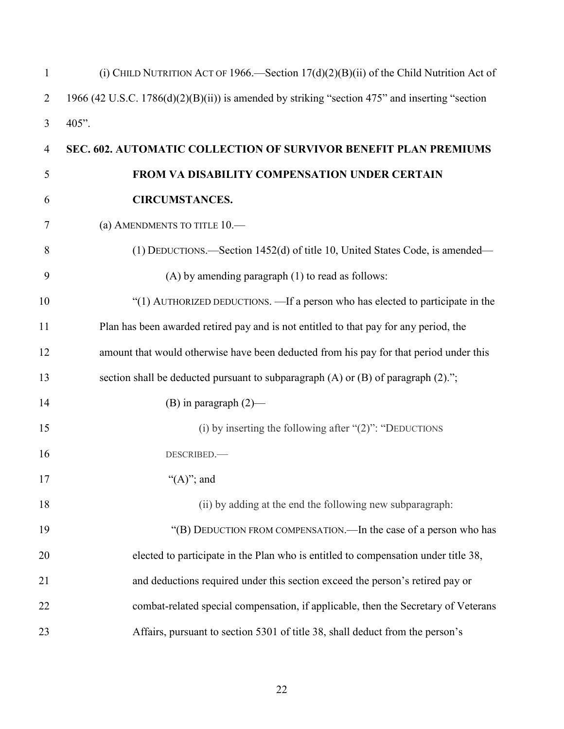(i) CHILD NUTRITION ACT OF 1966.—Section 17(d)(2)(B)(ii) of the Child Nutrition Act of 1966 (42 U.S.C. 1786(d)(2)(B)(ii)) is amended by striking "section 475" and inserting "section 405".

**SEC. 602. AUTOMATIC COLLECTION OF SURVIVOR BENEFIT PLAN PREMIUMS FROM VA DISABILITY COMPENSATION UNDER CERTAIN CIRCUMSTANCES.**

(a) AMENDMENTS TO TITLE 10.—

(1) DEDUCTIONS.—Section 1452(d) of title 10, United States Code, is amended—

(A) by amending paragraph (1) to read as follows:

"(1) AUTHORIZED DEDUCTIONS. —If a person who has elected to participate in the Plan has been awarded retired pay and is not entitled to that pay for any period, the amount that would otherwise have been deducted from his pay for that period under this section shall be deducted pursuant to subparagraph (A) or (B) of paragraph (2).";

(B) in paragraph (2)—

(i) by inserting the following after "(2)": "DEDUCTIONS DESCRIBED.—

"(A)"; and

(ii) by adding at the end the following new subparagraph:

"(B) DEDUCTION FROM COMPENSATION.—In the case of a person who has elected to participate in the Plan who is entitled to compensation under title 38, and deductions required under this section exceed the person's retired pay or combat-related special compensation, if applicable, then the Secretary of Veterans Affairs, pursuant to section 5301 of title 38, shall deduct from the person's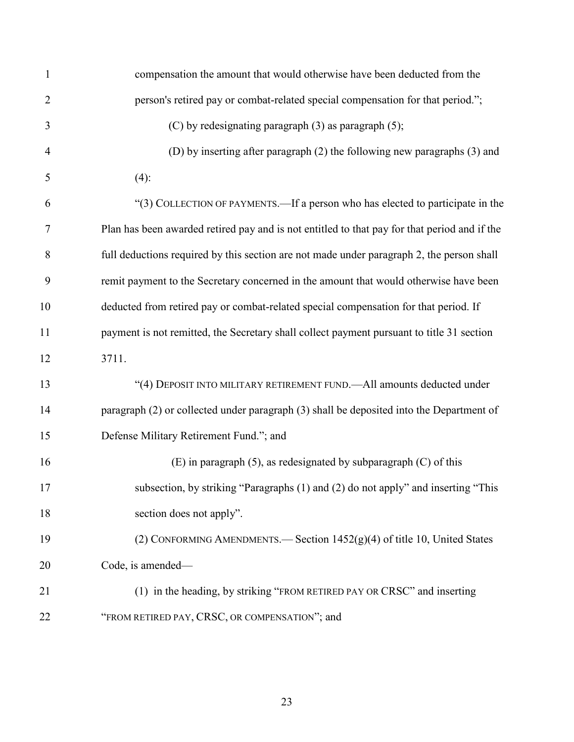compensation the amount that would otherwise have been deducted from the person's retired pay or combat-related special compensation for that period.";

(C) by redesignating paragraph (3) as paragraph (5);

(D) by inserting after paragraph (2) the following new paragraphs (3) and (4):

"(3) COLLECTION OF PAYMENTS.—If a person who has elected to participate in the Plan has been awarded retired pay and is not entitled to that pay for that period and if the full deductions required by this section are not made under paragraph 2, the person shall remit payment to the Secretary concerned in the amount that would otherwise have been deducted from retired pay or combat-related special compensation for that period. If payment is not remitted, the Secretary shall collect payment pursuant to title 31 section 3711.

"(4) DEPOSIT INTO MILITARY RETIREMENT FUND.—All amounts deducted under paragraph (2) or collected under paragraph (3) shall be deposited into the Department of Defense Military Retirement Fund."; and

(E) in paragraph (5), as redesignated by subparagraph (C) of this subsection, by striking "Paragraphs (1) and (2) do not apply" and inserting "This section does not apply".

(2) CONFORMING AMENDMENTS.— Section 1452(g)(4) of title 10, United States Code, is amended—

(1) in the heading, by striking "FROM RETIRED PAY OR CRSC" and inserting "FROM RETIRED PAY, CRSC, OR COMPENSATION"; and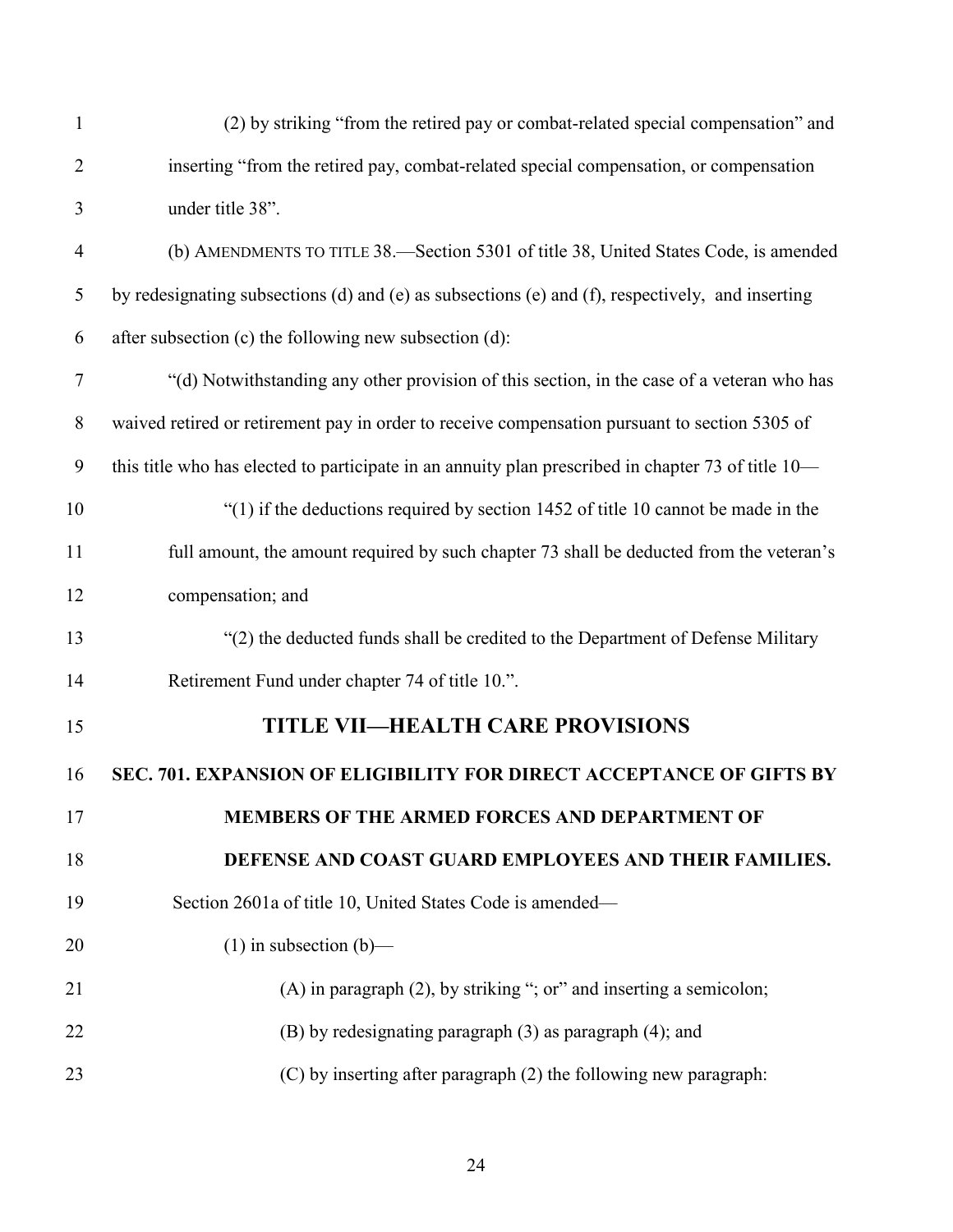(2) by striking "from the retired pay or combat-related special compensation" and inserting "from the retired pay, combat-related special compensation, or compensation under title 38".

(b) AMENDMENTS TO TITLE 38.—Section 5301 of title 38, United States Code, is amended by redesignating subsections (d) and (e) as subsections (e) and (f), respectively, and inserting after subsection (c) the following new subsection (d):

"(d) Notwithstanding any other provision of this section, in the case of a veteran who has waived retired or retirement pay in order to receive compensation pursuant to section 5305 of this title who has elected to participate in an annuity plan prescribed in chapter 73 of title 10—

"(1) if the deductions required by section 1452 of title 10 cannot be made in the full amount, the amount required by such chapter 73 shall be deducted from the veteran's compensation; and

"(2) the deducted funds shall be credited to the Department of Defense Military Retirement Fund under chapter 74 of title 10.".

## TITLE VII—HEALTH CARE PROVISIONS

### SEC. 701. EXPANSION OF ELIGIBILITY FOR DIRECT ACCEPTANCE OF GIFTS BY MEMBERS OF THE ARMED FORCES AND DEPARTMENT OF DEFENSE AND COAST GUARD EMPLOYEES AND THEIR FAMILIES.

Section 2601a of title 10, United States Code is amended—

(1) in subsection (b)—

(A) in paragraph (2), by striking "; or" and inserting a semicolon;

(B) by redesignating paragraph (3) as paragraph (4); and

(C) by inserting after paragraph (2) the following new paragraph: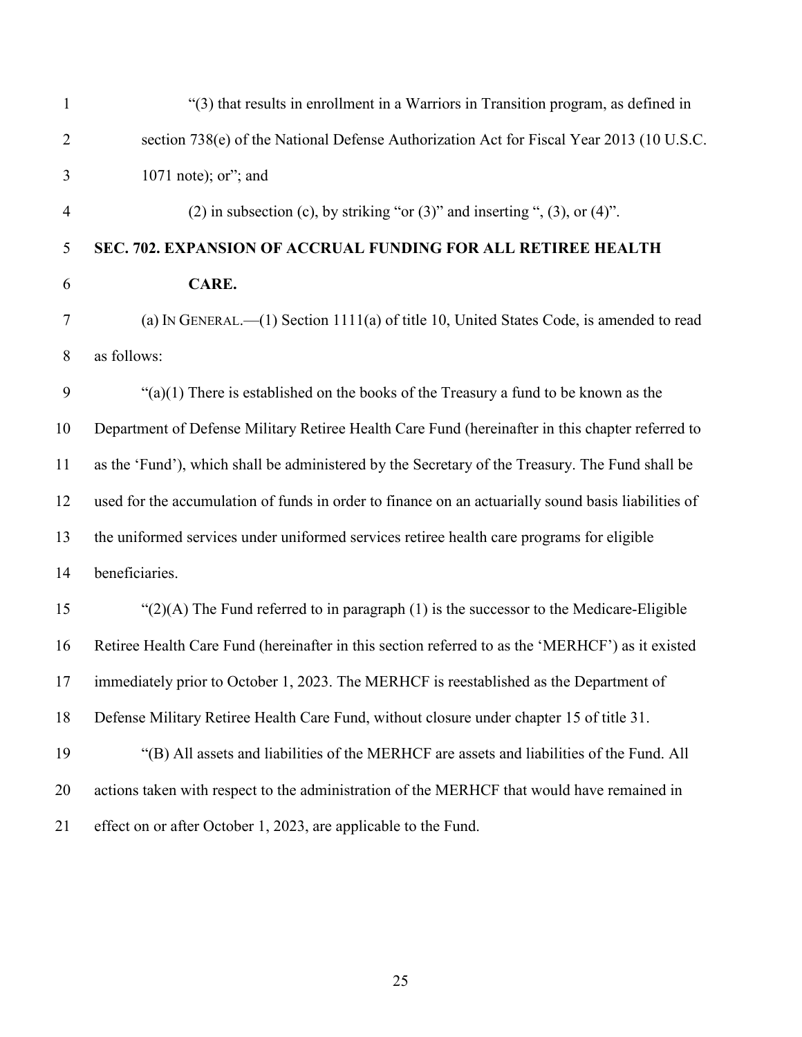"(3) that results in enrollment in a Warriors in Transition program, as defined in section 738(e) of the National Defense Authorization Act for Fiscal Year 2013 (10 U.S.C. 1071 note); or"; and

(2) in subsection (c), by striking "or (3)" and inserting ", (3), or (4)".

**SEC. 702. EXPANSION OF ACCRUAL FUNDING FOR ALL RETIREE HEALTH CARE.**

(a) IN GENERAL.—(1) Section 1111(a) of title 10, United States Code, is amended to read as follows:

"(a)(1) There is established on the books of the Treasury a fund to be known as the Department of Defense Military Retiree Health Care Fund (hereinafter in this chapter referred to as the 'Fund'), which shall be administered by the Secretary of the Treasury. The Fund shall be used for the accumulation of funds in order to finance on an actuarially sound basis liabilities of the uniformed services under uniformed services retiree health care programs for eligible beneficiaries.

"(2)(A) The Fund referred to in paragraph (1) is the successor to the Medicare-Eligible Retiree Health Care Fund (hereinafter in this section referred to as the 'MERHCF') as it existed immediately prior to October 1, 2023. The MERHCF is reestablished as the Department of Defense Military Retiree Health Care Fund, without closure under chapter 15 of title 31.

"(B) All assets and liabilities of the MERHCF are assets and liabilities of the Fund. All actions taken with respect to the administration of the MERHCF that would have remained in effect on or after October 1, 2023, are applicable to the Fund.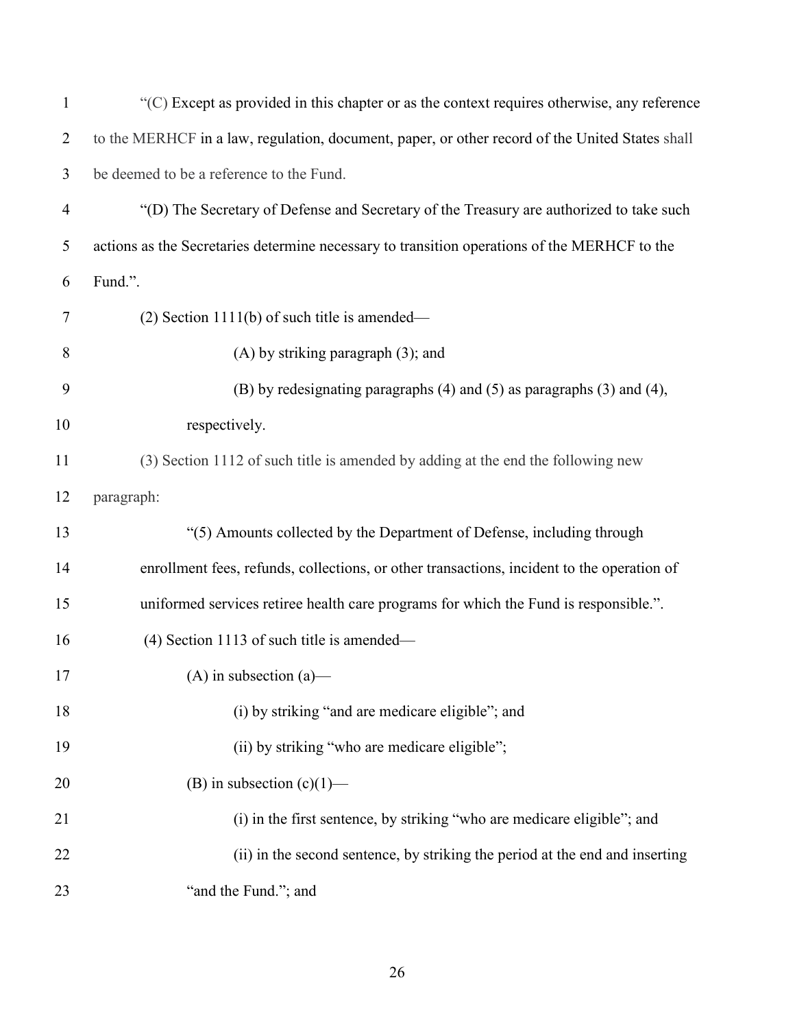"(C) Except as provided in this chapter or as the context requires otherwise, any reference to the MERHCF in a law, regulation, document, paper, or other record of the United States shall be deemed to be a reference to the Fund.

"(D) The Secretary of Defense and Secretary of the Treasury are authorized to take such actions as the Secretaries determine necessary to transition operations of the MERHCF to the Fund.".

(2) Section 1111(b) of such title is amended—

(A) by striking paragraph (3); and

(B) by redesignating paragraphs (4) and (5) as paragraphs (3) and (4), respectively.

(3) Section 1112 of such title is amended by adding at the end the following new paragraph:

"(5) Amounts collected by the Department of Defense, including through enrollment fees, refunds, collections, or other transactions, incident to the operation of uniformed services retiree health care programs for which the Fund is responsible.".

(4) Section 1113 of such title is amended—

(A) in subsection (a)—

(i) by striking "and are medicare eligible"; and

(ii) by striking "who are medicare eligible";

(B) in subsection (c)(1)—

(i) in the first sentence, by striking "who are medicare eligible"; and

(ii) in the second sentence, by striking the period at the end and inserting "and the Fund."; and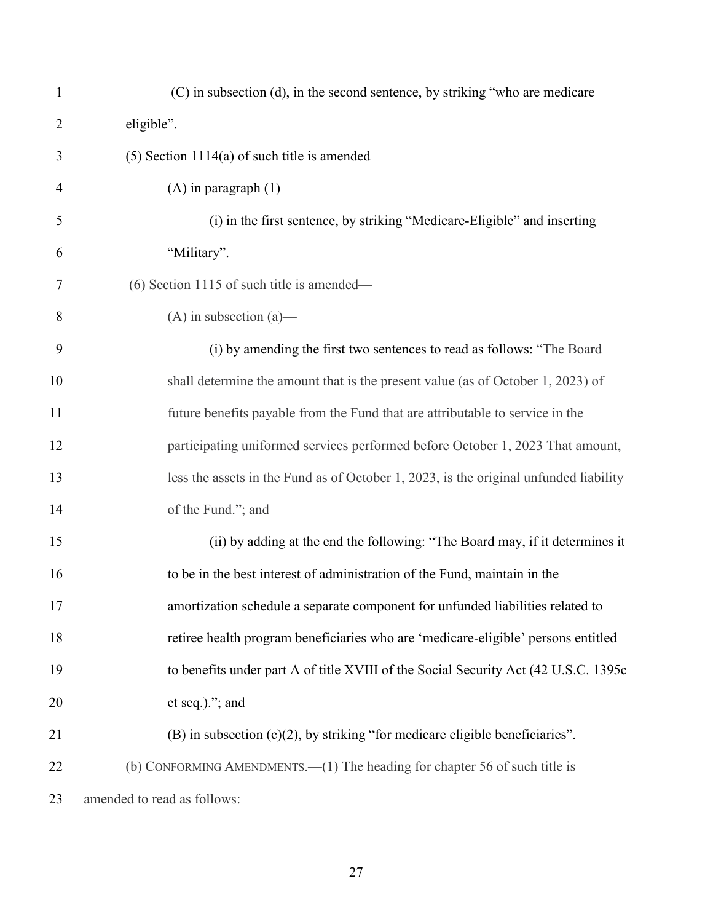(C) in subsection (d), in the second sentence, by striking "who are medicare eligible".

(5) Section 1114(a) of such title is amended—

(A) in paragraph (1)—

(i) in the first sentence, by striking "Medicare-Eligible" and inserting "Military".

(6) Section 1115 of such title is amended—

(A) in subsection (a)—

(i) by amending the first two sentences to read as follows: "The Board shall determine the amount that is the present value (as of October 1, 2023) of future benefits payable from the Fund that are attributable to service in the participating uniformed services performed before October 1, 2023 That amount, less the assets in the Fund as of October 1, 2023, is the original unfunded liability of the Fund."; and

(ii) by adding at the end the following: "The Board may, if it determines it to be in the best interest of administration of the Fund, maintain in the amortization schedule a separate component for unfunded liabilities related to retiree health program beneficiaries who are 'medicare-eligible' persons entitled to benefits under part A of title XVIII of the Social Security Act (42 U.S.C. 1395c et seq.)."; and

(B) in subsection (c)(2), by striking "for medicare eligible beneficiaries".

(b) CONFORMING AMENDMENTS.—(1) The heading for chapter 56 of such title is amended to read as follows: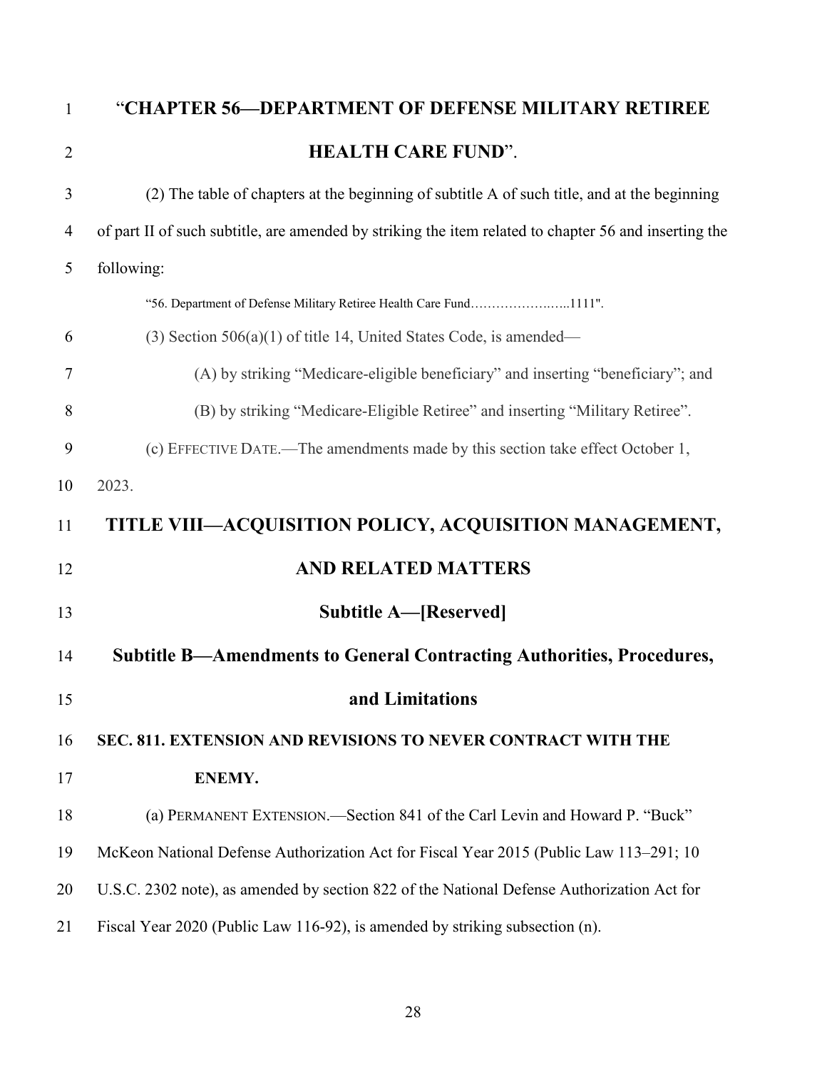“**CHAPTER 56—DEPARTMENT OF DEFENSE MILITARY RETIREE HEALTH CARE FUND**”.

(2) The table of chapters at the beginning of subtitle A of such title, and at the beginning of part II of such subtitle, are amended by striking the item related to chapter 56 and inserting the following:

“56. Department of Defense Military Retiree Health Care Fund…………………...1111".

(3) Section 506(a)(1) of title 14, United States Code, is amended—

(A) by striking “Medicare-eligible beneficiary” and inserting “beneficiary”; and

(B) by striking “Medicare-Eligible Retiree” and inserting “Military Retiree”.

(c) EFFECTIVE DATE.—The amendments made by this section take effect October 1, 2023.

# TITLE VIII—ACQUISITION POLICY, ACQUISITION MANAGEMENT, AND RELATED MATTERS

## Subtitle A—[Reserved]

## Subtitle B—Amendments to General Contracting Authorities, Procedures, and Limitations

### SEC. 811. EXTENSION AND REVISIONS TO NEVER CONTRACT WITH THE ENEMY.

(a) PERMANENT EXTENSION.—Section 841 of the Carl Levin and Howard P. “Buck” McKeon National Defense Authorization Act for Fiscal Year 2015 (Public Law 113–291; 10 U.S.C. 2302 note), as amended by section 822 of the National Defense Authorization Act for Fiscal Year 2020 (Public Law 116-92), is amended by striking subsection (n).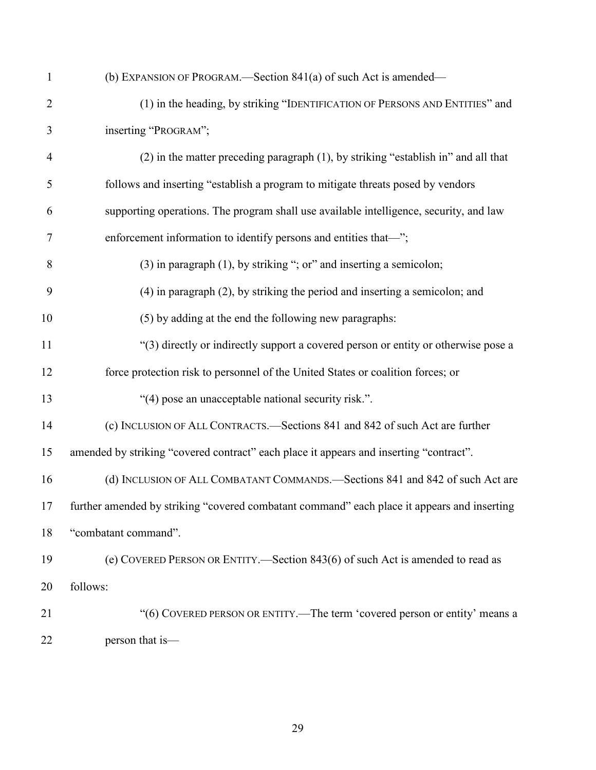(b) EXPANSION OF PROGRAM.—Section 841(a) of such Act is amended—

(1) in the heading, by striking "IDENTIFICATION OF PERSONS AND ENTITIES" and inserting "PROGRAM";

(2) in the matter preceding paragraph (1), by striking "establish in" and all that follows and inserting "establish a program to mitigate threats posed by vendors supporting operations. The program shall use available intelligence, security, and law enforcement information to identify persons and entities that—";

(3) in paragraph (1), by striking "; or" and inserting a semicolon;

(4) in paragraph (2), by striking the period and inserting a semicolon; and

(5) by adding at the end the following new paragraphs:

"(3) directly or indirectly support a covered person or entity or otherwise pose a force protection risk to personnel of the United States or coalition forces; or

"(4) pose an unacceptable national security risk.".

(c) INCLUSION OF ALL CONTRACTS.—Sections 841 and 842 of such Act are further amended by striking "covered contract" each place it appears and inserting "contract".

(d) INCLUSION OF ALL COMBATANT COMMANDS.—Sections 841 and 842 of such Act are further amended by striking "covered combatant command" each place it appears and inserting "combatant command".

(e) COVERED PERSON OR ENTITY.—Section 843(6) of such Act is amended to read as follows:

"(6) COVERED PERSON OR ENTITY.—The term 'covered person or entity' means a person that is—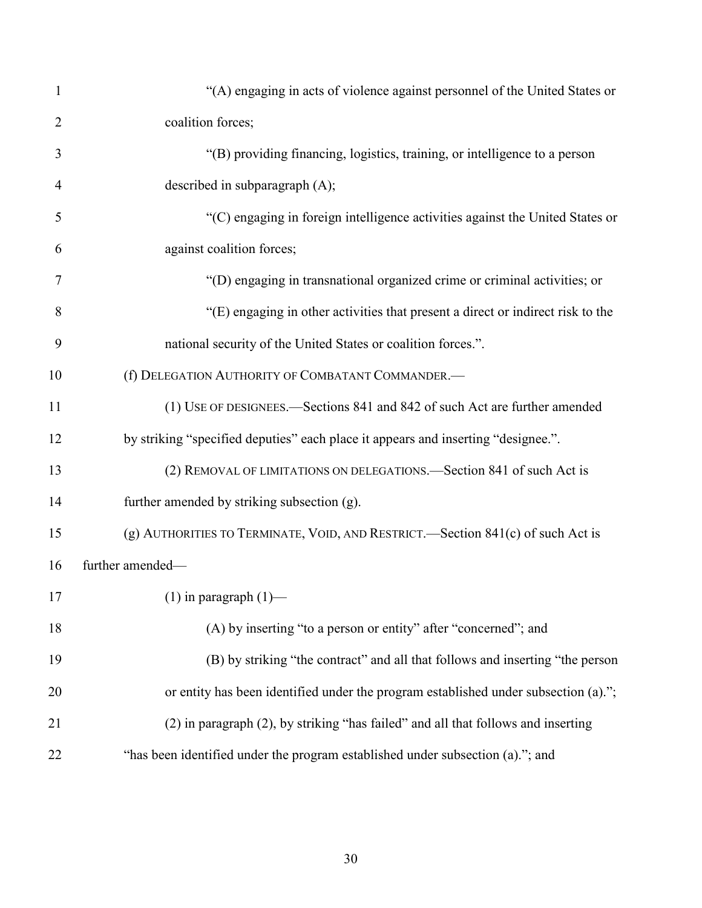"(A) engaging in acts of violence against personnel of the United States or coalition forces;

"(B) providing financing, logistics, training, or intelligence to a person described in subparagraph (A);

"(C) engaging in foreign intelligence activities against the United States or against coalition forces;

"(D) engaging in transnational organized crime or criminal activities; or

"(E) engaging in other activities that present a direct or indirect risk to the national security of the United States or coalition forces.".

(f) DELEGATION AUTHORITY OF COMBATANT COMMANDER.—

(1) USE OF DESIGNEES.—Sections 841 and 842 of such Act are further amended by striking "specified deputies" each place it appears and inserting "designee.".

(2) REMOVAL OF LIMITATIONS ON DELEGATIONS.—Section 841 of such Act is further amended by striking subsection (g).

(g) AUTHORITIES TO TERMINATE, VOID, AND RESTRICT.—Section 841(c) of such Act is further amended—

(1) in paragraph (1)—

(A) by inserting "to a person or entity" after "concerned"; and

(B) by striking "the contract" and all that follows and inserting "the person or entity has been identified under the program established under subsection (a).";

(2) in paragraph (2), by striking "has failed" and all that follows and inserting "has been identified under the program established under subsection (a)."; and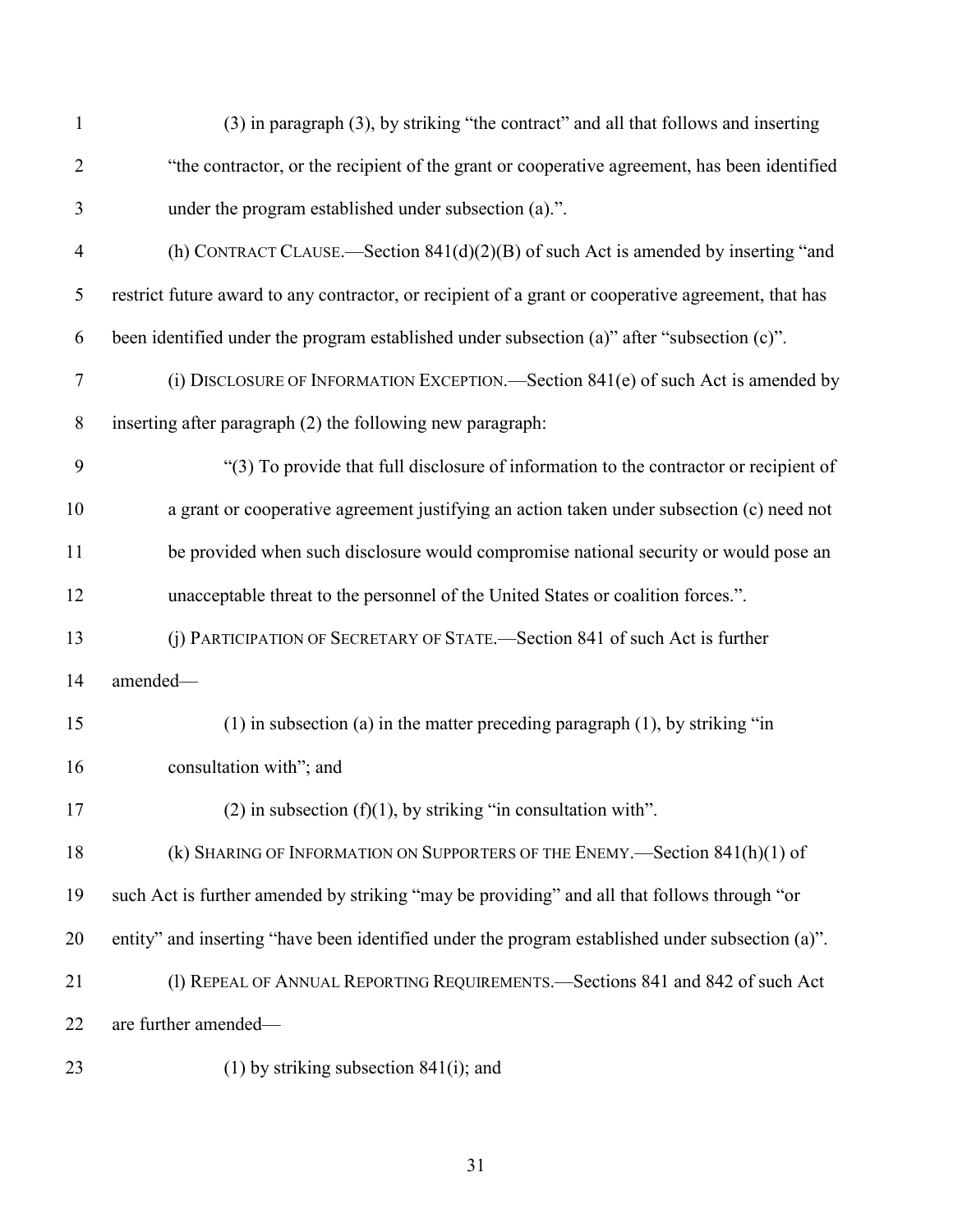(3) in paragraph (3), by striking "the contract" and all that follows and inserting "the contractor, or the recipient of the grant or cooperative agreement, has been identified under the program established under subsection (a).".

(h) CONTRACT CLAUSE.—Section 841(d)(2)(B) of such Act is amended by inserting "and restrict future award to any contractor, or recipient of a grant or cooperative agreement, that has been identified under the program established under subsection (a)" after "subsection (c)".

(i) DISCLOSURE OF INFORMATION EXCEPTION.—Section 841(e) of such Act is amended by inserting after paragraph (2) the following new paragraph:

"(3) To provide that full disclosure of information to the contractor or recipient of a grant or cooperative agreement justifying an action taken under subsection (c) need not be provided when such disclosure would compromise national security or would pose an unacceptable threat to the personnel of the United States or coalition forces.".

(j) PARTICIPATION OF SECRETARY OF STATE.—Section 841 of such Act is further amended—

(1) in subsection (a) in the matter preceding paragraph (1), by striking "in consultation with"; and

(2) in subsection (f)(1), by striking "in consultation with".

(k) SHARING OF INFORMATION ON SUPPORTERS OF THE ENEMY.—Section 841(h)(1) of such Act is further amended by striking "may be providing" and all that follows through "or entity" and inserting "have been identified under the program established under subsection (a)".

(l) REPEAL OF ANNUAL REPORTING REQUIREMENTS.—Sections 841 and 842 of such Act are further amended—

(1) by striking subsection 841(i); and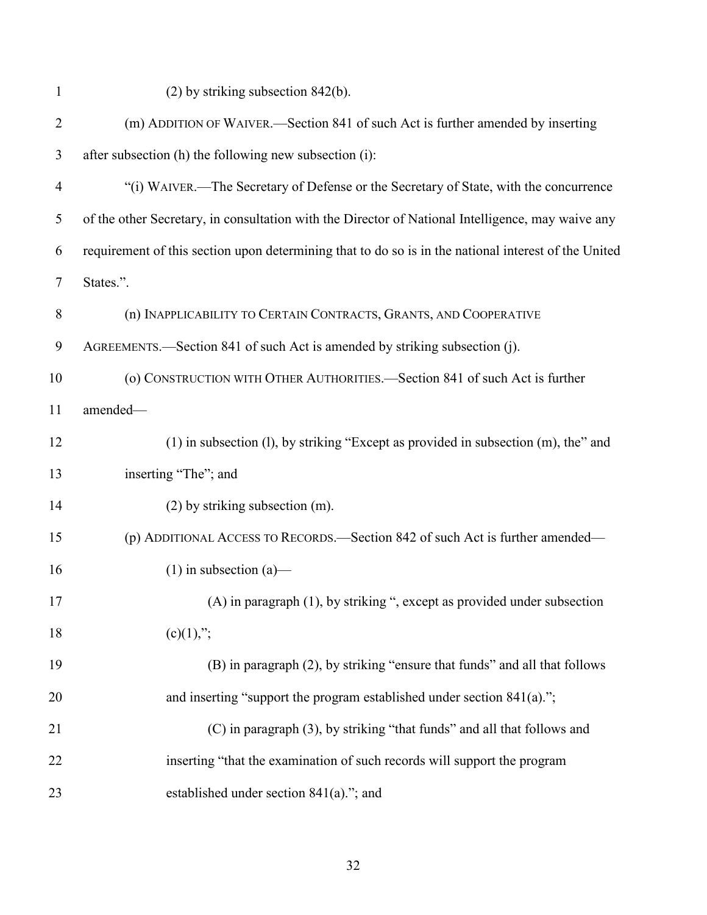(2) by striking subsection 842(b).

(m) ADDITION OF WAIVER.—Section 841 of such Act is further amended by inserting after subsection (h) the following new subsection (i):

"(i) WAIVER.—The Secretary of Defense or the Secretary of State, with the concurrence of the other Secretary, in consultation with the Director of National Intelligence, may waive any requirement of this section upon determining that to do so is in the national interest of the United States.".

(n) INAPPLICABILITY TO CERTAIN CONTRACTS, GRANTS, AND COOPERATIVE AGREEMENTS.—Section 841 of such Act is amended by striking subsection (j).

(o) CONSTRUCTION WITH OTHER AUTHORITIES.—Section 841 of such Act is further amended—

(1) in subsection (l), by striking "Except as provided in subsection (m), the" and inserting "The"; and

(2) by striking subsection (m).

(p) ADDITIONAL ACCESS TO RECORDS.—Section 842 of such Act is further amended—

(1) in subsection (a)—

(A) in paragraph (1), by striking ", except as provided under subsection (c)(1),";

(B) in paragraph (2), by striking "ensure that funds" and all that follows and inserting "support the program established under section 841(a).";

(C) in paragraph (3), by striking "that funds" and all that follows and inserting "that the examination of such records will support the program established under section 841(a)."; and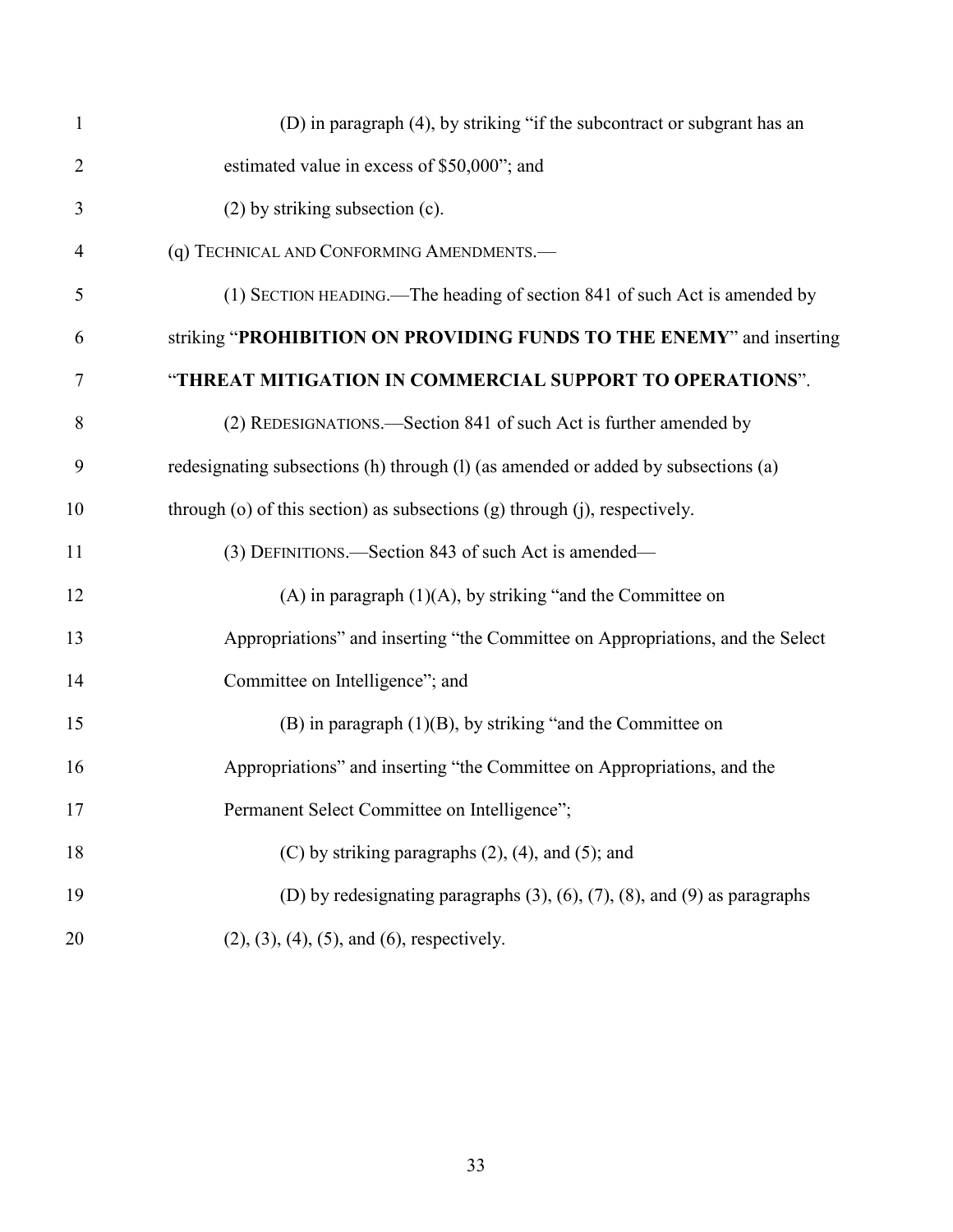(D) in paragraph (4), by striking "if the subcontract or subgrant has an estimated value in excess of $50,000"; and

(2) by striking subsection (c).

(q) TECHNICAL AND CONFORMING AMENDMENTS.—

(1) SECTION HEADING.—The heading of section 841 of such Act is amended by striking "**PROHIBITION ON PROVIDING FUNDS TO THE ENEMY**" and inserting "**THREAT MITIGATION IN COMMERCIAL SUPPORT TO OPERATIONS**".

(2) REDESIGNATIONS.—Section 841 of such Act is further amended by redesignating subsections (h) through (l) (as amended or added by subsections (a) through (o) of this section) as subsections (g) through (j), respectively.

(3) DEFINITIONS.—Section 843 of such Act is amended—

(A) in paragraph (1)(A), by striking "and the Committee on Appropriations" and inserting "the Committee on Appropriations, and the Select Committee on Intelligence"; and

(B) in paragraph (1)(B), by striking "and the Committee on Appropriations" and inserting "the Committee on Appropriations, and the Permanent Select Committee on Intelligence";

(C) by striking paragraphs (2), (4), and (5); and

(D) by redesignating paragraphs (3), (6), (7), (8), and (9) as paragraphs (2), (3), (4), (5), and (6), respectively.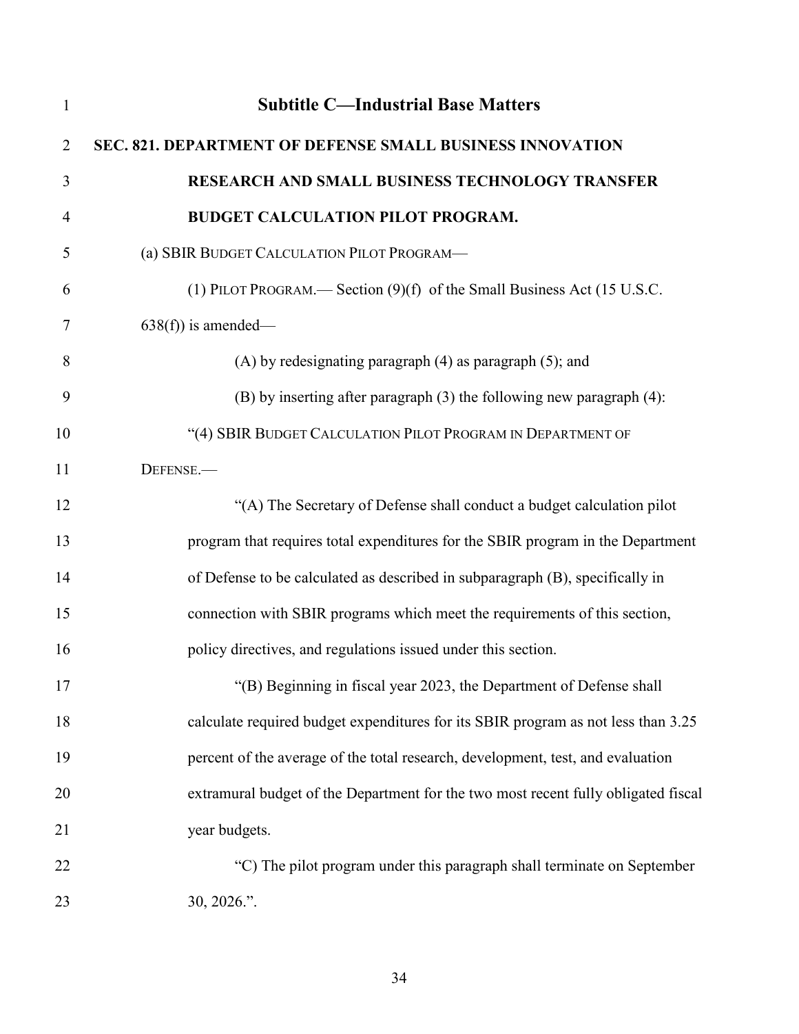## Subtitle C—Industrial Base Matters

**SEC. 821. DEPARTMENT OF DEFENSE SMALL BUSINESS INNOVATION RESEARCH AND SMALL BUSINESS TECHNOLOGY TRANSFER BUDGET CALCULATION PILOT PROGRAM.**

(a) SBIR BUDGET CALCULATION PILOT PROGRAM—

(1) PILOT PROGRAM.— Section (9)(f) of the Small Business Act (15 U.S.C. 638(f)) is amended—

(A) by redesignating paragraph (4) as paragraph (5); and

(B) by inserting after paragraph (3) the following new paragraph (4):

"(4) SBIR BUDGET CALCULATION PILOT PROGRAM IN DEPARTMENT OF DEFENSE.—

"(A) The Secretary of Defense shall conduct a budget calculation pilot program that requires total expenditures for the SBIR program in the Department of Defense to be calculated as described in subparagraph (B), specifically in connection with SBIR programs which meet the requirements of this section, policy directives, and regulations issued under this section.

"(B) Beginning in fiscal year 2023, the Department of Defense shall calculate required budget expenditures for its SBIR program as not less than 3.25 percent of the average of the total research, development, test, and evaluation extramural budget of the Department for the two most recent fully obligated fiscal year budgets.

"C) The pilot program under this paragraph shall terminate on September 30, 2026.".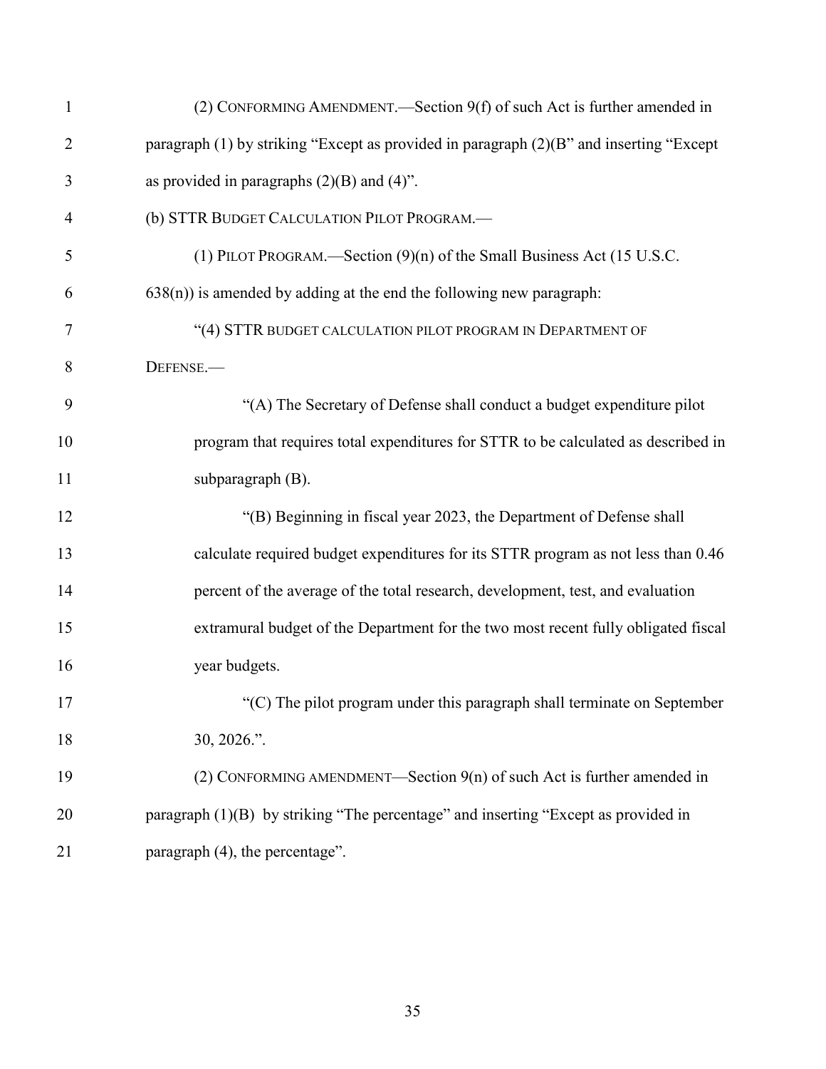(2) CONFORMING AMENDMENT.—Section 9(f) of such Act is further amended in paragraph (1) by striking "Except as provided in paragraph (2)(B" and inserting "Except as provided in paragraphs (2)(B) and (4)".

(b) STTR BUDGET CALCULATION PILOT PROGRAM.—

(1) PILOT PROGRAM.—Section (9)(n) of the Small Business Act (15 U.S.C. 638(n)) is amended by adding at the end the following new paragraph:

"(4) STTR BUDGET CALCULATION PILOT PROGRAM IN DEPARTMENT OF DEFENSE.—

"(A) The Secretary of Defense shall conduct a budget expenditure pilot program that requires total expenditures for STTR to be calculated as described in subparagraph (B).

"(B) Beginning in fiscal year 2023, the Department of Defense shall calculate required budget expenditures for its STTR program as not less than 0.46 percent of the average of the total research, development, test, and evaluation extramural budget of the Department for the two most recent fully obligated fiscal year budgets.

"(C) The pilot program under this paragraph shall terminate on September 30, 2026.".

(2) CONFORMING AMENDMENT—Section 9(n) of such Act is further amended in paragraph (1)(B) by striking "The percentage" and inserting "Except as provided in paragraph (4), the percentage".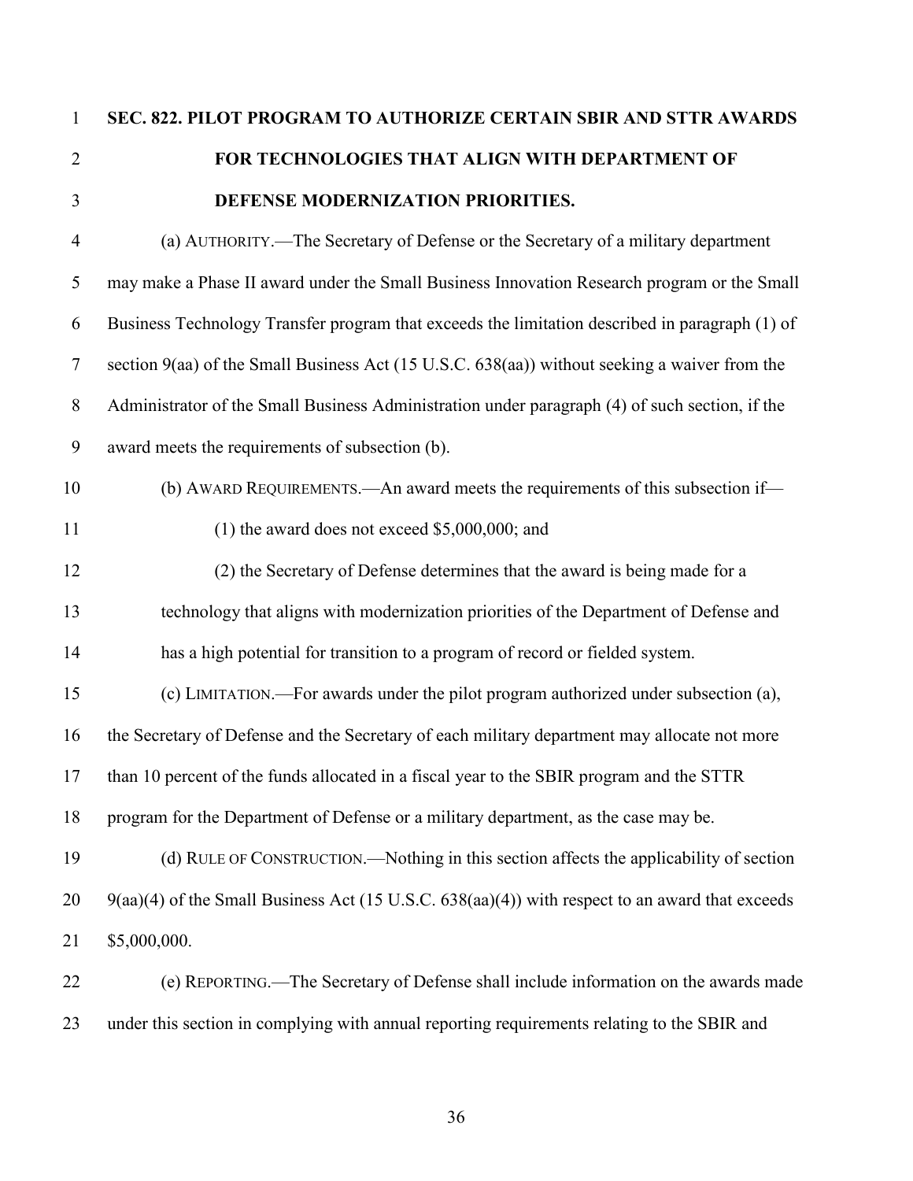**SEC. 822. PILOT PROGRAM TO AUTHORIZE CERTAIN SBIR AND STTR AWARDS FOR TECHNOLOGIES THAT ALIGN WITH DEPARTMENT OF DEFENSE MODERNIZATION PRIORITIES.**

(a) AUTHORITY.—The Secretary of Defense or the Secretary of a military department may make a Phase II award under the Small Business Innovation Research program or the Small Business Technology Transfer program that exceeds the limitation described in paragraph (1) of section 9(aa) of the Small Business Act (15 U.S.C. 638(aa)) without seeking a waiver from the Administrator of the Small Business Administration under paragraph (4) of such section, if the award meets the requirements of subsection (b).

(b) AWARD REQUIREMENTS.—An award meets the requirements of this subsection if—

(1) the award does not exceed $5,000,000; and

(2) the Secretary of Defense determines that the award is being made for a technology that aligns with modernization priorities of the Department of Defense and has a high potential for transition to a program of record or fielded system.

(c) LIMITATION.—For awards under the pilot program authorized under subsection (a), the Secretary of Defense and the Secretary of each military department may allocate not more than 10 percent of the funds allocated in a fiscal year to the SBIR program and the STTR program for the Department of Defense or a military department, as the case may be.

(d) RULE OF CONSTRUCTION.—Nothing in this section affects the applicability of section 9(aa)(4) of the Small Business Act (15 U.S.C. 638(aa)(4)) with respect to an award that exceeds $5,000,000.

(e) REPORTING.—The Secretary of Defense shall include information on the awards made under this section in complying with annual reporting requirements relating to the SBIR and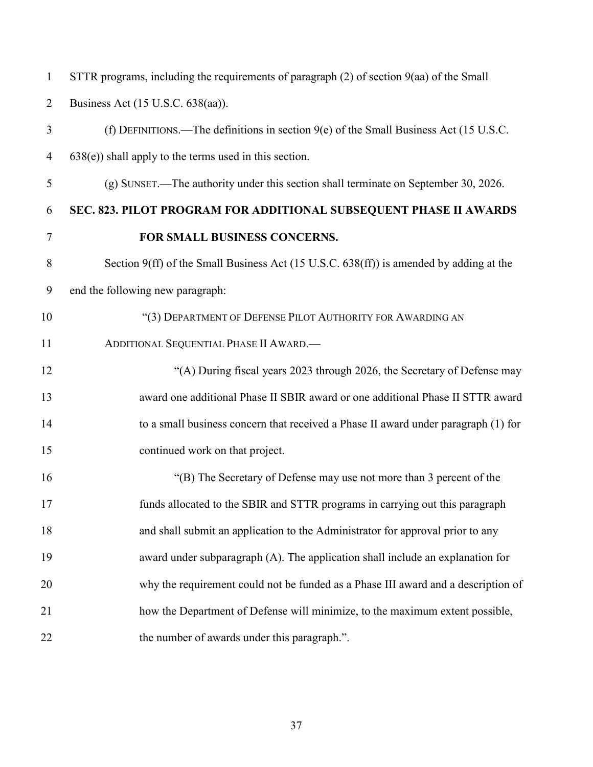STTR programs, including the requirements of paragraph (2) of section 9(aa) of the Small Business Act (15 U.S.C. 638(aa)).

(f) DEFINITIONS.—The definitions in section 9(e) of the Small Business Act (15 U.S.C. 638(e)) shall apply to the terms used in this section.

(g) SUNSET.—The authority under this section shall terminate on September 30, 2026.

**SEC. 823. PILOT PROGRAM FOR ADDITIONAL SUBSEQUENT PHASE II AWARDS FOR SMALL BUSINESS CONCERNS.**

Section 9(ff) of the Small Business Act (15 U.S.C. 638(ff)) is amended by adding at the end the following new paragraph:

"(3) DEPARTMENT OF DEFENSE PILOT AUTHORITY FOR AWARDING AN ADDITIONAL SEQUENTIAL PHASE II AWARD.—

"(A) During fiscal years 2023 through 2026, the Secretary of Defense may award one additional Phase II SBIR award or one additional Phase II STTR award to a small business concern that received a Phase II award under paragraph (1) for continued work on that project.

"(B) The Secretary of Defense may use not more than 3 percent of the funds allocated to the SBIR and STTR programs in carrying out this paragraph and shall submit an application to the Administrator for approval prior to any award under subparagraph (A). The application shall include an explanation for why the requirement could not be funded as a Phase III award and a description of how the Department of Defense will minimize, to the maximum extent possible, the number of awards under this paragraph.".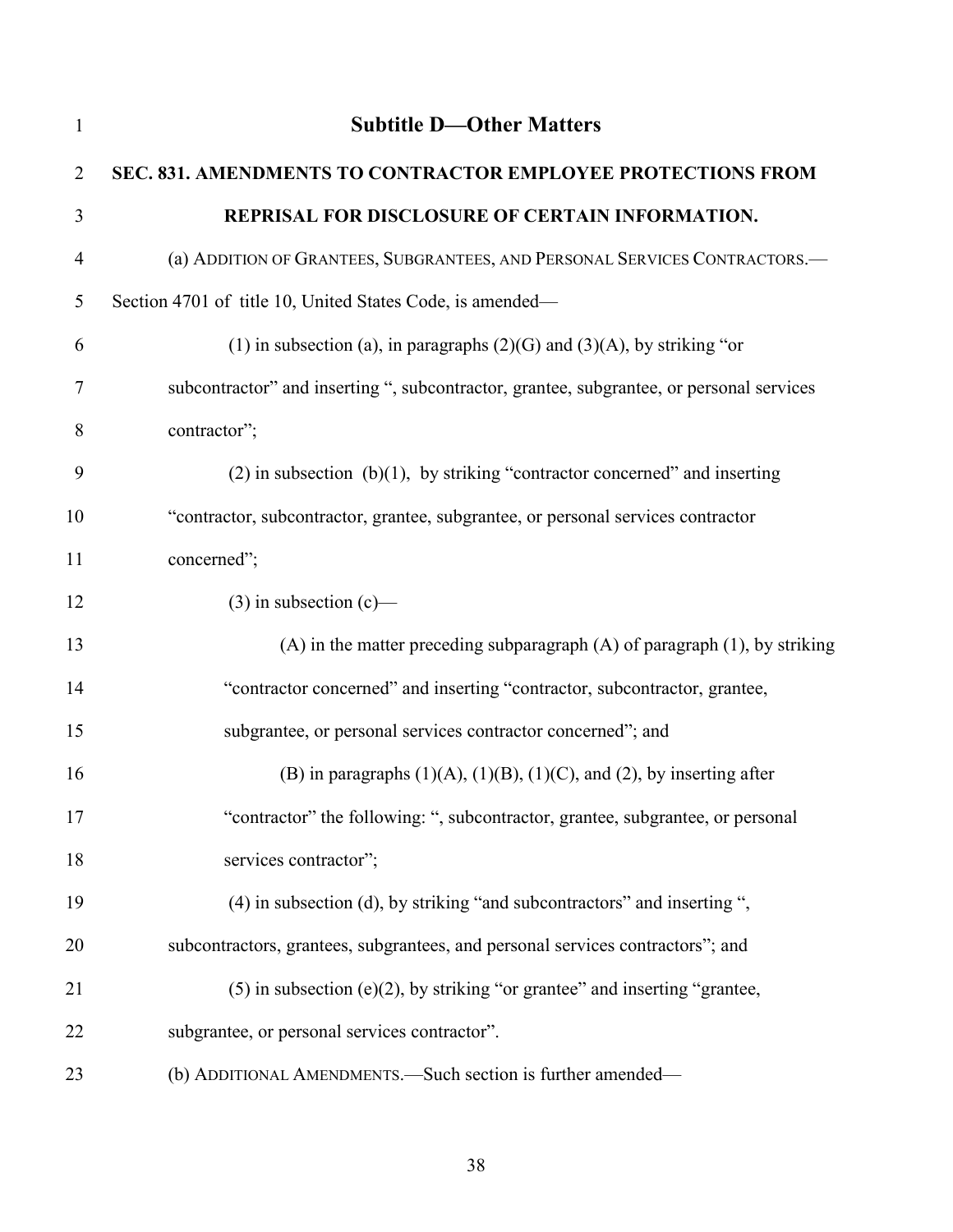## Subtitle D—Other Matters

### SEC. 831. AMENDMENTS TO CONTRACTOR EMPLOYEE PROTECTIONS FROM REPRISAL FOR DISCLOSURE OF CERTAIN INFORMATION.

(a) ADDITION OF GRANTEES, SUBGRANTEES, AND PERSONAL SERVICES CONTRACTORS.— Section 4701 of title 10, United States Code, is amended—

(1) in subsection (a), in paragraphs (2)(G) and (3)(A), by striking "or subcontractor" and inserting ", subcontractor, grantee, subgrantee, or personal services contractor";

(2) in subsection (b)(1), by striking "contractor concerned" and inserting "contractor, subcontractor, grantee, subgrantee, or personal services contractor concerned";

(3) in subsection (c)—

(A) in the matter preceding subparagraph (A) of paragraph (1), by striking "contractor concerned" and inserting "contractor, subcontractor, grantee, subgrantee, or personal services contractor concerned"; and

(B) in paragraphs (1)(A), (1)(B), (1)(C), and (2), by inserting after "contractor" the following: ", subcontractor, grantee, subgrantee, or personal services contractor";

(4) in subsection (d), by striking "and subcontractors" and inserting ", subcontractors, grantees, subgrantees, and personal services contractors"; and

(5) in subsection (e)(2), by striking "or grantee" and inserting "grantee, subgrantee, or personal services contractor".

(b) ADDITIONAL AMENDMENTS.—Such section is further amended—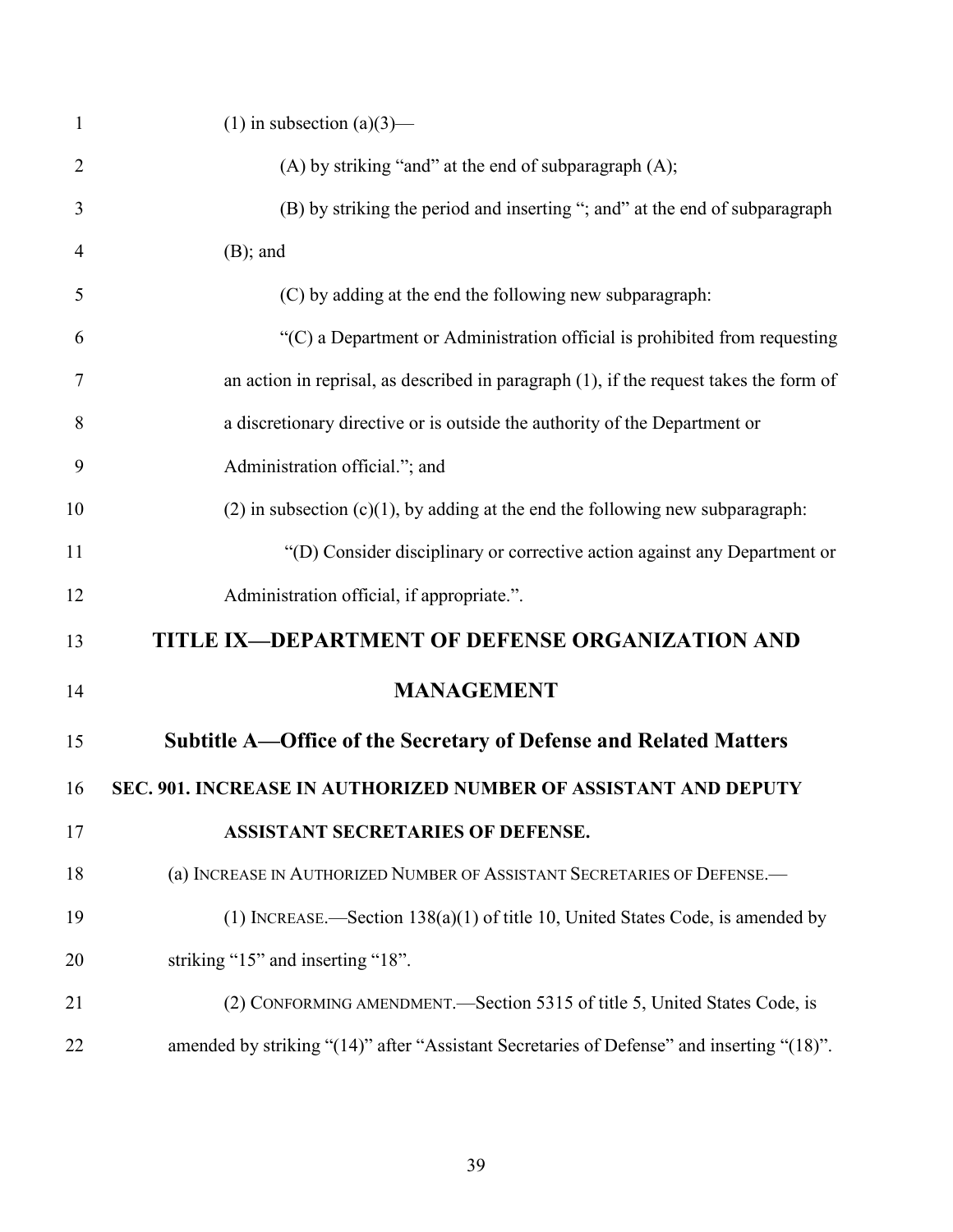(1) in subsection (a)(3)—

(A) by striking "and" at the end of subparagraph (A);

(B) by striking the period and inserting "; and" at the end of subparagraph (B); and

(C) by adding at the end the following new subparagraph:

"(C) a Department or Administration official is prohibited from requesting an action in reprisal, as described in paragraph (1), if the request takes the form of a discretionary directive or is outside the authority of the Department or Administration official."; and

(2) in subsection (c)(1), by adding at the end the following new subparagraph:

"(D) Consider disciplinary or corrective action against any Department or Administration official, if appropriate.".

# TITLE IX—DEPARTMENT OF DEFENSE ORGANIZATION AND MANAGEMENT

## Subtitle A—Office of the Secretary of Defense and Related Matters

### SEC. 901. INCREASE IN AUTHORIZED NUMBER OF ASSISTANT AND DEPUTY ASSISTANT SECRETARIES OF DEFENSE.

(a) INCREASE IN AUTHORIZED NUMBER OF ASSISTANT SECRETARIES OF DEFENSE.—

(1) INCREASE.—Section 138(a)(1) of title 10, United States Code, is amended by striking "15" and inserting "18".

(2) CONFORMING AMENDMENT.—Section 5315 of title 5, United States Code, is amended by striking "(14)" after "Assistant Secretaries of Defense" and inserting "(18)".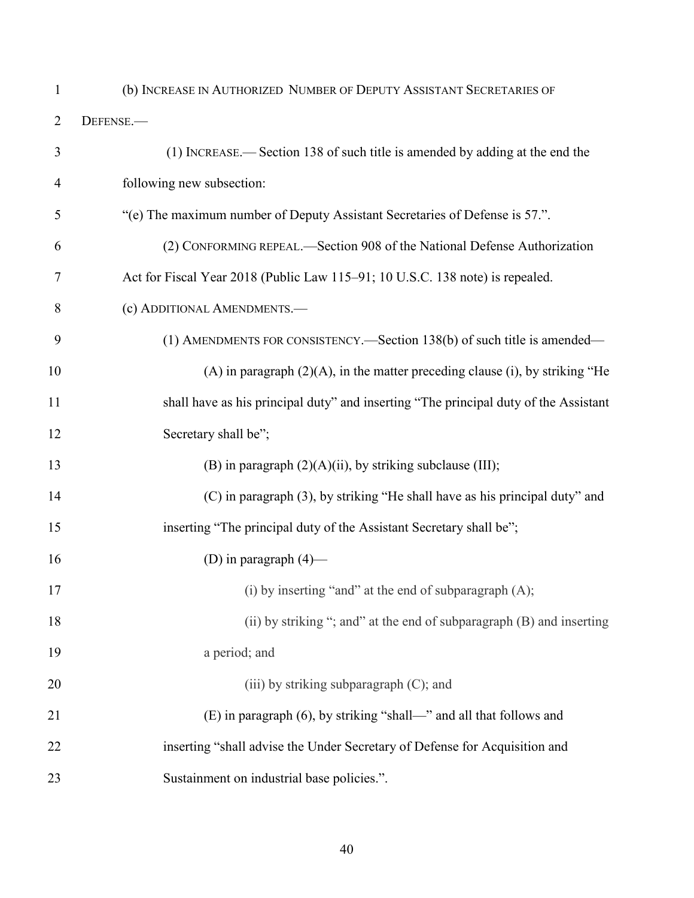(b) INCREASE IN AUTHORIZED NUMBER OF DEPUTY ASSISTANT SECRETARIES OF DEFENSE.—

(1) INCREASE.— Section 138 of such title is amended by adding at the end the following new subsection:

"(e) The maximum number of Deputy Assistant Secretaries of Defense is 57.".

(2) CONFORMING REPEAL.—Section 908 of the National Defense Authorization Act for Fiscal Year 2018 (Public Law 115–91; 10 U.S.C. 138 note) is repealed.

(c) ADDITIONAL AMENDMENTS.—

(1) AMENDMENTS FOR CONSISTENCY.—Section 138(b) of such title is amended—

(A) in paragraph (2)(A), in the matter preceding clause (i), by striking "He shall have as his principal duty" and inserting "The principal duty of the Assistant Secretary shall be";

(B) in paragraph (2)(A)(ii), by striking subclause (III);

(C) in paragraph (3), by striking "He shall have as his principal duty" and inserting "The principal duty of the Assistant Secretary shall be";

(D) in paragraph (4)—

(i) by inserting "and" at the end of subparagraph (A);

(ii) by striking "; and" at the end of subparagraph (B) and inserting a period; and

(iii) by striking subparagraph (C); and

(E) in paragraph (6), by striking "shall—" and all that follows and inserting "shall advise the Under Secretary of Defense for Acquisition and Sustainment on industrial base policies.".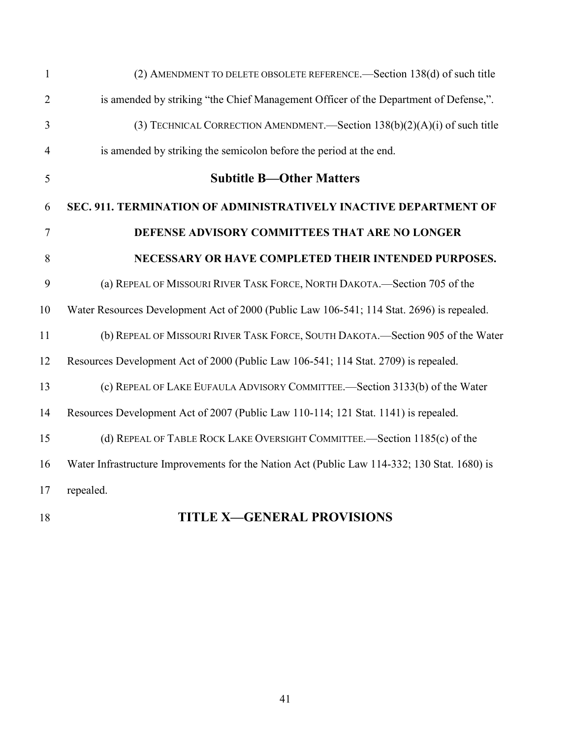(2) AMENDMENT TO DELETE OBSOLETE REFERENCE.—Section 138(d) of such title is amended by striking "the Chief Management Officer of the Department of Defense,".

(3) TECHNICAL CORRECTION AMENDMENT.—Section 138(b)(2)(A)(i) of such title is amended by striking the semicolon before the period at the end.

## Subtitle B—Other Matters

### SEC. 911. TERMINATION OF ADMINISTRATIVELY INACTIVE DEPARTMENT OF DEFENSE ADVISORY COMMITTEES THAT ARE NO LONGER NECESSARY OR HAVE COMPLETED THEIR INTENDED PURPOSES.

(a) REPEAL OF MISSOURI RIVER TASK FORCE, NORTH DAKOTA.—Section 705 of the Water Resources Development Act of 2000 (Public Law 106-541; 114 Stat. 2696) is repealed.

(b) REPEAL OF MISSOURI RIVER TASK FORCE, SOUTH DAKOTA.—Section 905 of the Water Resources Development Act of 2000 (Public Law 106-541; 114 Stat. 2709) is repealed.

(c) REPEAL OF LAKE EUFAULA ADVISORY COMMITTEE.—Section 3133(b) of the Water Resources Development Act of 2007 (Public Law 110-114; 121 Stat. 1141) is repealed.

(d) REPEAL OF TABLE ROCK LAKE OVERSIGHT COMMITTEE.—Section 1185(c) of the Water Infrastructure Improvements for the Nation Act (Public Law 114-332; 130 Stat. 1680) is repealed.

# TITLE X—GENERAL PROVISIONS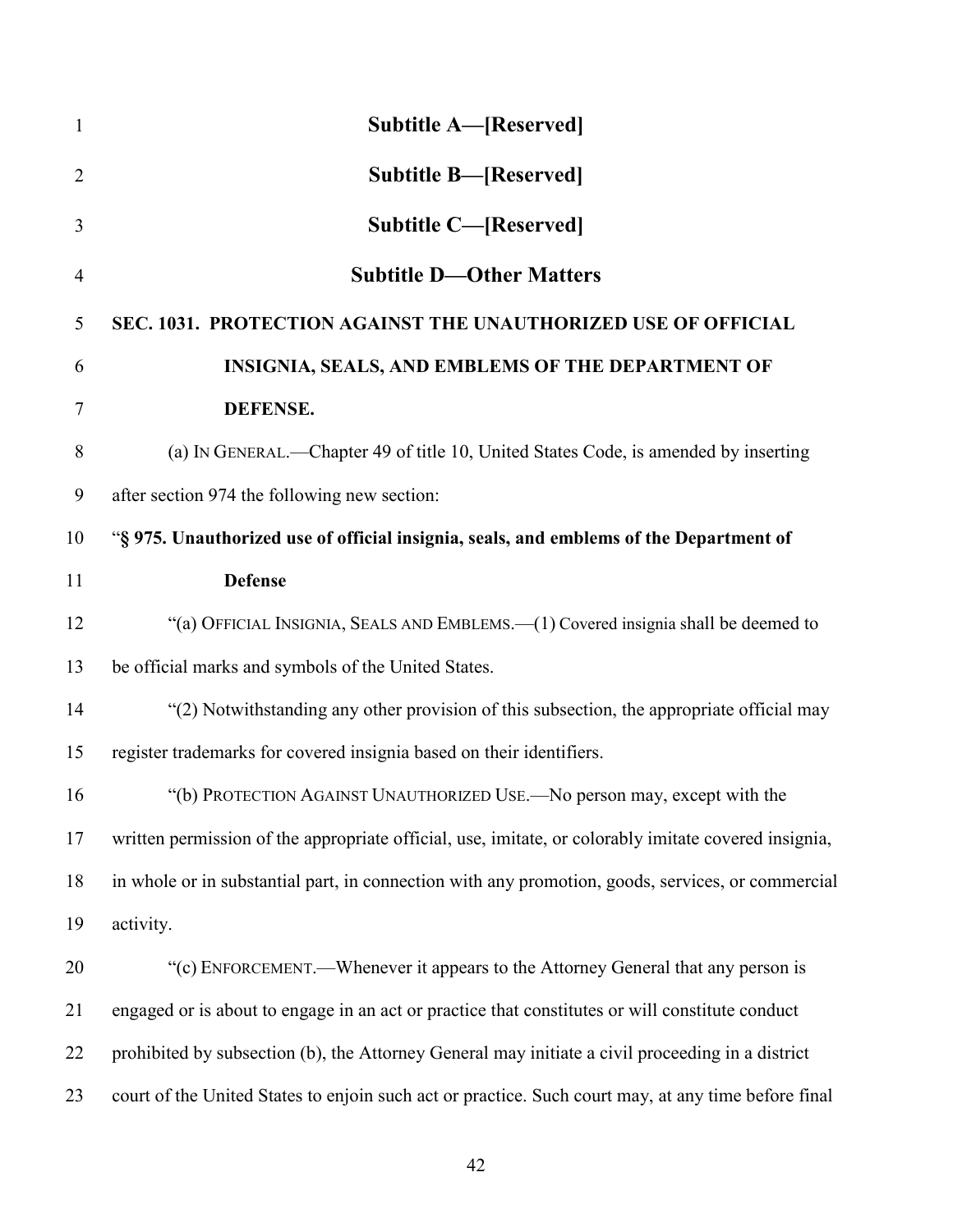## Subtitle A—[Reserved]

## Subtitle B—[Reserved]

## Subtitle C—[Reserved]

## Subtitle D—Other Matters

**SEC. 1031. PROTECTION AGAINST THE UNAUTHORIZED USE OF OFFICIAL INSIGNIA, SEALS, AND EMBLEMS OF THE DEPARTMENT OF DEFENSE.**

(a) IN GENERAL.—Chapter 49 of title 10, United States Code, is amended by inserting after section 974 the following new section:

"**§ 975. Unauthorized use of official insignia, seals, and emblems of the Department of Defense**

"(a) OFFICIAL INSIGNIA, SEALS AND EMBLEMS.—(1) Covered insignia shall be deemed to be official marks and symbols of the United States.

"(2) Notwithstanding any other provision of this subsection, the appropriate official may register trademarks for covered insignia based on their identifiers.

"(b) PROTECTION AGAINST UNAUTHORIZED USE.—No person may, except with the written permission of the appropriate official, use, imitate, or colorably imitate covered insignia, in whole or in substantial part, in connection with any promotion, goods, services, or commercial activity.

"(c) ENFORCEMENT.—Whenever it appears to the Attorney General that any person is engaged or is about to engage in an act or practice that constitutes or will constitute conduct prohibited by subsection (b), the Attorney General may initiate a civil proceeding in a district court of the United States to enjoin such act or practice. Such court may, at any time before final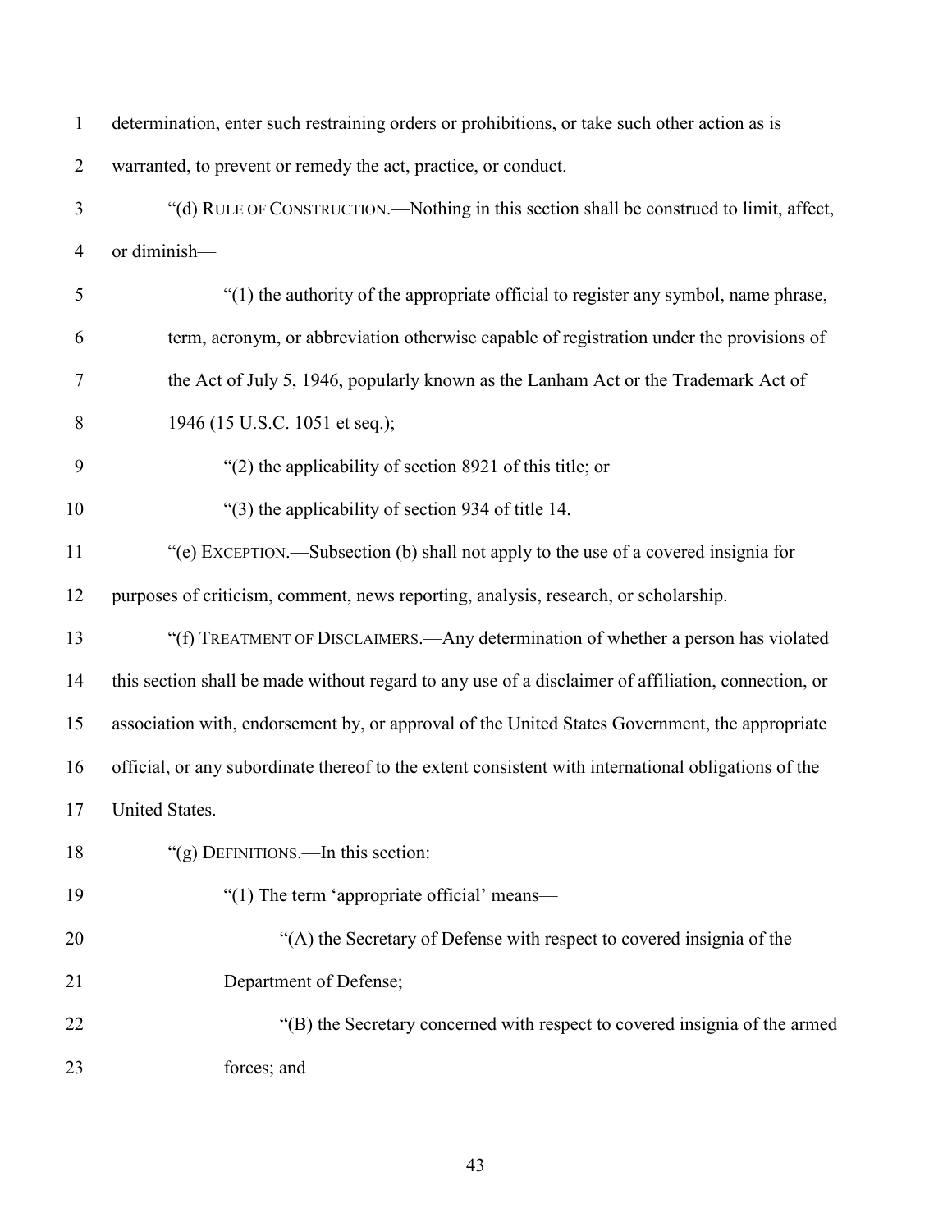determination, enter such restraining orders or prohibitions, or take such other action as is warranted, to prevent or remedy the act, practice, or conduct.

"(d) RULE OF CONSTRUCTION.—Nothing in this section shall be construed to limit, affect, or diminish—

"(1) the authority of the appropriate official to register any symbol, name phrase, term, acronym, or abbreviation otherwise capable of registration under the provisions of the Act of July 5, 1946, popularly known as the Lanham Act or the Trademark Act of 1946 (15 U.S.C. 1051 et seq.);

"(2) the applicability of section 8921 of this title; or

"(3) the applicability of section 934 of title 14.

"(e) EXCEPTION.—Subsection (b) shall not apply to the use of a covered insignia for purposes of criticism, comment, news reporting, analysis, research, or scholarship.

"(f) TREATMENT OF DISCLAIMERS.—Any determination of whether a person has violated this section shall be made without regard to any use of a disclaimer of affiliation, connection, or association with, endorsement by, or approval of the United States Government, the appropriate official, or any subordinate thereof to the extent consistent with international obligations of the United States.

"(g) DEFINITIONS.—In this section:

"(1) The term 'appropriate official' means—

"(A) the Secretary of Defense with respect to covered insignia of the Department of Defense;

"(B) the Secretary concerned with respect to covered insignia of the armed forces; and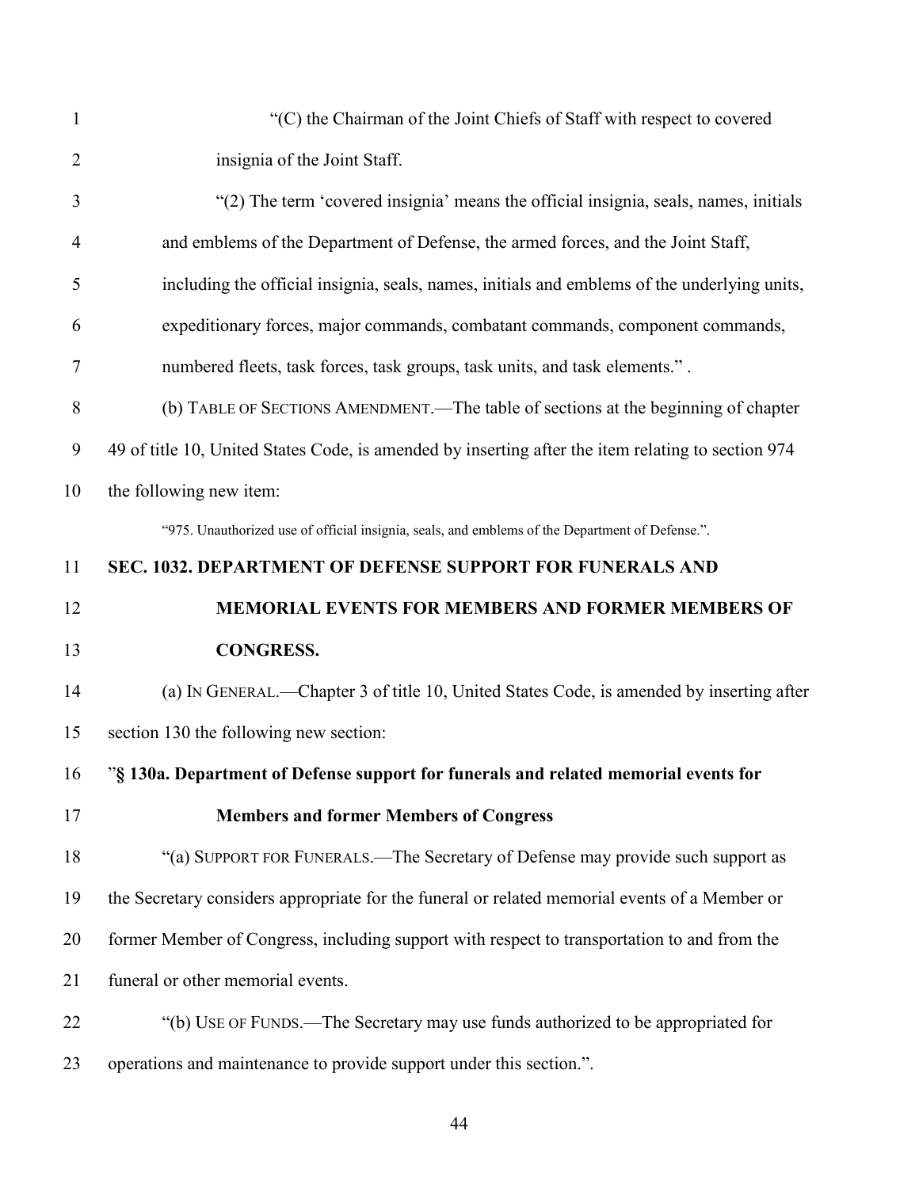"(C) the Chairman of the Joint Chiefs of Staff with respect to covered insignia of the Joint Staff.

"(2) The term 'covered insignia' means the official insignia, seals, names, initials and emblems of the Department of Defense, the armed forces, and the Joint Staff, including the official insignia, seals, names, initials and emblems of the underlying units, expeditionary forces, major commands, combatant commands, component commands, numbered fleets, task forces, task groups, task units, and task elements." .

(b) TABLE OF SECTIONS AMENDMENT.—The table of sections at the beginning of chapter 49 of title 10, United States Code, is amended by inserting after the item relating to section 974 the following new item:

"975. Unauthorized use of official insignia, seals, and emblems of the Department of Defense.".

**SEC. 1032. DEPARTMENT OF DEFENSE SUPPORT FOR FUNERALS AND MEMORIAL EVENTS FOR MEMBERS AND FORMER MEMBERS OF CONGRESS.**

(a) IN GENERAL.—Chapter 3 of title 10, United States Code, is amended by inserting after section 130 the following new section:

"**§ 130a. Department of Defense support for funerals and related memorial events for Members and former Members of Congress**

"(a) SUPPORT FOR FUNERALS.—The Secretary of Defense may provide such support as the Secretary considers appropriate for the funeral or related memorial events of a Member or former Member of Congress, including support with respect to transportation to and from the funeral or other memorial events.

"(b) USE OF FUNDS.—The Secretary may use funds authorized to be appropriated for operations and maintenance to provide support under this section.".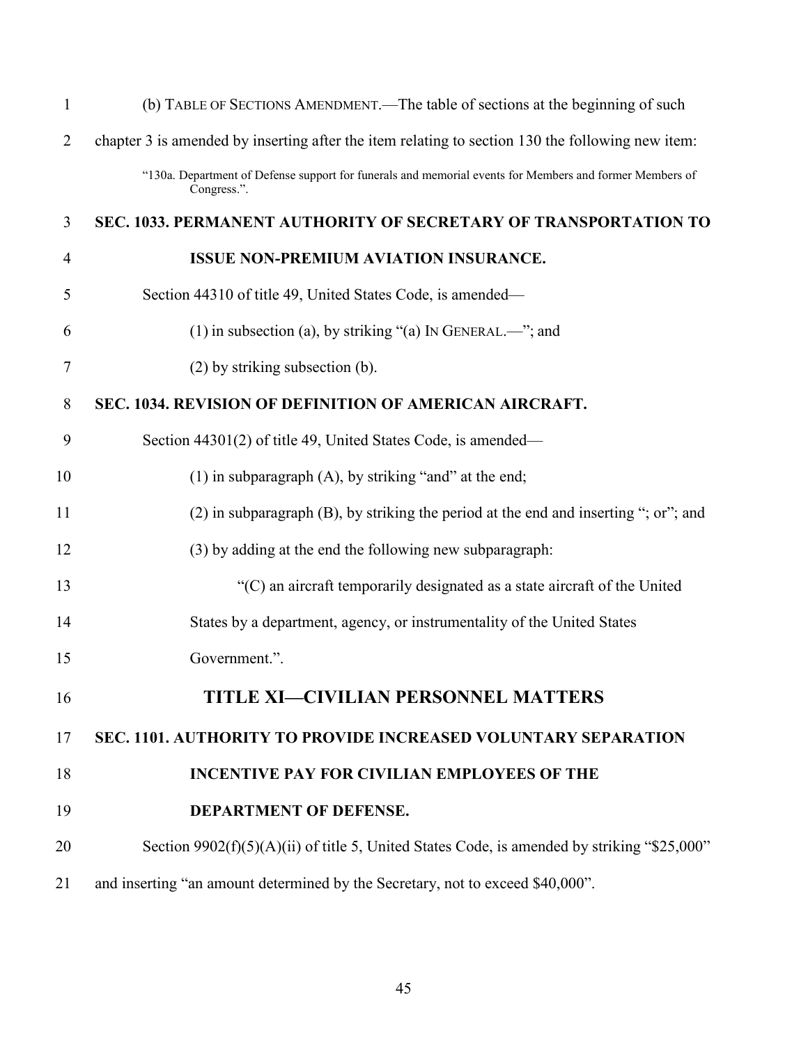(b) TABLE OF SECTIONS AMENDMENT.—The table of sections at the beginning of such chapter 3 is amended by inserting after the item relating to section 130 the following new item:

"130a. Department of Defense support for funerals and memorial events for Members and former Members of Congress.".

**SEC. 1033. PERMANENT AUTHORITY OF SECRETARY OF TRANSPORTATION TO ISSUE NON-PREMIUM AVIATION INSURANCE.**

Section 44310 of title 49, United States Code, is amended—

(1) in subsection (a), by striking "(a) IN GENERAL.—"; and

(2) by striking subsection (b).

**SEC. 1034. REVISION OF DEFINITION OF AMERICAN AIRCRAFT.**

Section 44301(2) of title 49, United States Code, is amended—

(1) in subparagraph (A), by striking "and" at the end;

(2) in subparagraph (B), by striking the period at the end and inserting "; or"; and

(3) by adding at the end the following new subparagraph:

"(C) an aircraft temporarily designated as a state aircraft of the United States by a department, agency, or instrumentality of the United States Government.".

## TITLE XI—CIVILIAN PERSONNEL MATTERS

**SEC. 1101. AUTHORITY TO PROVIDE INCREASED VOLUNTARY SEPARATION INCENTIVE PAY FOR CIVILIAN EMPLOYEES OF THE DEPARTMENT OF DEFENSE.**

Section 9902(f)(5)(A)(ii) of title 5, United States Code, is amended by striking "$25,000" and inserting "an amount determined by the Secretary, not to exceed $40,000".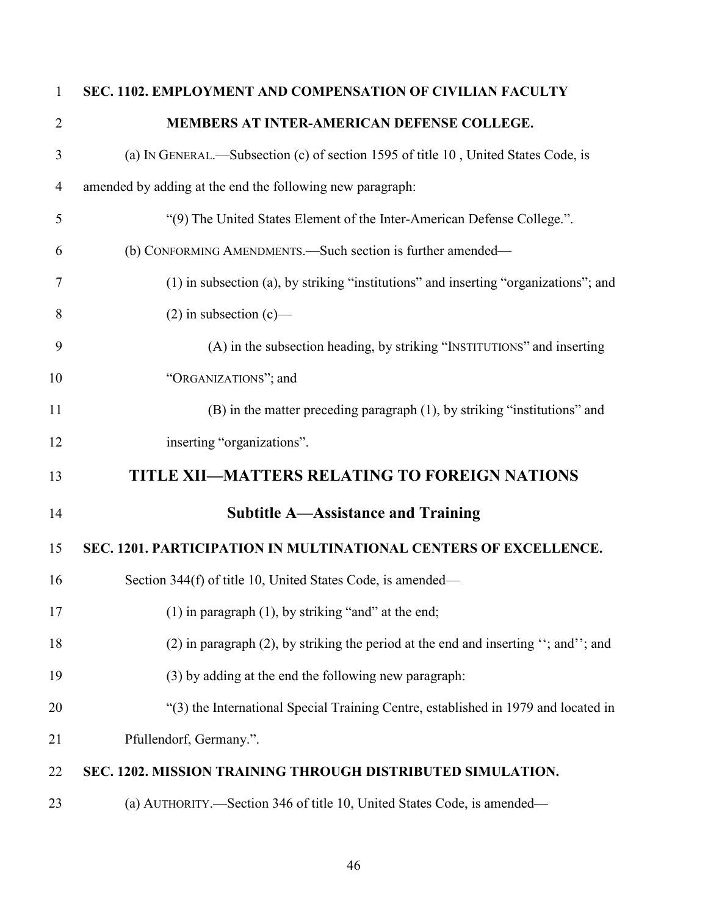**SEC. 1102. EMPLOYMENT AND COMPENSATION OF CIVILIAN FACULTY MEMBERS AT INTER-AMERICAN DEFENSE COLLEGE.**

(a) IN GENERAL.—Subsection (c) of section 1595 of title 10 , United States Code, is amended by adding at the end the following new paragraph:

"(9) The United States Element of the Inter-American Defense College.".

(b) CONFORMING AMENDMENTS.—Such section is further amended—

(1) in subsection (a), by striking "institutions" and inserting "organizations"; and

(2) in subsection (c)—

(A) in the subsection heading, by striking "INSTITUTIONS" and inserting "ORGANIZATIONS"; and

(B) in the matter preceding paragraph (1), by striking "institutions" and inserting "organizations".

# TITLE XII—MATTERS RELATING TO FOREIGN NATIONS

## Subtitle A—Assistance and Training

**SEC. 1201. PARTICIPATION IN MULTINATIONAL CENTERS OF EXCELLENCE.**

Section 344(f) of title 10, United States Code, is amended—

(1) in paragraph (1), by striking "and" at the end;

(2) in paragraph (2), by striking the period at the end and inserting ''; and''; and

(3) by adding at the end the following new paragraph:

"(3) the International Special Training Centre, established in 1979 and located in Pfullendorf, Germany.".

**SEC. 1202. MISSION TRAINING THROUGH DISTRIBUTED SIMULATION.**

(a) AUTHORITY.—Section 346 of title 10, United States Code, is amended—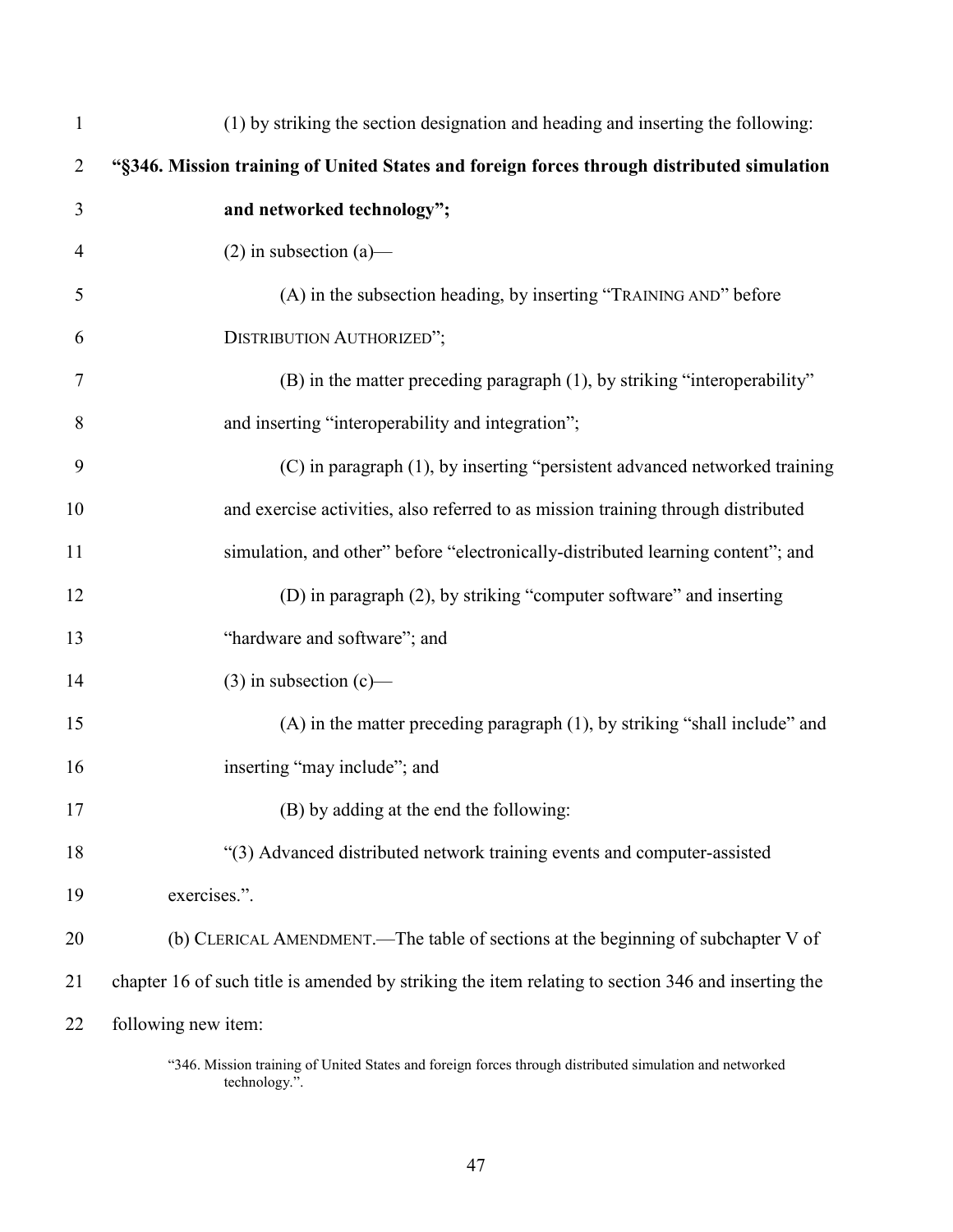(1) by striking the section designation and heading and inserting the following:

**"§346. Mission training of United States and foreign forces through distributed simulation and networked technology";**

(2) in subsection (a)—

(A) in the subsection heading, by inserting "TRAINING AND" before DISTRIBUTION AUTHORIZED";

(B) in the matter preceding paragraph (1), by striking "interoperability" and inserting "interoperability and integration";

(C) in paragraph (1), by inserting "persistent advanced networked training and exercise activities, also referred to as mission training through distributed simulation, and other" before "electronically-distributed learning content"; and

(D) in paragraph (2), by striking "computer software" and inserting "hardware and software"; and

(3) in subsection (c)—

(A) in the matter preceding paragraph (1), by striking "shall include" and inserting "may include"; and

(B) by adding at the end the following:

"(3) Advanced distributed network training events and computer-assisted exercises.".

(b) CLERICAL AMENDMENT.—The table of sections at the beginning of subchapter V of chapter 16 of such title is amended by striking the item relating to section 346 and inserting the following new item:

"346. Mission training of United States and foreign forces through distributed simulation and networked technology.".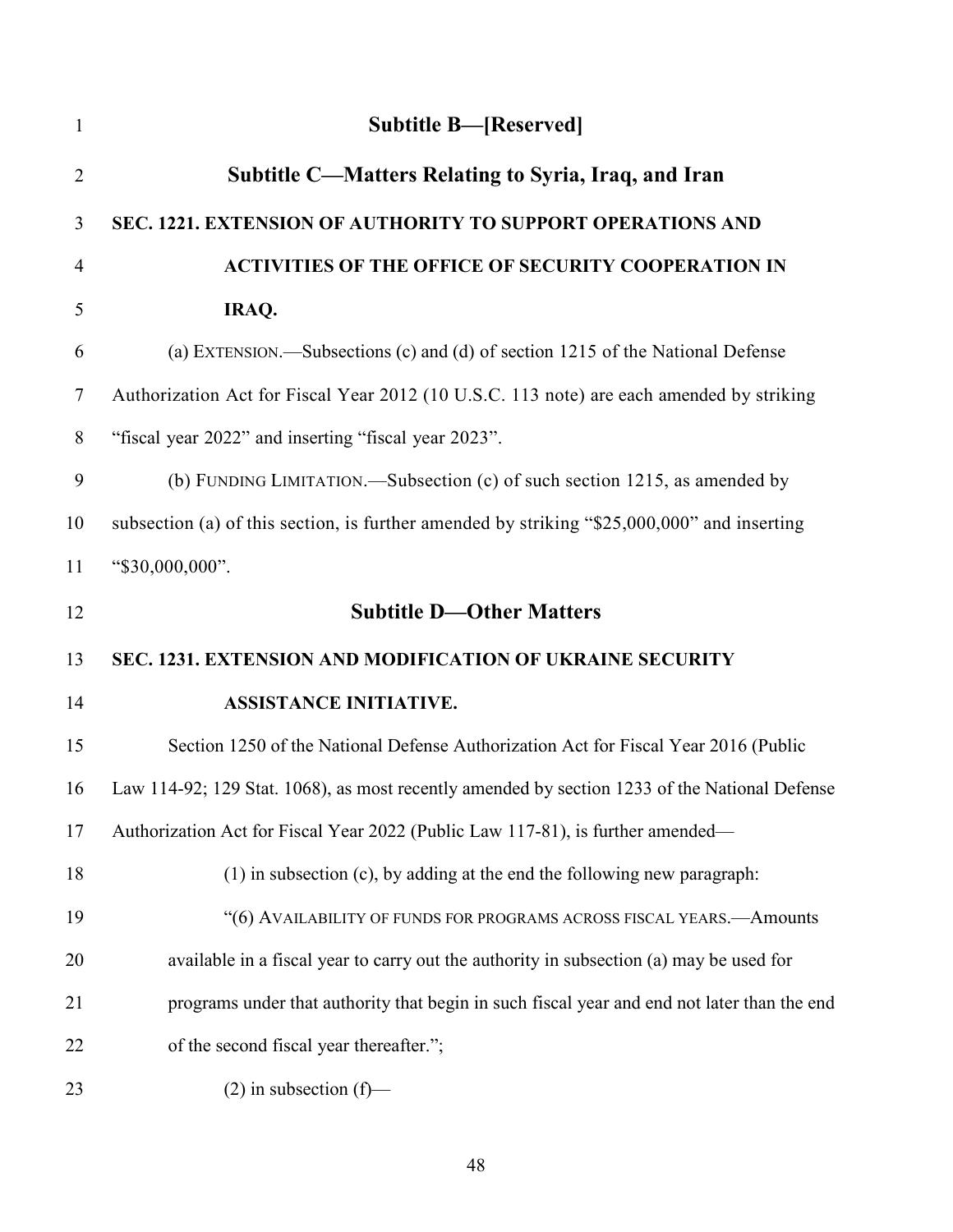## Subtitle B—[Reserved]

## Subtitle C—Matters Relating to Syria, Iraq, and Iran

**SEC. 1221. EXTENSION OF AUTHORITY TO SUPPORT OPERATIONS AND ACTIVITIES OF THE OFFICE OF SECURITY COOPERATION IN IRAQ.**

(a) EXTENSION.—Subsections (c) and (d) of section 1215 of the National Defense Authorization Act for Fiscal Year 2012 (10 U.S.C. 113 note) are each amended by striking "fiscal year 2022" and inserting "fiscal year 2023".

(b) FUNDING LIMITATION.—Subsection (c) of such section 1215, as amended by subsection (a) of this section, is further amended by striking "$25,000,000" and inserting "$30,000,000".

## Subtitle D—Other Matters

**SEC. 1231. EXTENSION AND MODIFICATION OF UKRAINE SECURITY ASSISTANCE INITIATIVE.**

Section 1250 of the National Defense Authorization Act for Fiscal Year 2016 (Public Law 114-92; 129 Stat. 1068), as most recently amended by section 1233 of the National Defense Authorization Act for Fiscal Year 2022 (Public Law 117-81), is further amended—

(1) in subsection (c), by adding at the end the following new paragraph:

"(6) AVAILABILITY OF FUNDS FOR PROGRAMS ACROSS FISCAL YEARS.—Amounts available in a fiscal year to carry out the authority in subsection (a) may be used for programs under that authority that begin in such fiscal year and end not later than the end of the second fiscal year thereafter.";

(2) in subsection (f)—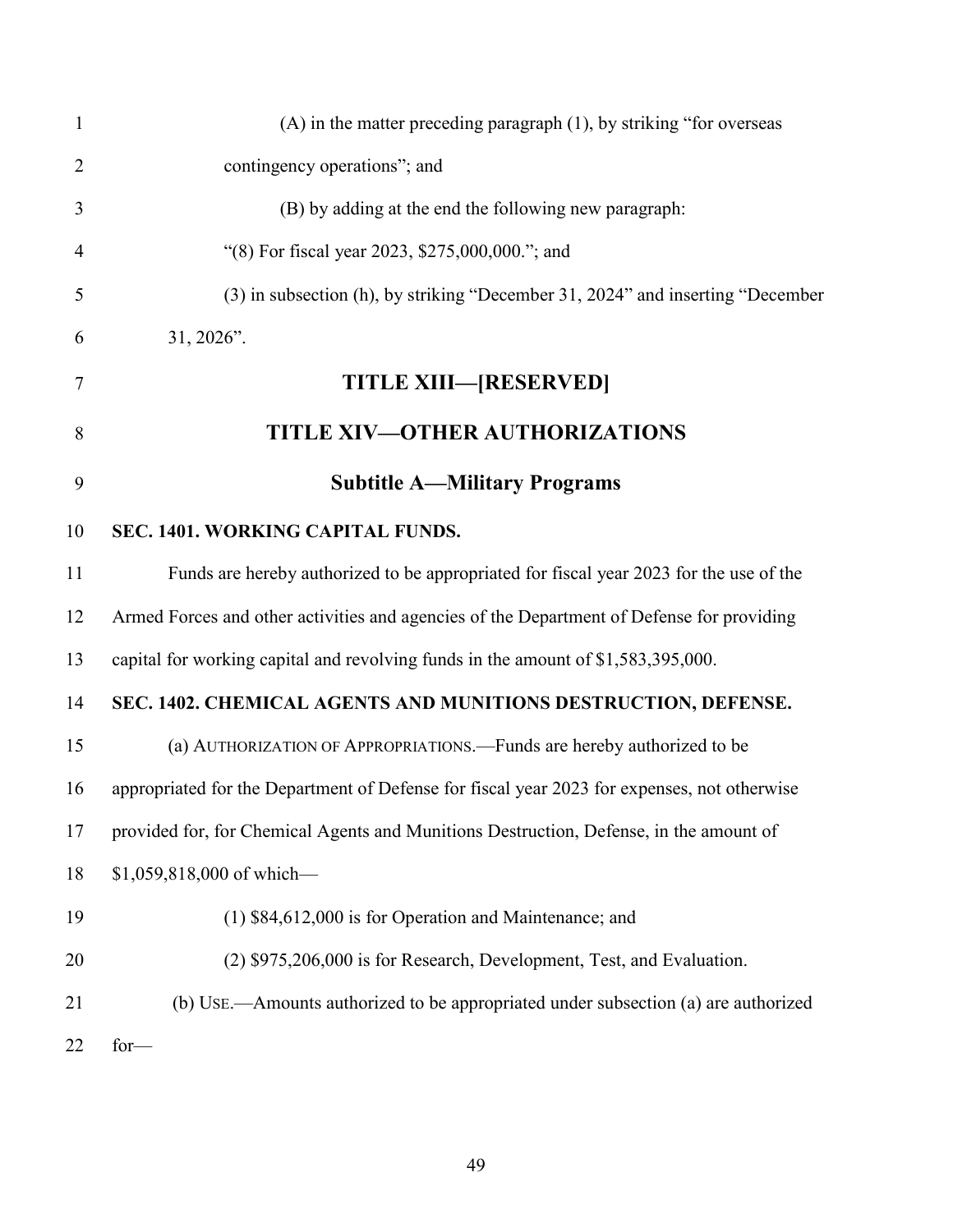(A) in the matter preceding paragraph (1), by striking "for overseas contingency operations"; and

(B) by adding at the end the following new paragraph:

"(8) For fiscal year 2023, $275,000,000."; and

(3) in subsection (h), by striking "December 31, 2024" and inserting "December 31, 2026".

# TITLE XIII—[RESERVED]

# TITLE XIV—OTHER AUTHORIZATIONS

## Subtitle A—Military Programs

**SEC. 1401. WORKING CAPITAL FUNDS.**

Funds are hereby authorized to be appropriated for fiscal year 2023 for the use of the Armed Forces and other activities and agencies of the Department of Defense for providing capital for working capital and revolving funds in the amount of $1,583,395,000.

**SEC. 1402. CHEMICAL AGENTS AND MUNITIONS DESTRUCTION, DEFENSE.**

(a) AUTHORIZATION OF APPROPRIATIONS.—Funds are hereby authorized to be appropriated for the Department of Defense for fiscal year 2023 for expenses, not otherwise provided for, for Chemical Agents and Munitions Destruction, Defense, in the amount of $1,059,818,000 of which—

(1) $84,612,000 is for Operation and Maintenance; and

(2) $975,206,000 is for Research, Development, Test, and Evaluation.

(b) USE.—Amounts authorized to be appropriated under subsection (a) are authorized for—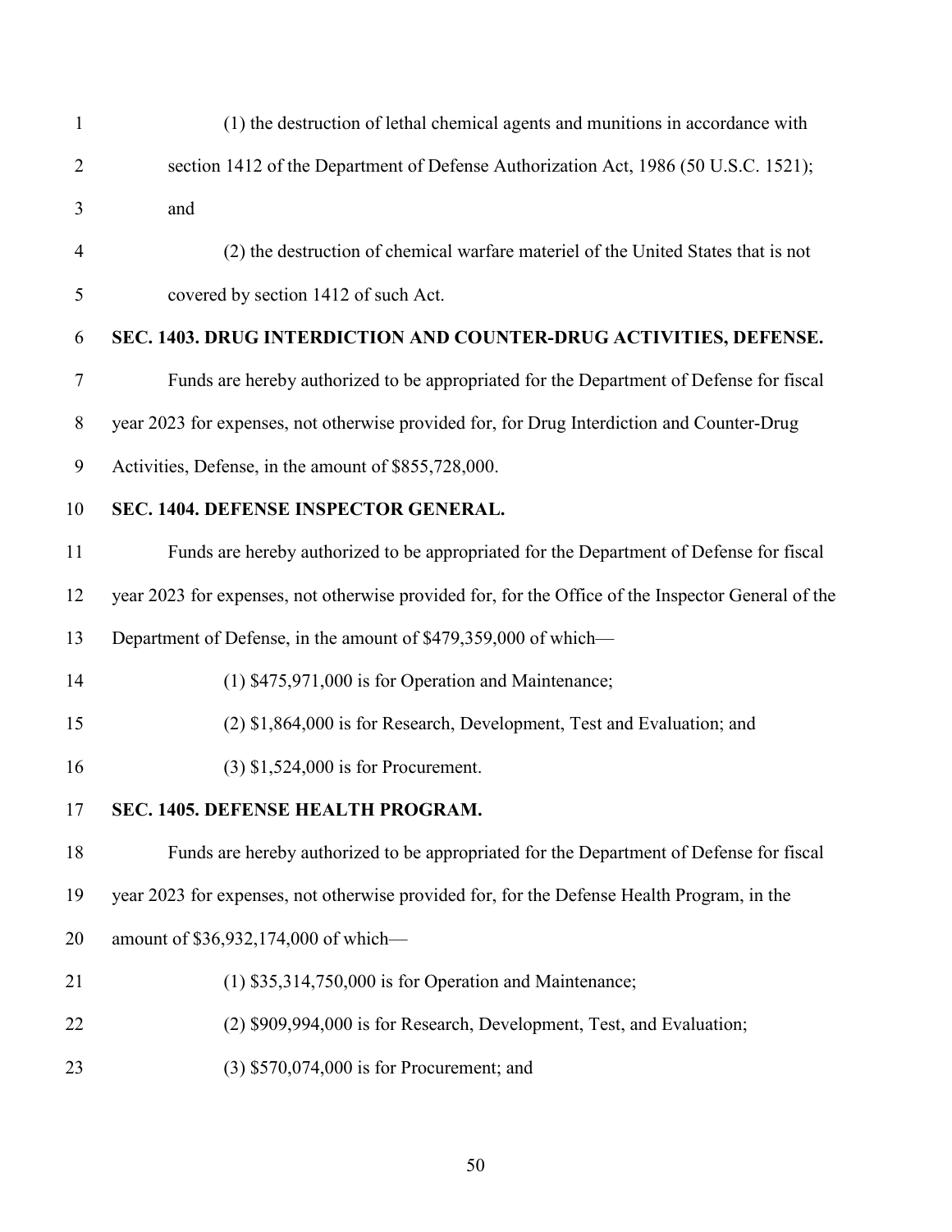(1) the destruction of lethal chemical agents and munitions in accordance with section 1412 of the Department of Defense Authorization Act, 1986 (50 U.S.C. 1521); and

(2) the destruction of chemical warfare materiel of the United States that is not covered by section 1412 of such Act.

**SEC. 1403. DRUG INTERDICTION AND COUNTER-DRUG ACTIVITIES, DEFENSE.**

Funds are hereby authorized to be appropriated for the Department of Defense for fiscal year 2023 for expenses, not otherwise provided for, for Drug Interdiction and Counter-Drug Activities, Defense, in the amount of $855,728,000.

**SEC. 1404. DEFENSE INSPECTOR GENERAL.**

Funds are hereby authorized to be appropriated for the Department of Defense for fiscal year 2023 for expenses, not otherwise provided for, for the Office of the Inspector General of the Department of Defense, in the amount of $479,359,000 of which—

(1) $475,971,000 is for Operation and Maintenance;

(2) $1,864,000 is for Research, Development, Test and Evaluation; and

(3) $1,524,000 is for Procurement.

**SEC. 1405. DEFENSE HEALTH PROGRAM.**

Funds are hereby authorized to be appropriated for the Department of Defense for fiscal year 2023 for expenses, not otherwise provided for, for the Defense Health Program, in the amount of $36,932,174,000 of which—

(1) $35,314,750,000 is for Operation and Maintenance;

(2) $909,994,000 is for Research, Development, Test, and Evaluation;

(3) $570,074,000 is for Procurement; and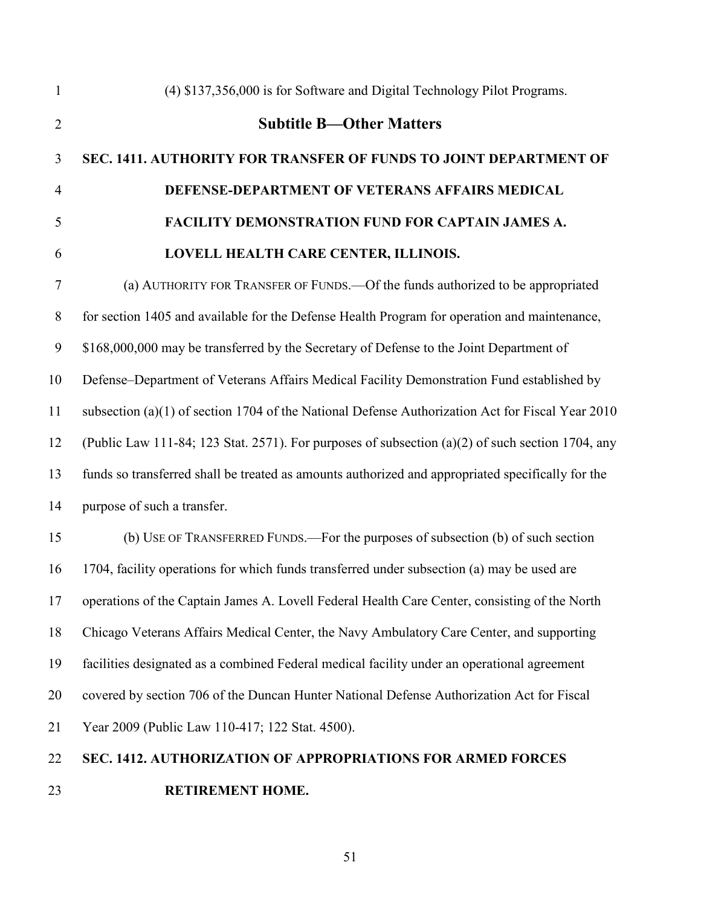(4) $137,356,000 is for Software and Digital Technology Pilot Programs.

## Subtitle B—Other Matters

### SEC. 1411. AUTHORITY FOR TRANSFER OF FUNDS TO JOINT DEPARTMENT OF DEFENSE-DEPARTMENT OF VETERANS AFFAIRS MEDICAL FACILITY DEMONSTRATION FUND FOR CAPTAIN JAMES A. LOVELL HEALTH CARE CENTER, ILLINOIS.

(a) AUTHORITY FOR TRANSFER OF FUNDS.—Of the funds authorized to be appropriated for section 1405 and available for the Defense Health Program for operation and maintenance, $168,000,000 may be transferred by the Secretary of Defense to the Joint Department of Defense–Department of Veterans Affairs Medical Facility Demonstration Fund established by subsection (a)(1) of section 1704 of the National Defense Authorization Act for Fiscal Year 2010 (Public Law 111-84; 123 Stat. 2571). For purposes of subsection (a)(2) of such section 1704, any funds so transferred shall be treated as amounts authorized and appropriated specifically for the purpose of such a transfer.

(b) USE OF TRANSFERRED FUNDS.—For the purposes of subsection (b) of such section 1704, facility operations for which funds transferred under subsection (a) may be used are operations of the Captain James A. Lovell Federal Health Care Center, consisting of the North Chicago Veterans Affairs Medical Center, the Navy Ambulatory Care Center, and supporting facilities designated as a combined Federal medical facility under an operational agreement covered by section 706 of the Duncan Hunter National Defense Authorization Act for Fiscal Year 2009 (Public Law 110-417; 122 Stat. 4500).

### SEC. 1412. AUTHORIZATION OF APPROPRIATIONS FOR ARMED FORCES RETIREMENT HOME.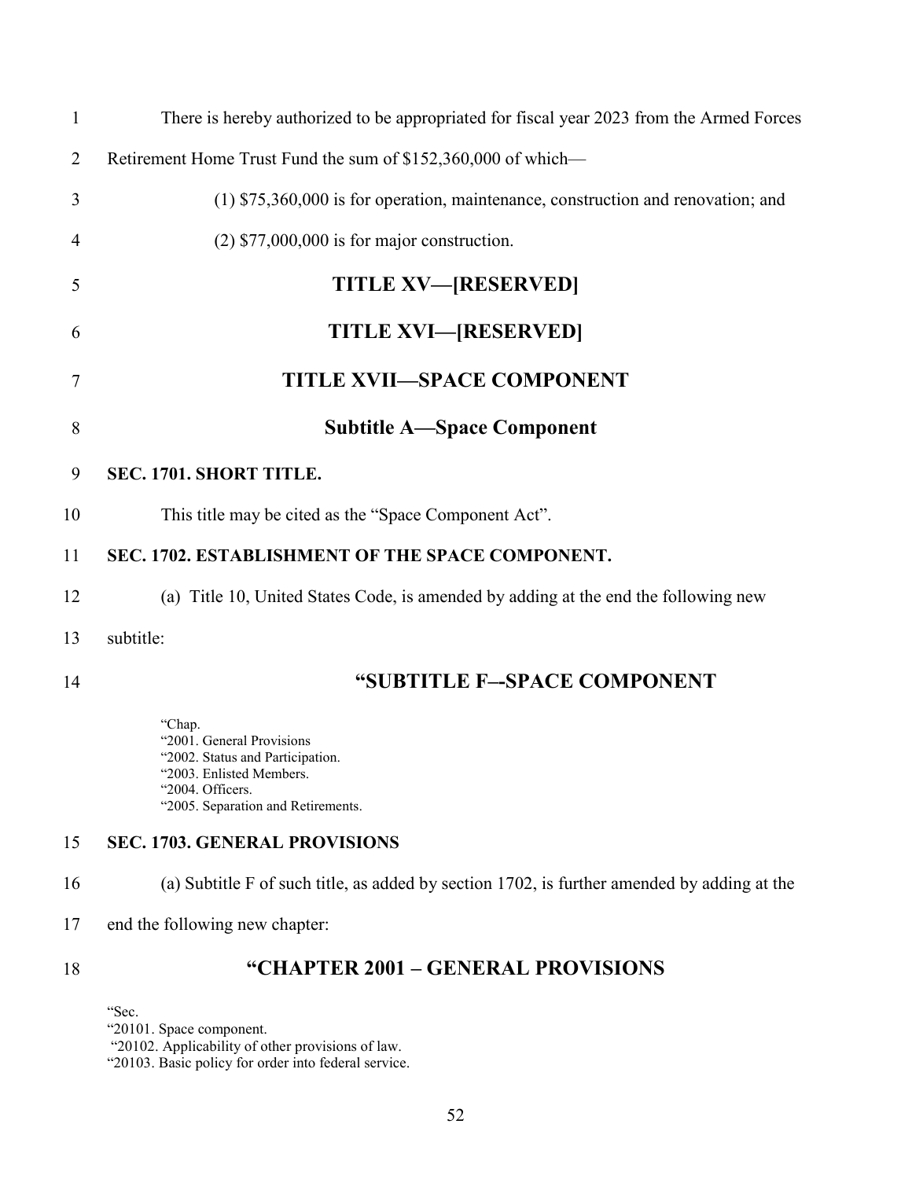There is hereby authorized to be appropriated for fiscal year 2023 from the Armed Forces Retirement Home Trust Fund the sum of $152,360,000 of which—

(1) $75,360,000 is for operation, maintenance, construction and renovation; and

(2) $77,000,000 is for major construction.

# TITLE XV—[RESERVED]

# TITLE XVI—[RESERVED]

# TITLE XVII—SPACE COMPONENT

## Subtitle A—Space Component

**SEC. 1701. SHORT TITLE.**

This title may be cited as the "Space Component Act".

**SEC. 1702. ESTABLISHMENT OF THE SPACE COMPONENT.**

(a) Title 10, United States Code, is amended by adding at the end the following new subtitle:

## "SUBTITLE F--SPACE COMPONENT

"Chap.
"2001. General Provisions
"2002. Status and Participation.
"2003. Enlisted Members.
"2004. Officers.
"2005. Separation and Retirements.

**SEC. 1703. GENERAL PROVISIONS**

(a) Subtitle F of such title, as added by section 1702, is further amended by adding at the end the following new chapter:

## "CHAPTER 2001 – GENERAL PROVISIONS

"Sec.
"20101. Space component.
"20102. Applicability of other provisions of law.
"20103. Basic policy for order into federal service.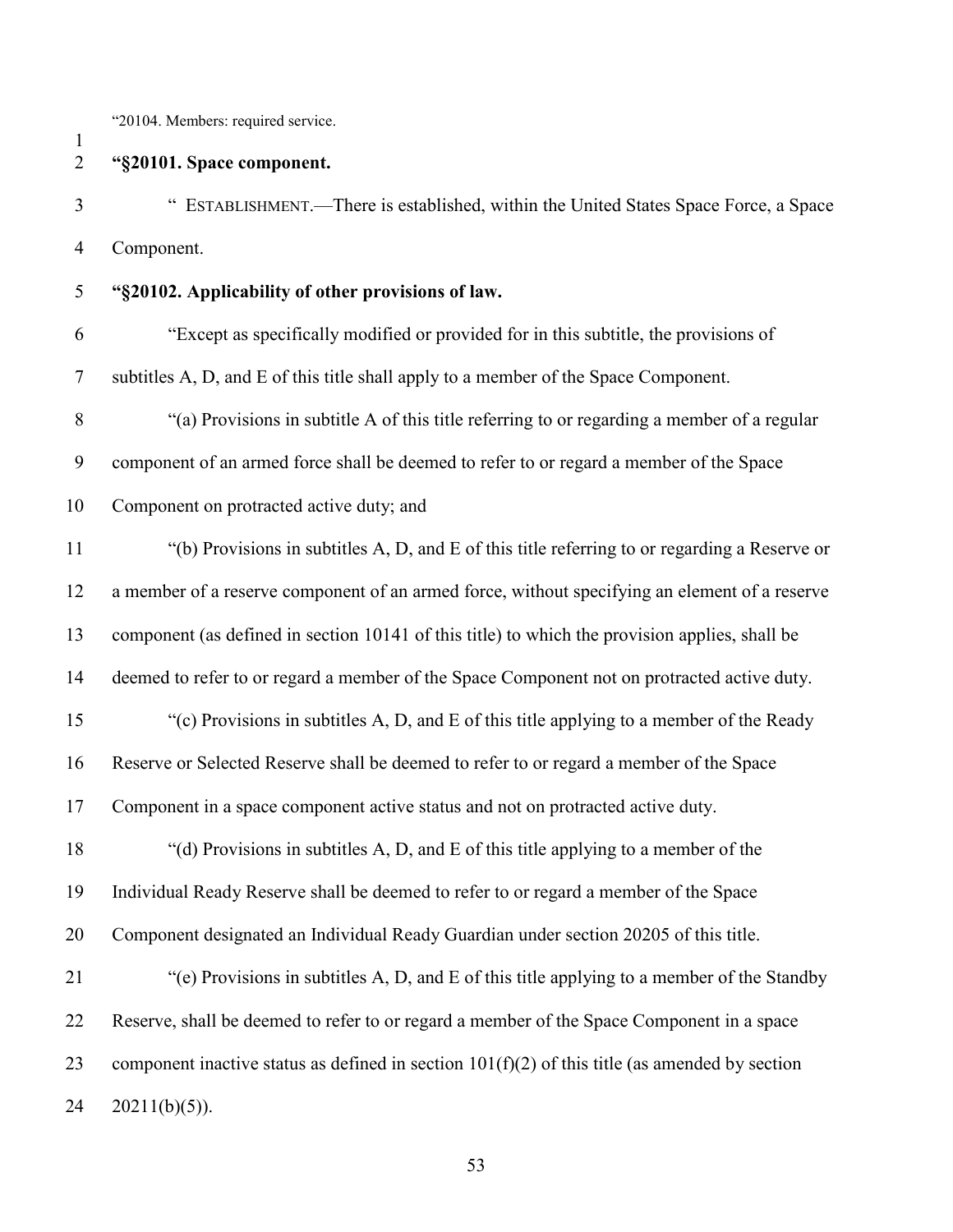"20104. Members: required service.

**"§20101. Space component.**

" ESTABLISHMENT.—There is established, within the United States Space Force, a Space Component.

**"§20102. Applicability of other provisions of law.**

"Except as specifically modified or provided for in this subtitle, the provisions of subtitles A, D, and E of this title shall apply to a member of the Space Component.

"(a) Provisions in subtitle A of this title referring to or regarding a member of a regular component of an armed force shall be deemed to refer to or regard a member of the Space Component on protracted active duty; and

"(b) Provisions in subtitles A, D, and E of this title referring to or regarding a Reserve or a member of a reserve component of an armed force, without specifying an element of a reserve component (as defined in section 10141 of this title) to which the provision applies, shall be deemed to refer to or regard a member of the Space Component not on protracted active duty.

"(c) Provisions in subtitles A, D, and E of this title applying to a member of the Ready Reserve or Selected Reserve shall be deemed to refer to or regard a member of the Space Component in a space component active status and not on protracted active duty.

"(d) Provisions in subtitles A, D, and E of this title applying to a member of the Individual Ready Reserve shall be deemed to refer to or regard a member of the Space Component designated an Individual Ready Guardian under section 20205 of this title.

"(e) Provisions in subtitles A, D, and E of this title applying to a member of the Standby Reserve, shall be deemed to refer to or regard a member of the Space Component in a space component inactive status as defined in section 101(f)(2) of this title (as amended by section 20211(b)(5)).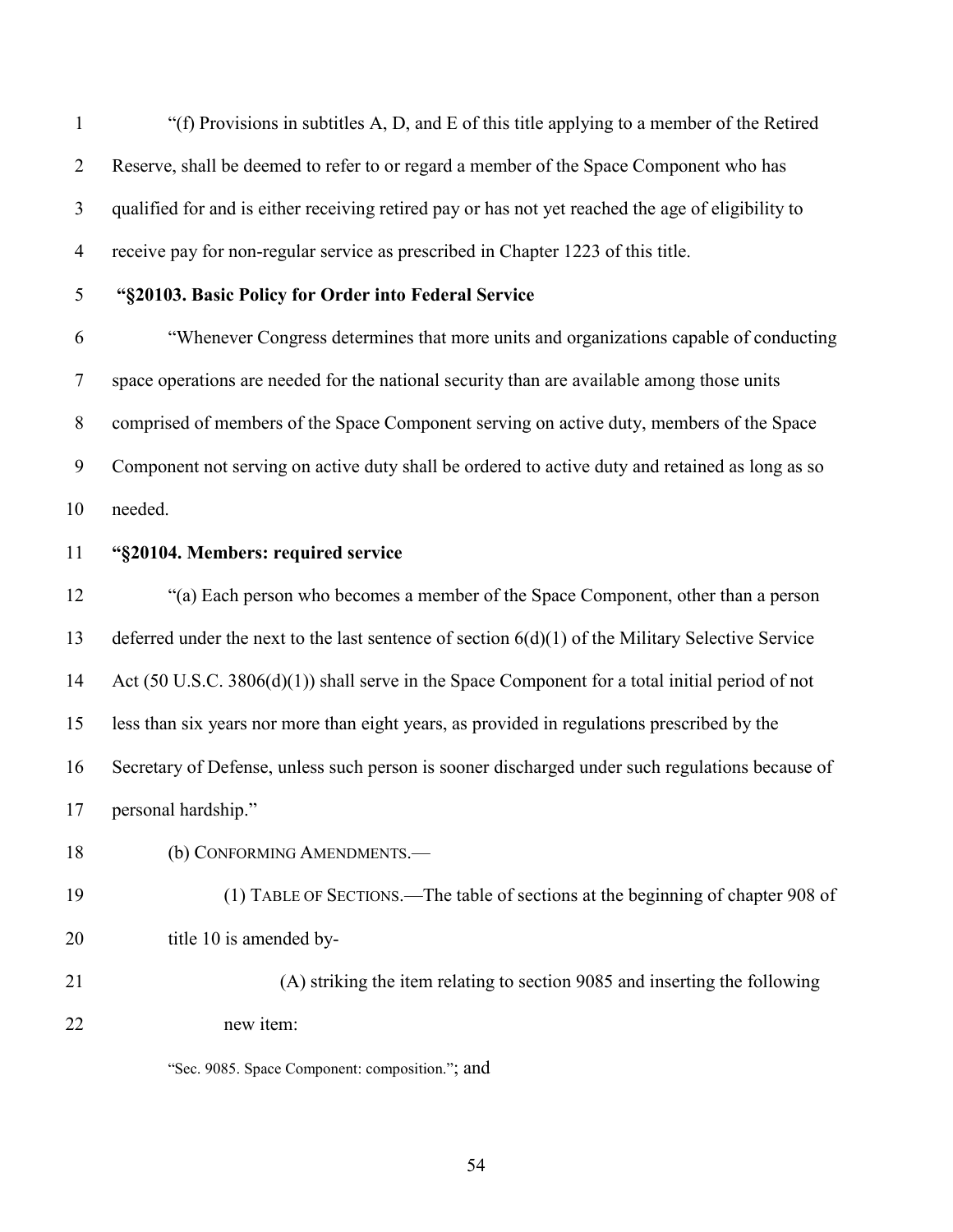"(f) Provisions in subtitles A, D, and E of this title applying to a member of the Retired Reserve, shall be deemed to refer to or regard a member of the Space Component who has qualified for and is either receiving retired pay or has not yet reached the age of eligibility to receive pay for non-regular service as prescribed in Chapter 1223 of this title.

**"§20103. Basic Policy for Order into Federal Service**

"Whenever Congress determines that more units and organizations capable of conducting space operations are needed for the national security than are available among those units comprised of members of the Space Component serving on active duty, members of the Space Component not serving on active duty shall be ordered to active duty and retained as long as so needed.

**"§20104. Members: required service**

"(a) Each person who becomes a member of the Space Component, other than a person deferred under the next to the last sentence of section 6(d)(1) of the Military Selective Service Act (50 U.S.C. 3806(d)(1)) shall serve in the Space Component for a total initial period of not less than six years nor more than eight years, as provided in regulations prescribed by the Secretary of Defense, unless such person is sooner discharged under such regulations because of personal hardship."

(b) CONFORMING AMENDMENTS.—

(1) TABLE OF SECTIONS.—The table of sections at the beginning of chapter 908 of title 10 is amended by-

(A) striking the item relating to section 9085 and inserting the following new item:

"Sec. 9085. Space Component: composition."; and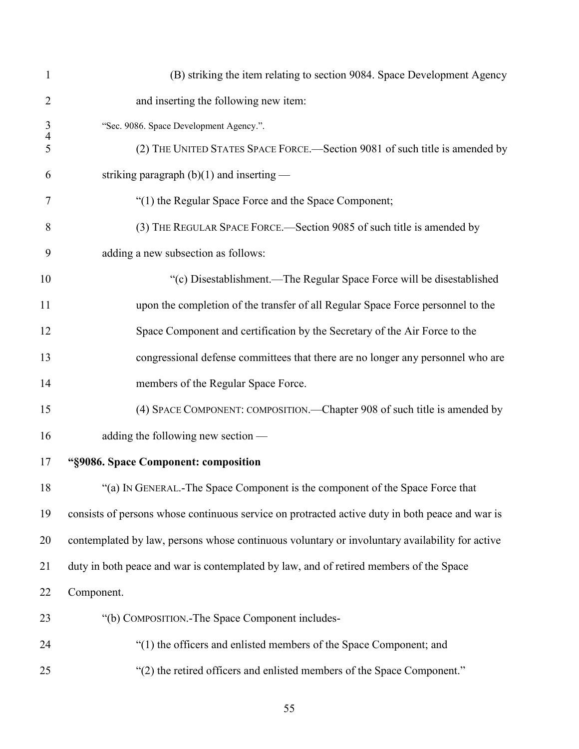(B) striking the item relating to section 9084. Space Development Agency and inserting the following new item:

"Sec. 9086. Space Development Agency.".

(2) THE UNITED STATES SPACE FORCE.—Section 9081 of such title is amended by striking paragraph (b)(1) and inserting —

"(1) the Regular Space Force and the Space Component;

(3) THE REGULAR SPACE FORCE.—Section 9085 of such title is amended by adding a new subsection as follows:

"(c) Disestablishment.—The Regular Space Force will be disestablished upon the completion of the transfer of all Regular Space Force personnel to the Space Component and certification by the Secretary of the Air Force to the congressional defense committees that there are no longer any personnel who are members of the Regular Space Force.

(4) SPACE COMPONENT: COMPOSITION.—Chapter 908 of such title is amended by adding the following new section —

**"§9086. Space Component: composition**

"(a) IN GENERAL.-The Space Component is the component of the Space Force that consists of persons whose continuous service on protracted active duty in both peace and war is contemplated by law, persons whose continuous voluntary or involuntary availability for active duty in both peace and war is contemplated by law, and of retired members of the Space Component.

"(b) COMPOSITION.-The Space Component includes-

"(1) the officers and enlisted members of the Space Component; and

"(2) the retired officers and enlisted members of the Space Component."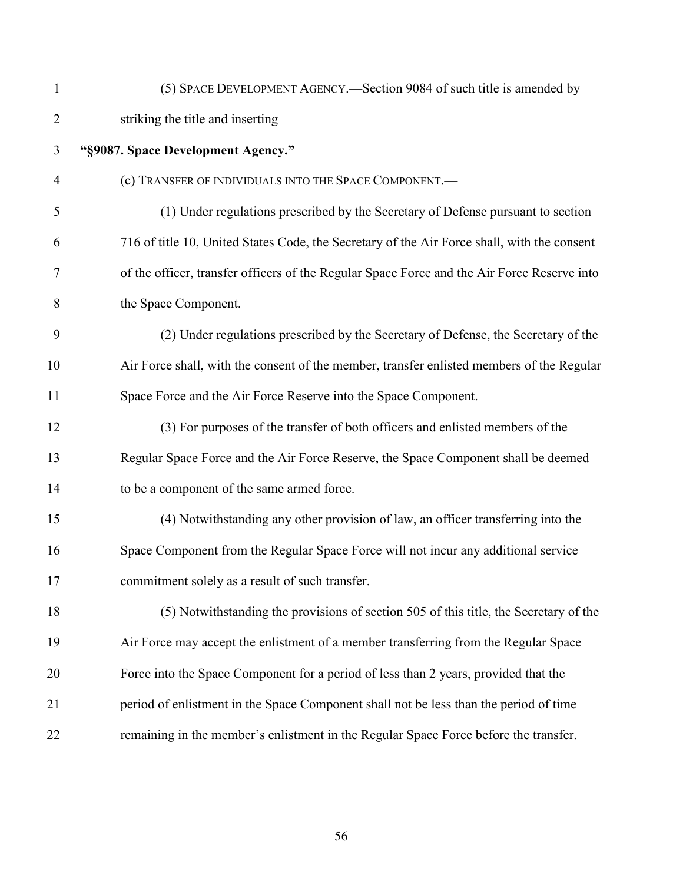(5) SPACE DEVELOPMENT AGENCY.—Section 9084 of such title is amended by striking the title and inserting—

**"§9087. Space Development Agency."**

(c) TRANSFER OF INDIVIDUALS INTO THE SPACE COMPONENT.—

(1) Under regulations prescribed by the Secretary of Defense pursuant to section 716 of title 10, United States Code, the Secretary of the Air Force shall, with the consent of the officer, transfer officers of the Regular Space Force and the Air Force Reserve into the Space Component.

(2) Under regulations prescribed by the Secretary of Defense, the Secretary of the Air Force shall, with the consent of the member, transfer enlisted members of the Regular Space Force and the Air Force Reserve into the Space Component.

(3) For purposes of the transfer of both officers and enlisted members of the Regular Space Force and the Air Force Reserve, the Space Component shall be deemed to be a component of the same armed force.

(4) Notwithstanding any other provision of law, an officer transferring into the Space Component from the Regular Space Force will not incur any additional service commitment solely as a result of such transfer.

(5) Notwithstanding the provisions of section 505 of this title, the Secretary of the Air Force may accept the enlistment of a member transferring from the Regular Space Force into the Space Component for a period of less than 2 years, provided that the period of enlistment in the Space Component shall not be less than the period of time remaining in the member's enlistment in the Regular Space Force before the transfer.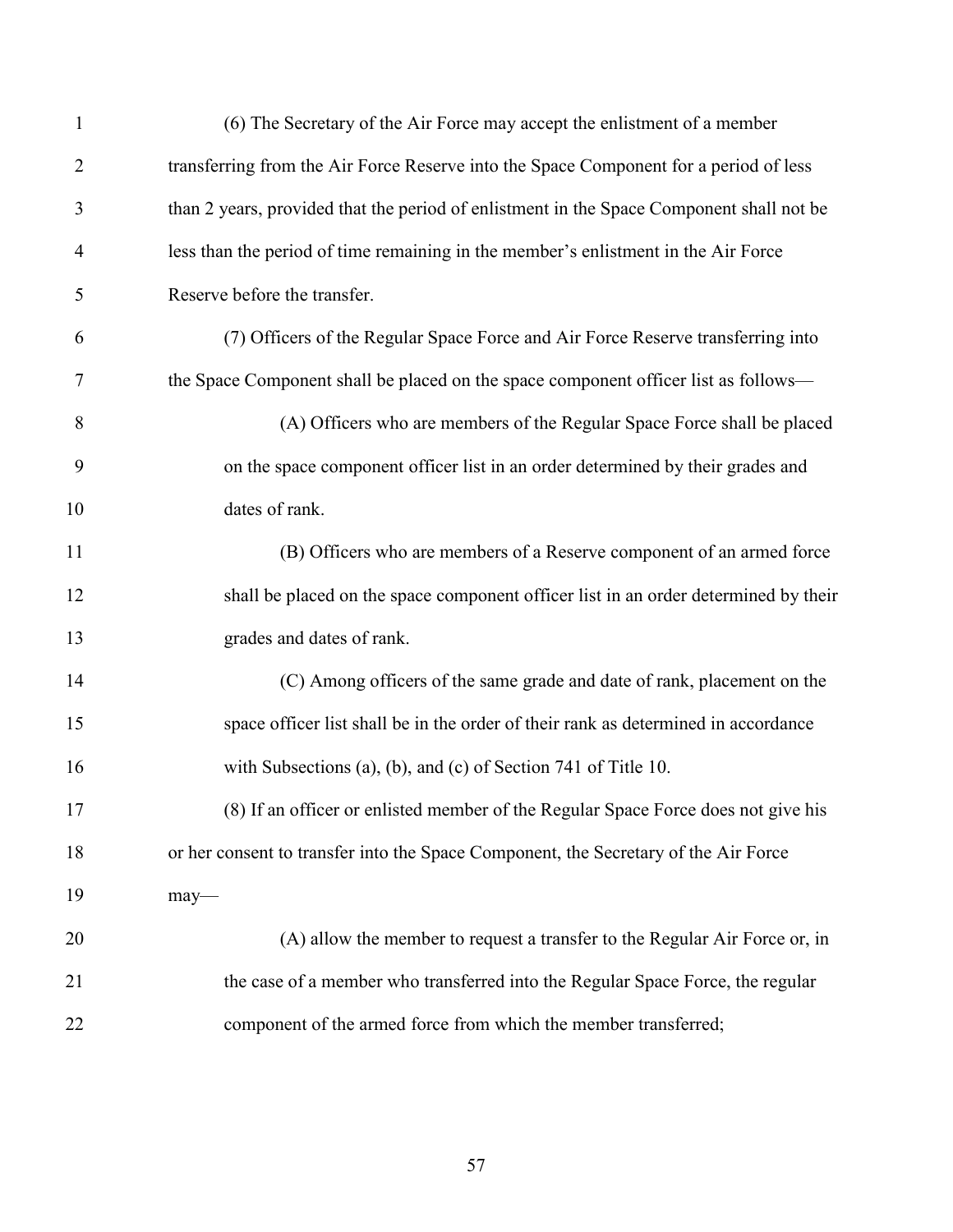(6) The Secretary of the Air Force may accept the enlistment of a member transferring from the Air Force Reserve into the Space Component for a period of less than 2 years, provided that the period of enlistment in the Space Component shall not be less than the period of time remaining in the member's enlistment in the Air Force Reserve before the transfer.

(7) Officers of the Regular Space Force and Air Force Reserve transferring into the Space Component shall be placed on the space component officer list as follows—

(A) Officers who are members of the Regular Space Force shall be placed on the space component officer list in an order determined by their grades and dates of rank.

(B) Officers who are members of a Reserve component of an armed force shall be placed on the space component officer list in an order determined by their grades and dates of rank.

(C) Among officers of the same grade and date of rank, placement on the space officer list shall be in the order of their rank as determined in accordance with Subsections (a), (b), and (c) of Section 741 of Title 10.

(8) If an officer or enlisted member of the Regular Space Force does not give his or her consent to transfer into the Space Component, the Secretary of the Air Force may—

(A) allow the member to request a transfer to the Regular Air Force or, in the case of a member who transferred into the Regular Space Force, the regular component of the armed force from which the member transferred;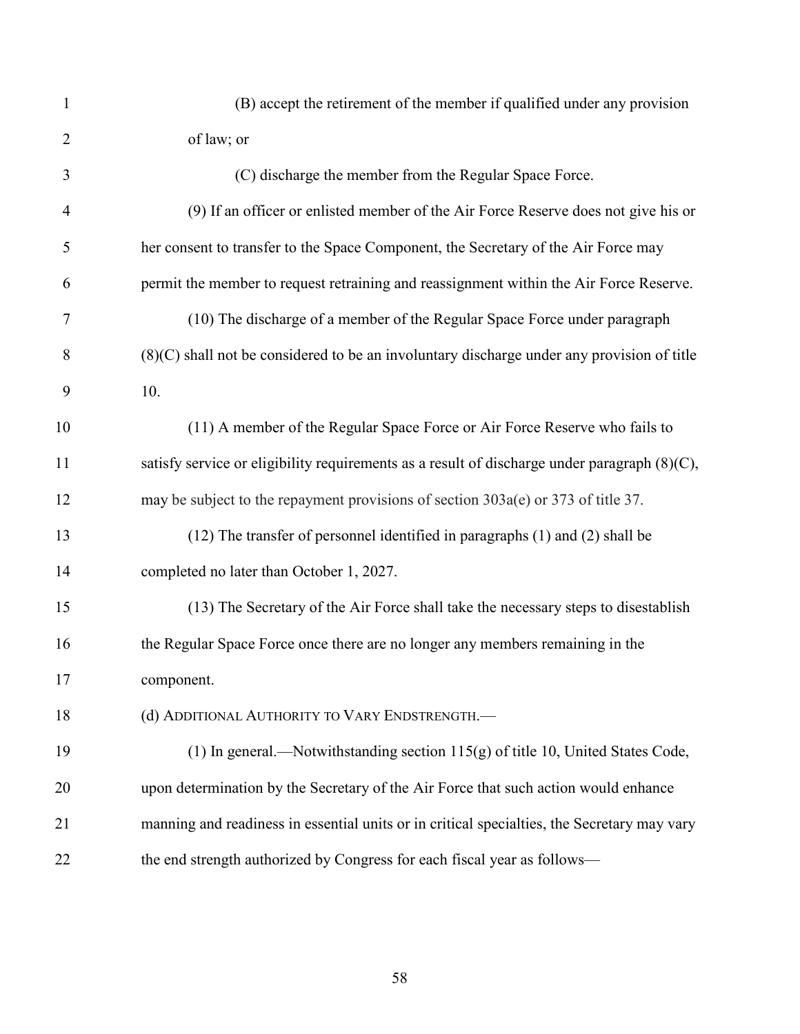(B) accept the retirement of the member if qualified under any provision of law; or

(C) discharge the member from the Regular Space Force.

(9) If an officer or enlisted member of the Air Force Reserve does not give his or her consent to transfer to the Space Component, the Secretary of the Air Force may permit the member to request retraining and reassignment within the Air Force Reserve.

(10) The discharge of a member of the Regular Space Force under paragraph (8)(C) shall not be considered to be an involuntary discharge under any provision of title 10.

(11) A member of the Regular Space Force or Air Force Reserve who fails to satisfy service or eligibility requirements as a result of discharge under paragraph (8)(C), may be subject to the repayment provisions of section 303a(e) or 373 of title 37.

(12) The transfer of personnel identified in paragraphs (1) and (2) shall be completed no later than October 1, 2027.

(13) The Secretary of the Air Force shall take the necessary steps to disestablish the Regular Space Force once there are no longer any members remaining in the component.

(d) ADDITIONAL AUTHORITY TO VARY ENDSTRENGTH.—

(1) In general.—Notwithstanding section 115(g) of title 10, United States Code, upon determination by the Secretary of the Air Force that such action would enhance manning and readiness in essential units or in critical specialties, the Secretary may vary the end strength authorized by Congress for each fiscal year as follows—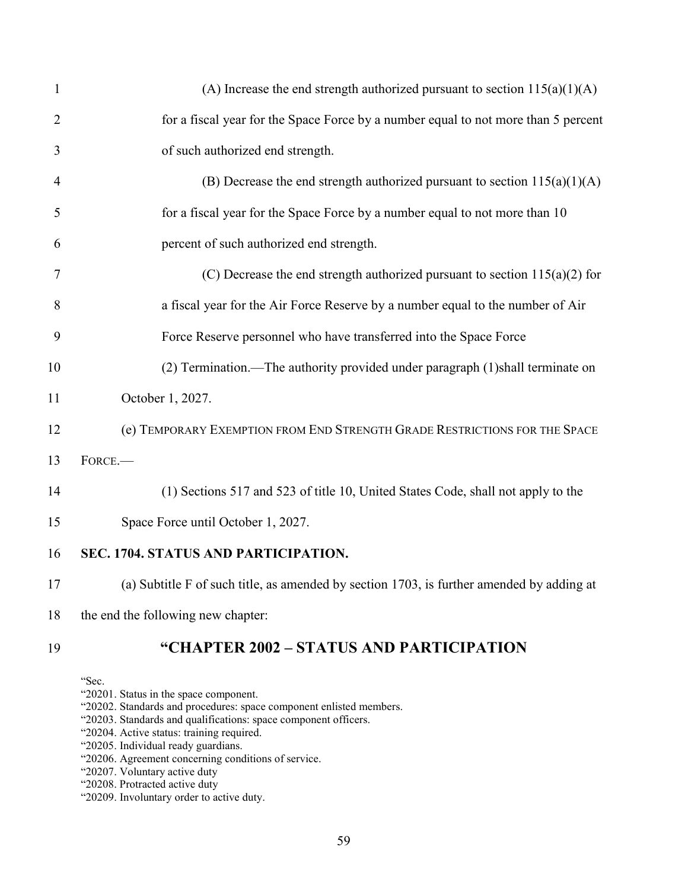(A) Increase the end strength authorized pursuant to section 115(a)(1)(A) for a fiscal year for the Space Force by a number equal to not more than 5 percent of such authorized end strength.

(B) Decrease the end strength authorized pursuant to section 115(a)(1)(A) for a fiscal year for the Space Force by a number equal to not more than 10 percent of such authorized end strength.

(C) Decrease the end strength authorized pursuant to section 115(a)(2) for a fiscal year for the Air Force Reserve by a number equal to the number of Air Force Reserve personnel who have transferred into the Space Force

(2) Termination.—The authority provided under paragraph (1)shall terminate on October 1, 2027.

(e) TEMPORARY EXEMPTION FROM END STRENGTH GRADE RESTRICTIONS FOR THE SPACE FORCE.—

(1) Sections 517 and 523 of title 10, United States Code, shall not apply to the Space Force until October 1, 2027.

**SEC. 1704. STATUS AND PARTICIPATION.**

(a) Subtitle F of such title, as amended by section 1703, is further amended by adding at the end the following new chapter:

## "CHAPTER 2002 – STATUS AND PARTICIPATION

"Sec.
"20201. Status in the space component.
"20202. Standards and procedures: space component enlisted members.
"20203. Standards and qualifications: space component officers.
"20204. Active status: training required.
"20205. Individual ready guardians.
"20206. Agreement concerning conditions of service.
"20207. Voluntary active duty
"20208. Protracted active duty
"20209. Involuntary order to active duty.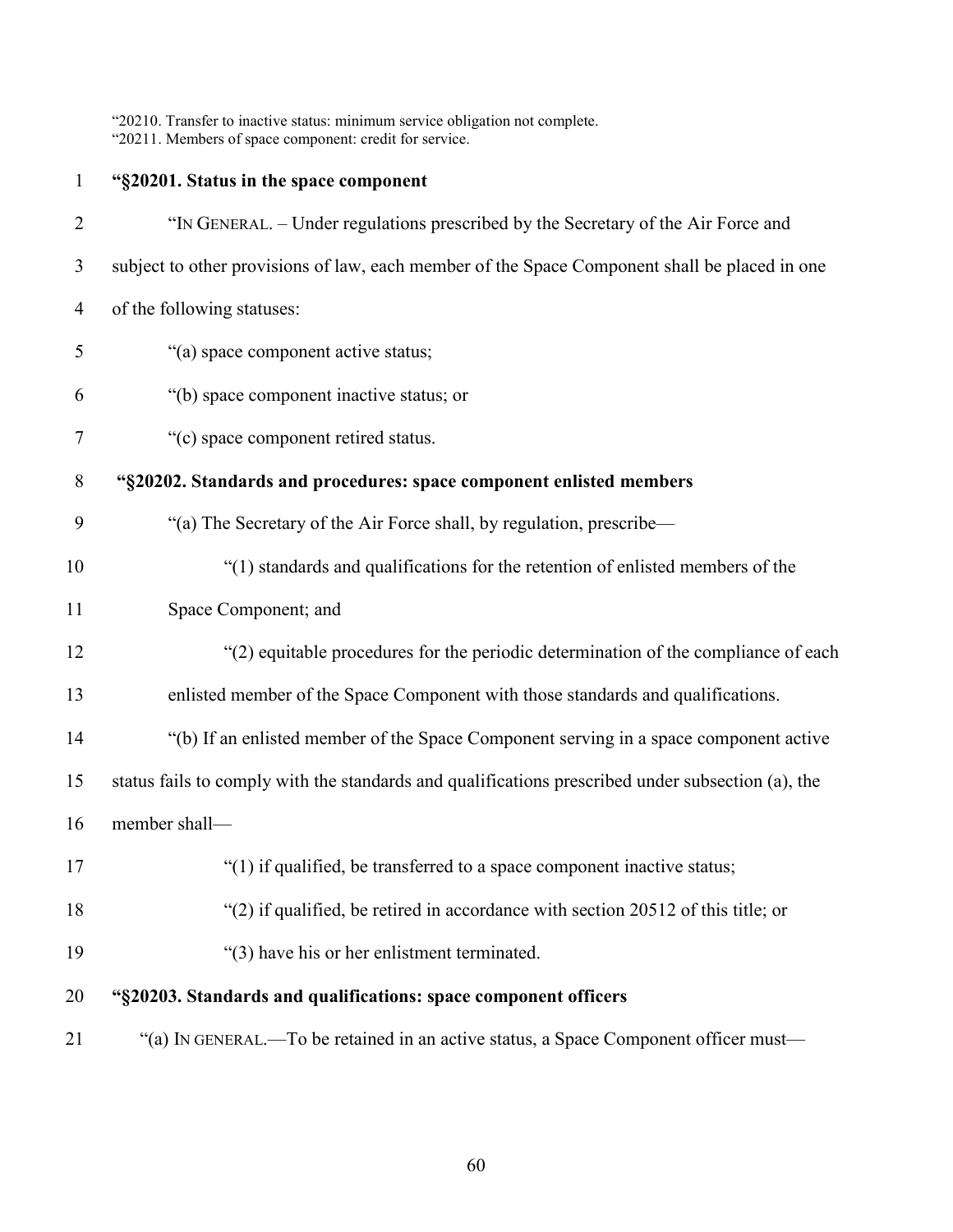"20210. Transfer to inactive status: minimum service obligation not complete.
"20211. Members of space component: credit for service.

**"§20201. Status in the space component**

"IN GENERAL. – Under regulations prescribed by the Secretary of the Air Force and subject to other provisions of law, each member of the Space Component shall be placed in one of the following statuses:

"(a) space component active status;

"(b) space component inactive status; or

"(c) space component retired status.

**"§20202. Standards and procedures: space component enlisted members**

"(a) The Secretary of the Air Force shall, by regulation, prescribe—

"(1) standards and qualifications for the retention of enlisted members of the Space Component; and

"(2) equitable procedures for the periodic determination of the compliance of each enlisted member of the Space Component with those standards and qualifications.

"(b) If an enlisted member of the Space Component serving in a space component active status fails to comply with the standards and qualifications prescribed under subsection (a), the member shall—

"(1) if qualified, be transferred to a space component inactive status;

"(2) if qualified, be retired in accordance with section 20512 of this title; or

"(3) have his or her enlistment terminated.

**"§20203. Standards and qualifications: space component officers**

"(a) IN GENERAL.—To be retained in an active status, a Space Component officer must—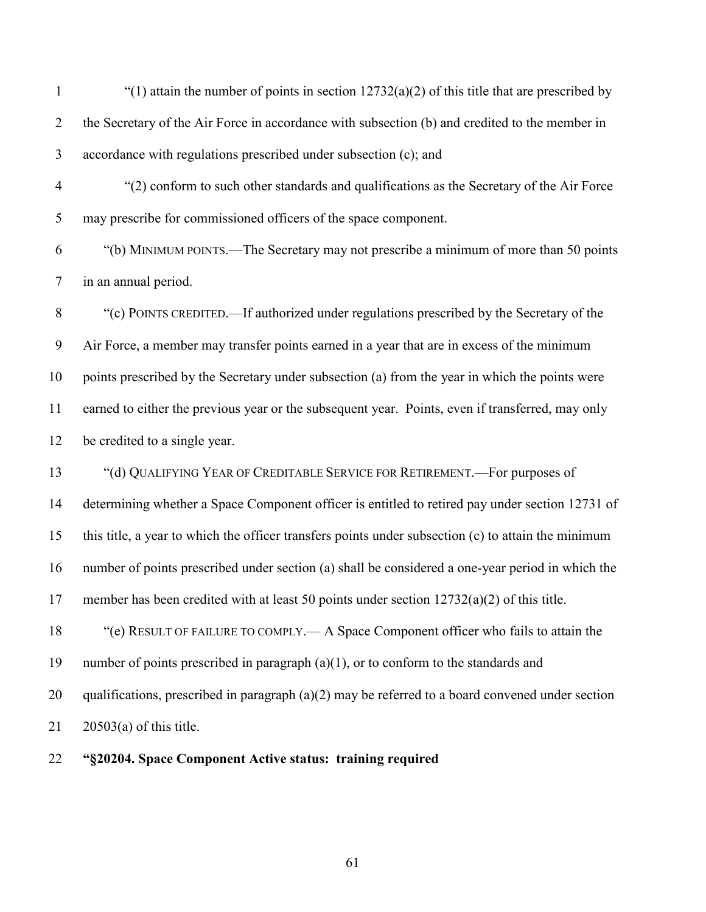"(1) attain the number of points in section 12732(a)(2) of this title that are prescribed by the Secretary of the Air Force in accordance with subsection (b) and credited to the member in accordance with regulations prescribed under subsection (c); and

"(2) conform to such other standards and qualifications as the Secretary of the Air Force may prescribe for commissioned officers of the space component.

"(b) MINIMUM POINTS.—The Secretary may not prescribe a minimum of more than 50 points in an annual period.

"(c) POINTS CREDITED.—If authorized under regulations prescribed by the Secretary of the Air Force, a member may transfer points earned in a year that are in excess of the minimum points prescribed by the Secretary under subsection (a) from the year in which the points were earned to either the previous year or the subsequent year. Points, even if transferred, may only be credited to a single year.

"(d) QUALIFYING YEAR OF CREDITABLE SERVICE FOR RETIREMENT.—For purposes of determining whether a Space Component officer is entitled to retired pay under section 12731 of this title, a year to which the officer transfers points under subsection (c) to attain the minimum number of points prescribed under section (a) shall be considered a one-year period in which the member has been credited with at least 50 points under section 12732(a)(2) of this title.

"(e) RESULT OF FAILURE TO COMPLY.— A Space Component officer who fails to attain the number of points prescribed in paragraph (a)(1), or to conform to the standards and qualifications, prescribed in paragraph (a)(2) may be referred to a board convened under section 20503(a) of this title.

**"§20204. Space Component Active status: training required**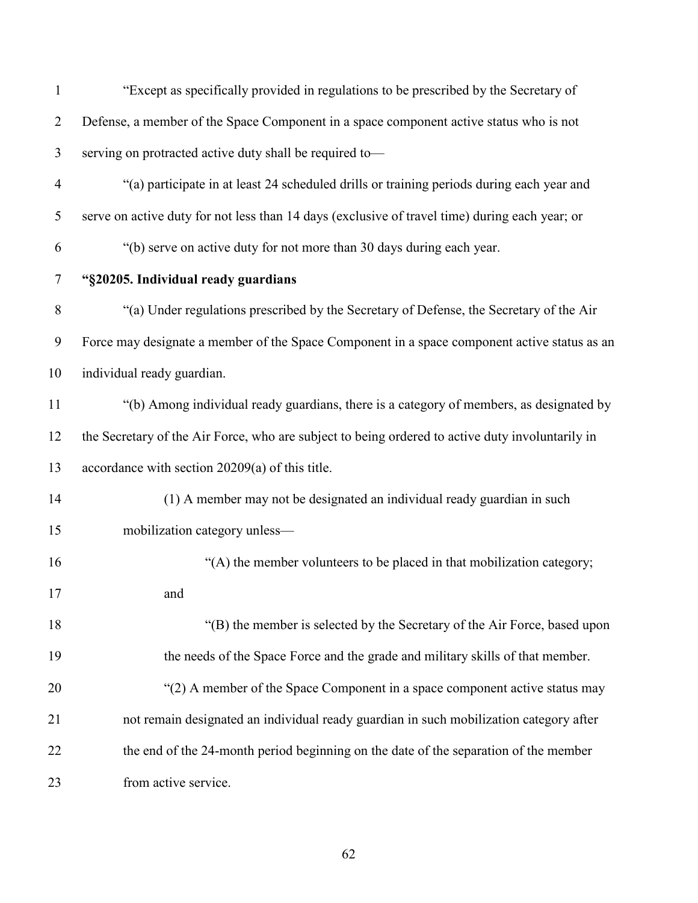"Except as specifically provided in regulations to be prescribed by the Secretary of Defense, a member of the Space Component in a space component active status who is not serving on protracted active duty shall be required to—

"(a) participate in at least 24 scheduled drills or training periods during each year and serve on active duty for not less than 14 days (exclusive of travel time) during each year; or

"(b) serve on active duty for not more than 30 days during each year.

**"§20205. Individual ready guardians**

"(a) Under regulations prescribed by the Secretary of Defense, the Secretary of the Air Force may designate a member of the Space Component in a space component active status as an individual ready guardian.

"(b) Among individual ready guardians, there is a category of members, as designated by the Secretary of the Air Force, who are subject to being ordered to active duty involuntarily in accordance with section 20209(a) of this title.

(1) A member may not be designated an individual ready guardian in such mobilization category unless—

"(A) the member volunteers to be placed in that mobilization category; and

"(B) the member is selected by the Secretary of the Air Force, based upon the needs of the Space Force and the grade and military skills of that member.

"(2) A member of the Space Component in a space component active status may not remain designated an individual ready guardian in such mobilization category after the end of the 24-month period beginning on the date of the separation of the member from active service.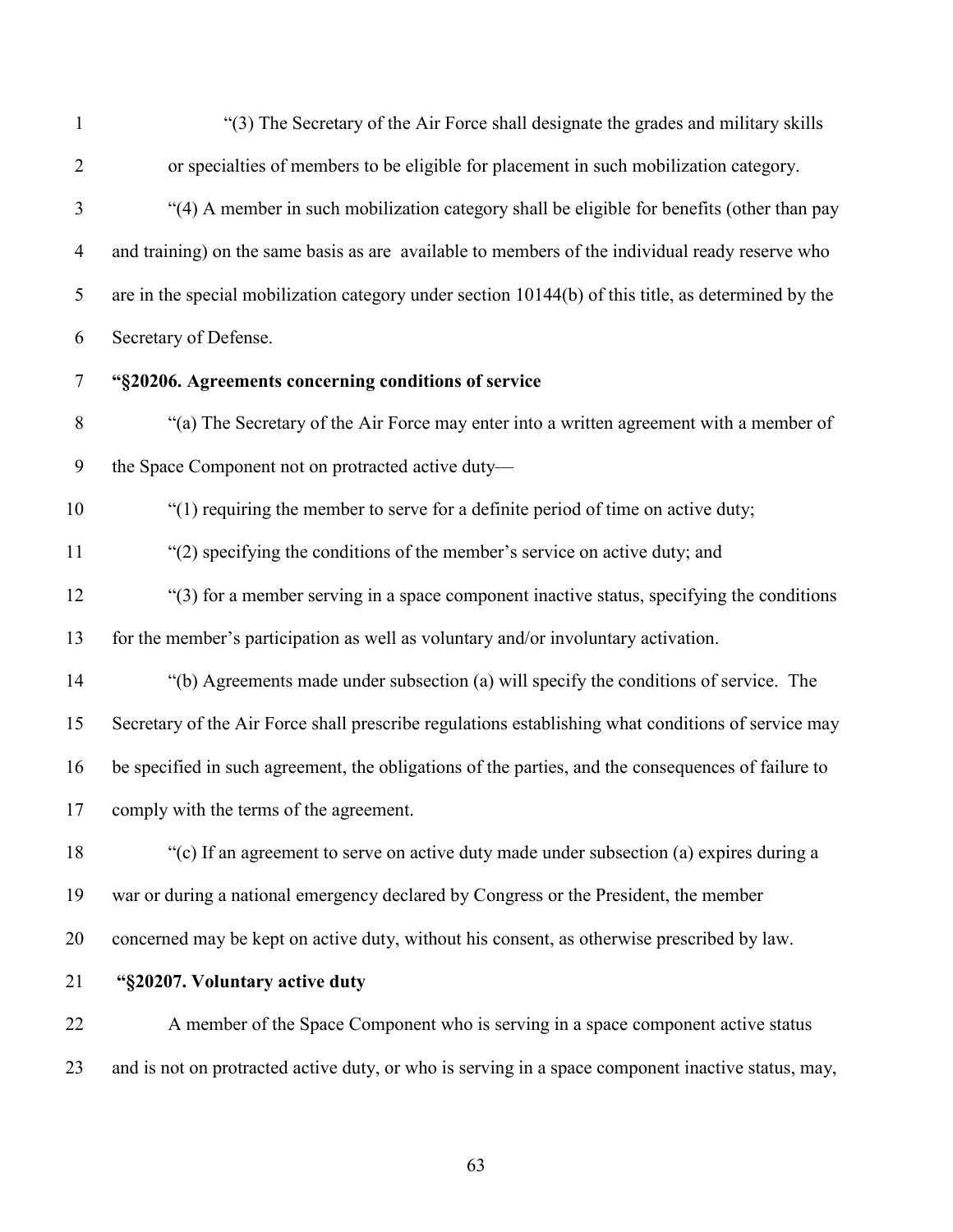"(3) The Secretary of the Air Force shall designate the grades and military skills or specialties of members to be eligible for placement in such mobilization category.

"(4) A member in such mobilization category shall be eligible for benefits (other than pay and training) on the same basis as are available to members of the individual ready reserve who are in the special mobilization category under section 10144(b) of this title, as determined by the Secretary of Defense.

**"§20206. Agreements concerning conditions of service**

"(a) The Secretary of the Air Force may enter into a written agreement with a member of the Space Component not on protracted active duty—

"(1) requiring the member to serve for a definite period of time on active duty;

"(2) specifying the conditions of the member's service on active duty; and

"(3) for a member serving in a space component inactive status, specifying the conditions for the member's participation as well as voluntary and/or involuntary activation.

"(b) Agreements made under subsection (a) will specify the conditions of service. The Secretary of the Air Force shall prescribe regulations establishing what conditions of service may be specified in such agreement, the obligations of the parties, and the consequences of failure to comply with the terms of the agreement.

"(c) If an agreement to serve on active duty made under subsection (a) expires during a war or during a national emergency declared by Congress or the President, the member concerned may be kept on active duty, without his consent, as otherwise prescribed by law.

**"§20207. Voluntary active duty**

A member of the Space Component who is serving in a space component active status and is not on protracted active duty, or who is serving in a space component inactive status, may,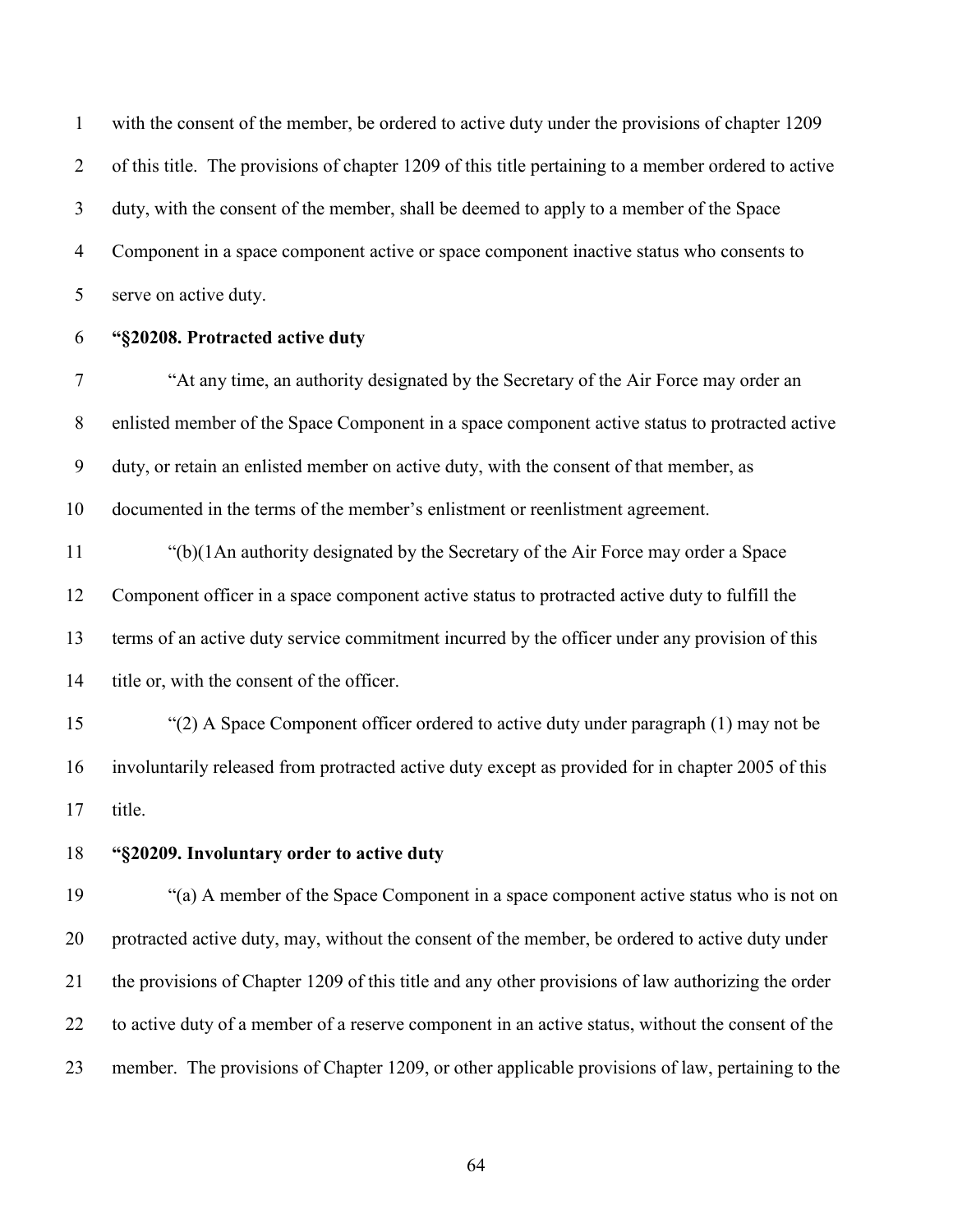with the consent of the member, be ordered to active duty under the provisions of chapter 1209 of this title. The provisions of chapter 1209 of this title pertaining to a member ordered to active duty, with the consent of the member, shall be deemed to apply to a member of the Space Component in a space component active or space component inactive status who consents to serve on active duty.

**"§20208. Protracted active duty**

"At any time, an authority designated by the Secretary of the Air Force may order an enlisted member of the Space Component in a space component active status to protracted active duty, or retain an enlisted member on active duty, with the consent of that member, as documented in the terms of the member's enlistment or reenlistment agreement.

"(b)(1An authority designated by the Secretary of the Air Force may order a Space Component officer in a space component active status to protracted active duty to fulfill the terms of an active duty service commitment incurred by the officer under any provision of this title or, with the consent of the officer.

"(2) A Space Component officer ordered to active duty under paragraph (1) may not be involuntarily released from protracted active duty except as provided for in chapter 2005 of this title.

**"§20209. Involuntary order to active duty**

"(a) A member of the Space Component in a space component active status who is not on protracted active duty, may, without the consent of the member, be ordered to active duty under the provisions of Chapter 1209 of this title and any other provisions of law authorizing the order to active duty of a member of a reserve component in an active status, without the consent of the member. The provisions of Chapter 1209, or other applicable provisions of law, pertaining to the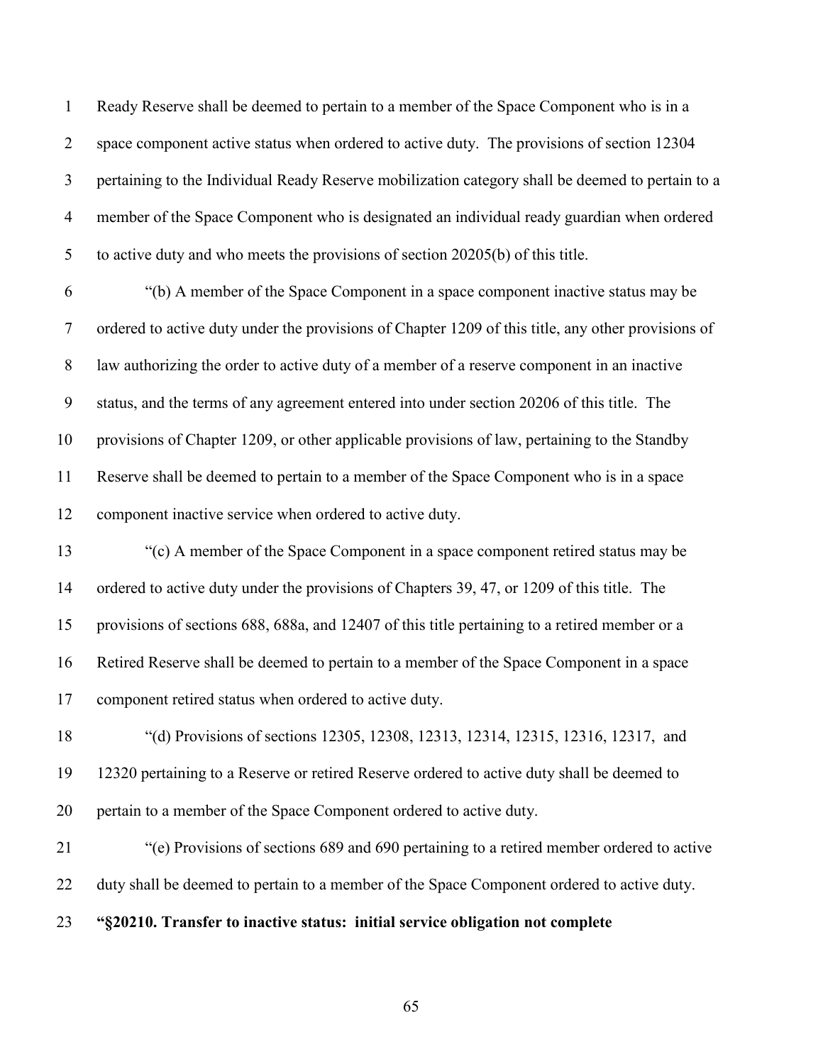Ready Reserve shall be deemed to pertain to a member of the Space Component who is in a space component active status when ordered to active duty. The provisions of section 12304 pertaining to the Individual Ready Reserve mobilization category shall be deemed to pertain to a member of the Space Component who is designated an individual ready guardian when ordered to active duty and who meets the provisions of section 20205(b) of this title.

"(b) A member of the Space Component in a space component inactive status may be ordered to active duty under the provisions of Chapter 1209 of this title, any other provisions of law authorizing the order to active duty of a member of a reserve component in an inactive status, and the terms of any agreement entered into under section 20206 of this title. The provisions of Chapter 1209, or other applicable provisions of law, pertaining to the Standby Reserve shall be deemed to pertain to a member of the Space Component who is in a space component inactive service when ordered to active duty.

"(c) A member of the Space Component in a space component retired status may be ordered to active duty under the provisions of Chapters 39, 47, or 1209 of this title. The provisions of sections 688, 688a, and 12407 of this title pertaining to a retired member or a Retired Reserve shall be deemed to pertain to a member of the Space Component in a space component retired status when ordered to active duty.

"(d) Provisions of sections 12305, 12308, 12313, 12314, 12315, 12316, 12317, and 12320 pertaining to a Reserve or retired Reserve ordered to active duty shall be deemed to pertain to a member of the Space Component ordered to active duty.

"(e) Provisions of sections 689 and 690 pertaining to a retired member ordered to active duty shall be deemed to pertain to a member of the Space Component ordered to active duty.

**"§20210. Transfer to inactive status: initial service obligation not complete**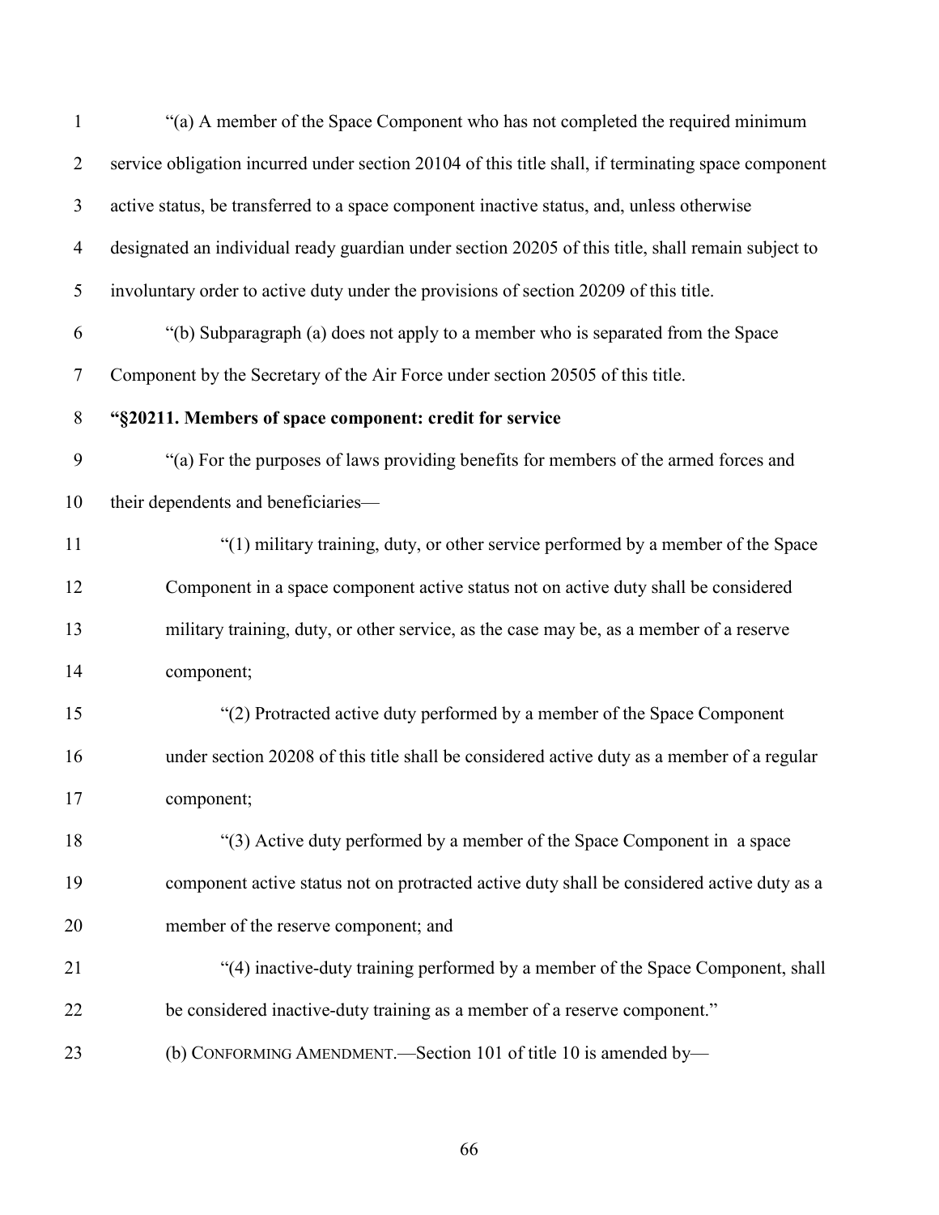"(a) A member of the Space Component who has not completed the required minimum service obligation incurred under section 20104 of this title shall, if terminating space component active status, be transferred to a space component inactive status, and, unless otherwise designated an individual ready guardian under section 20205 of this title, shall remain subject to involuntary order to active duty under the provisions of section 20209 of this title.

"(b) Subparagraph (a) does not apply to a member who is separated from the Space Component by the Secretary of the Air Force under section 20505 of this title.

**"§20211. Members of space component: credit for service**

"(a) For the purposes of laws providing benefits for members of the armed forces and their dependents and beneficiaries—

"(1) military training, duty, or other service performed by a member of the Space Component in a space component active status not on active duty shall be considered military training, duty, or other service, as the case may be, as a member of a reserve component;

"(2) Protracted active duty performed by a member of the Space Component under section 20208 of this title shall be considered active duty as a member of a regular component;

"(3) Active duty performed by a member of the Space Component in a space component active status not on protracted active duty shall be considered active duty as a member of the reserve component; and

"(4) inactive-duty training performed by a member of the Space Component, shall be considered inactive-duty training as a member of a reserve component."

(b) CONFORMING AMENDMENT.—Section 101 of title 10 is amended by—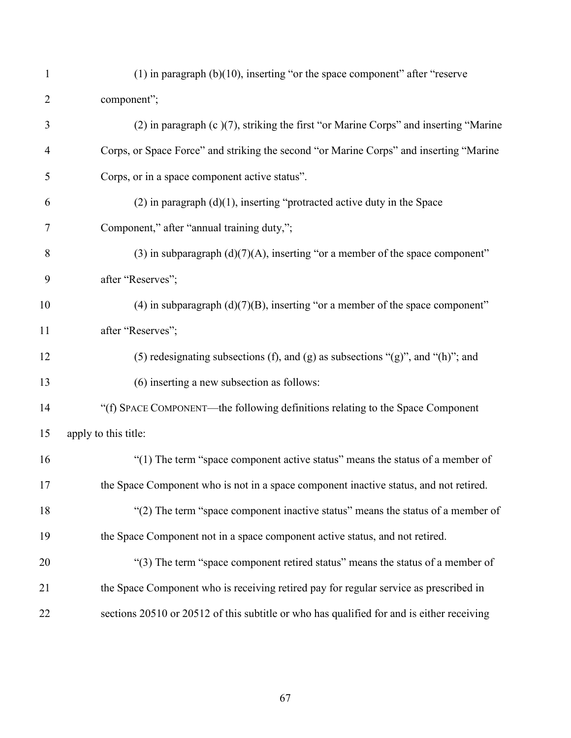(1) in paragraph (b)(10), inserting "or the space component" after "reserve component";

(2) in paragraph (c )(7), striking the first "or Marine Corps" and inserting "Marine Corps, or Space Force" and striking the second "or Marine Corps" and inserting "Marine Corps, or in a space component active status".

(2) in paragraph (d)(1), inserting "protracted active duty in the Space Component," after "annual training duty,";

(3) in subparagraph (d)(7)(A), inserting "or a member of the space component" after "Reserves";

(4) in subparagraph (d)(7)(B), inserting "or a member of the space component" after "Reserves";

(5) redesignating subsections (f), and (g) as subsections "(g)", and "(h)"; and

(6) inserting a new subsection as follows:

"(f) SPACE COMPONENT—the following definitions relating to the Space Component apply to this title:

"(1) The term "space component active status" means the status of a member of the Space Component who is not in a space component inactive status, and not retired.

"(2) The term "space component inactive status" means the status of a member of the Space Component not in a space component active status, and not retired.

"(3) The term "space component retired status" means the status of a member of the Space Component who is receiving retired pay for regular service as prescribed in sections 20510 or 20512 of this subtitle or who has qualified for and is either receiving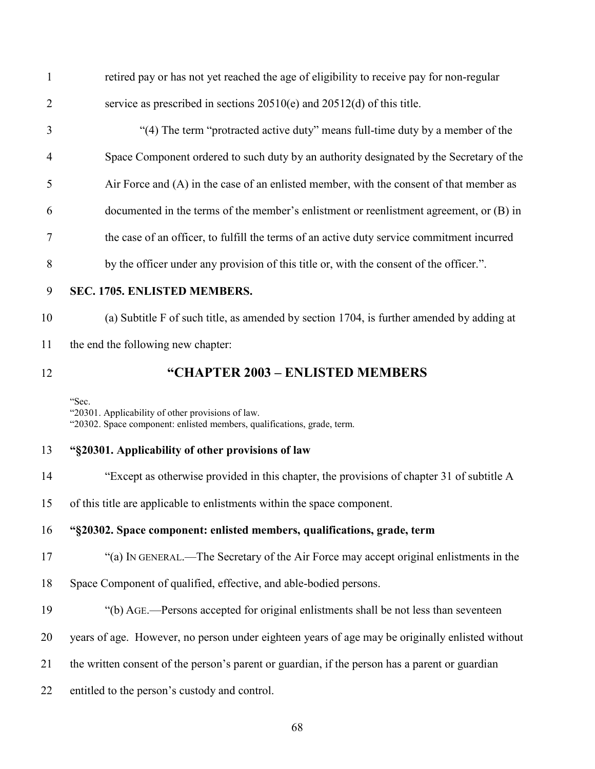retired pay or has not yet reached the age of eligibility to receive pay for non-regular service as prescribed in sections 20510(e) and 20512(d) of this title.

"(4) The term "protracted active duty" means full-time duty by a member of the Space Component ordered to such duty by an authority designated by the Secretary of the Air Force and (A) in the case of an enlisted member, with the consent of that member as documented in the terms of the member's enlistment or reenlistment agreement, or (B) in the case of an officer, to fulfill the terms of an active duty service commitment incurred by the officer under any provision of this title or, with the consent of the officer.".

**SEC. 1705. ENLISTED MEMBERS.**

(a) Subtitle F of such title, as amended by section 1704, is further amended by adding at the end the following new chapter:

## "CHAPTER 2003 – ENLISTED MEMBERS

"Sec.
"20301. Applicability of other provisions of law.
"20302. Space component: enlisted members, qualifications, grade, term.

**"§20301. Applicability of other provisions of law**

"Except as otherwise provided in this chapter, the provisions of chapter 31 of subtitle A of this title are applicable to enlistments within the space component.

**"§20302. Space component: enlisted members, qualifications, grade, term**

"(a) IN GENERAL.—The Secretary of the Air Force may accept original enlistments in the Space Component of qualified, effective, and able-bodied persons.

"(b) AGE.—Persons accepted for original enlistments shall be not less than seventeen years of age. However, no person under eighteen years of age may be originally enlisted without the written consent of the person's parent or guardian, if the person has a parent or guardian entitled to the person's custody and control.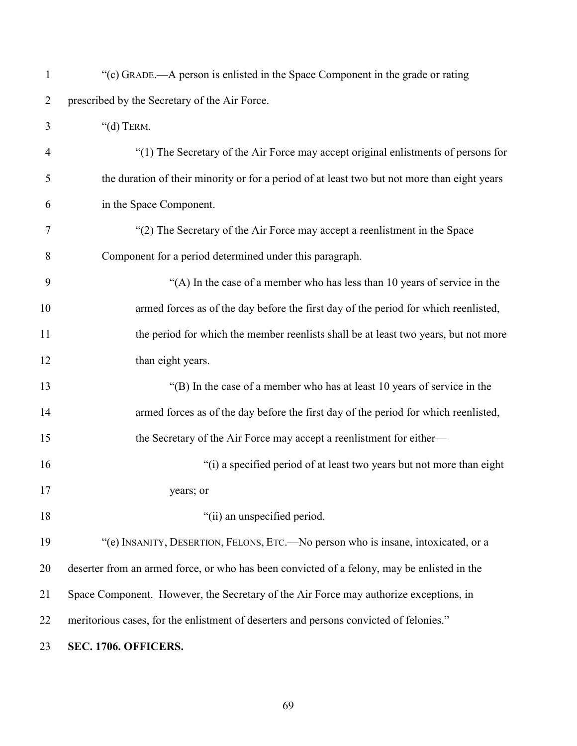"(c) GRADE.—A person is enlisted in the Space Component in the grade or rating prescribed by the Secretary of the Air Force.

"(d) TERM.

"(1) The Secretary of the Air Force may accept original enlistments of persons for the duration of their minority or for a period of at least two but not more than eight years in the Space Component.

"(2) The Secretary of the Air Force may accept a reenlistment in the Space Component for a period determined under this paragraph.

"(A) In the case of a member who has less than 10 years of service in the armed forces as of the day before the first day of the period for which reenlisted, the period for which the member reenlists shall be at least two years, but not more than eight years.

"(B) In the case of a member who has at least 10 years of service in the armed forces as of the day before the first day of the period for which reenlisted, the Secretary of the Air Force may accept a reenlistment for either—

"(i) a specified period of at least two years but not more than eight years; or

"(ii) an unspecified period.

"(e) INSANITY, DESERTION, FELONS, ETC.—No person who is insane, intoxicated, or a deserter from an armed force, or who has been convicted of a felony, may be enlisted in the Space Component. However, the Secretary of the Air Force may authorize exceptions, in meritorious cases, for the enlistment of deserters and persons convicted of felonies."

**SEC. 1706. OFFICERS.**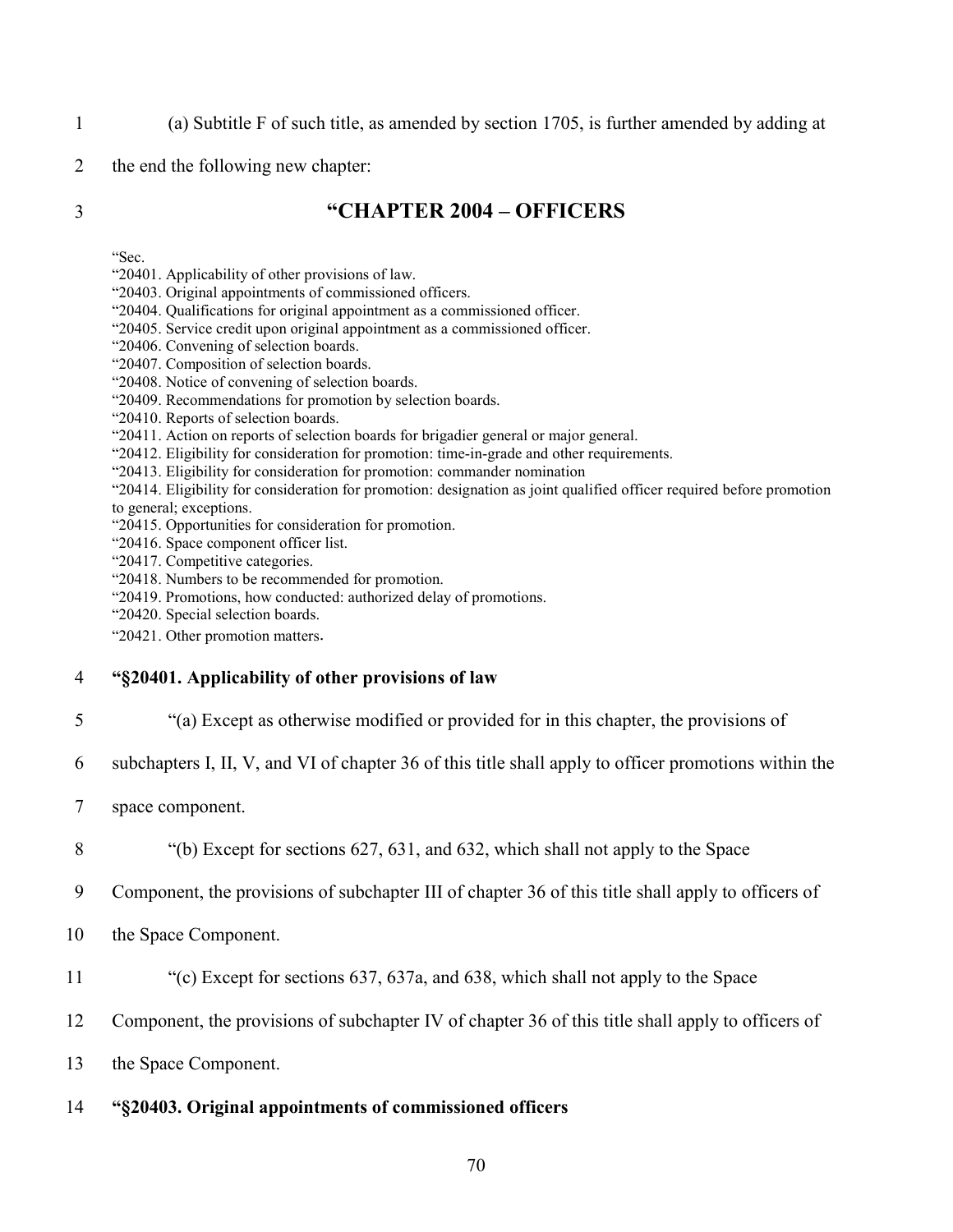(a) Subtitle F of such title, as amended by section 1705, is further amended by adding at the end the following new chapter:

# "CHAPTER 2004 – OFFICERS

"Sec.
"20401. Applicability of other provisions of law.
"20403. Original appointments of commissioned officers.
"20404. Qualifications for original appointment as a commissioned officer.
"20405. Service credit upon original appointment as a commissioned officer.
"20406. Convening of selection boards.
"20407. Composition of selection boards.
"20408. Notice of convening of selection boards.
"20409. Recommendations for promotion by selection boards.
"20410. Reports of selection boards.
"20411. Action on reports of selection boards for brigadier general or major general.
"20412. Eligibility for consideration for promotion: time-in-grade and other requirements.
"20413. Eligibility for consideration for promotion: commander nomination
"20414. Eligibility for consideration for promotion: designation as joint qualified officer required before promotion to general; exceptions.
"20415. Opportunities for consideration for promotion.
"20416. Space component officer list.
"20417. Competitive categories.
"20418. Numbers to be recommended for promotion.
"20419. Promotions, how conducted: authorized delay of promotions.
"20420. Special selection boards.
"20421. Other promotion matters.

**"§20401. Applicability of other provisions of law**

"(a) Except as otherwise modified or provided for in this chapter, the provisions of subchapters I, II, V, and VI of chapter 36 of this title shall apply to officer promotions within the space component.

"(b) Except for sections 627, 631, and 632, which shall not apply to the Space Component, the provisions of subchapter III of chapter 36 of this title shall apply to officers of the Space Component.

"(c) Except for sections 637, 637a, and 638, which shall not apply to the Space Component, the provisions of subchapter IV of chapter 36 of this title shall apply to officers of the Space Component.

**"§20403. Original appointments of commissioned officers**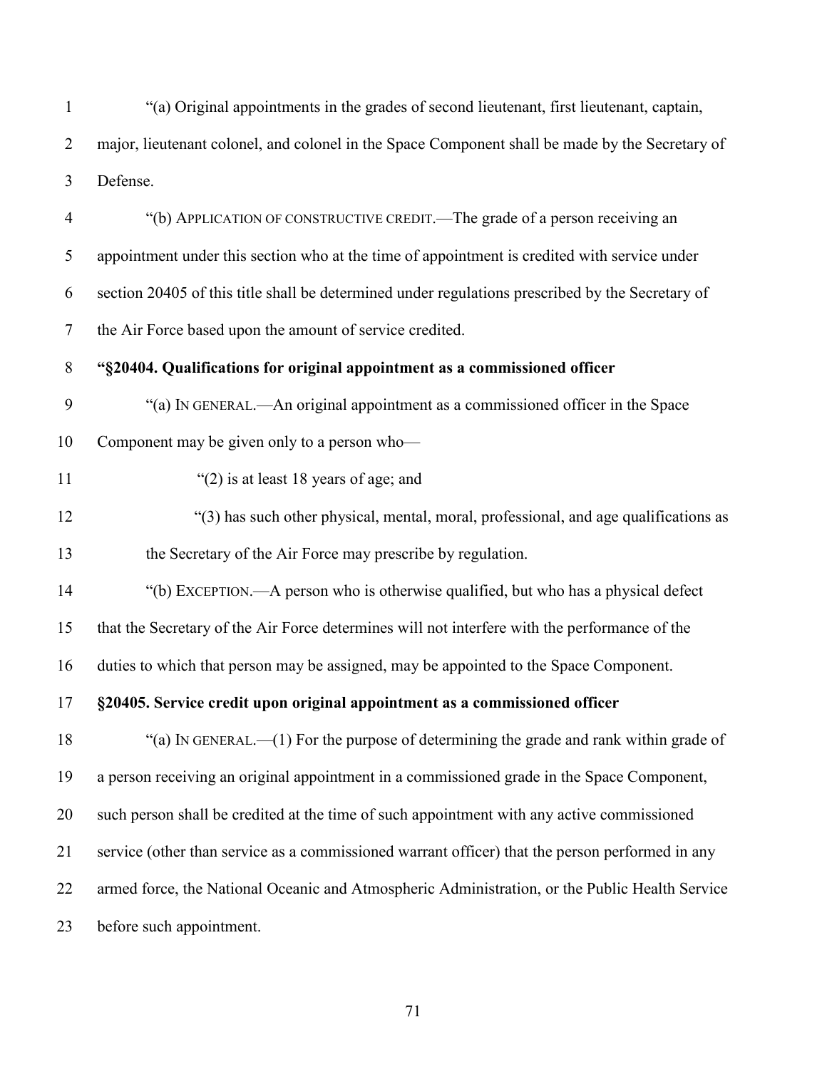"(a) Original appointments in the grades of second lieutenant, first lieutenant, captain, major, lieutenant colonel, and colonel in the Space Component shall be made by the Secretary of Defense.

"(b) APPLICATION OF CONSTRUCTIVE CREDIT.—The grade of a person receiving an appointment under this section who at the time of appointment is credited with service under section 20405 of this title shall be determined under regulations prescribed by the Secretary of the Air Force based upon the amount of service credited.

**"§20404. Qualifications for original appointment as a commissioned officer**

"(a) IN GENERAL.—An original appointment as a commissioned officer in the Space Component may be given only to a person who—

"(2) is at least 18 years of age; and

"(3) has such other physical, mental, moral, professional, and age qualifications as the Secretary of the Air Force may prescribe by regulation.

"(b) EXCEPTION.—A person who is otherwise qualified, but who has a physical defect that the Secretary of the Air Force determines will not interfere with the performance of the duties to which that person may be assigned, may be appointed to the Space Component.

**§20405. Service credit upon original appointment as a commissioned officer**

"(a) IN GENERAL.—(1) For the purpose of determining the grade and rank within grade of a person receiving an original appointment in a commissioned grade in the Space Component, such person shall be credited at the time of such appointment with any active commissioned service (other than service as a commissioned warrant officer) that the person performed in any armed force, the National Oceanic and Atmospheric Administration, or the Public Health Service before such appointment.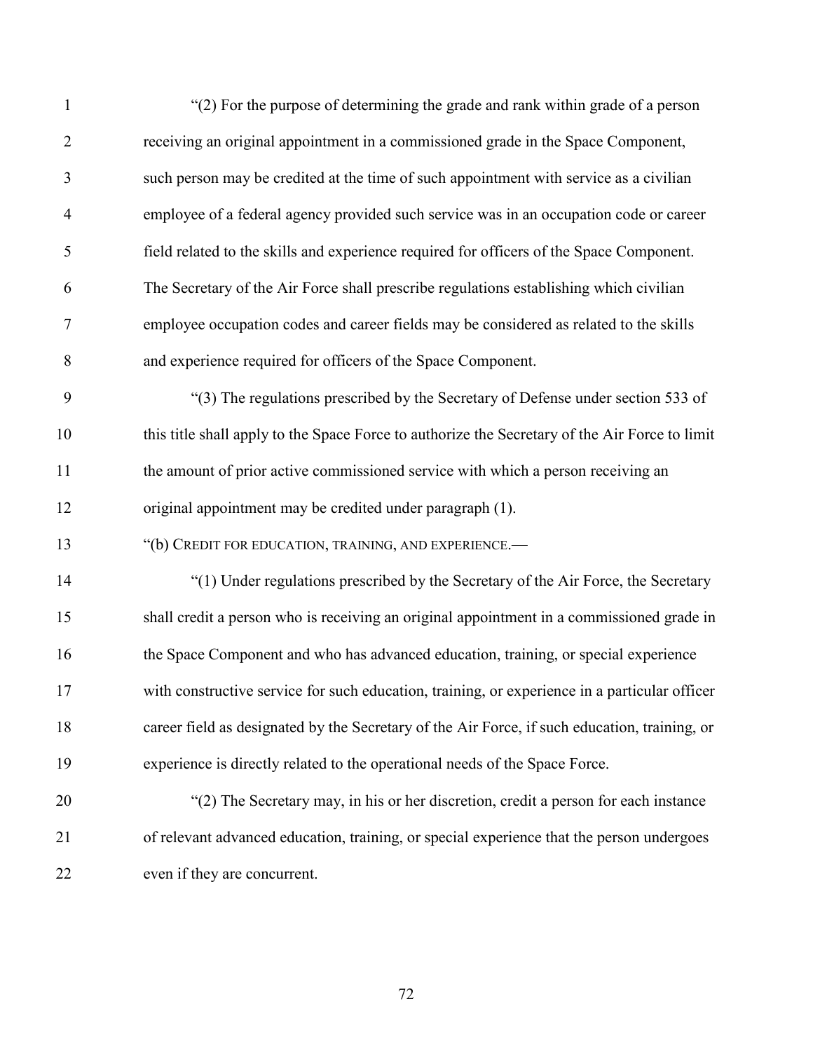"(2) For the purpose of determining the grade and rank within grade of a person receiving an original appointment in a commissioned grade in the Space Component, such person may be credited at the time of such appointment with service as a civilian employee of a federal agency provided such service was in an occupation code or career field related to the skills and experience required for officers of the Space Component. The Secretary of the Air Force shall prescribe regulations establishing which civilian employee occupation codes and career fields may be considered as related to the skills and experience required for officers of the Space Component.

"(3) The regulations prescribed by the Secretary of Defense under section 533 of this title shall apply to the Space Force to authorize the Secretary of the Air Force to limit the amount of prior active commissioned service with which a person receiving an original appointment may be credited under paragraph (1).

"(b) CREDIT FOR EDUCATION, TRAINING, AND EXPERIENCE.—

"(1) Under regulations prescribed by the Secretary of the Air Force, the Secretary shall credit a person who is receiving an original appointment in a commissioned grade in the Space Component and who has advanced education, training, or special experience with constructive service for such education, training, or experience in a particular officer career field as designated by the Secretary of the Air Force, if such education, training, or experience is directly related to the operational needs of the Space Force.

"(2) The Secretary may, in his or her discretion, credit a person for each instance of relevant advanced education, training, or special experience that the person undergoes even if they are concurrent.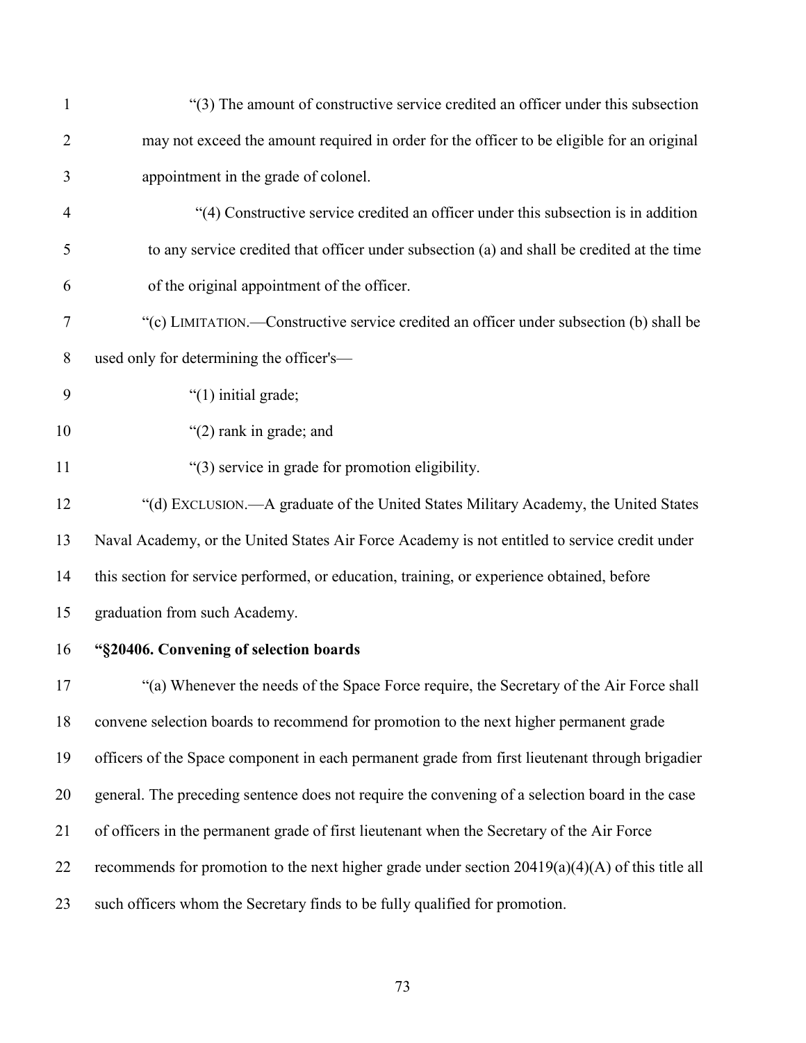"(3) The amount of constructive service credited an officer under this subsection may not exceed the amount required in order for the officer to be eligible for an original appointment in the grade of colonel.

"(4) Constructive service credited an officer under this subsection is in addition to any service credited that officer under subsection (a) and shall be credited at the time of the original appointment of the officer.

"(c) LIMITATION.—Constructive service credited an officer under subsection (b) shall be used only for determining the officer's—

"(1) initial grade;

"(2) rank in grade; and

"(3) service in grade for promotion eligibility.

"(d) EXCLUSION.—A graduate of the United States Military Academy, the United States Naval Academy, or the United States Air Force Academy is not entitled to service credit under this section for service performed, or education, training, or experience obtained, before graduation from such Academy.

**"§20406. Convening of selection boards**

"(a) Whenever the needs of the Space Force require, the Secretary of the Air Force shall convene selection boards to recommend for promotion to the next higher permanent grade officers of the Space component in each permanent grade from first lieutenant through brigadier general. The preceding sentence does not require the convening of a selection board in the case of officers in the permanent grade of first lieutenant when the Secretary of the Air Force recommends for promotion to the next higher grade under section 20419(a)(4)(A) of this title all such officers whom the Secretary finds to be fully qualified for promotion.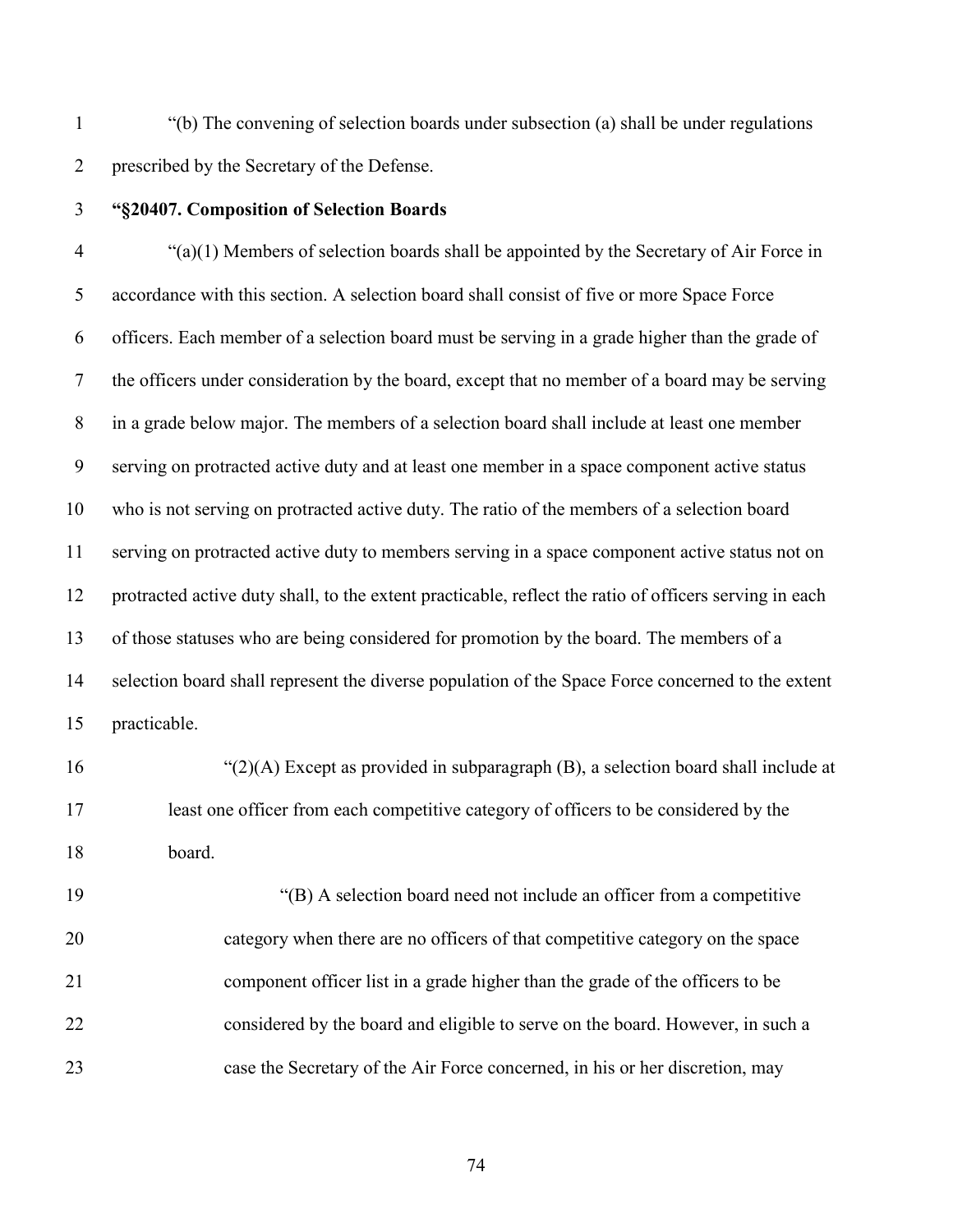"(b) The convening of selection boards under subsection (a) shall be under regulations prescribed by the Secretary of the Defense.

**"§20407. Composition of Selection Boards**

"(a)(1) Members of selection boards shall be appointed by the Secretary of Air Force in accordance with this section. A selection board shall consist of five or more Space Force officers. Each member of a selection board must be serving in a grade higher than the grade of the officers under consideration by the board, except that no member of a board may be serving in a grade below major. The members of a selection board shall include at least one member serving on protracted active duty and at least one member in a space component active status who is not serving on protracted active duty. The ratio of the members of a selection board serving on protracted active duty to members serving in a space component active status not on protracted active duty shall, to the extent practicable, reflect the ratio of officers serving in each of those statuses who are being considered for promotion by the board. The members of a selection board shall represent the diverse population of the Space Force concerned to the extent practicable.

"(2)(A) Except as provided in subparagraph (B), a selection board shall include at least one officer from each competitive category of officers to be considered by the board.

"(B) A selection board need not include an officer from a competitive category when there are no officers of that competitive category on the space component officer list in a grade higher than the grade of the officers to be considered by the board and eligible to serve on the board. However, in such a case the Secretary of the Air Force concerned, in his or her discretion, may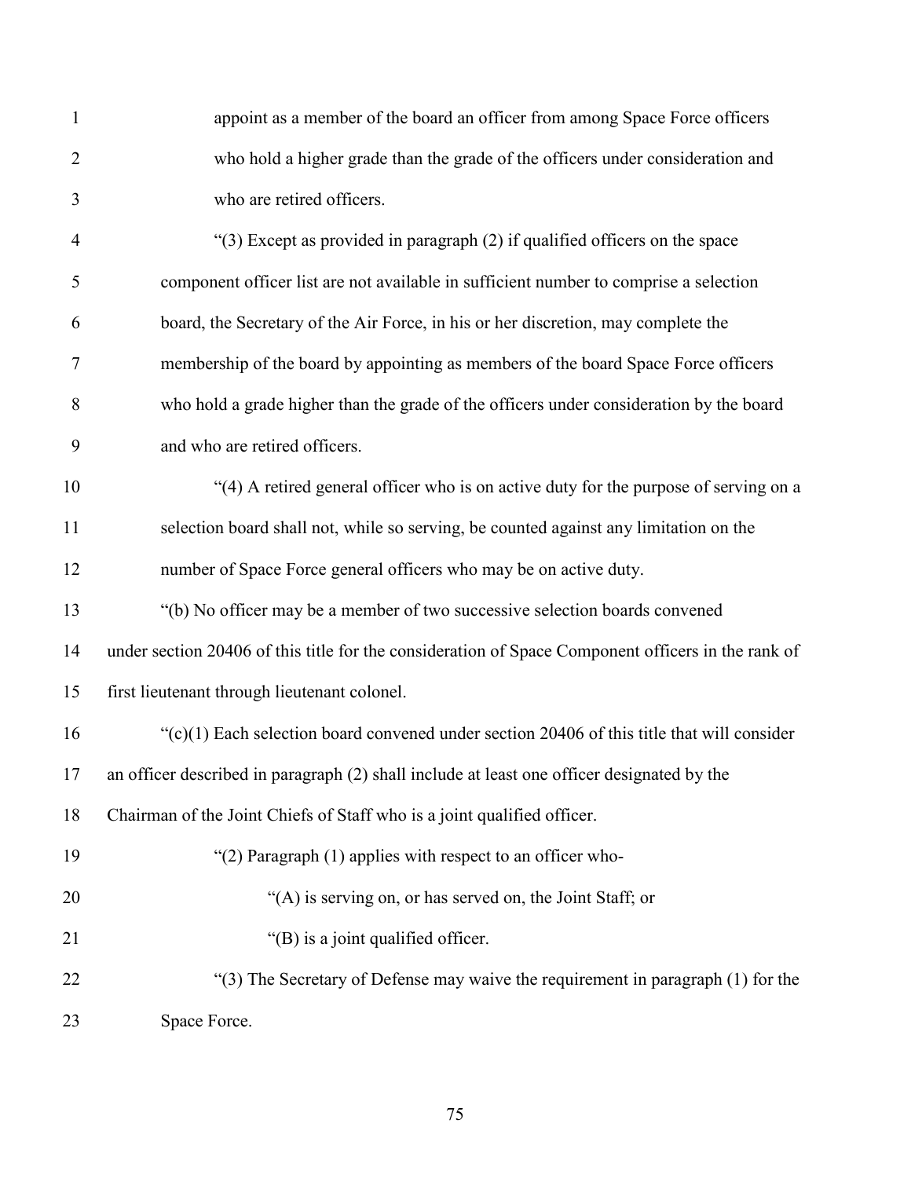appoint as a member of the board an officer from among Space Force officers who hold a higher grade than the grade of the officers under consideration and who are retired officers.

"(3) Except as provided in paragraph (2) if qualified officers on the space component officer list are not available in sufficient number to comprise a selection board, the Secretary of the Air Force, in his or her discretion, may complete the membership of the board by appointing as members of the board Space Force officers who hold a grade higher than the grade of the officers under consideration by the board and who are retired officers.

"(4) A retired general officer who is on active duty for the purpose of serving on a selection board shall not, while so serving, be counted against any limitation on the number of Space Force general officers who may be on active duty.

"(b) No officer may be a member of two successive selection boards convened under section 20406 of this title for the consideration of Space Component officers in the rank of first lieutenant through lieutenant colonel.

"(c)(1) Each selection board convened under section 20406 of this title that will consider an officer described in paragraph (2) shall include at least one officer designated by the Chairman of the Joint Chiefs of Staff who is a joint qualified officer.

"(2) Paragraph (1) applies with respect to an officer who-

"(A) is serving on, or has served on, the Joint Staff; or

"(B) is a joint qualified officer.

"(3) The Secretary of Defense may waive the requirement in paragraph (1) for the Space Force.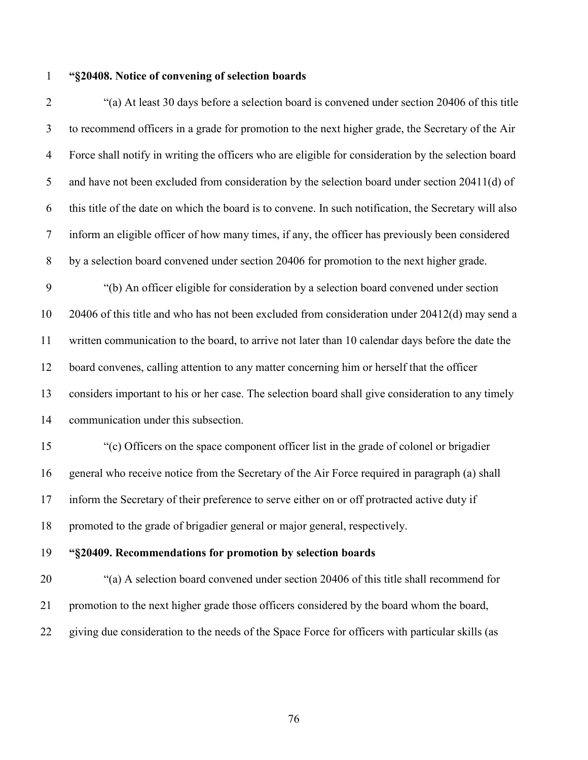**“§20408. Notice of convening of selection boards**

“(a) At least 30 days before a selection board is convened under section 20406 of this title to recommend officers in a grade for promotion to the next higher grade, the Secretary of the Air Force shall notify in writing the officers who are eligible for consideration by the selection board and have not been excluded from consideration by the selection board under section 20411(d) of this title of the date on which the board is to convene. In such notification, the Secretary will also inform an eligible officer of how many times, if any, the officer has previously been considered by a selection board convened under section 20406 for promotion to the next higher grade.

“(b) An officer eligible for consideration by a selection board convened under section 20406 of this title and who has not been excluded from consideration under 20412(d) may send a written communication to the board, to arrive not later than 10 calendar days before the date the board convenes, calling attention to any matter concerning him or herself that the officer considers important to his or her case. The selection board shall give consideration to any timely communication under this subsection.

“(c) Officers on the space component officer list in the grade of colonel or brigadier general who receive notice from the Secretary of the Air Force required in paragraph (a) shall inform the Secretary of their preference to serve either on or off protracted active duty if promoted to the grade of brigadier general or major general, respectively.

**“§20409. Recommendations for promotion by selection boards**

“(a) A selection board convened under section 20406 of this title shall recommend for promotion to the next higher grade those officers considered by the board whom the board, giving due consideration to the needs of the Space Force for officers with particular skills (as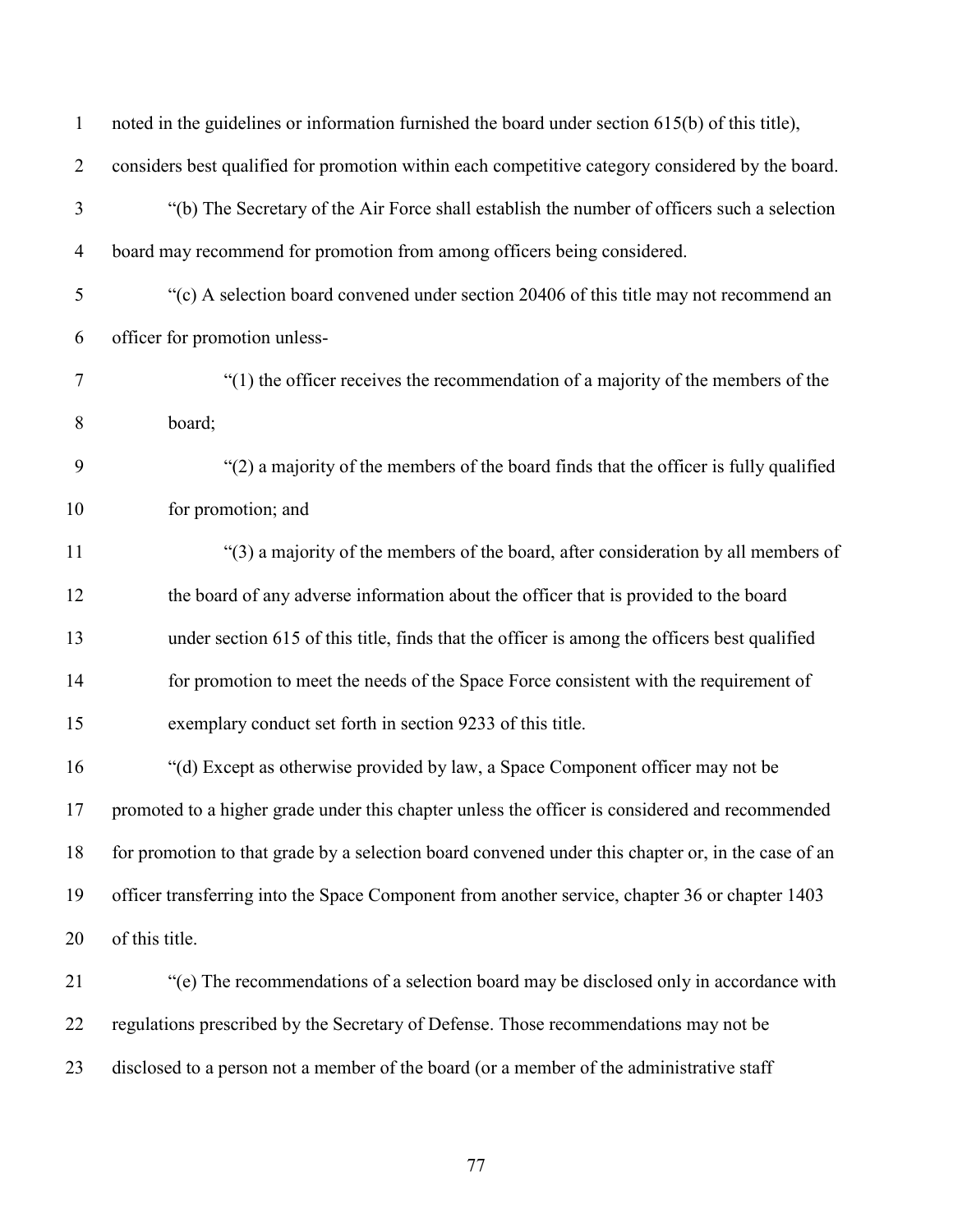noted in the guidelines or information furnished the board under section 615(b) of this title), considers best qualified for promotion within each competitive category considered by the board.

"(b) The Secretary of the Air Force shall establish the number of officers such a selection board may recommend for promotion from among officers being considered.

"(c) A selection board convened under section 20406 of this title may not recommend an officer for promotion unless-

"(1) the officer receives the recommendation of a majority of the members of the board;

"(2) a majority of the members of the board finds that the officer is fully qualified for promotion; and

"(3) a majority of the members of the board, after consideration by all members of the board of any adverse information about the officer that is provided to the board under section 615 of this title, finds that the officer is among the officers best qualified for promotion to meet the needs of the Space Force consistent with the requirement of exemplary conduct set forth in section 9233 of this title.

"(d) Except as otherwise provided by law, a Space Component officer may not be promoted to a higher grade under this chapter unless the officer is considered and recommended for promotion to that grade by a selection board convened under this chapter or, in the case of an officer transferring into the Space Component from another service, chapter 36 or chapter 1403 of this title.

"(e) The recommendations of a selection board may be disclosed only in accordance with regulations prescribed by the Secretary of Defense. Those recommendations may not be disclosed to a person not a member of the board (or a member of the administrative staff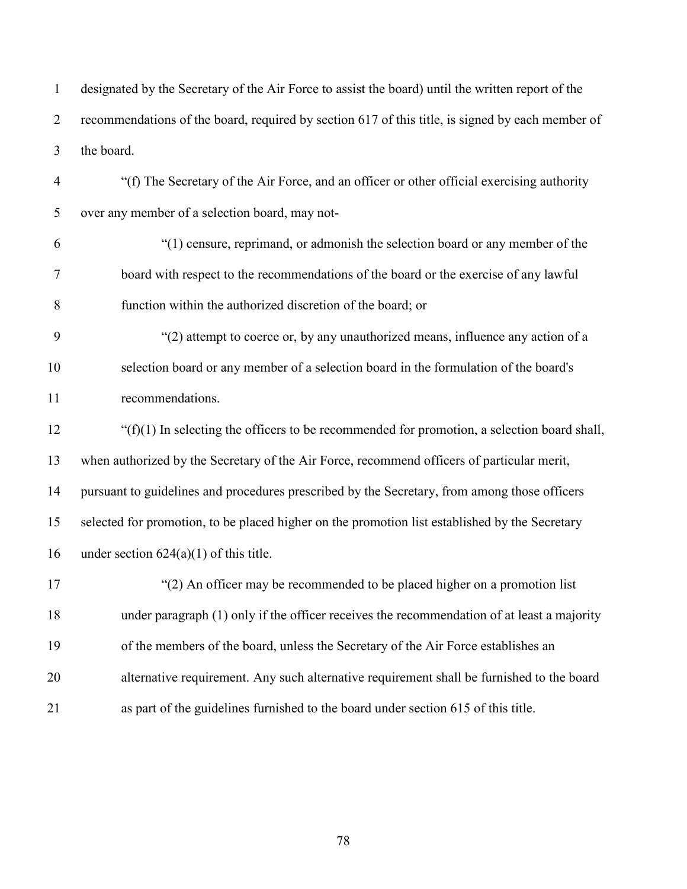designated by the Secretary of the Air Force to assist the board) until the written report of the recommendations of the board, required by section 617 of this title, is signed by each member of the board.

"(f) The Secretary of the Air Force, and an officer or other official exercising authority over any member of a selection board, may not-

"(1) censure, reprimand, or admonish the selection board or any member of the board with respect to the recommendations of the board or the exercise of any lawful function within the authorized discretion of the board; or

"(2) attempt to coerce or, by any unauthorized means, influence any action of a selection board or any member of a selection board in the formulation of the board's recommendations.

"(f)(1) In selecting the officers to be recommended for promotion, a selection board shall, when authorized by the Secretary of the Air Force, recommend officers of particular merit, pursuant to guidelines and procedures prescribed by the Secretary, from among those officers selected for promotion, to be placed higher on the promotion list established by the Secretary under section 624(a)(1) of this title.

"(2) An officer may be recommended to be placed higher on a promotion list under paragraph (1) only if the officer receives the recommendation of at least a majority of the members of the board, unless the Secretary of the Air Force establishes an alternative requirement. Any such alternative requirement shall be furnished to the board as part of the guidelines furnished to the board under section 615 of this title.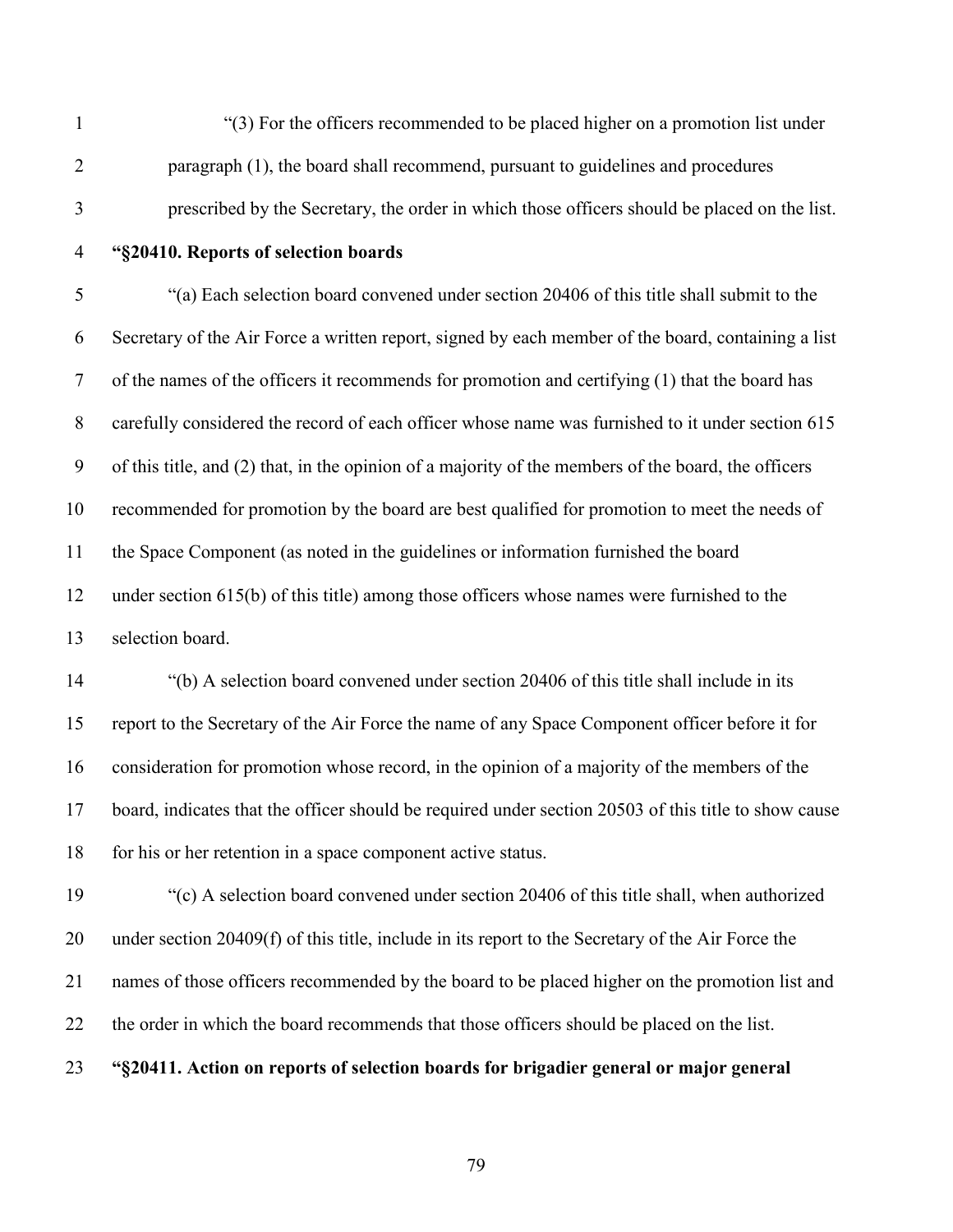"(3) For the officers recommended to be placed higher on a promotion list under paragraph (1), the board shall recommend, pursuant to guidelines and procedures prescribed by the Secretary, the order in which those officers should be placed on the list.

**"§20410. Reports of selection boards**

"(a) Each selection board convened under section 20406 of this title shall submit to the Secretary of the Air Force a written report, signed by each member of the board, containing a list of the names of the officers it recommends for promotion and certifying (1) that the board has carefully considered the record of each officer whose name was furnished to it under section 615 of this title, and (2) that, in the opinion of a majority of the members of the board, the officers recommended for promotion by the board are best qualified for promotion to meet the needs of the Space Component (as noted in the guidelines or information furnished the board under section 615(b) of this title) among those officers whose names were furnished to the selection board.

"(b) A selection board convened under section 20406 of this title shall include in its report to the Secretary of the Air Force the name of any Space Component officer before it for consideration for promotion whose record, in the opinion of a majority of the members of the board, indicates that the officer should be required under section 20503 of this title to show cause for his or her retention in a space component active status.

"(c) A selection board convened under section 20406 of this title shall, when authorized under section 20409(f) of this title, include in its report to the Secretary of the Air Force the names of those officers recommended by the board to be placed higher on the promotion list and the order in which the board recommends that those officers should be placed on the list.

**"§20411. Action on reports of selection boards for brigadier general or major general**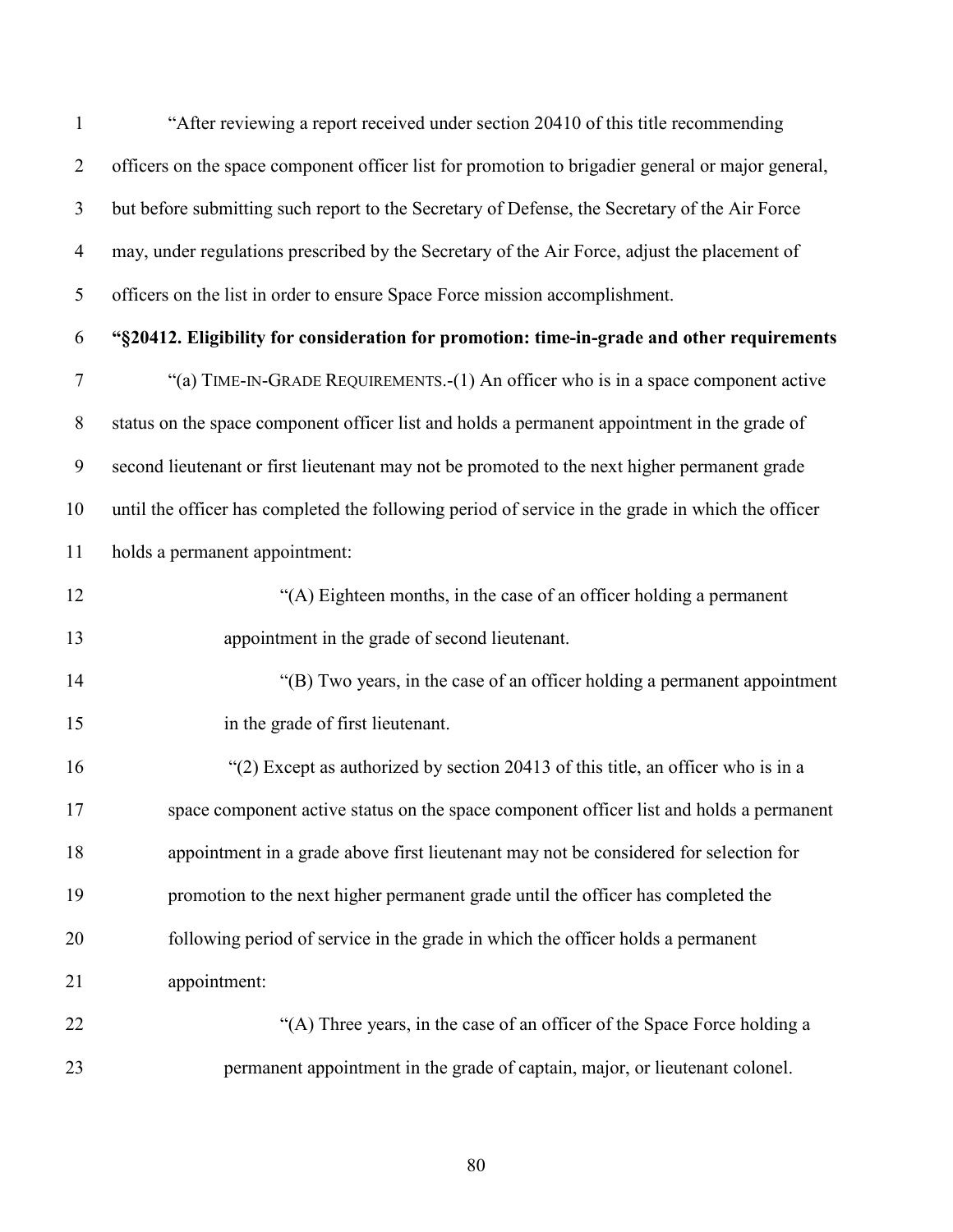"After reviewing a report received under section 20410 of this title recommending officers on the space component officer list for promotion to brigadier general or major general, but before submitting such report to the Secretary of Defense, the Secretary of the Air Force may, under regulations prescribed by the Secretary of the Air Force, adjust the placement of officers on the list in order to ensure Space Force mission accomplishment.

**"§20412. Eligibility for consideration for promotion: time-in-grade and other requirements**

"(a) TIME-IN-GRADE REQUIREMENTS.-(1) An officer who is in a space component active status on the space component officer list and holds a permanent appointment in the grade of second lieutenant or first lieutenant may not be promoted to the next higher permanent grade until the officer has completed the following period of service in the grade in which the officer holds a permanent appointment:

"(A) Eighteen months, in the case of an officer holding a permanent appointment in the grade of second lieutenant.

"(B) Two years, in the case of an officer holding a permanent appointment in the grade of first lieutenant.

"(2) Except as authorized by section 20413 of this title, an officer who is in a space component active status on the space component officer list and holds a permanent appointment in a grade above first lieutenant may not be considered for selection for promotion to the next higher permanent grade until the officer has completed the following period of service in the grade in which the officer holds a permanent appointment:

"(A) Three years, in the case of an officer of the Space Force holding a permanent appointment in the grade of captain, major, or lieutenant colonel.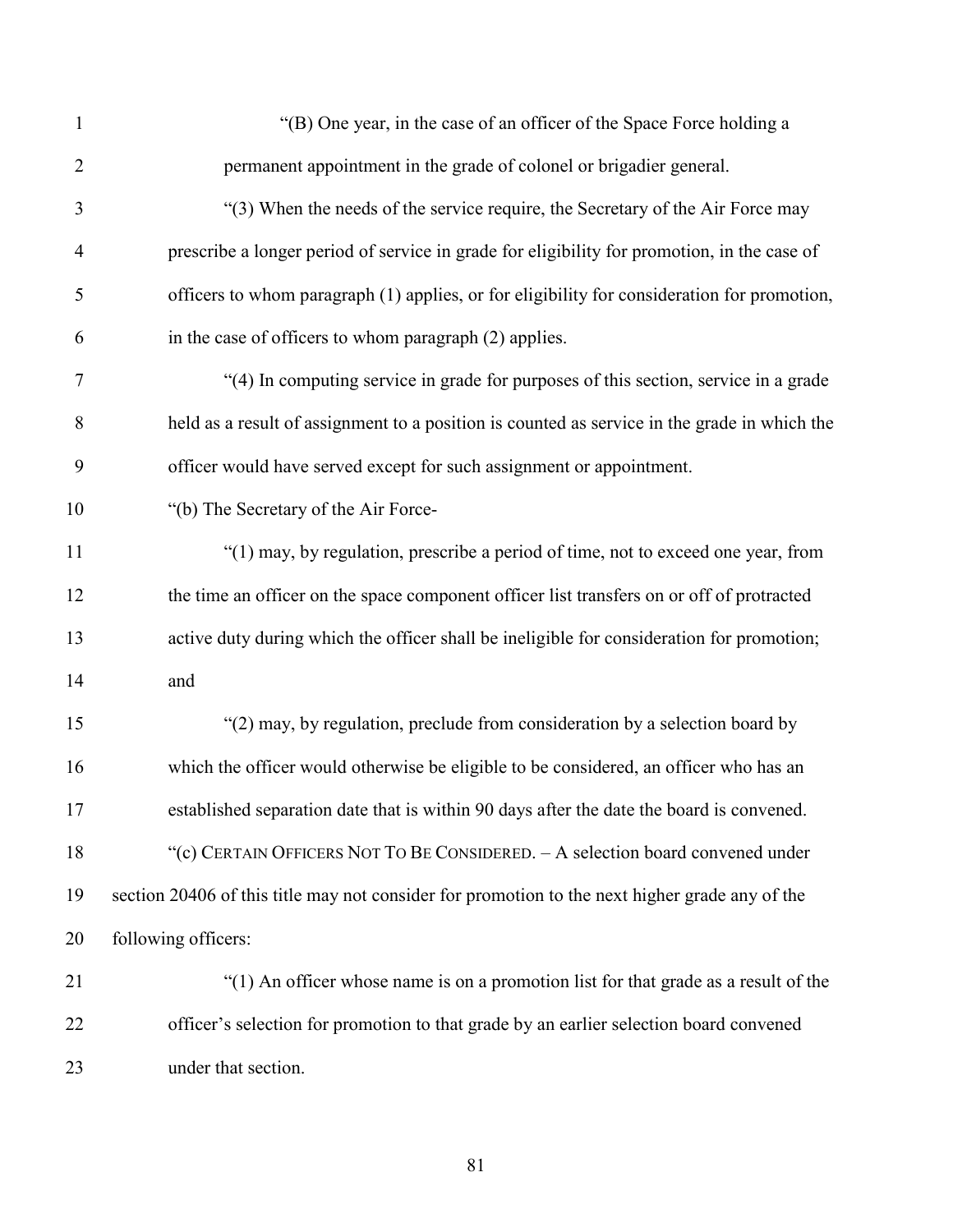"(B) One year, in the case of an officer of the Space Force holding a permanent appointment in the grade of colonel or brigadier general.

"(3) When the needs of the service require, the Secretary of the Air Force may prescribe a longer period of service in grade for eligibility for promotion, in the case of officers to whom paragraph (1) applies, or for eligibility for consideration for promotion, in the case of officers to whom paragraph (2) applies.

"(4) In computing service in grade for purposes of this section, service in a grade held as a result of assignment to a position is counted as service in the grade in which the officer would have served except for such assignment or appointment.

"(b) The Secretary of the Air Force-

"(1) may, by regulation, prescribe a period of time, not to exceed one year, from the time an officer on the space component officer list transfers on or off of protracted active duty during which the officer shall be ineligible for consideration for promotion; and

"(2) may, by regulation, preclude from consideration by a selection board by which the officer would otherwise be eligible to be considered, an officer who has an established separation date that is within 90 days after the date the board is convened.

"(c) CERTAIN OFFICERS NOT TO BE CONSIDERED. – A selection board convened under section 20406 of this title may not consider for promotion to the next higher grade any of the following officers:

"(1) An officer whose name is on a promotion list for that grade as a result of the officer's selection for promotion to that grade by an earlier selection board convened under that section.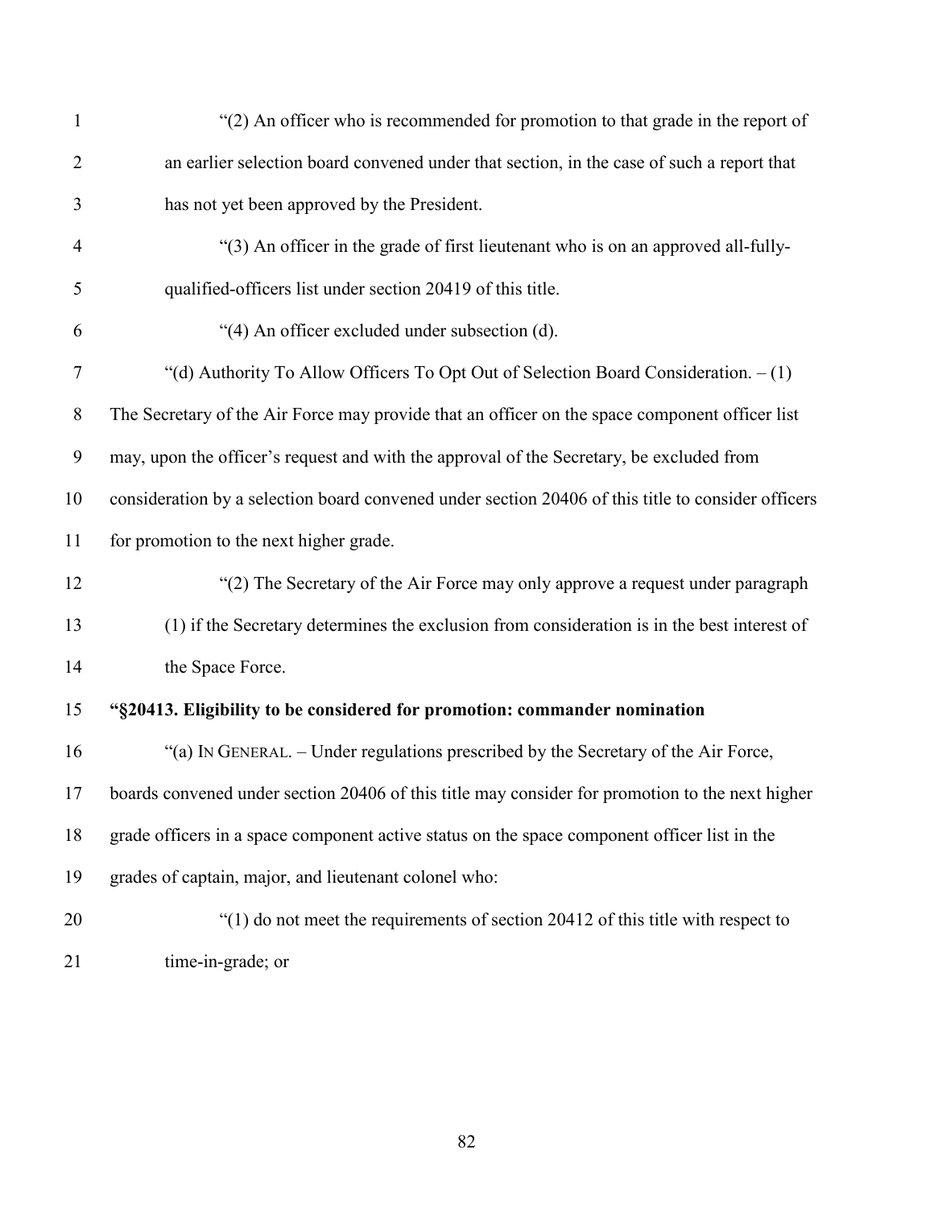"(2) An officer who is recommended for promotion to that grade in the report of an earlier selection board convened under that section, in the case of such a report that has not yet been approved by the President.

"(3) An officer in the grade of first lieutenant who is on an approved all-fully-qualified-officers list under section 20419 of this title.

"(4) An officer excluded under subsection (d).

"(d) Authority To Allow Officers To Opt Out of Selection Board Consideration. – (1) The Secretary of the Air Force may provide that an officer on the space component officer list may, upon the officer's request and with the approval of the Secretary, be excluded from consideration by a selection board convened under section 20406 of this title to consider officers for promotion to the next higher grade.

"(2) The Secretary of the Air Force may only approve a request under paragraph (1) if the Secretary determines the exclusion from consideration is in the best interest of the Space Force.

**"§20413. Eligibility to be considered for promotion: commander nomination**

"(a) IN GENERAL. – Under regulations prescribed by the Secretary of the Air Force, boards convened under section 20406 of this title may consider for promotion to the next higher grade officers in a space component active status on the space component officer list in the grades of captain, major, and lieutenant colonel who:

"(1) do not meet the requirements of section 20412 of this title with respect to time-in-grade; or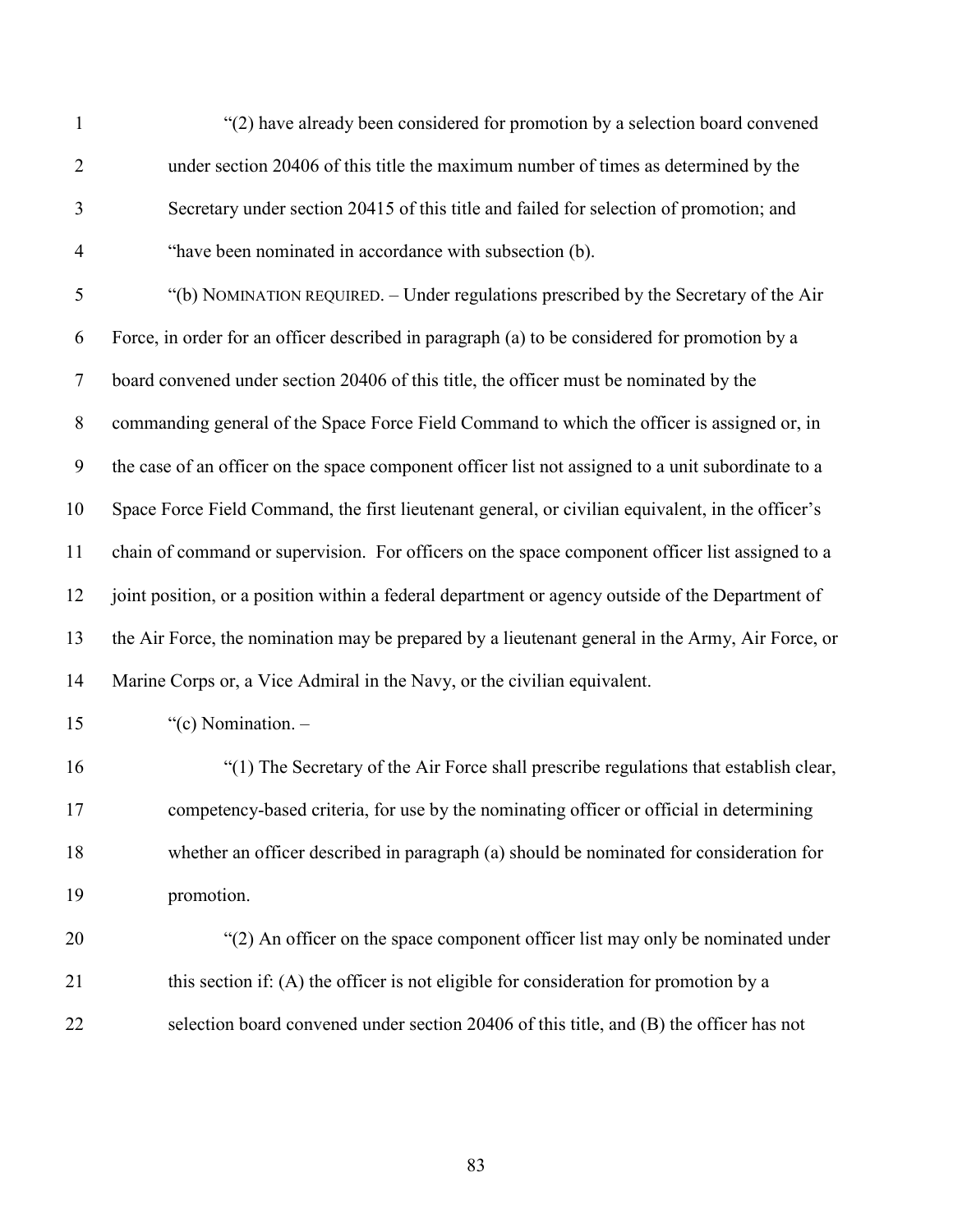"(2) have already been considered for promotion by a selection board convened under section 20406 of this title the maximum number of times as determined by the Secretary under section 20415 of this title and failed for selection of promotion; and

"have been nominated in accordance with subsection (b).

"(b) NOMINATION REQUIRED. – Under regulations prescribed by the Secretary of the Air Force, in order for an officer described in paragraph (a) to be considered for promotion by a board convened under section 20406 of this title, the officer must be nominated by the commanding general of the Space Force Field Command to which the officer is assigned or, in the case of an officer on the space component officer list not assigned to a unit subordinate to a Space Force Field Command, the first lieutenant general, or civilian equivalent, in the officer's chain of command or supervision. For officers on the space component officer list assigned to a joint position, or a position within a federal department or agency outside of the Department of the Air Force, the nomination may be prepared by a lieutenant general in the Army, Air Force, or Marine Corps or, a Vice Admiral in the Navy, or the civilian equivalent.

"(c) Nomination. –

"(1) The Secretary of the Air Force shall prescribe regulations that establish clear, competency-based criteria, for use by the nominating officer or official in determining whether an officer described in paragraph (a) should be nominated for consideration for promotion.

"(2) An officer on the space component officer list may only be nominated under this section if: (A) the officer is not eligible for consideration for promotion by a selection board convened under section 20406 of this title, and (B) the officer has not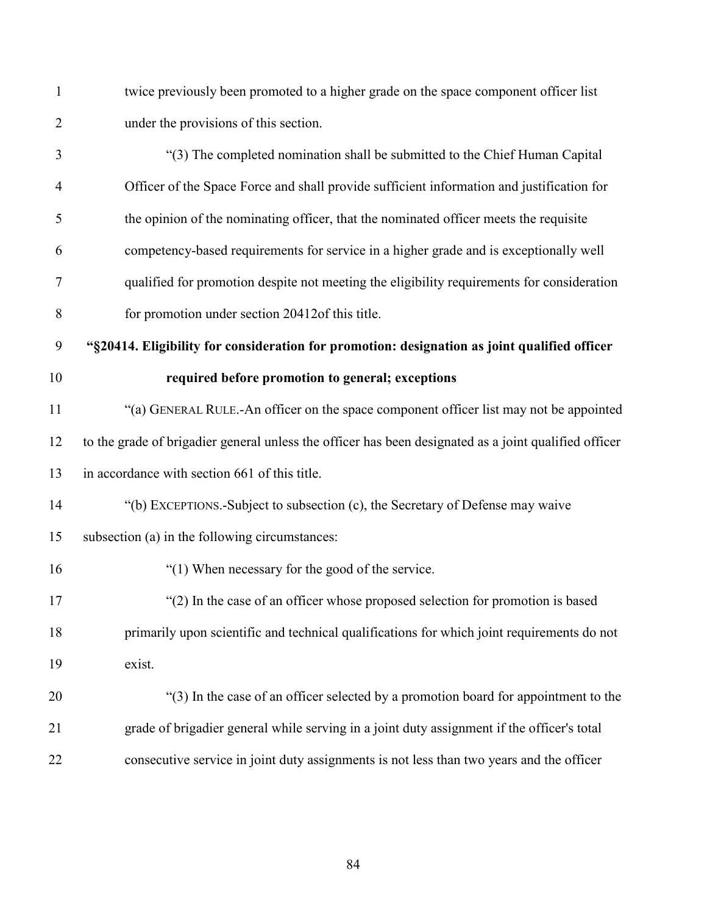twice previously been promoted to a higher grade on the space component officer list under the provisions of this section.

"(3) The completed nomination shall be submitted to the Chief Human Capital Officer of the Space Force and shall provide sufficient information and justification for the opinion of the nominating officer, that the nominated officer meets the requisite competency-based requirements for service in a higher grade and is exceptionally well qualified for promotion despite not meeting the eligibility requirements for consideration for promotion under section 20412of this title.

**"§20414. Eligibility for consideration for promotion: designation as joint qualified officer required before promotion to general; exceptions**

"(a) GENERAL RULE.-An officer on the space component officer list may not be appointed to the grade of brigadier general unless the officer has been designated as a joint qualified officer in accordance with section 661 of this title.

"(b) EXCEPTIONS.-Subject to subsection (c), the Secretary of Defense may waive subsection (a) in the following circumstances:

"(1) When necessary for the good of the service.

"(2) In the case of an officer whose proposed selection for promotion is based primarily upon scientific and technical qualifications for which joint requirements do not exist.

"(3) In the case of an officer selected by a promotion board for appointment to the grade of brigadier general while serving in a joint duty assignment if the officer's total consecutive service in joint duty assignments is not less than two years and the officer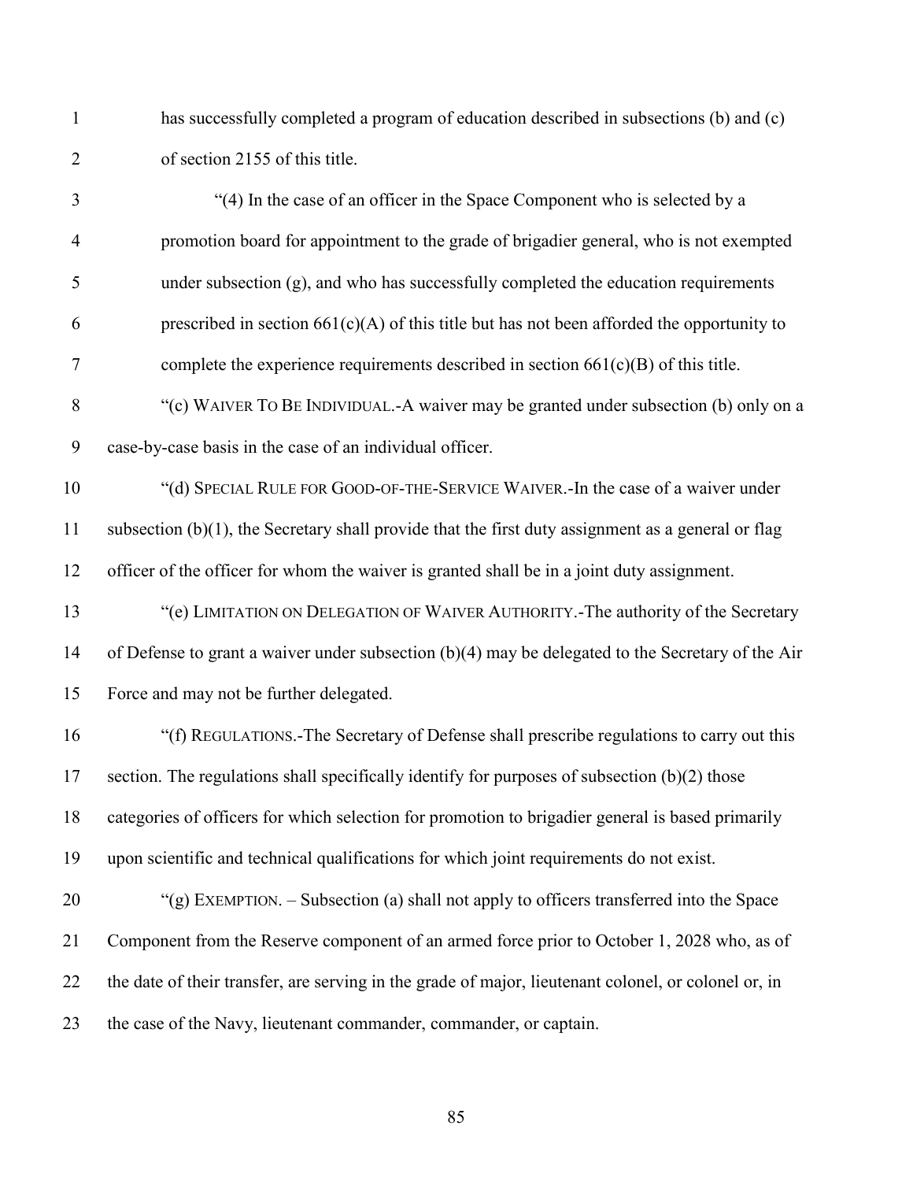has successfully completed a program of education described in subsections (b) and (c) of section 2155 of this title.

"(4) In the case of an officer in the Space Component who is selected by a promotion board for appointment to the grade of brigadier general, who is not exempted under subsection (g), and who has successfully completed the education requirements prescribed in section 661(c)(A) of this title but has not been afforded the opportunity to complete the experience requirements described in section 661(c)(B) of this title.

"(c) WAIVER TO BE INDIVIDUAL.-A waiver may be granted under subsection (b) only on a case-by-case basis in the case of an individual officer.

"(d) SPECIAL RULE FOR GOOD-OF-THE-SERVICE WAIVER.-In the case of a waiver under subsection (b)(1), the Secretary shall provide that the first duty assignment as a general or flag officer of the officer for whom the waiver is granted shall be in a joint duty assignment.

"(e) LIMITATION ON DELEGATION OF WAIVER AUTHORITY.-The authority of the Secretary of Defense to grant a waiver under subsection (b)(4) may be delegated to the Secretary of the Air Force and may not be further delegated.

"(f) REGULATIONS.-The Secretary of Defense shall prescribe regulations to carry out this section. The regulations shall specifically identify for purposes of subsection (b)(2) those categories of officers for which selection for promotion to brigadier general is based primarily upon scientific and technical qualifications for which joint requirements do not exist.

"(g) EXEMPTION. – Subsection (a) shall not apply to officers transferred into the Space Component from the Reserve component of an armed force prior to October 1, 2028 who, as of the date of their transfer, are serving in the grade of major, lieutenant colonel, or colonel or, in the case of the Navy, lieutenant commander, commander, or captain.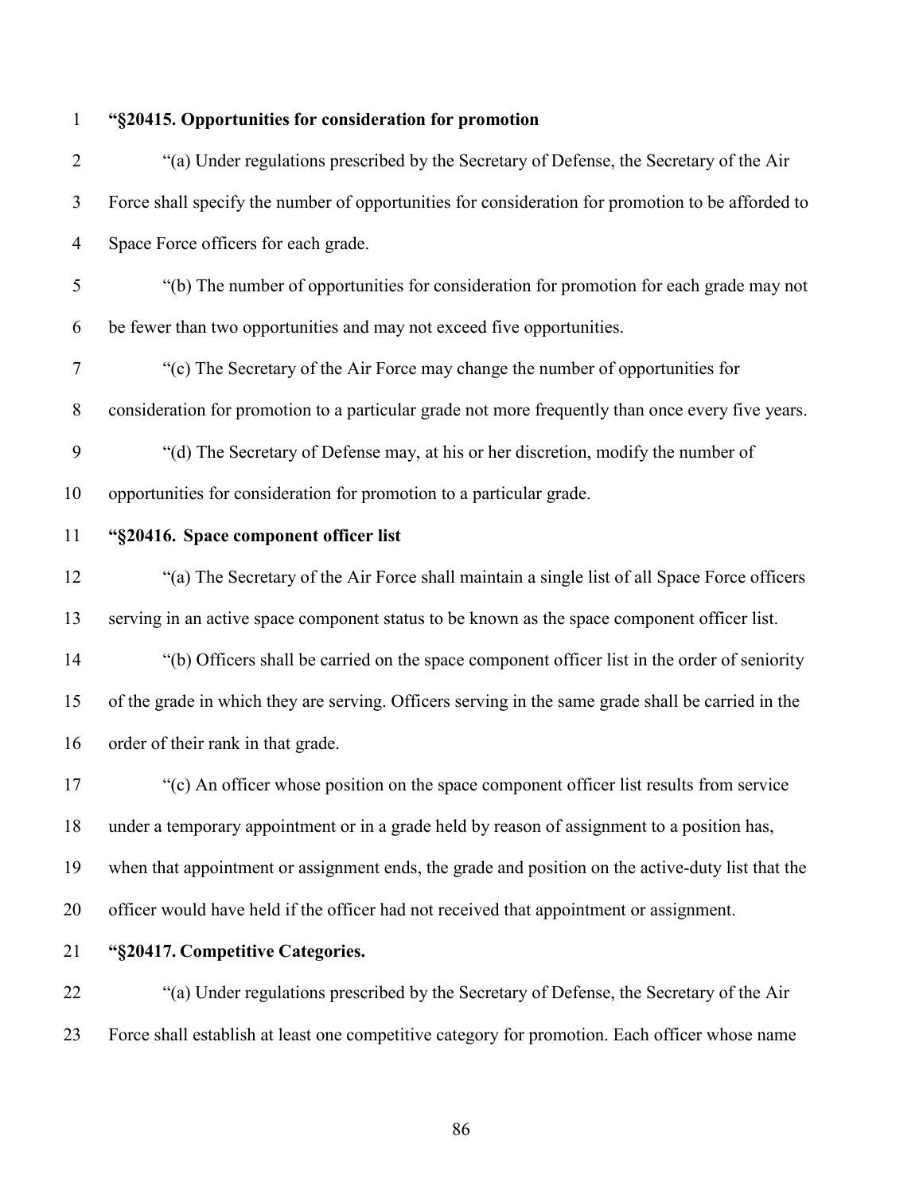**"§20415. Opportunities for consideration for promotion**

"(a) Under regulations prescribed by the Secretary of Defense, the Secretary of the Air Force shall specify the number of opportunities for consideration for promotion to be afforded to Space Force officers for each grade.

"(b) The number of opportunities for consideration for promotion for each grade may not be fewer than two opportunities and may not exceed five opportunities.

"(c) The Secretary of the Air Force may change the number of opportunities for consideration for promotion to a particular grade not more frequently than once every five years.

"(d) The Secretary of Defense may, at his or her discretion, modify the number of opportunities for consideration for promotion to a particular grade.

**"§20416. Space component officer list**

"(a) The Secretary of the Air Force shall maintain a single list of all Space Force officers serving in an active space component status to be known as the space component officer list.

"(b) Officers shall be carried on the space component officer list in the order of seniority of the grade in which they are serving. Officers serving in the same grade shall be carried in the order of their rank in that grade.

"(c) An officer whose position on the space component officer list results from service under a temporary appointment or in a grade held by reason of assignment to a position has, when that appointment or assignment ends, the grade and position on the active-duty list that the officer would have held if the officer had not received that appointment or assignment.

**"§20417. Competitive Categories.**

"(a) Under regulations prescribed by the Secretary of Defense, the Secretary of the Air Force shall establish at least one competitive category for promotion. Each officer whose name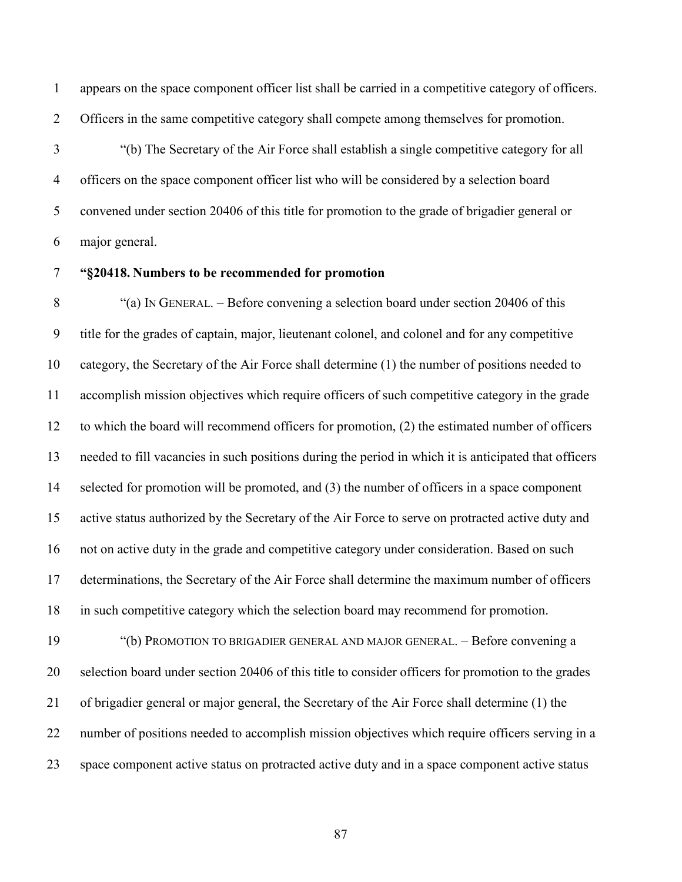appears on the space component officer list shall be carried in a competitive category of officers. Officers in the same competitive category shall compete among themselves for promotion.

"(b) The Secretary of the Air Force shall establish a single competitive category for all officers on the space component officer list who will be considered by a selection board convened under section 20406 of this title for promotion to the grade of brigadier general or major general.

**"§20418. Numbers to be recommended for promotion**

"(a) IN GENERAL. – Before convening a selection board under section 20406 of this title for the grades of captain, major, lieutenant colonel, and colonel and for any competitive category, the Secretary of the Air Force shall determine (1) the number of positions needed to accomplish mission objectives which require officers of such competitive category in the grade to which the board will recommend officers for promotion, (2) the estimated number of officers needed to fill vacancies in such positions during the period in which it is anticipated that officers selected for promotion will be promoted, and (3) the number of officers in a space component active status authorized by the Secretary of the Air Force to serve on protracted active duty and not on active duty in the grade and competitive category under consideration. Based on such determinations, the Secretary of the Air Force shall determine the maximum number of officers in such competitive category which the selection board may recommend for promotion.

"(b) PROMOTION TO BRIGADIER GENERAL AND MAJOR GENERAL. – Before convening a selection board under section 20406 of this title to consider officers for promotion to the grades of brigadier general or major general, the Secretary of the Air Force shall determine (1) the number of positions needed to accomplish mission objectives which require officers serving in a space component active status on protracted active duty and in a space component active status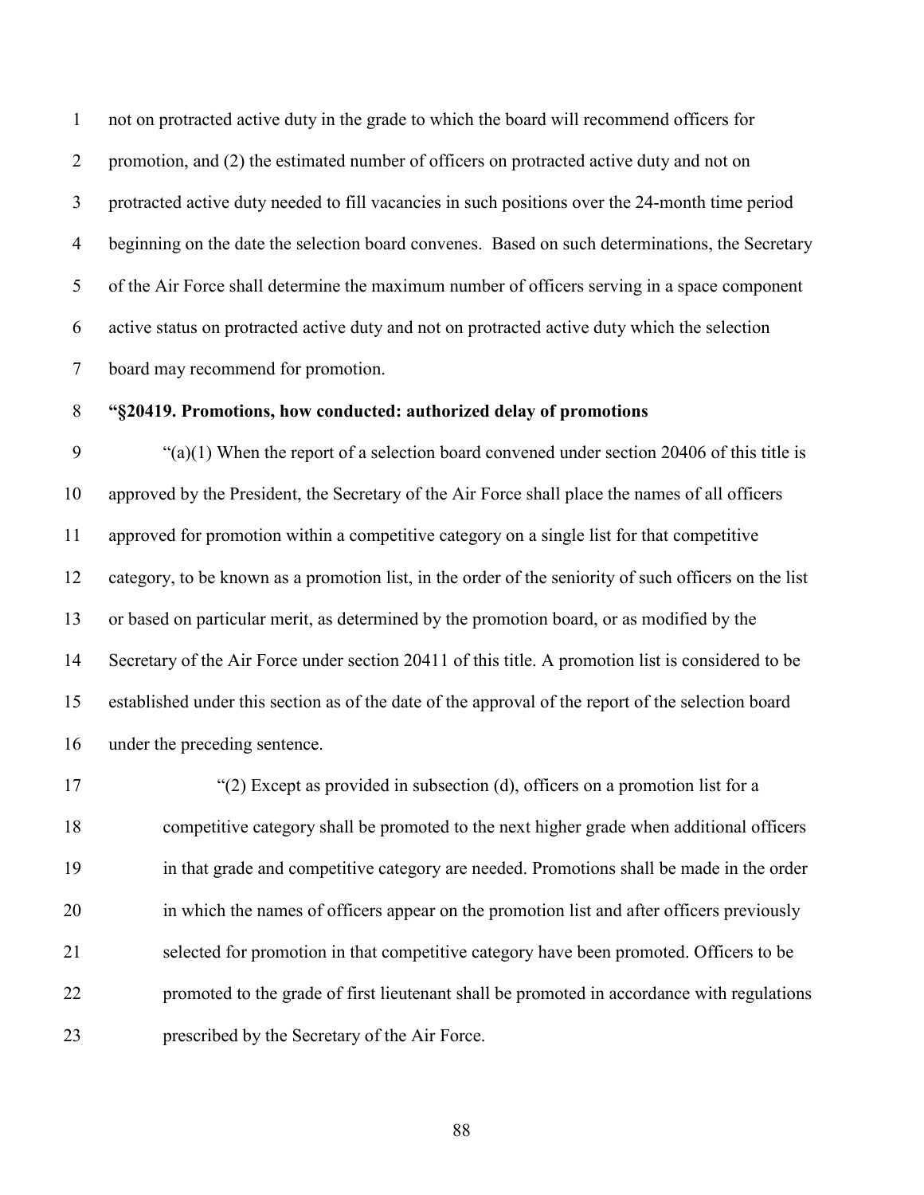not on protracted active duty in the grade to which the board will recommend officers for promotion, and (2) the estimated number of officers on protracted active duty and not on protracted active duty needed to fill vacancies in such positions over the 24-month time period beginning on the date the selection board convenes. Based on such determinations, the Secretary of the Air Force shall determine the maximum number of officers serving in a space component active status on protracted active duty and not on protracted active duty which the selection board may recommend for promotion.

**"§20419. Promotions, how conducted: authorized delay of promotions**

"(a)(1) When the report of a selection board convened under section 20406 of this title is approved by the President, the Secretary of the Air Force shall place the names of all officers approved for promotion within a competitive category on a single list for that competitive category, to be known as a promotion list, in the order of the seniority of such officers on the list or based on particular merit, as determined by the promotion board, or as modified by the Secretary of the Air Force under section 20411 of this title. A promotion list is considered to be established under this section as of the date of the approval of the report of the selection board under the preceding sentence.

"(2) Except as provided in subsection (d), officers on a promotion list for a competitive category shall be promoted to the next higher grade when additional officers in that grade and competitive category are needed. Promotions shall be made in the order in which the names of officers appear on the promotion list and after officers previously selected for promotion in that competitive category have been promoted. Officers to be promoted to the grade of first lieutenant shall be promoted in accordance with regulations prescribed by the Secretary of the Air Force.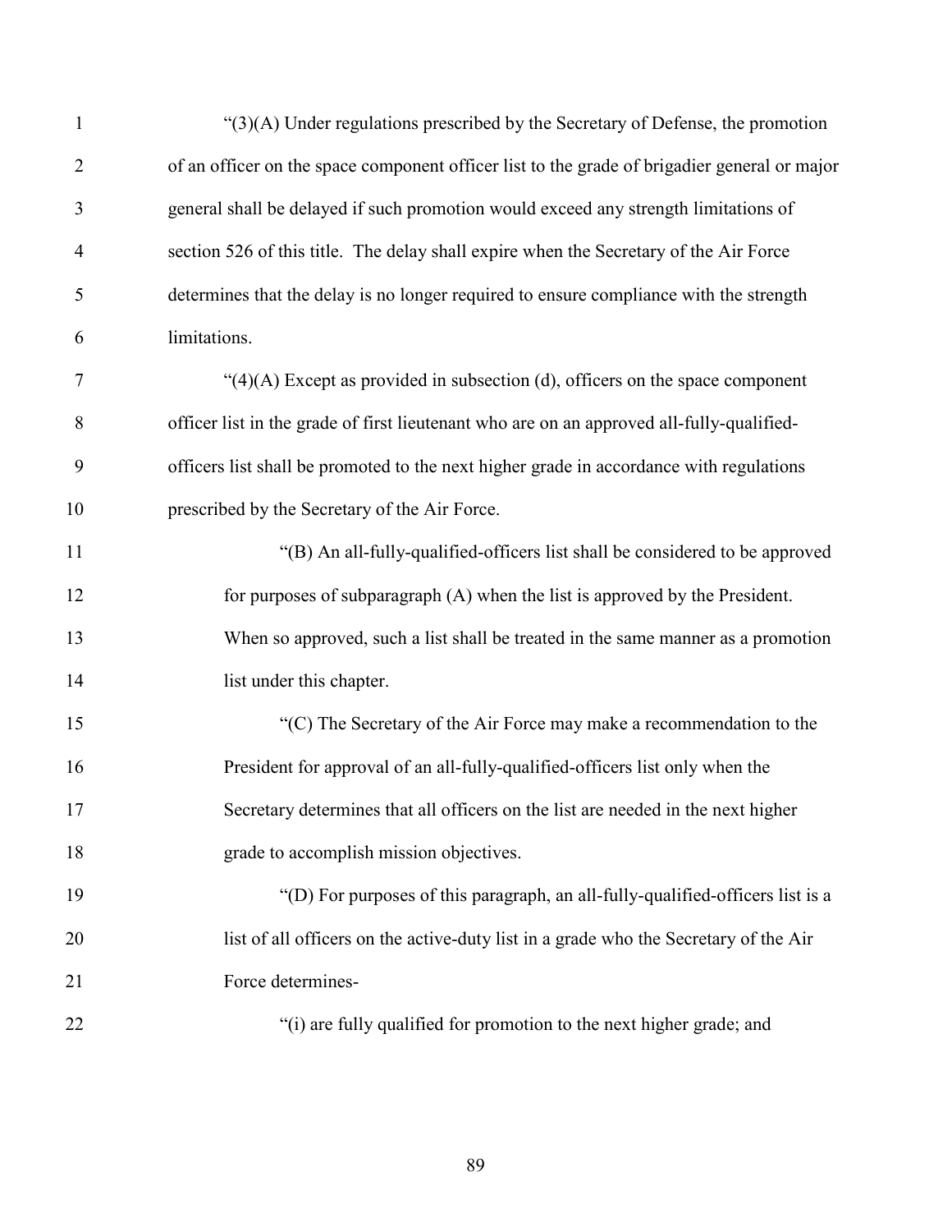"(3)(A) Under regulations prescribed by the Secretary of Defense, the promotion of an officer on the space component officer list to the grade of brigadier general or major general shall be delayed if such promotion would exceed any strength limitations of section 526 of this title. The delay shall expire when the Secretary of the Air Force determines that the delay is no longer required to ensure compliance with the strength limitations.

"(4)(A) Except as provided in subsection (d), officers on the space component officer list in the grade of first lieutenant who are on an approved all-fully-qualified-officers list shall be promoted to the next higher grade in accordance with regulations prescribed by the Secretary of the Air Force.

"(B) An all-fully-qualified-officers list shall be considered to be approved for purposes of subparagraph (A) when the list is approved by the President. When so approved, such a list shall be treated in the same manner as a promotion list under this chapter.

"(C) The Secretary of the Air Force may make a recommendation to the President for approval of an all-fully-qualified-officers list only when the Secretary determines that all officers on the list are needed in the next higher grade to accomplish mission objectives.

"(D) For purposes of this paragraph, an all-fully-qualified-officers list is a list of all officers on the active-duty list in a grade who the Secretary of the Air Force determines-

"(i) are fully qualified for promotion to the next higher grade; and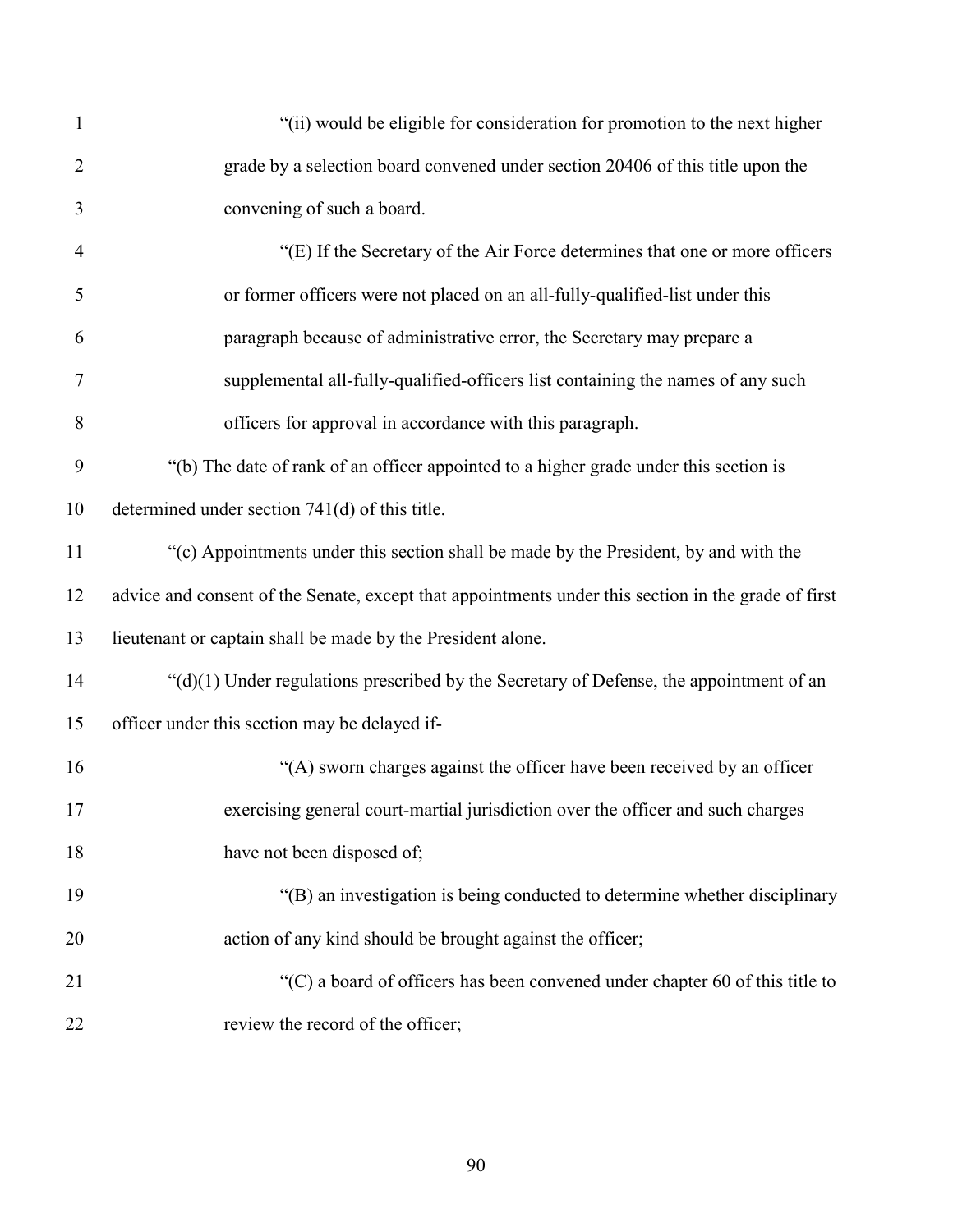"(ii) would be eligible for consideration for promotion to the next higher grade by a selection board convened under section 20406 of this title upon the convening of such a board.

"(E) If the Secretary of the Air Force determines that one or more officers or former officers were not placed on an all-fully-qualified-list under this paragraph because of administrative error, the Secretary may prepare a supplemental all-fully-qualified-officers list containing the names of any such officers for approval in accordance with this paragraph.

"(b) The date of rank of an officer appointed to a higher grade under this section is determined under section 741(d) of this title.

"(c) Appointments under this section shall be made by the President, by and with the advice and consent of the Senate, except that appointments under this section in the grade of first lieutenant or captain shall be made by the President alone.

"(d)(1) Under regulations prescribed by the Secretary of Defense, the appointment of an officer under this section may be delayed if-

"(A) sworn charges against the officer have been received by an officer exercising general court-martial jurisdiction over the officer and such charges have not been disposed of;

"(B) an investigation is being conducted to determine whether disciplinary action of any kind should be brought against the officer;

"(C) a board of officers has been convened under chapter 60 of this title to review the record of the officer;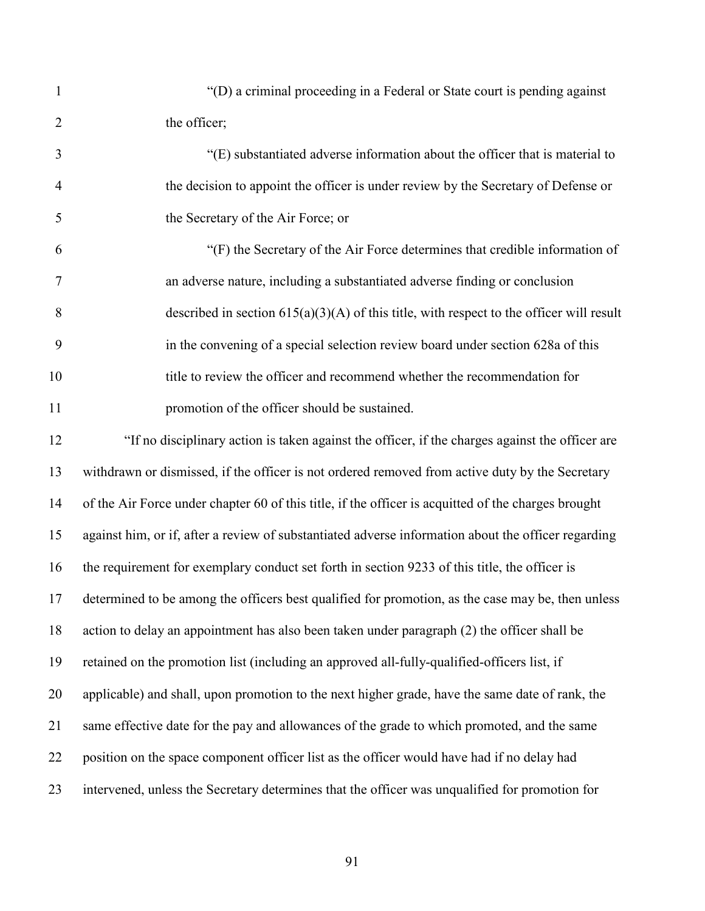"(D) a criminal proceeding in a Federal or State court is pending against the officer;

"(E) substantiated adverse information about the officer that is material to the decision to appoint the officer is under review by the Secretary of Defense or the Secretary of the Air Force; or

"(F) the Secretary of the Air Force determines that credible information of an adverse nature, including a substantiated adverse finding or conclusion described in section 615(a)(3)(A) of this title, with respect to the officer will result in the convening of a special selection review board under section 628a of this title to review the officer and recommend whether the recommendation for promotion of the officer should be sustained.

"If no disciplinary action is taken against the officer, if the charges against the officer are withdrawn or dismissed, if the officer is not ordered removed from active duty by the Secretary of the Air Force under chapter 60 of this title, if the officer is acquitted of the charges brought against him, or if, after a review of substantiated adverse information about the officer regarding the requirement for exemplary conduct set forth in section 9233 of this title, the officer is determined to be among the officers best qualified for promotion, as the case may be, then unless action to delay an appointment has also been taken under paragraph (2) the officer shall be retained on the promotion list (including an approved all-fully-qualified-officers list, if applicable) and shall, upon promotion to the next higher grade, have the same date of rank, the same effective date for the pay and allowances of the grade to which promoted, and the same position on the space component officer list as the officer would have had if no delay had intervened, unless the Secretary determines that the officer was unqualified for promotion for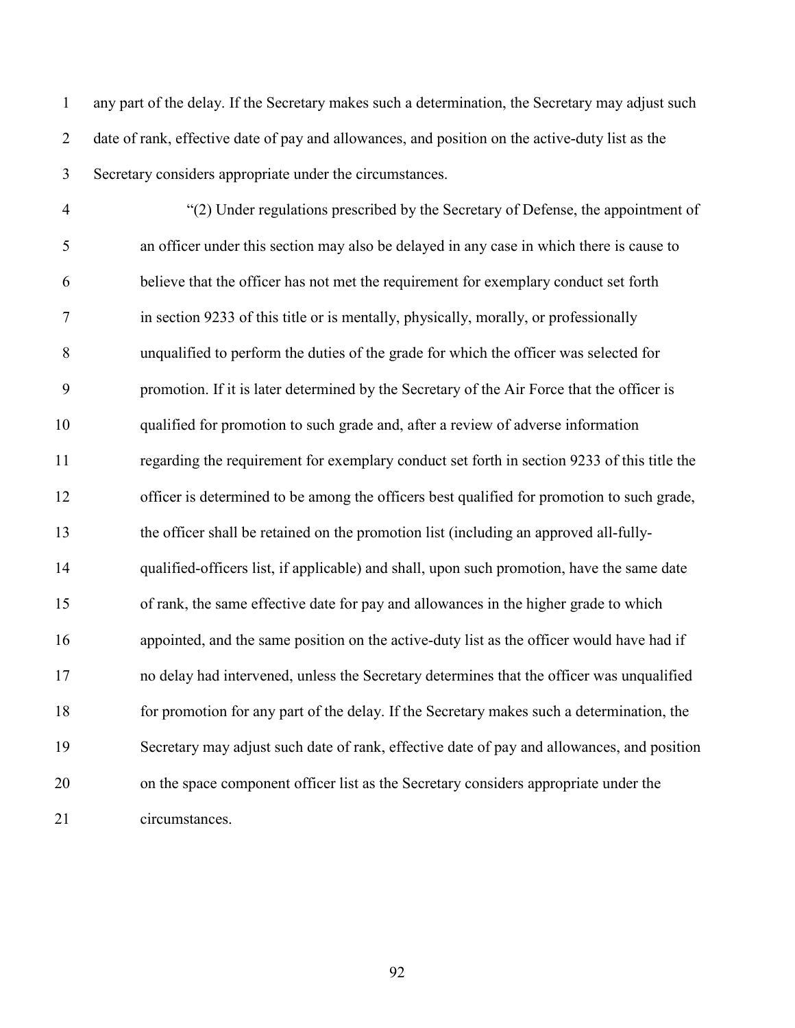any part of the delay. If the Secretary makes such a determination, the Secretary may adjust such date of rank, effective date of pay and allowances, and position on the active-duty list as the Secretary considers appropriate under the circumstances.

"(2) Under regulations prescribed by the Secretary of Defense, the appointment of an officer under this section may also be delayed in any case in which there is cause to believe that the officer has not met the requirement for exemplary conduct set forth in section 9233 of this title or is mentally, physically, morally, or professionally unqualified to perform the duties of the grade for which the officer was selected for promotion. If it is later determined by the Secretary of the Air Force that the officer is qualified for promotion to such grade and, after a review of adverse information regarding the requirement for exemplary conduct set forth in section 9233 of this title the officer is determined to be among the officers best qualified for promotion to such grade, the officer shall be retained on the promotion list (including an approved all-fully-qualified-officers list, if applicable) and shall, upon such promotion, have the same date of rank, the same effective date for pay and allowances in the higher grade to which appointed, and the same position on the active-duty list as the officer would have had if no delay had intervened, unless the Secretary determines that the officer was unqualified for promotion for any part of the delay. If the Secretary makes such a determination, the Secretary may adjust such date of rank, effective date of pay and allowances, and position on the space component officer list as the Secretary considers appropriate under the circumstances.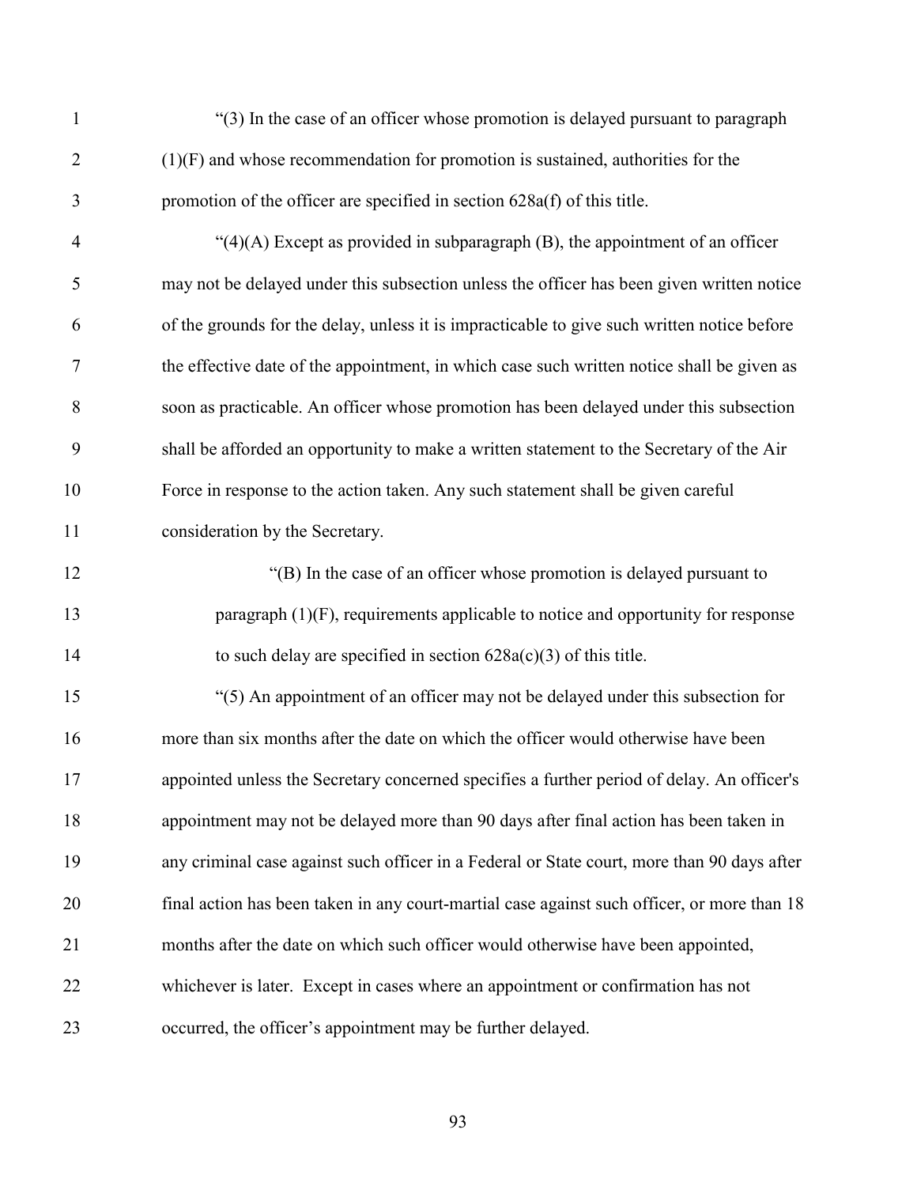"(3) In the case of an officer whose promotion is delayed pursuant to paragraph (1)(F) and whose recommendation for promotion is sustained, authorities for the promotion of the officer are specified in section 628a(f) of this title.

"(4)(A) Except as provided in subparagraph (B), the appointment of an officer may not be delayed under this subsection unless the officer has been given written notice of the grounds for the delay, unless it is impracticable to give such written notice before the effective date of the appointment, in which case such written notice shall be given as soon as practicable. An officer whose promotion has been delayed under this subsection shall be afforded an opportunity to make a written statement to the Secretary of the Air Force in response to the action taken. Any such statement shall be given careful consideration by the Secretary.

"(B) In the case of an officer whose promotion is delayed pursuant to paragraph (1)(F), requirements applicable to notice and opportunity for response to such delay are specified in section 628a(c)(3) of this title.

"(5) An appointment of an officer may not be delayed under this subsection for more than six months after the date on which the officer would otherwise have been appointed unless the Secretary concerned specifies a further period of delay. An officer's appointment may not be delayed more than 90 days after final action has been taken in any criminal case against such officer in a Federal or State court, more than 90 days after final action has been taken in any court-martial case against such officer, or more than 18 months after the date on which such officer would otherwise have been appointed, whichever is later. Except in cases where an appointment or confirmation has not occurred, the officer's appointment may be further delayed.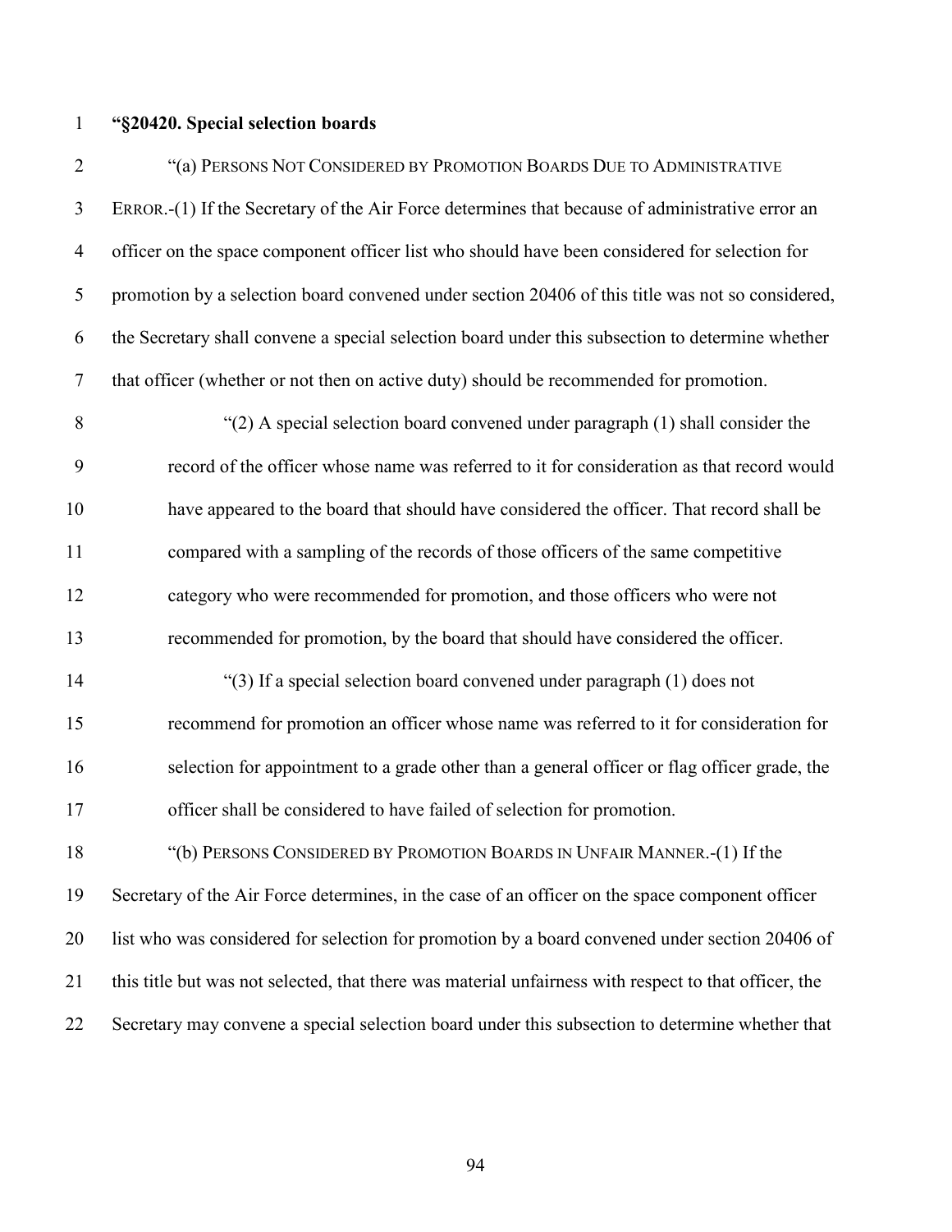**"§20420. Special selection boards**

"(a) PERSONS NOT CONSIDERED BY PROMOTION BOARDS DUE TO ADMINISTRATIVE ERROR.-(1) If the Secretary of the Air Force determines that because of administrative error an officer on the space component officer list who should have been considered for selection for promotion by a selection board convened under section 20406 of this title was not so considered, the Secretary shall convene a special selection board under this subsection to determine whether that officer (whether or not then on active duty) should be recommended for promotion.

"(2) A special selection board convened under paragraph (1) shall consider the record of the officer whose name was referred to it for consideration as that record would have appeared to the board that should have considered the officer. That record shall be compared with a sampling of the records of those officers of the same competitive category who were recommended for promotion, and those officers who were not recommended for promotion, by the board that should have considered the officer.

"(3) If a special selection board convened under paragraph (1) does not recommend for promotion an officer whose name was referred to it for consideration for selection for appointment to a grade other than a general officer or flag officer grade, the officer shall be considered to have failed of selection for promotion.

"(b) PERSONS CONSIDERED BY PROMOTION BOARDS IN UNFAIR MANNER.-(1) If the Secretary of the Air Force determines, in the case of an officer on the space component officer list who was considered for selection for promotion by a board convened under section 20406 of this title but was not selected, that there was material unfairness with respect to that officer, the Secretary may convene a special selection board under this subsection to determine whether that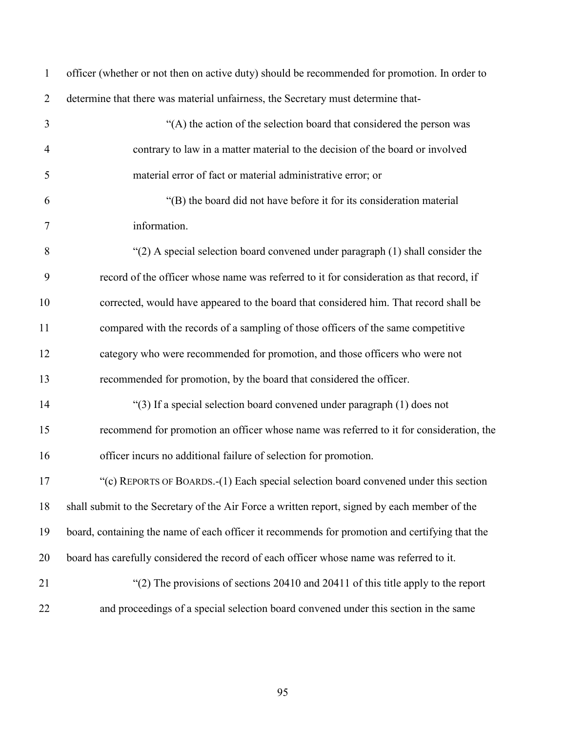officer (whether or not then on active duty) should be recommended for promotion. In order to determine that there was material unfairness, the Secretary must determine that-

"(A) the action of the selection board that considered the person was contrary to law in a matter material to the decision of the board or involved material error of fact or material administrative error; or

"(B) the board did not have before it for its consideration material information.

"(2) A special selection board convened under paragraph (1) shall consider the record of the officer whose name was referred to it for consideration as that record, if corrected, would have appeared to the board that considered him. That record shall be compared with the records of a sampling of those officers of the same competitive category who were recommended for promotion, and those officers who were not recommended for promotion, by the board that considered the officer.

"(3) If a special selection board convened under paragraph (1) does not recommend for promotion an officer whose name was referred to it for consideration, the officer incurs no additional failure of selection for promotion.

"(c) REPORTS OF BOARDS.-(1) Each special selection board convened under this section shall submit to the Secretary of the Air Force a written report, signed by each member of the board, containing the name of each officer it recommends for promotion and certifying that the board has carefully considered the record of each officer whose name was referred to it.

"(2) The provisions of sections 20410 and 20411 of this title apply to the report and proceedings of a special selection board convened under this section in the same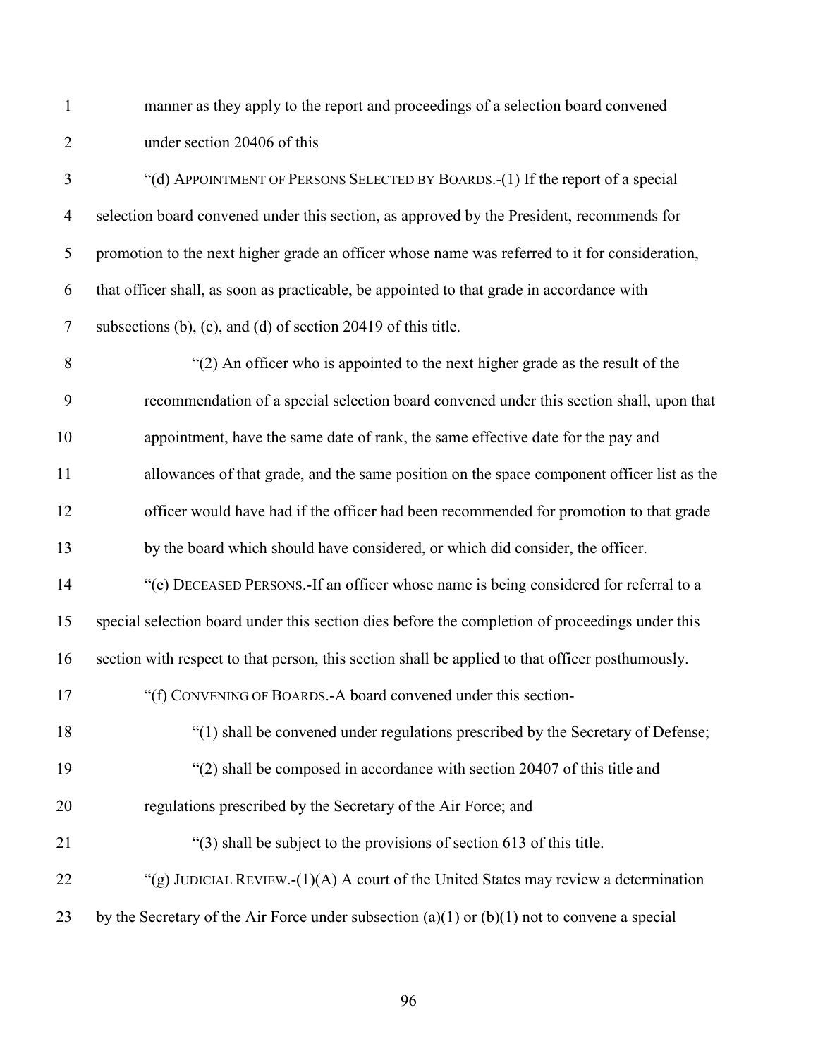manner as they apply to the report and proceedings of a selection board convened under section 20406 of this

"(d) APPOINTMENT OF PERSONS SELECTED BY BOARDS.-(1) If the report of a special selection board convened under this section, as approved by the President, recommends for promotion to the next higher grade an officer whose name was referred to it for consideration, that officer shall, as soon as practicable, be appointed to that grade in accordance with subsections (b), (c), and (d) of section 20419 of this title.

"(2) An officer who is appointed to the next higher grade as the result of the recommendation of a special selection board convened under this section shall, upon that appointment, have the same date of rank, the same effective date for the pay and allowances of that grade, and the same position on the space component officer list as the officer would have had if the officer had been recommended for promotion to that grade by the board which should have considered, or which did consider, the officer.

"(e) DECEASED PERSONS.-If an officer whose name is being considered for referral to a special selection board under this section dies before the completion of proceedings under this section with respect to that person, this section shall be applied to that officer posthumously.

"(f) CONVENING OF BOARDS.-A board convened under this section-

"(1) shall be convened under regulations prescribed by the Secretary of Defense;

"(2) shall be composed in accordance with section 20407 of this title and regulations prescribed by the Secretary of the Air Force; and

"(3) shall be subject to the provisions of section 613 of this title.

"(g) JUDICIAL REVIEW.-(1)(A) A court of the United States may review a determination by the Secretary of the Air Force under subsection (a)(1) or (b)(1) not to convene a special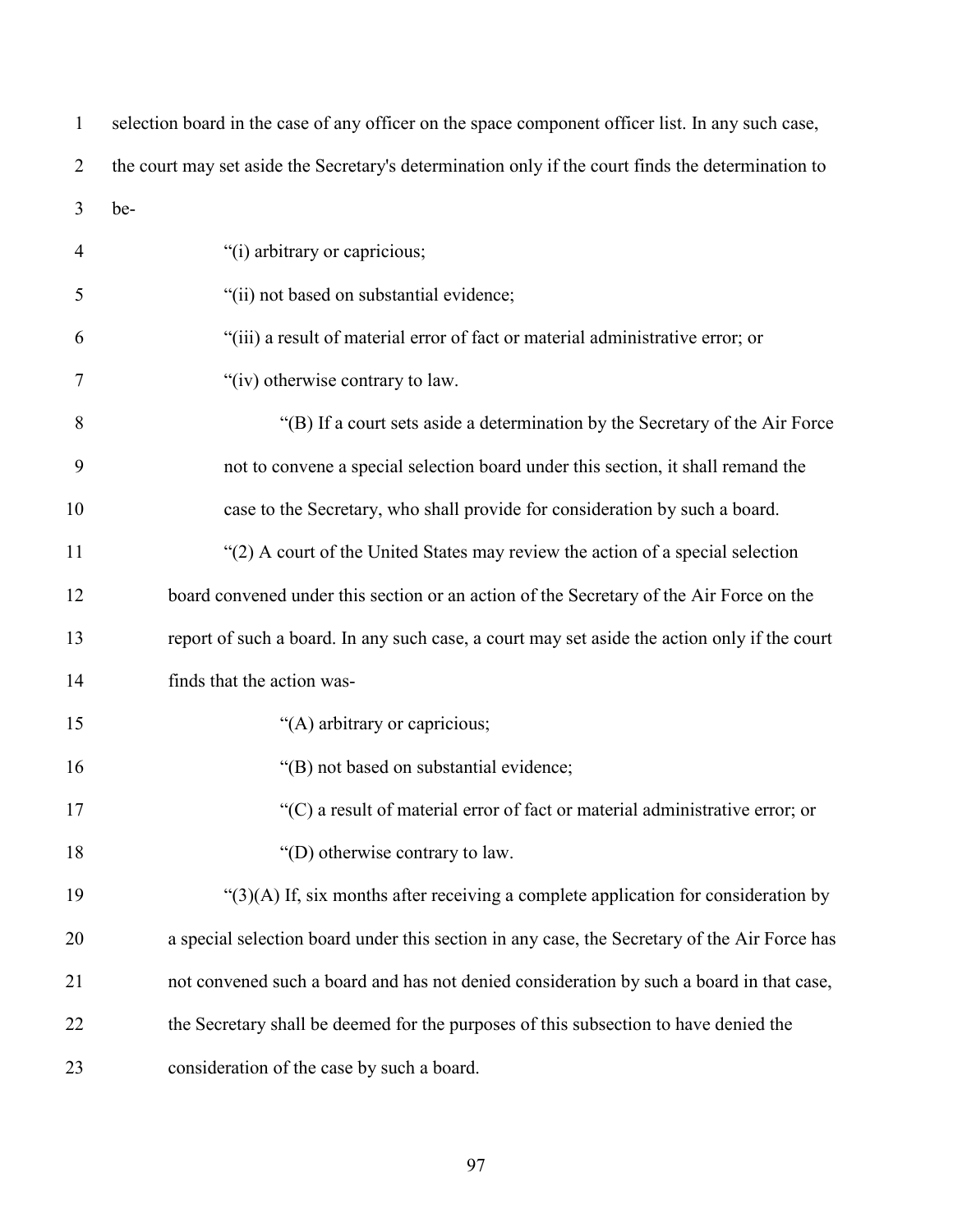selection board in the case of any officer on the space component officer list. In any such case, the court may set aside the Secretary's determination only if the court finds the determination to be-

"(i) arbitrary or capricious;

"(ii) not based on substantial evidence;

"(iii) a result of material error of fact or material administrative error; or

"(iv) otherwise contrary to law.

"(B) If a court sets aside a determination by the Secretary of the Air Force not to convene a special selection board under this section, it shall remand the case to the Secretary, who shall provide for consideration by such a board.

"(2) A court of the United States may review the action of a special selection board convened under this section or an action of the Secretary of the Air Force on the report of such a board. In any such case, a court may set aside the action only if the court finds that the action was-

"(A) arbitrary or capricious;

"(B) not based on substantial evidence;

"(C) a result of material error of fact or material administrative error; or

"(D) otherwise contrary to law.

"(3)(A) If, six months after receiving a complete application for consideration by a special selection board under this section in any case, the Secretary of the Air Force has not convened such a board and has not denied consideration by such a board in that case, the Secretary shall be deemed for the purposes of this subsection to have denied the consideration of the case by such a board.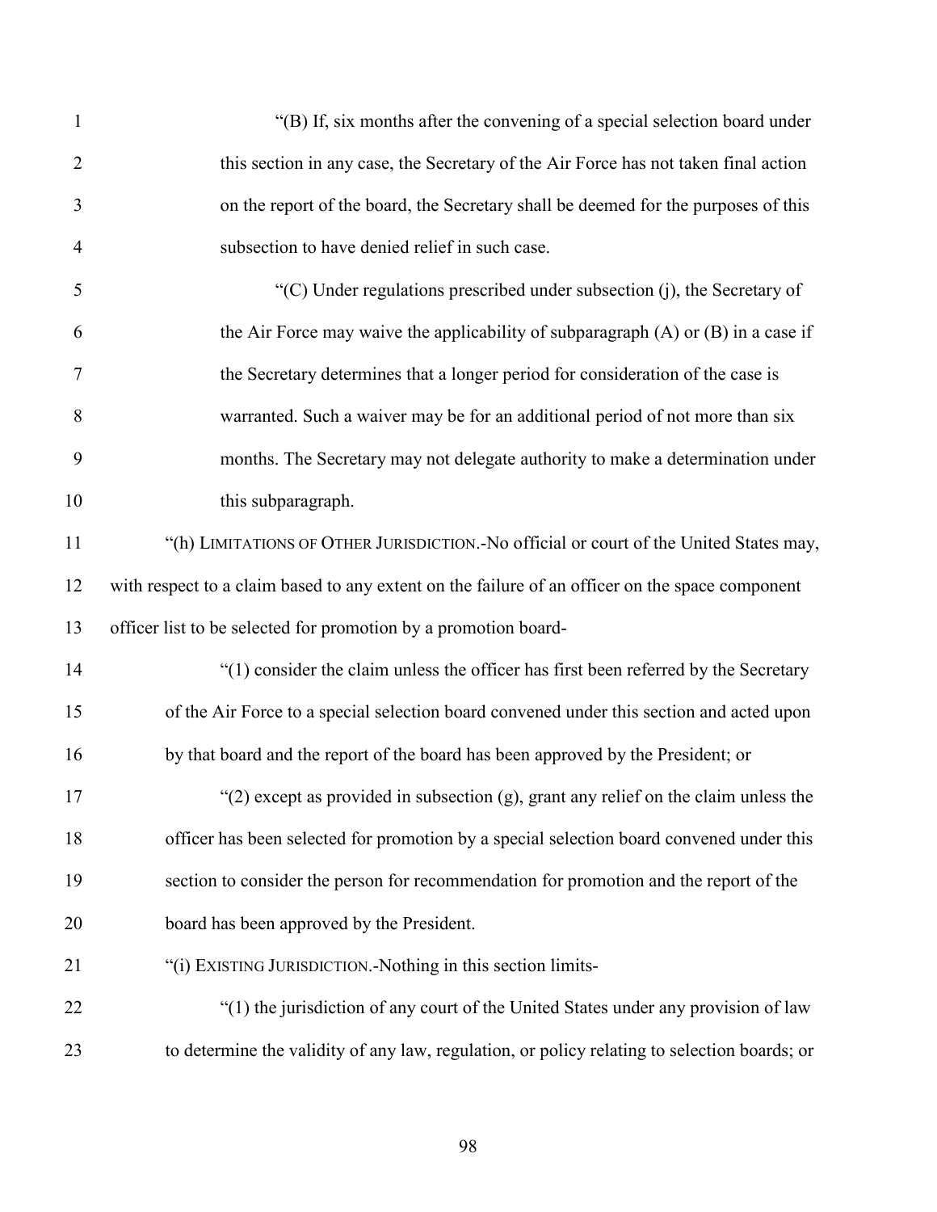"(B) If, six months after the convening of a special selection board under this section in any case, the Secretary of the Air Force has not taken final action on the report of the board, the Secretary shall be deemed for the purposes of this subsection to have denied relief in such case.

"(C) Under regulations prescribed under subsection (j), the Secretary of the Air Force may waive the applicability of subparagraph (A) or (B) in a case if the Secretary determines that a longer period for consideration of the case is warranted. Such a waiver may be for an additional period of not more than six months. The Secretary may not delegate authority to make a determination under this subparagraph.

"(h) LIMITATIONS OF OTHER JURISDICTION.-No official or court of the United States may, with respect to a claim based to any extent on the failure of an officer on the space component officer list to be selected for promotion by a promotion board-

"(1) consider the claim unless the officer has first been referred by the Secretary of the Air Force to a special selection board convened under this section and acted upon by that board and the report of the board has been approved by the President; or

"(2) except as provided in subsection (g), grant any relief on the claim unless the officer has been selected for promotion by a special selection board convened under this section to consider the person for recommendation for promotion and the report of the board has been approved by the President.

"(i) EXISTING JURISDICTION.-Nothing in this section limits-

"(1) the jurisdiction of any court of the United States under any provision of law to determine the validity of any law, regulation, or policy relating to selection boards; or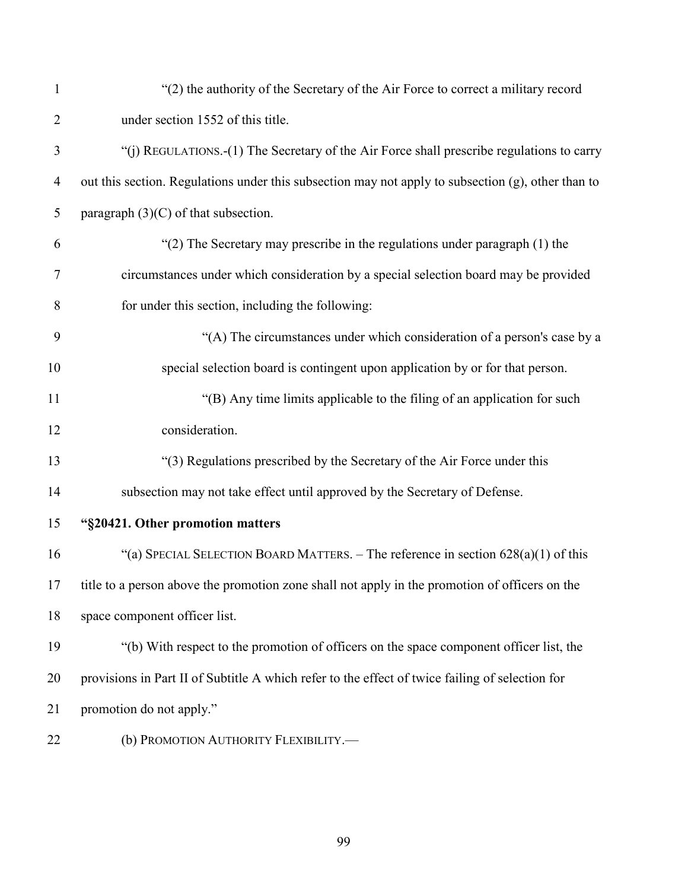"(2) the authority of the Secretary of the Air Force to correct a military record under section 1552 of this title.

"(j) REGULATIONS.-(1) The Secretary of the Air Force shall prescribe regulations to carry out this section. Regulations under this subsection may not apply to subsection (g), other than to paragraph (3)(C) of that subsection.

"(2) The Secretary may prescribe in the regulations under paragraph (1) the circumstances under which consideration by a special selection board may be provided for under this section, including the following:

"(A) The circumstances under which consideration of a person's case by a special selection board is contingent upon application by or for that person.

"(B) Any time limits applicable to the filing of an application for such consideration.

"(3) Regulations prescribed by the Secretary of the Air Force under this subsection may not take effect until approved by the Secretary of Defense.

**"§20421. Other promotion matters**

"(a) SPECIAL SELECTION BOARD MATTERS. – The reference in section 628(a)(1) of this title to a person above the promotion zone shall not apply in the promotion of officers on the space component officer list.

"(b) With respect to the promotion of officers on the space component officer list, the provisions in Part II of Subtitle A which refer to the effect of twice failing of selection for promotion do not apply."

(b) PROMOTION AUTHORITY FLEXIBILITY.—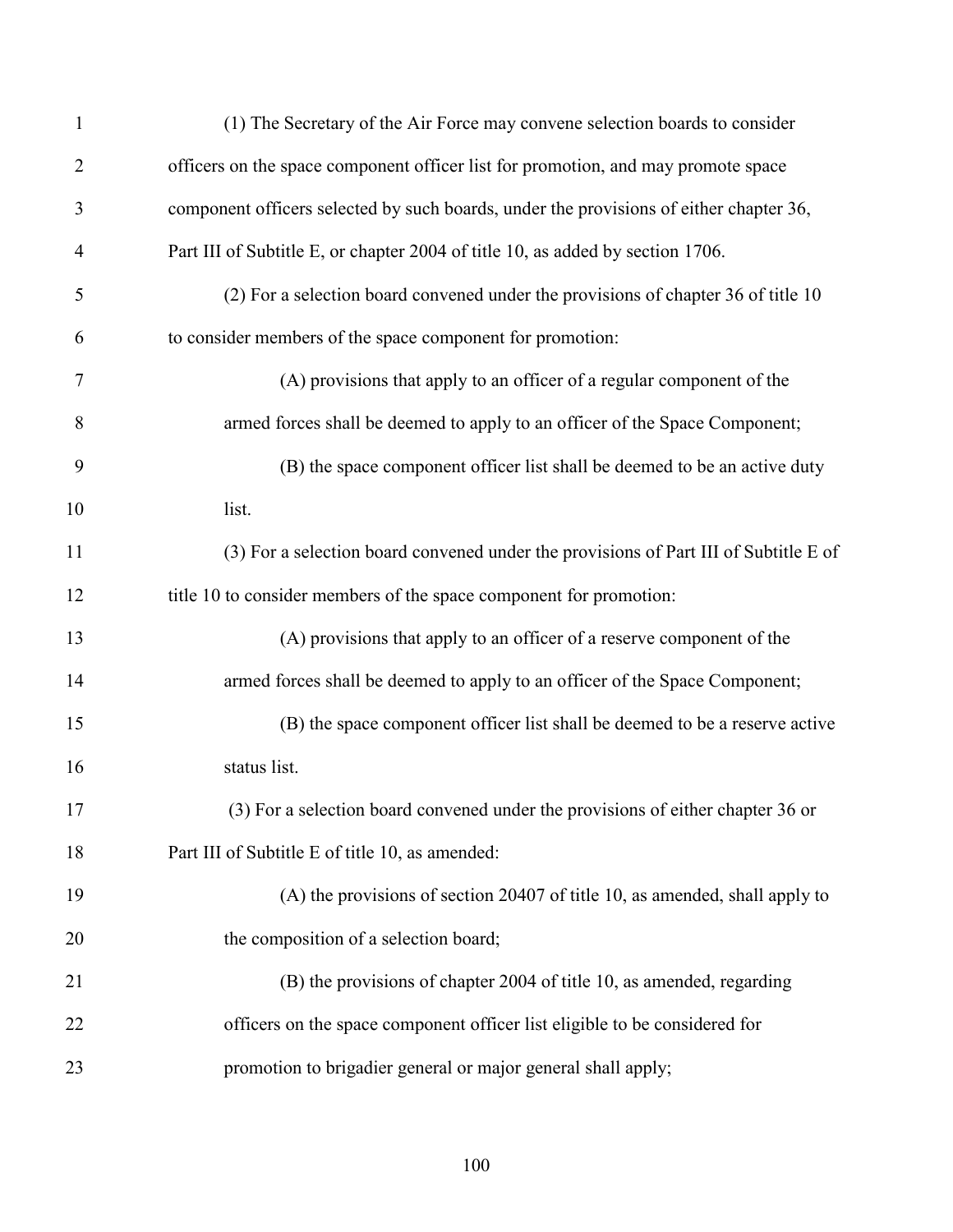(1) The Secretary of the Air Force may convene selection boards to consider officers on the space component officer list for promotion, and may promote space component officers selected by such boards, under the provisions of either chapter 36, Part III of Subtitle E, or chapter 2004 of title 10, as added by section 1706.

(2) For a selection board convened under the provisions of chapter 36 of title 10 to consider members of the space component for promotion:

(A) provisions that apply to an officer of a regular component of the armed forces shall be deemed to apply to an officer of the Space Component;

(B) the space component officer list shall be deemed to be an active duty list.

(3) For a selection board convened under the provisions of Part III of Subtitle E of title 10 to consider members of the space component for promotion:

(A) provisions that apply to an officer of a reserve component of the armed forces shall be deemed to apply to an officer of the Space Component;

(B) the space component officer list shall be deemed to be a reserve active status list.

(3) For a selection board convened under the provisions of either chapter 36 or Part III of Subtitle E of title 10, as amended:

(A) the provisions of section 20407 of title 10, as amended, shall apply to the composition of a selection board;

(B) the provisions of chapter 2004 of title 10, as amended, regarding officers on the space component officer list eligible to be considered for promotion to brigadier general or major general shall apply;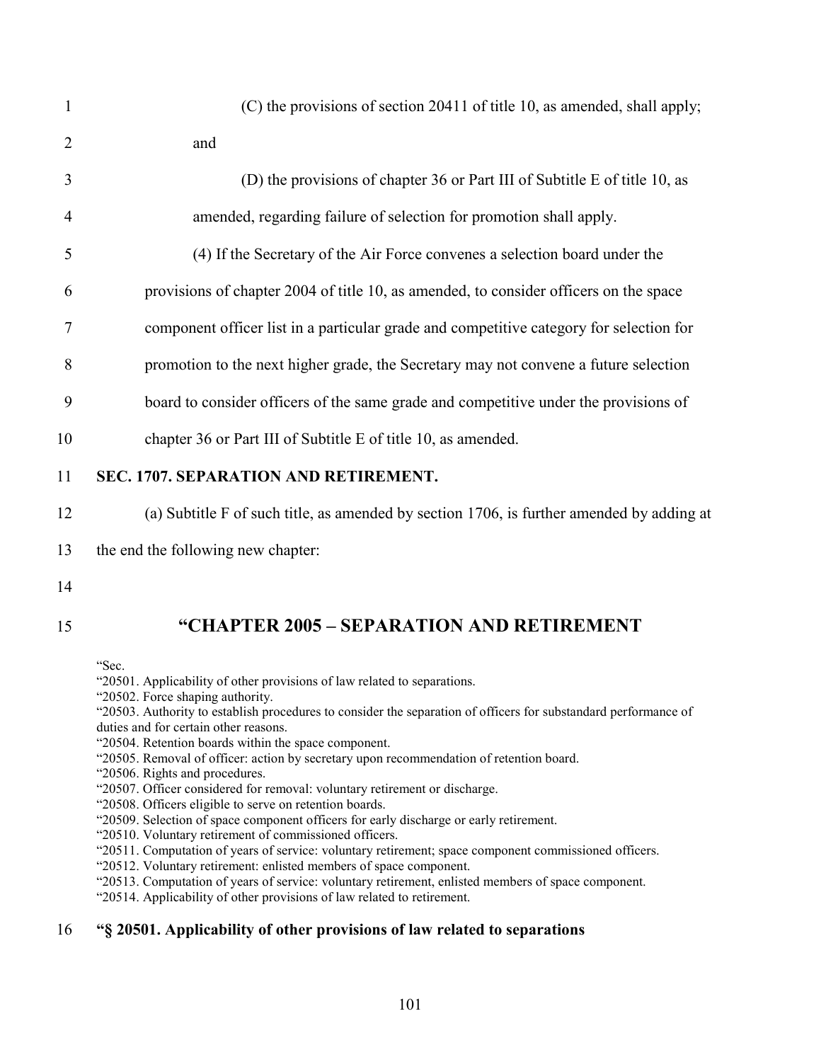(C) the provisions of section 20411 of title 10, as amended, shall apply; and

(D) the provisions of chapter 36 or Part III of Subtitle E of title 10, as amended, regarding failure of selection for promotion shall apply.

(4) If the Secretary of the Air Force convenes a selection board under the provisions of chapter 2004 of title 10, as amended, to consider officers on the space component officer list in a particular grade and competitive category for selection for promotion to the next higher grade, the Secretary may not convene a future selection board to consider officers of the same grade and competitive under the provisions of chapter 36 or Part III of Subtitle E of title 10, as amended.

**SEC. 1707. SEPARATION AND RETIREMENT.**

(a) Subtitle F of such title, as amended by section 1706, is further amended by adding at the end the following new chapter:

## "CHAPTER 2005 – SEPARATION AND RETIREMENT

"Sec.
"20501. Applicability of other provisions of law related to separations.
"20502. Force shaping authority.
"20503. Authority to establish procedures to consider the separation of officers for substandard performance of duties and for certain other reasons.
"20504. Retention boards within the space component.
"20505. Removal of officer: action by secretary upon recommendation of retention board.
"20506. Rights and procedures.
"20507. Officer considered for removal: voluntary retirement or discharge.
"20508. Officers eligible to serve on retention boards.
"20509. Selection of space component officers for early discharge or early retirement.
"20510. Voluntary retirement of commissioned officers.
"20511. Computation of years of service: voluntary retirement; space component commissioned officers.
"20512. Voluntary retirement: enlisted members of space component.
"20513. Computation of years of service: voluntary retirement, enlisted members of space component.
"20514. Applicability of other provisions of law related to retirement.

**"§ 20501. Applicability of other provisions of law related to separations**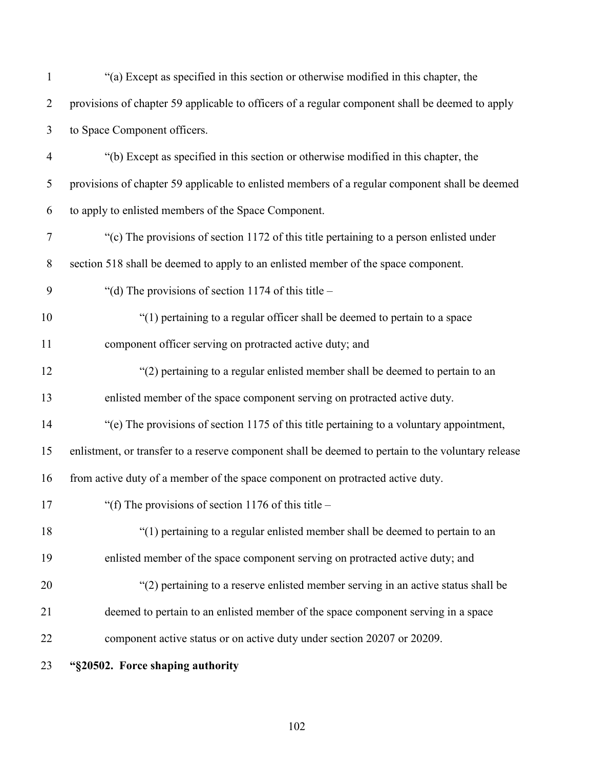"(a) Except as specified in this section or otherwise modified in this chapter, the provisions of chapter 59 applicable to officers of a regular component shall be deemed to apply to Space Component officers.

"(b) Except as specified in this section or otherwise modified in this chapter, the provisions of chapter 59 applicable to enlisted members of a regular component shall be deemed to apply to enlisted members of the Space Component.

"(c) The provisions of section 1172 of this title pertaining to a person enlisted under section 518 shall be deemed to apply to an enlisted member of the space component.

"(d) The provisions of section 1174 of this title –

"(1) pertaining to a regular officer shall be deemed to pertain to a space component officer serving on protracted active duty; and

"(2) pertaining to a regular enlisted member shall be deemed to pertain to an enlisted member of the space component serving on protracted active duty.

"(e) The provisions of section 1175 of this title pertaining to a voluntary appointment, enlistment, or transfer to a reserve component shall be deemed to pertain to the voluntary release from active duty of a member of the space component on protracted active duty.

"(f) The provisions of section 1176 of this title –

"(1) pertaining to a regular enlisted member shall be deemed to pertain to an enlisted member of the space component serving on protracted active duty; and

"(2) pertaining to a reserve enlisted member serving in an active status shall be deemed to pertain to an enlisted member of the space component serving in a space component active status or on active duty under section 20207 or 20209.

**"§20502. Force shaping authority**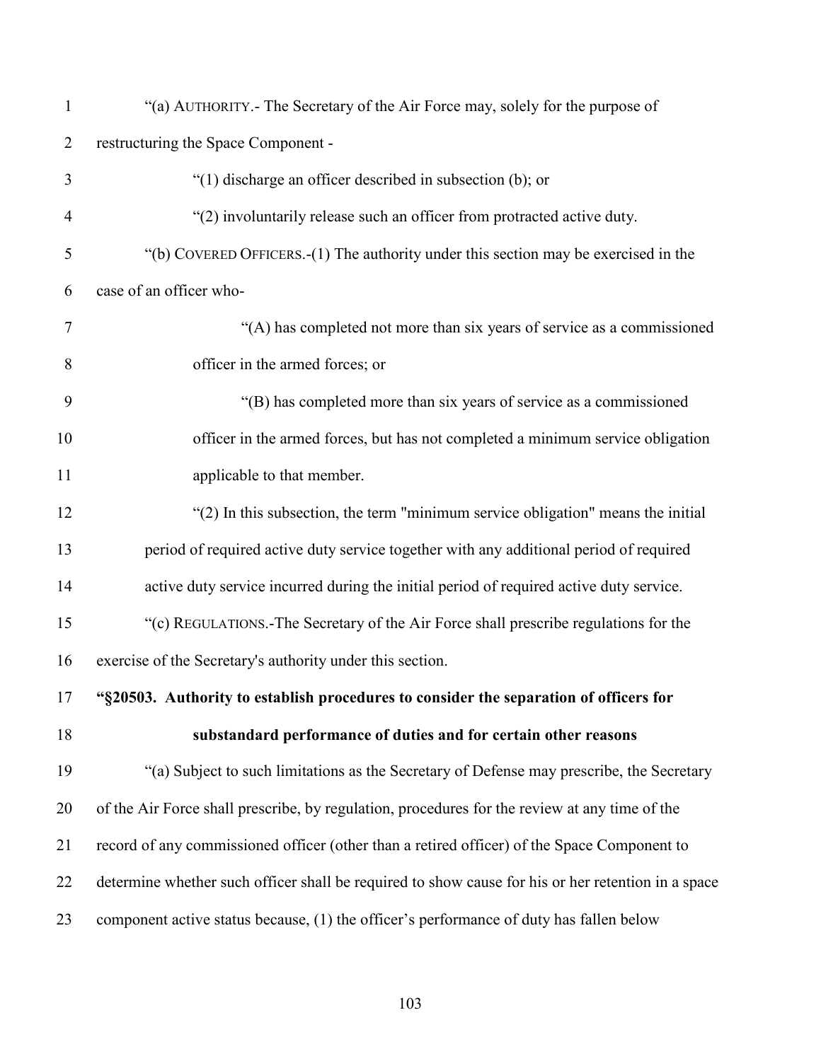"(a) AUTHORITY.- The Secretary of the Air Force may, solely for the purpose of restructuring the Space Component -

"(1) discharge an officer described in subsection (b); or

"(2) involuntarily release such an officer from protracted active duty.

"(b) COVERED OFFICERS.-(1) The authority under this section may be exercised in the case of an officer who-

"(A) has completed not more than six years of service as a commissioned officer in the armed forces; or

"(B) has completed more than six years of service as a commissioned officer in the armed forces, but has not completed a minimum service obligation applicable to that member.

"(2) In this subsection, the term "minimum service obligation" means the initial period of required active duty service together with any additional period of required active duty service incurred during the initial period of required active duty service.

"(c) REGULATIONS.-The Secretary of the Air Force shall prescribe regulations for the exercise of the Secretary's authority under this section.

**"§20503. Authority to establish procedures to consider the separation of officers for substandard performance of duties and for certain other reasons**

"(a) Subject to such limitations as the Secretary of Defense may prescribe, the Secretary of the Air Force shall prescribe, by regulation, procedures for the review at any time of the record of any commissioned officer (other than a retired officer) of the Space Component to determine whether such officer shall be required to show cause for his or her retention in a space component active status because, (1) the officer's performance of duty has fallen below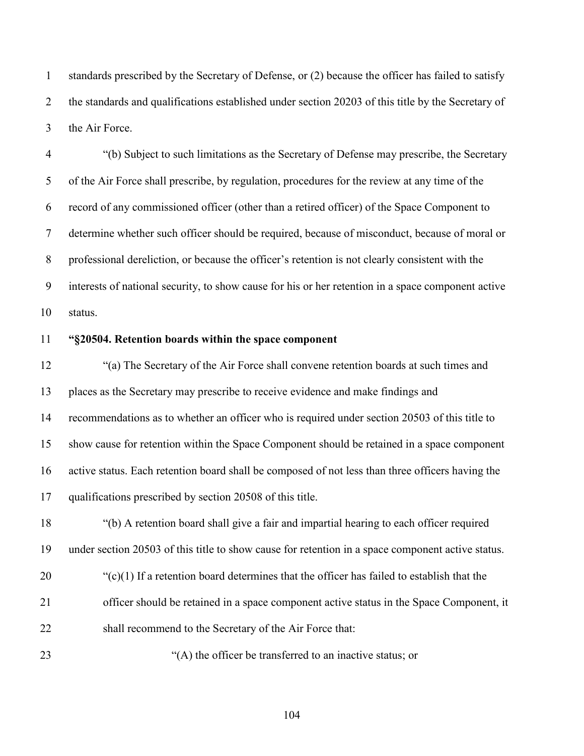standards prescribed by the Secretary of Defense, or (2) because the officer has failed to satisfy the standards and qualifications established under section 20203 of this title by the Secretary of the Air Force.

"(b) Subject to such limitations as the Secretary of Defense may prescribe, the Secretary of the Air Force shall prescribe, by regulation, procedures for the review at any time of the record of any commissioned officer (other than a retired officer) of the Space Component to determine whether such officer should be required, because of misconduct, because of moral or professional dereliction, or because the officer's retention is not clearly consistent with the interests of national security, to show cause for his or her retention in a space component active status.

**"§20504. Retention boards within the space component**

"(a) The Secretary of the Air Force shall convene retention boards at such times and places as the Secretary may prescribe to receive evidence and make findings and recommendations as to whether an officer who is required under section 20503 of this title to show cause for retention within the Space Component should be retained in a space component active status. Each retention board shall be composed of not less than three officers having the qualifications prescribed by section 20508 of this title.

"(b) A retention board shall give a fair and impartial hearing to each officer required under section 20503 of this title to show cause for retention in a space component active status.

"(c)(1) If a retention board determines that the officer has failed to establish that the officer should be retained in a space component active status in the Space Component, it shall recommend to the Secretary of the Air Force that:

"(A) the officer be transferred to an inactive status; or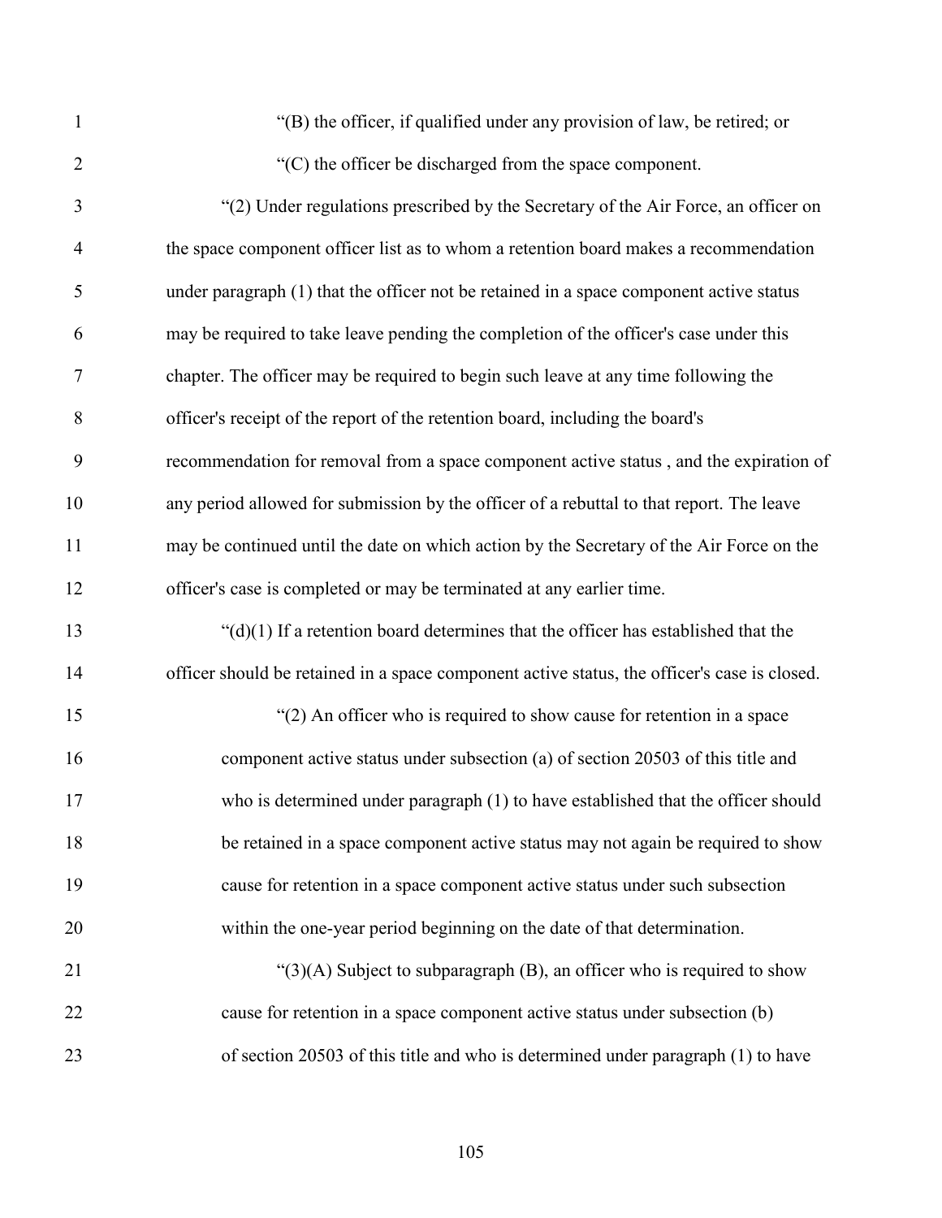"(B) the officer, if qualified under any provision of law, be retired; or

"(C) the officer be discharged from the space component.

"(2) Under regulations prescribed by the Secretary of the Air Force, an officer on the space component officer list as to whom a retention board makes a recommendation under paragraph (1) that the officer not be retained in a space component active status may be required to take leave pending the completion of the officer's case under this chapter. The officer may be required to begin such leave at any time following the officer's receipt of the report of the retention board, including the board's recommendation for removal from a space component active status , and the expiration of any period allowed for submission by the officer of a rebuttal to that report. The leave may be continued until the date on which action by the Secretary of the Air Force on the officer's case is completed or may be terminated at any earlier time.

"(d)(1) If a retention board determines that the officer has established that the officer should be retained in a space component active status, the officer's case is closed.

"(2) An officer who is required to show cause for retention in a space component active status under subsection (a) of section 20503 of this title and who is determined under paragraph (1) to have established that the officer should be retained in a space component active status may not again be required to show cause for retention in a space component active status under such subsection within the one-year period beginning on the date of that determination.

"(3)(A) Subject to subparagraph (B), an officer who is required to show cause for retention in a space component active status under subsection (b) of section 20503 of this title and who is determined under paragraph (1) to have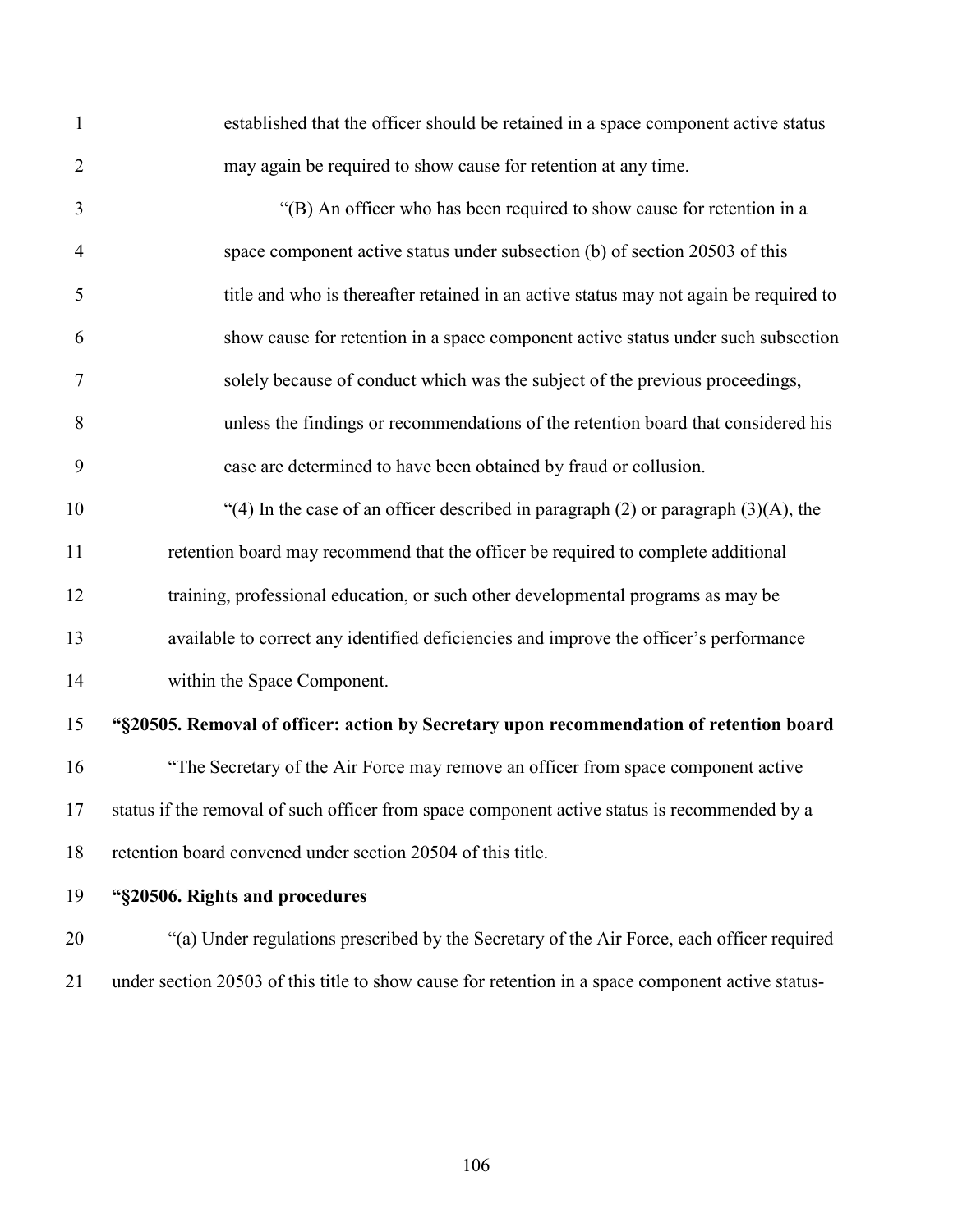established that the officer should be retained in a space component active status may again be required to show cause for retention at any time.

"(B) An officer who has been required to show cause for retention in a space component active status under subsection (b) of section 20503 of this title and who is thereafter retained in an active status may not again be required to show cause for retention in a space component active status under such subsection solely because of conduct which was the subject of the previous proceedings, unless the findings or recommendations of the retention board that considered his case are determined to have been obtained by fraud or collusion.

"(4) In the case of an officer described in paragraph (2) or paragraph (3)(A), the retention board may recommend that the officer be required to complete additional training, professional education, or such other developmental programs as may be available to correct any identified deficiencies and improve the officer's performance within the Space Component.

**"§20505. Removal of officer: action by Secretary upon recommendation of retention board**

"The Secretary of the Air Force may remove an officer from space component active status if the removal of such officer from space component active status is recommended by a retention board convened under section 20504 of this title.

**"§20506. Rights and procedures**

"(a) Under regulations prescribed by the Secretary of the Air Force, each officer required under section 20503 of this title to show cause for retention in a space component active status-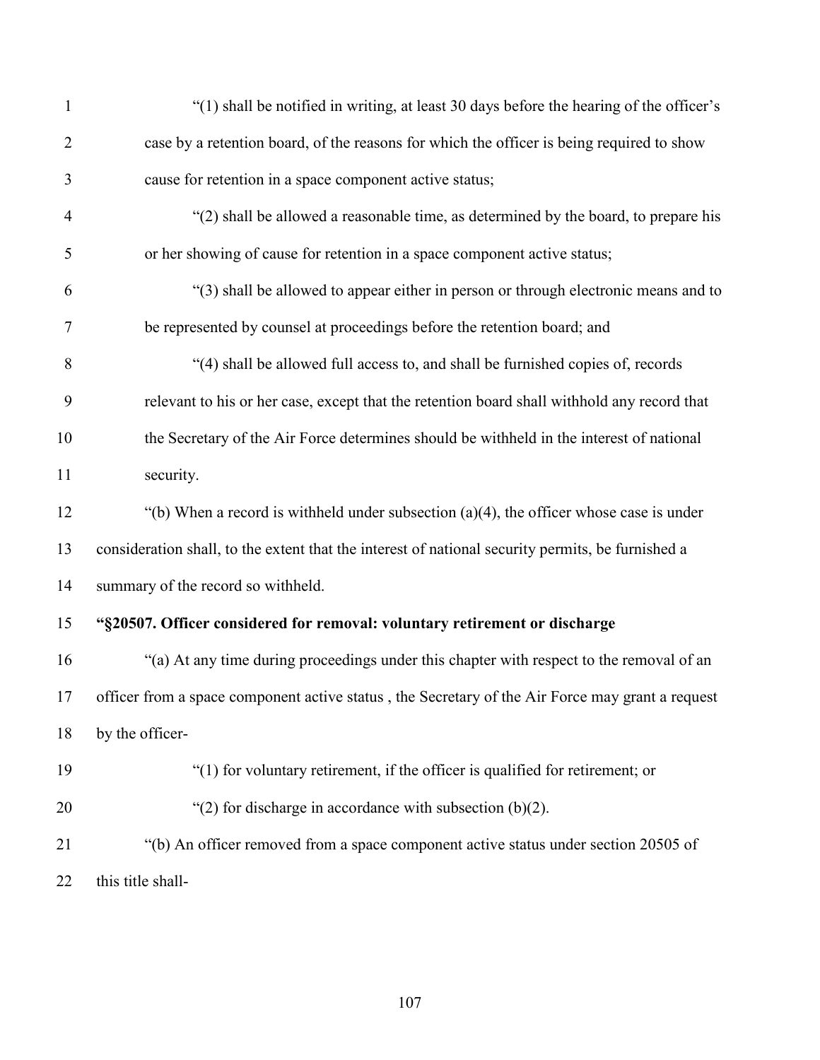"(1) shall be notified in writing, at least 30 days before the hearing of the officer's case by a retention board, of the reasons for which the officer is being required to show cause for retention in a space component active status;

"(2) shall be allowed a reasonable time, as determined by the board, to prepare his or her showing of cause for retention in a space component active status;

"(3) shall be allowed to appear either in person or through electronic means and to be represented by counsel at proceedings before the retention board; and

"(4) shall be allowed full access to, and shall be furnished copies of, records relevant to his or her case, except that the retention board shall withhold any record that the Secretary of the Air Force determines should be withheld in the interest of national security.

"(b) When a record is withheld under subsection (a)(4), the officer whose case is under consideration shall, to the extent that the interest of national security permits, be furnished a summary of the record so withheld.

**"§20507. Officer considered for removal: voluntary retirement or discharge**

"(a) At any time during proceedings under this chapter with respect to the removal of an officer from a space component active status , the Secretary of the Air Force may grant a request by the officer-

"(1) for voluntary retirement, if the officer is qualified for retirement; or

"(2) for discharge in accordance with subsection (b)(2).

"(b) An officer removed from a space component active status under section 20505 of this title shall-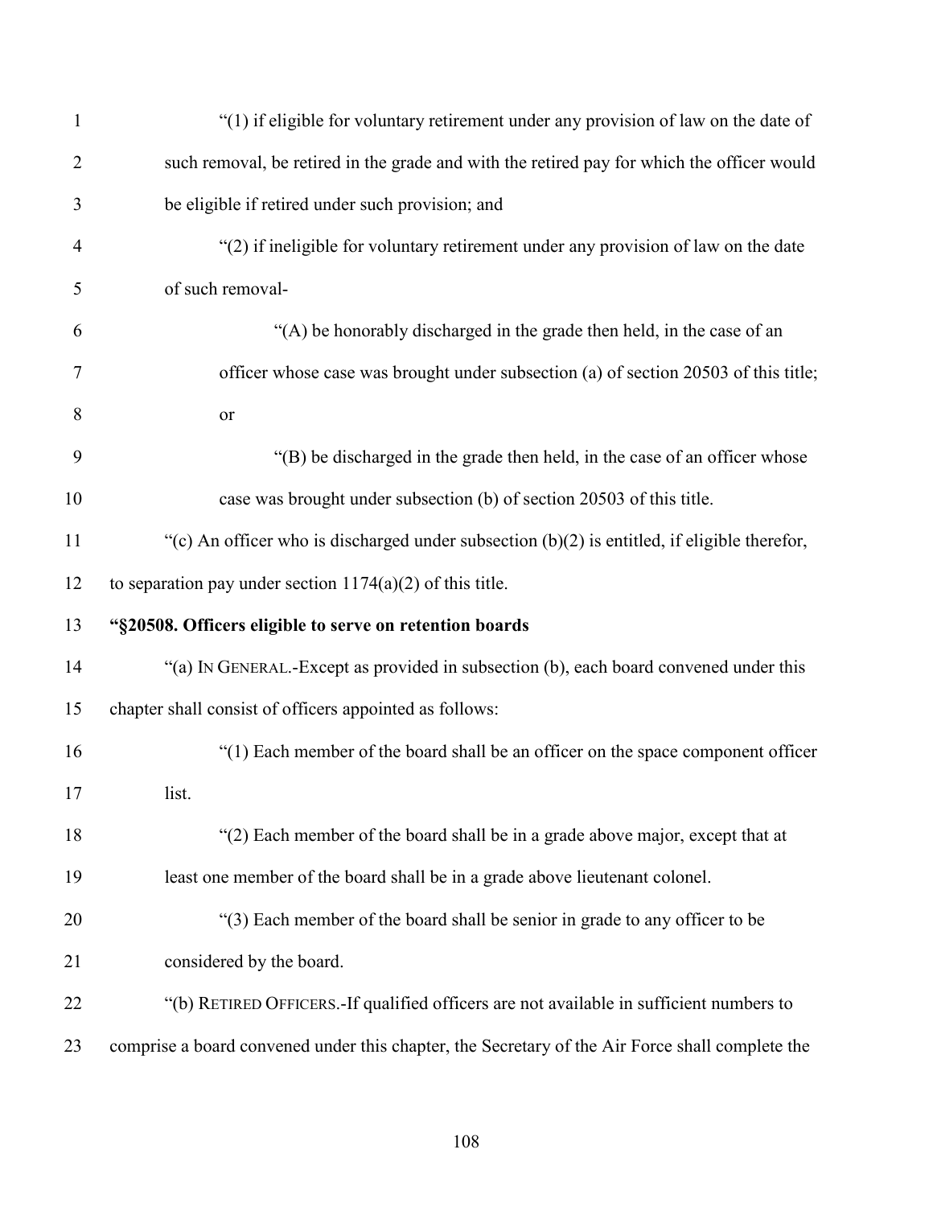"(1) if eligible for voluntary retirement under any provision of law on the date of such removal, be retired in the grade and with the retired pay for which the officer would be eligible if retired under such provision; and

"(2) if ineligible for voluntary retirement under any provision of law on the date of such removal-

"(A) be honorably discharged in the grade then held, in the case of an officer whose case was brought under subsection (a) of section 20503 of this title; or

"(B) be discharged in the grade then held, in the case of an officer whose case was brought under subsection (b) of section 20503 of this title.

"(c) An officer who is discharged under subsection (b)(2) is entitled, if eligible therefor, to separation pay under section 1174(a)(2) of this title.

**"§20508. Officers eligible to serve on retention boards**

"(a) IN GENERAL.-Except as provided in subsection (b), each board convened under this chapter shall consist of officers appointed as follows:

"(1) Each member of the board shall be an officer on the space component officer list.

"(2) Each member of the board shall be in a grade above major, except that at least one member of the board shall be in a grade above lieutenant colonel.

"(3) Each member of the board shall be senior in grade to any officer to be considered by the board.

"(b) RETIRED OFFICERS.-If qualified officers are not available in sufficient numbers to comprise a board convened under this chapter, the Secretary of the Air Force shall complete the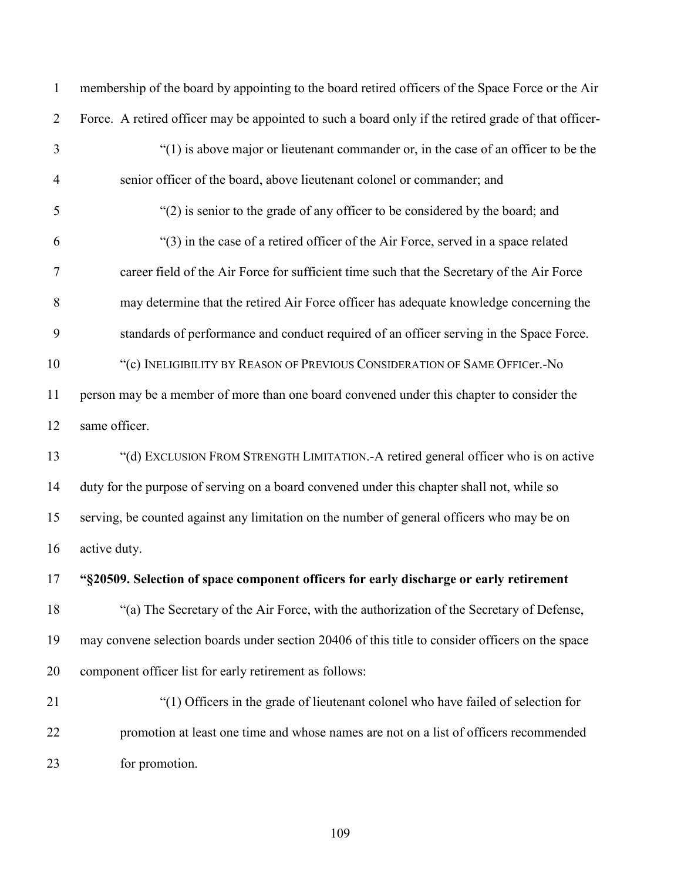membership of the board by appointing to the board retired officers of the Space Force or the Air Force. A retired officer may be appointed to such a board only if the retired grade of that officer-

"(1) is above major or lieutenant commander or, in the case of an officer to be the senior officer of the board, above lieutenant colonel or commander; and

"(2) is senior to the grade of any officer to be considered by the board; and

"(3) in the case of a retired officer of the Air Force, served in a space related career field of the Air Force for sufficient time such that the Secretary of the Air Force may determine that the retired Air Force officer has adequate knowledge concerning the standards of performance and conduct required of an officer serving in the Space Force.

"(c) INELIGIBILITY BY REASON OF PREVIOUS CONSIDERATION OF SAME OFFICer.-No person may be a member of more than one board convened under this chapter to consider the same officer.

"(d) EXCLUSION FROM STRENGTH LIMITATION.-A retired general officer who is on active duty for the purpose of serving on a board convened under this chapter shall not, while so serving, be counted against any limitation on the number of general officers who may be on active duty.

**"§20509. Selection of space component officers for early discharge or early retirement**

"(a) The Secretary of the Air Force, with the authorization of the Secretary of Defense, may convene selection boards under section 20406 of this title to consider officers on the space component officer list for early retirement as follows:

"(1) Officers in the grade of lieutenant colonel who have failed of selection for promotion at least one time and whose names are not on a list of officers recommended for promotion.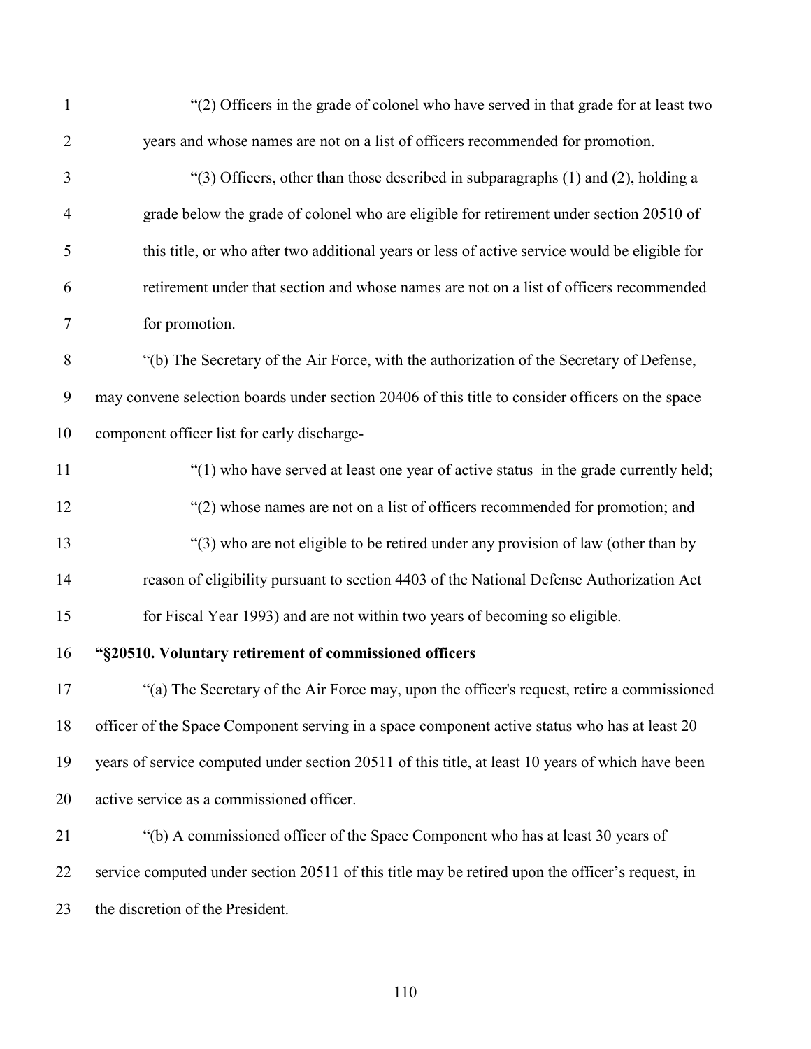"(2) Officers in the grade of colonel who have served in that grade for at least two years and whose names are not on a list of officers recommended for promotion.

"(3) Officers, other than those described in subparagraphs (1) and (2), holding a grade below the grade of colonel who are eligible for retirement under section 20510 of this title, or who after two additional years or less of active service would be eligible for retirement under that section and whose names are not on a list of officers recommended for promotion.

"(b) The Secretary of the Air Force, with the authorization of the Secretary of Defense, may convene selection boards under section 20406 of this title to consider officers on the space component officer list for early discharge-

"(1) who have served at least one year of active status in the grade currently held;

"(2) whose names are not on a list of officers recommended for promotion; and

"(3) who are not eligible to be retired under any provision of law (other than by reason of eligibility pursuant to section 4403 of the National Defense Authorization Act for Fiscal Year 1993) and are not within two years of becoming so eligible.

**"§20510. Voluntary retirement of commissioned officers**

"(a) The Secretary of the Air Force may, upon the officer's request, retire a commissioned officer of the Space Component serving in a space component active status who has at least 20 years of service computed under section 20511 of this title, at least 10 years of which have been active service as a commissioned officer.

"(b) A commissioned officer of the Space Component who has at least 30 years of service computed under section 20511 of this title may be retired upon the officer's request, in the discretion of the President.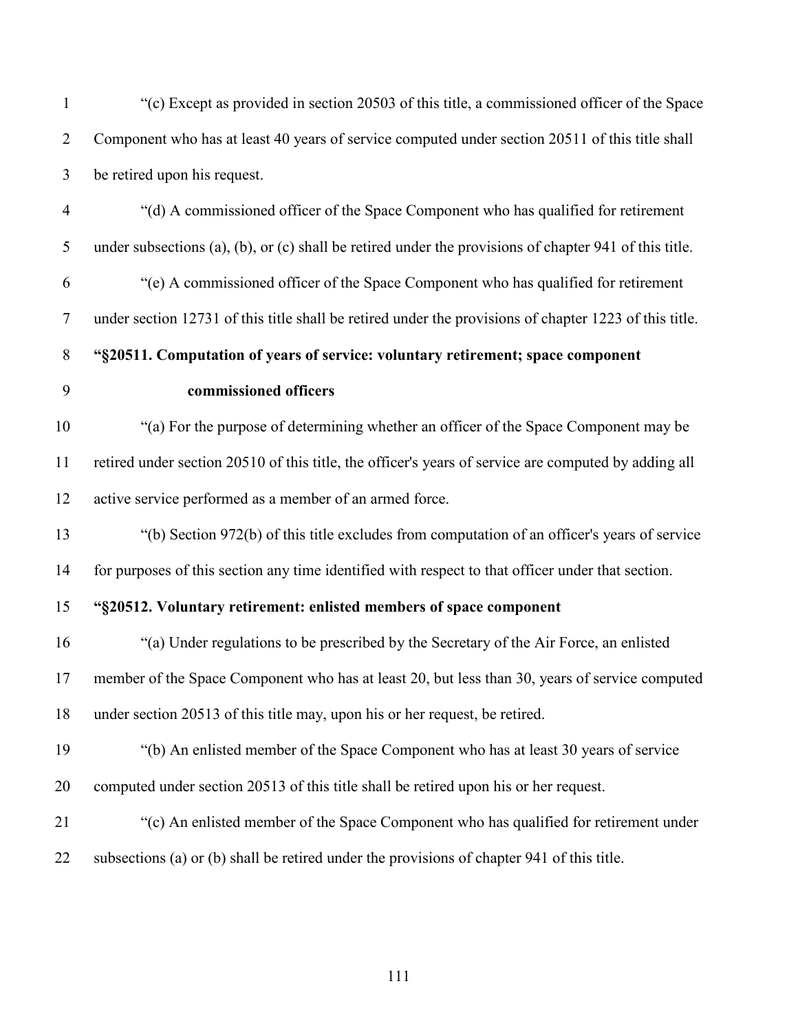"(c) Except as provided in section 20503 of this title, a commissioned officer of the Space Component who has at least 40 years of service computed under section 20511 of this title shall be retired upon his request.

"(d) A commissioned officer of the Space Component who has qualified for retirement under subsections (a), (b), or (c) shall be retired under the provisions of chapter 941 of this title.

"(e) A commissioned officer of the Space Component who has qualified for retirement under section 12731 of this title shall be retired under the provisions of chapter 1223 of this title.

**"§20511. Computation of years of service: voluntary retirement; space component commissioned officers**

"(a) For the purpose of determining whether an officer of the Space Component may be retired under section 20510 of this title, the officer's years of service are computed by adding all active service performed as a member of an armed force.

"(b) Section 972(b) of this title excludes from computation of an officer's years of service for purposes of this section any time identified with respect to that officer under that section.

**"§20512. Voluntary retirement: enlisted members of space component**

"(a) Under regulations to be prescribed by the Secretary of the Air Force, an enlisted member of the Space Component who has at least 20, but less than 30, years of service computed under section 20513 of this title may, upon his or her request, be retired.

"(b) An enlisted member of the Space Component who has at least 30 years of service computed under section 20513 of this title shall be retired upon his or her request.

"(c) An enlisted member of the Space Component who has qualified for retirement under subsections (a) or (b) shall be retired under the provisions of chapter 941 of this title.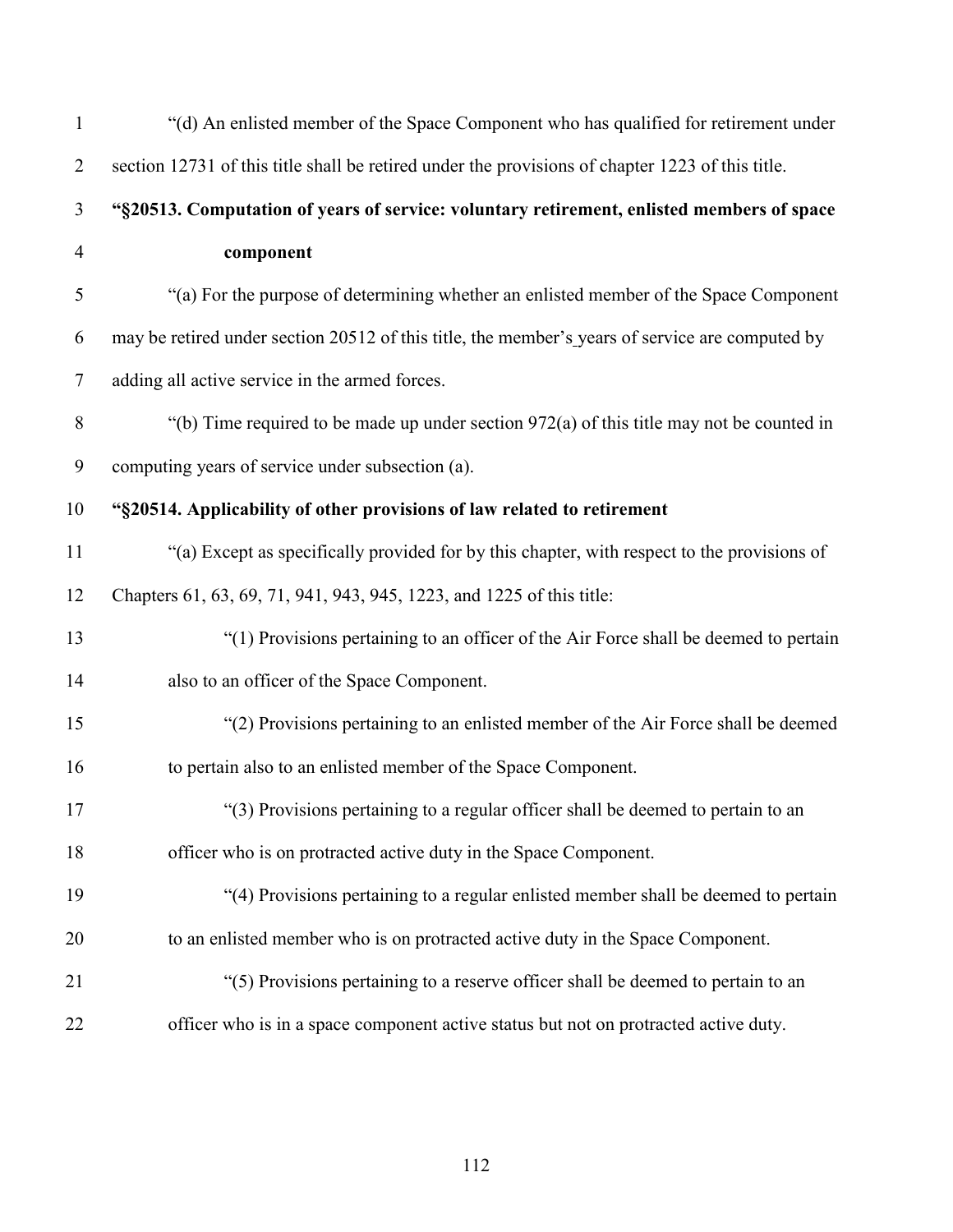"(d) An enlisted member of the Space Component who has qualified for retirement under section 12731 of this title shall be retired under the provisions of chapter 1223 of this title.

**"§20513. Computation of years of service: voluntary retirement, enlisted members of space component**

"(a) For the purpose of determining whether an enlisted member of the Space Component may be retired under section 20512 of this title, the member's years of service are computed by adding all active service in the armed forces.

"(b) Time required to be made up under section 972(a) of this title may not be counted in computing years of service under subsection (a).

**"§20514. Applicability of other provisions of law related to retirement**

"(a) Except as specifically provided for by this chapter, with respect to the provisions of Chapters 61, 63, 69, 71, 941, 943, 945, 1223, and 1225 of this title:

"(1) Provisions pertaining to an officer of the Air Force shall be deemed to pertain also to an officer of the Space Component.

"(2) Provisions pertaining to an enlisted member of the Air Force shall be deemed to pertain also to an enlisted member of the Space Component.

"(3) Provisions pertaining to a regular officer shall be deemed to pertain to an officer who is on protracted active duty in the Space Component.

"(4) Provisions pertaining to a regular enlisted member shall be deemed to pertain to an enlisted member who is on protracted active duty in the Space Component.

"(5) Provisions pertaining to a reserve officer shall be deemed to pertain to an officer who is in a space component active status but not on protracted active duty.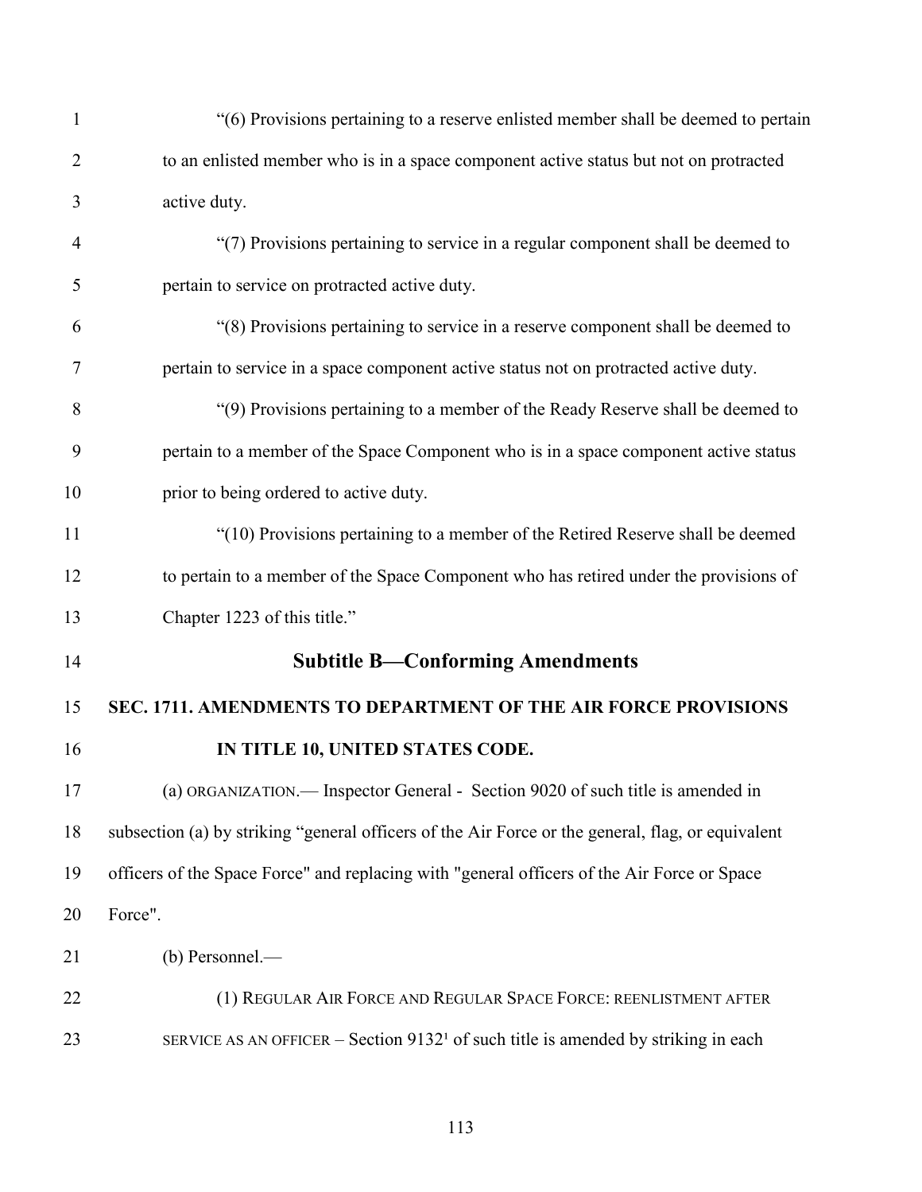"(6) Provisions pertaining to a reserve enlisted member shall be deemed to pertain to an enlisted member who is in a space component active status but not on protracted active duty.

"(7) Provisions pertaining to service in a regular component shall be deemed to pertain to service on protracted active duty.

"(8) Provisions pertaining to service in a reserve component shall be deemed to pertain to service in a space component active status not on protracted active duty.

"(9) Provisions pertaining to a member of the Ready Reserve shall be deemed to pertain to a member of the Space Component who is in a space component active status prior to being ordered to active duty.

"(10) Provisions pertaining to a member of the Retired Reserve shall be deemed to pertain to a member of the Space Component who has retired under the provisions of Chapter 1223 of this title."

## Subtitle B—Conforming Amendments

**SEC. 1711. AMENDMENTS TO DEPARTMENT OF THE AIR FORCE PROVISIONS IN TITLE 10, UNITED STATES CODE.**

(a) ORGANIZATION.— Inspector General - Section 9020 of such title is amended in subsection (a) by striking "general officers of the Air Force or the general, flag, or equivalent officers of the Space Force" and replacing with "general officers of the Air Force or Space Force".

(b) Personnel.—

(1) REGULAR AIR FORCE AND REGULAR SPACE FORCE: REENLISTMENT AFTER SERVICE AS AN OFFICER – Section 9132[1] of such title is amended by striking in each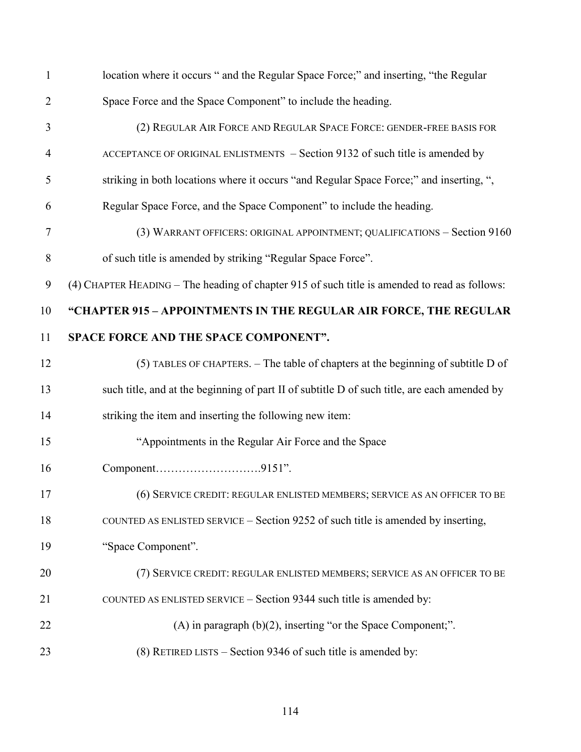location where it occurs " and the Regular Space Force;" and inserting, "the Regular Space Force and the Space Component" to include the heading.

(2) REGULAR AIR FORCE AND REGULAR SPACE FORCE: GENDER-FREE BASIS FOR ACCEPTANCE OF ORIGINAL ENLISTMENTS – Section 9132 of such title is amended by striking in both locations where it occurs "and Regular Space Force;" and inserting, ", Regular Space Force, and the Space Component" to include the heading.

(3) WARRANT OFFICERS: ORIGINAL APPOINTMENT; QUALIFICATIONS – Section 9160 of such title is amended by striking "Regular Space Force".

(4) CHAPTER HEADING – The heading of chapter 915 of such title is amended to read as follows:

**"CHAPTER 915 – APPOINTMENTS IN THE REGULAR AIR FORCE, THE REGULAR SPACE FORCE AND THE SPACE COMPONENT".**

(5) TABLES OF CHAPTERS. – The table of chapters at the beginning of subtitle D of such title, and at the beginning of part II of subtitle D of such title, are each amended by striking the item and inserting the following new item:

"Appointments in the Regular Air Force and the Space Component……………………….9151".

(6) SERVICE CREDIT: REGULAR ENLISTED MEMBERS; SERVICE AS AN OFFICER TO BE COUNTED AS ENLISTED SERVICE – Section 9252 of such title is amended by inserting, "Space Component".

(7) SERVICE CREDIT: REGULAR ENLISTED MEMBERS; SERVICE AS AN OFFICER TO BE COUNTED AS ENLISTED SERVICE – Section 9344 such title is amended by:

(A) in paragraph (b)(2), inserting "or the Space Component;".

(8) RETIRED LISTS – Section 9346 of such title is amended by: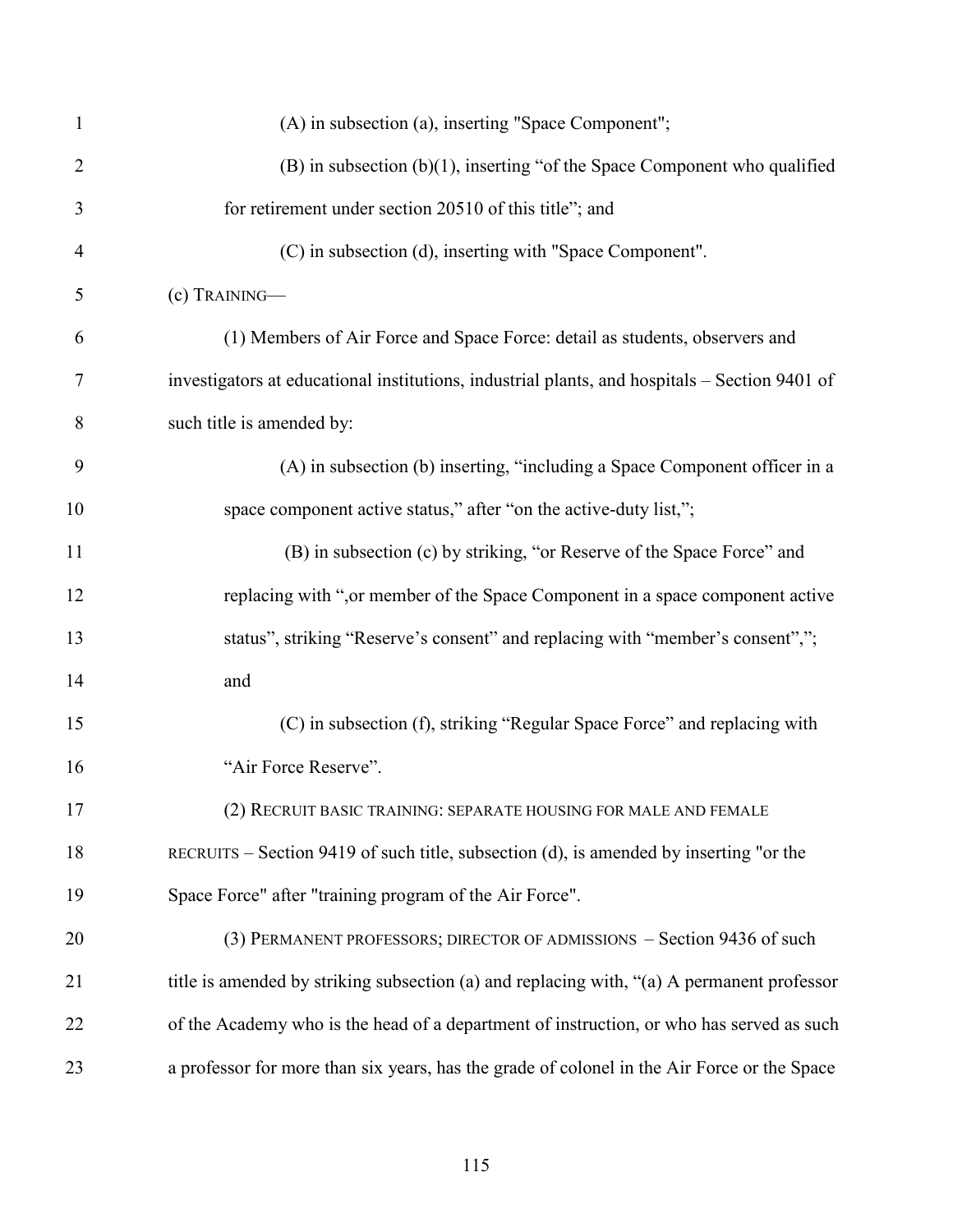(A) in subsection (a), inserting "Space Component";

(B) in subsection (b)(1), inserting "of the Space Component who qualified for retirement under section 20510 of this title"; and

(C) in subsection (d), inserting with "Space Component".

(c) TRAINING—

(1) Members of Air Force and Space Force: detail as students, observers and investigators at educational institutions, industrial plants, and hospitals – Section 9401 of such title is amended by:

(A) in subsection (b) inserting, "including a Space Component officer in a space component active status," after "on the active-duty list,";

(B) in subsection (c) by striking, "or Reserve of the Space Force" and replacing with ",or member of the Space Component in a space component active status", striking "Reserve's consent" and replacing with "member's consent","; and

(C) in subsection (f), striking "Regular Space Force" and replacing with "Air Force Reserve".

(2) RECRUIT BASIC TRAINING: SEPARATE HOUSING FOR MALE AND FEMALE RECRUITS – Section 9419 of such title, subsection (d), is amended by inserting "or the Space Force" after "training program of the Air Force".

(3) PERMANENT PROFESSORS; DIRECTOR OF ADMISSIONS – Section 9436 of such title is amended by striking subsection (a) and replacing with, "(a) A permanent professor of the Academy who is the head of a department of instruction, or who has served as such a professor for more than six years, has the grade of colonel in the Air Force or the Space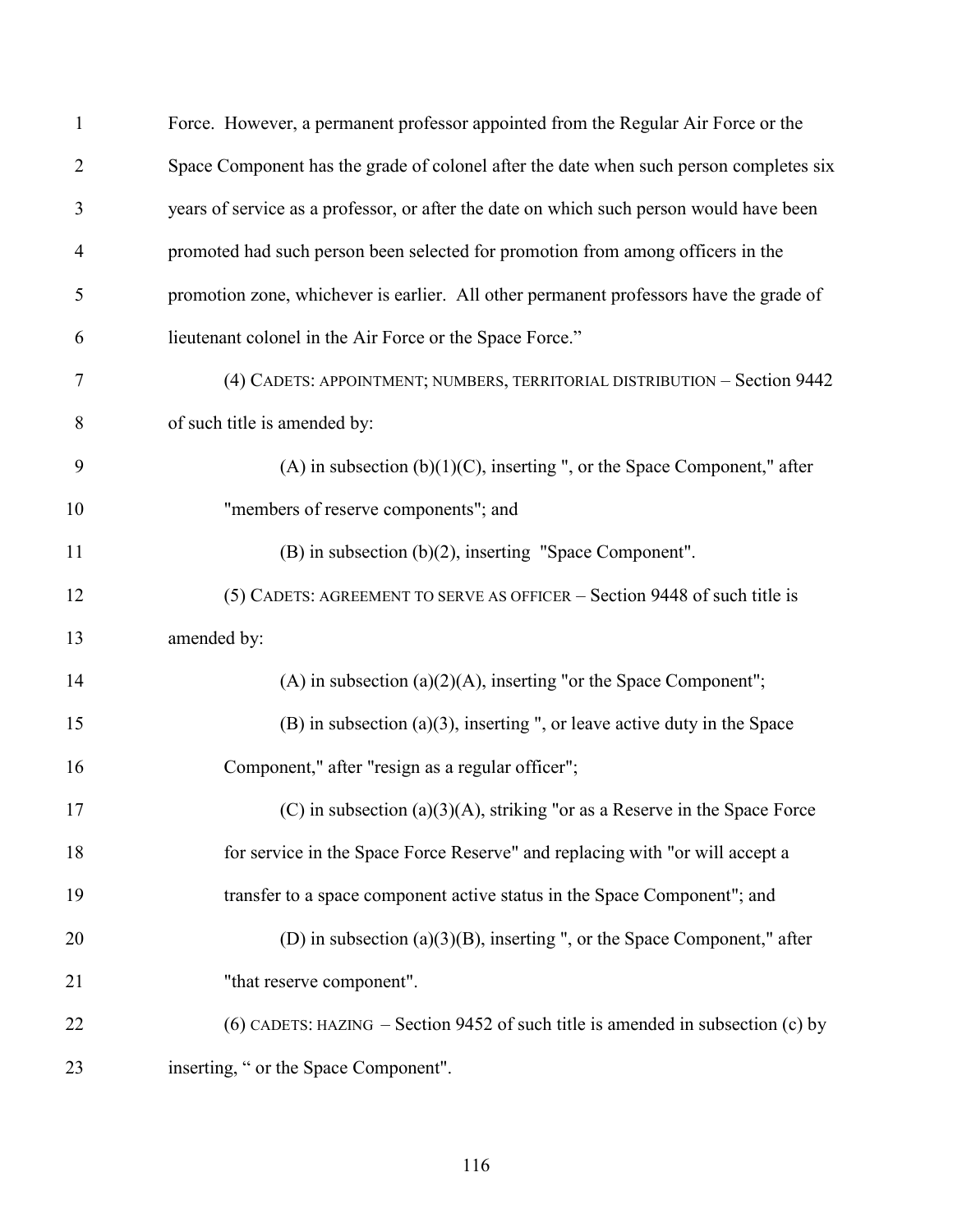Force. However, a permanent professor appointed from the Regular Air Force or the Space Component has the grade of colonel after the date when such person completes six years of service as a professor, or after the date on which such person would have been promoted had such person been selected for promotion from among officers in the promotion zone, whichever is earlier. All other permanent professors have the grade of lieutenant colonel in the Air Force or the Space Force."

(4) CADETS: APPOINTMENT; NUMBERS, TERRITORIAL DISTRIBUTION – Section 9442 of such title is amended by:

(A) in subsection (b)(1)(C), inserting ", or the Space Component," after "members of reserve components"; and

(B) in subsection (b)(2), inserting "Space Component".

(5) CADETS: AGREEMENT TO SERVE AS OFFICER – Section 9448 of such title is amended by:

(A) in subsection (a)(2)(A), inserting "or the Space Component";

(B) in subsection (a)(3), inserting ", or leave active duty in the Space Component," after "resign as a regular officer";

(C) in subsection (a)(3)(A), striking "or as a Reserve in the Space Force for service in the Space Force Reserve" and replacing with "or will accept a transfer to a space component active status in the Space Component"; and

(D) in subsection (a)(3)(B), inserting ", or the Space Component," after "that reserve component".

(6) CADETS: HAZING – Section 9452 of such title is amended in subsection (c) by inserting, " or the Space Component".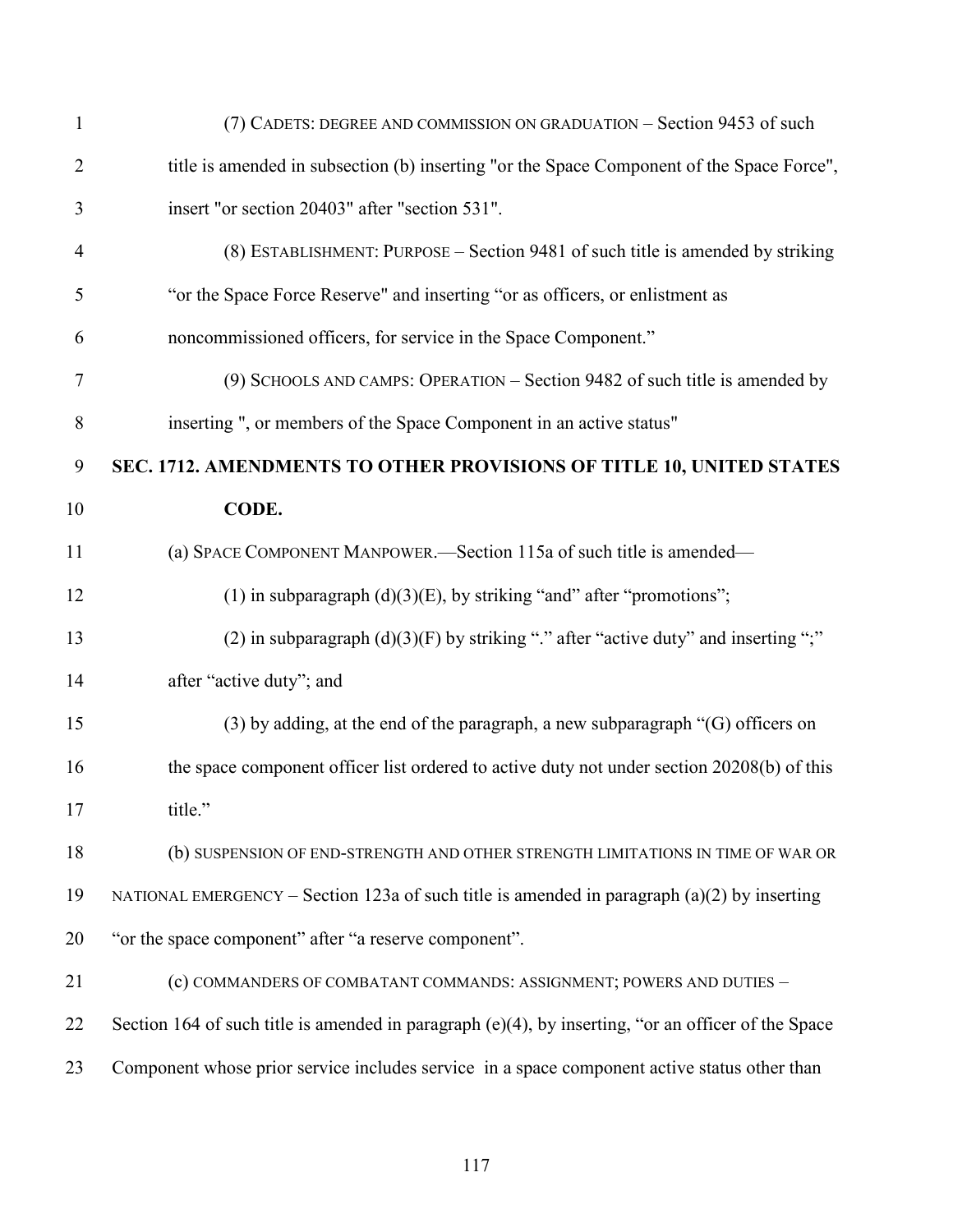(7) CADETS: DEGREE AND COMMISSION ON GRADUATION – Section 9453 of such title is amended in subsection (b) inserting "or the Space Component of the Space Force", insert "or section 20403" after "section 531".

(8) ESTABLISHMENT: PURPOSE – Section 9481 of such title is amended by striking "or the Space Force Reserve" and inserting "or as officers, or enlistment as noncommissioned officers, for service in the Space Component."

(9) SCHOOLS AND CAMPS: OPERATION – Section 9482 of such title is amended by inserting ", or members of the Space Component in an active status"

**SEC. 1712. AMENDMENTS TO OTHER PROVISIONS OF TITLE 10, UNITED STATES CODE.**

(a) SPACE COMPONENT MANPOWER.—Section 115a of such title is amended—

(1) in subparagraph (d)(3)(E), by striking "and" after "promotions";

(2) in subparagraph (d)(3)(F) by striking "." after "active duty" and inserting ";" after "active duty"; and

(3) by adding, at the end of the paragraph, a new subparagraph "(G) officers on the space component officer list ordered to active duty not under section 20208(b) of this title."

(b) SUSPENSION OF END-STRENGTH AND OTHER STRENGTH LIMITATIONS IN TIME OF WAR OR NATIONAL EMERGENCY – Section 123a of such title is amended in paragraph (a)(2) by inserting "or the space component" after "a reserve component".

(c) COMMANDERS OF COMBATANT COMMANDS: ASSIGNMENT; POWERS AND DUTIES – Section 164 of such title is amended in paragraph (e)(4), by inserting, "or an officer of the Space Component whose prior service includes service in a space component active status other than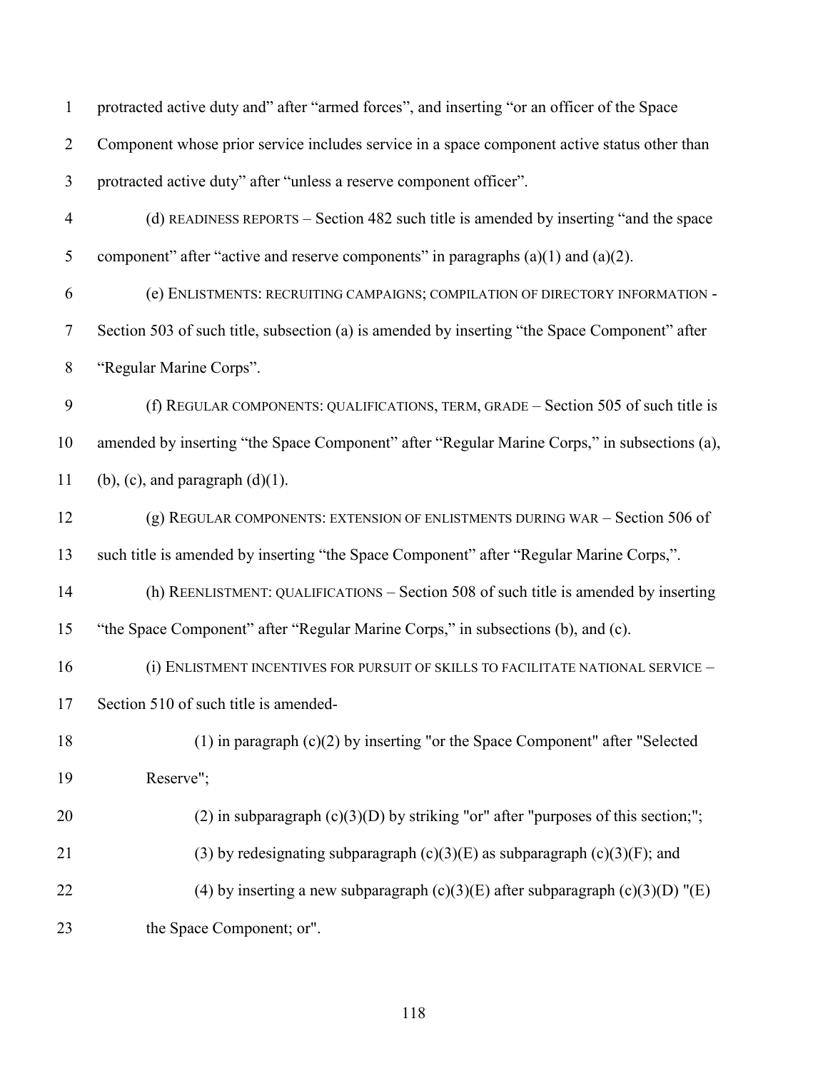protracted active duty and" after "armed forces", and inserting "or an officer of the Space Component whose prior service includes service in a space component active status other than protracted active duty" after "unless a reserve component officer".

(d) READINESS REPORTS – Section 482 such title is amended by inserting "and the space component" after "active and reserve components" in paragraphs (a)(1) and (a)(2).

(e) ENLISTMENTS: RECRUITING CAMPAIGNS; COMPILATION OF DIRECTORY INFORMATION - Section 503 of such title, subsection (a) is amended by inserting "the Space Component" after "Regular Marine Corps".

(f) REGULAR COMPONENTS: QUALIFICATIONS, TERM, GRADE – Section 505 of such title is amended by inserting "the Space Component" after "Regular Marine Corps," in subsections (a), (b), (c), and paragraph (d)(1).

(g) REGULAR COMPONENTS: EXTENSION OF ENLISTMENTS DURING WAR – Section 506 of such title is amended by inserting "the Space Component" after "Regular Marine Corps,".

(h) REENLISTMENT: QUALIFICATIONS – Section 508 of such title is amended by inserting "the Space Component" after "Regular Marine Corps," in subsections (b), and (c).

(i) ENLISTMENT INCENTIVES FOR PURSUIT OF SKILLS TO FACILITATE NATIONAL SERVICE – Section 510 of such title is amended-

(1) in paragraph (c)(2) by inserting "or the Space Component" after "Selected Reserve";

(2) in subparagraph (c)(3)(D) by striking "or" after "purposes of this section;";

(3) by redesignating subparagraph (c)(3)(E) as subparagraph (c)(3)(F); and

(4) by inserting a new subparagraph (c)(3)(E) after subparagraph (c)(3)(D) "(E) the Space Component; or".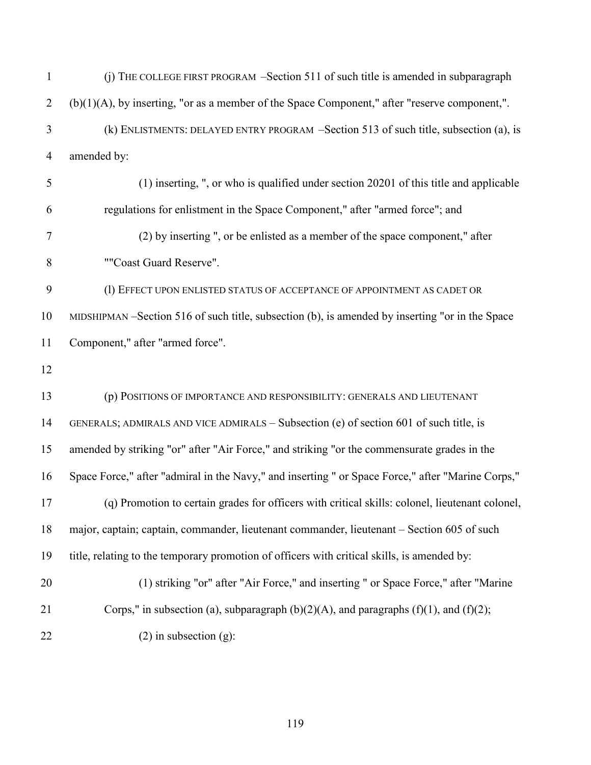(j) THE COLLEGE FIRST PROGRAM –Section 511 of such title is amended in subparagraph (b)(1)(A), by inserting, "or as a member of the Space Component," after "reserve component,".

(k) ENLISTMENTS: DELAYED ENTRY PROGRAM –Section 513 of such title, subsection (a), is amended by:

(1) inserting, ", or who is qualified under section 20201 of this title and applicable regulations for enlistment in the Space Component," after "armed force"; and

(2) by inserting ", or be enlisted as a member of the space component," after ""Coast Guard Reserve".

(l) EFFECT UPON ENLISTED STATUS OF ACCEPTANCE OF APPOINTMENT AS CADET OR MIDSHIPMAN –Section 516 of such title, subsection (b), is amended by inserting "or in the Space Component," after "armed force".

(p) POSITIONS OF IMPORTANCE AND RESPONSIBILITY: GENERALS AND LIEUTENANT GENERALS; ADMIRALS AND VICE ADMIRALS – Subsection (e) of section 601 of such title, is amended by striking "or" after "Air Force," and striking "or the commensurate grades in the Space Force," after "admiral in the Navy," and inserting " or Space Force," after "Marine Corps,"

(q) Promotion to certain grades for officers with critical skills: colonel, lieutenant colonel, major, captain; captain, commander, lieutenant commander, lieutenant – Section 605 of such title, relating to the temporary promotion of officers with critical skills, is amended by:

(1) striking "or" after "Air Force," and inserting " or Space Force," after "Marine Corps," in subsection (a), subparagraph (b)(2)(A), and paragraphs (f)(1), and (f)(2);

(2) in subsection (g):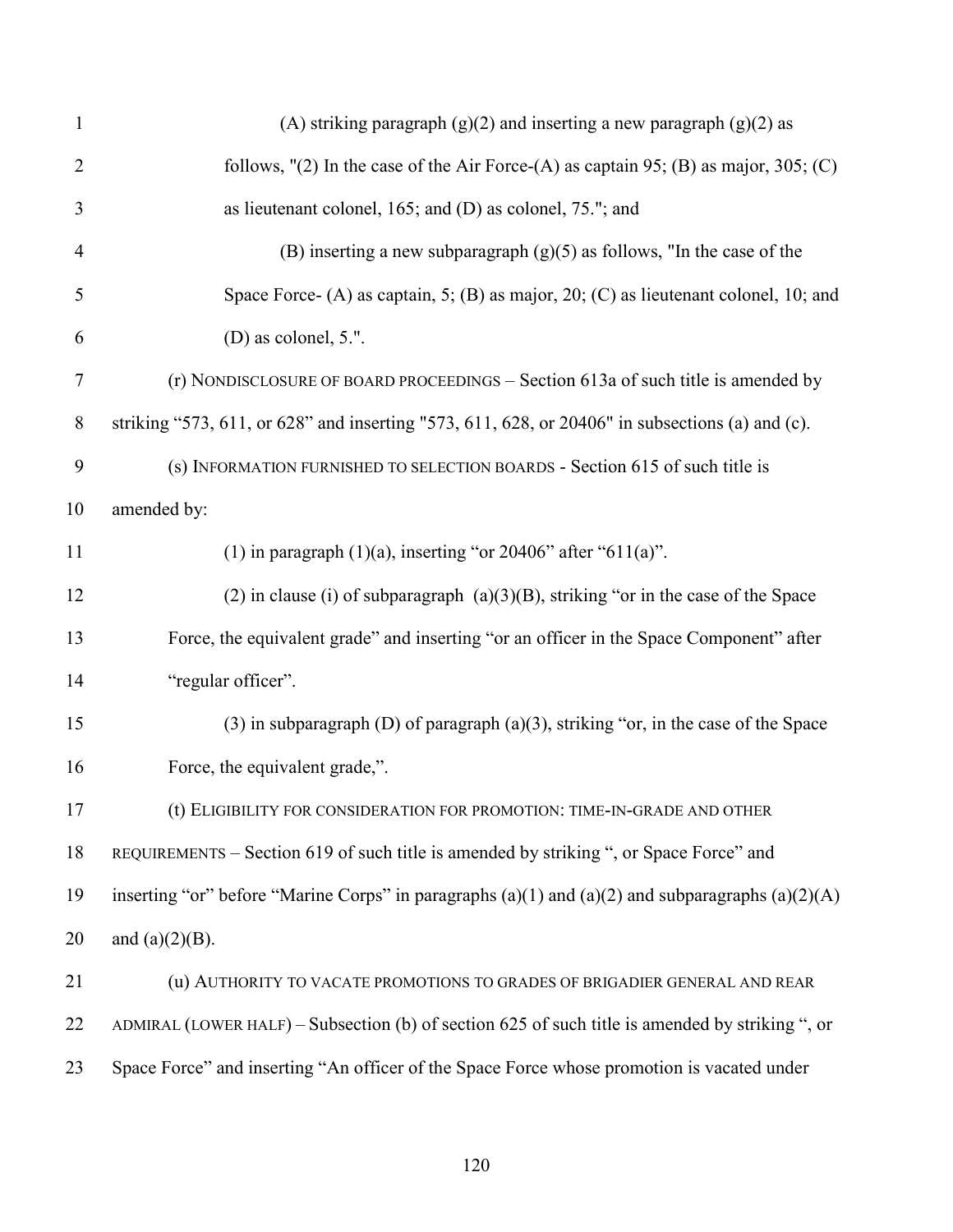(A) striking paragraph (g)(2) and inserting a new paragraph (g)(2) as follows, "(2) In the case of the Air Force-(A) as captain 95; (B) as major, 305; (C) as lieutenant colonel, 165; and (D) as colonel, 75."; and

(B) inserting a new subparagraph (g)(5) as follows, "In the case of the Space Force- (A) as captain, 5; (B) as major, 20; (C) as lieutenant colonel, 10; and (D) as colonel, 5.".

(r) NONDISCLOSURE OF BOARD PROCEEDINGS – Section 613a of such title is amended by striking "573, 611, or 628" and inserting "573, 611, 628, or 20406" in subsections (a) and (c).

(s) INFORMATION FURNISHED TO SELECTION BOARDS - Section 615 of such title is amended by:

(1) in paragraph (1)(a), inserting "or 20406" after "611(a)".

(2) in clause (i) of subparagraph (a)(3)(B), striking "or in the case of the Space Force, the equivalent grade" and inserting "or an officer in the Space Component" after "regular officer".

(3) in subparagraph (D) of paragraph (a)(3), striking "or, in the case of the Space Force, the equivalent grade,".

(t) ELIGIBILITY FOR CONSIDERATION FOR PROMOTION: TIME-IN-GRADE AND OTHER REQUIREMENTS – Section 619 of such title is amended by striking ", or Space Force" and inserting "or" before "Marine Corps" in paragraphs (a)(1) and (a)(2) and subparagraphs (a)(2)(A) and (a)(2)(B).

(u) AUTHORITY TO VACATE PROMOTIONS TO GRADES OF BRIGADIER GENERAL AND REAR ADMIRAL (LOWER HALF) – Subsection (b) of section 625 of such title is amended by striking ", or Space Force" and inserting "An officer of the Space Force whose promotion is vacated under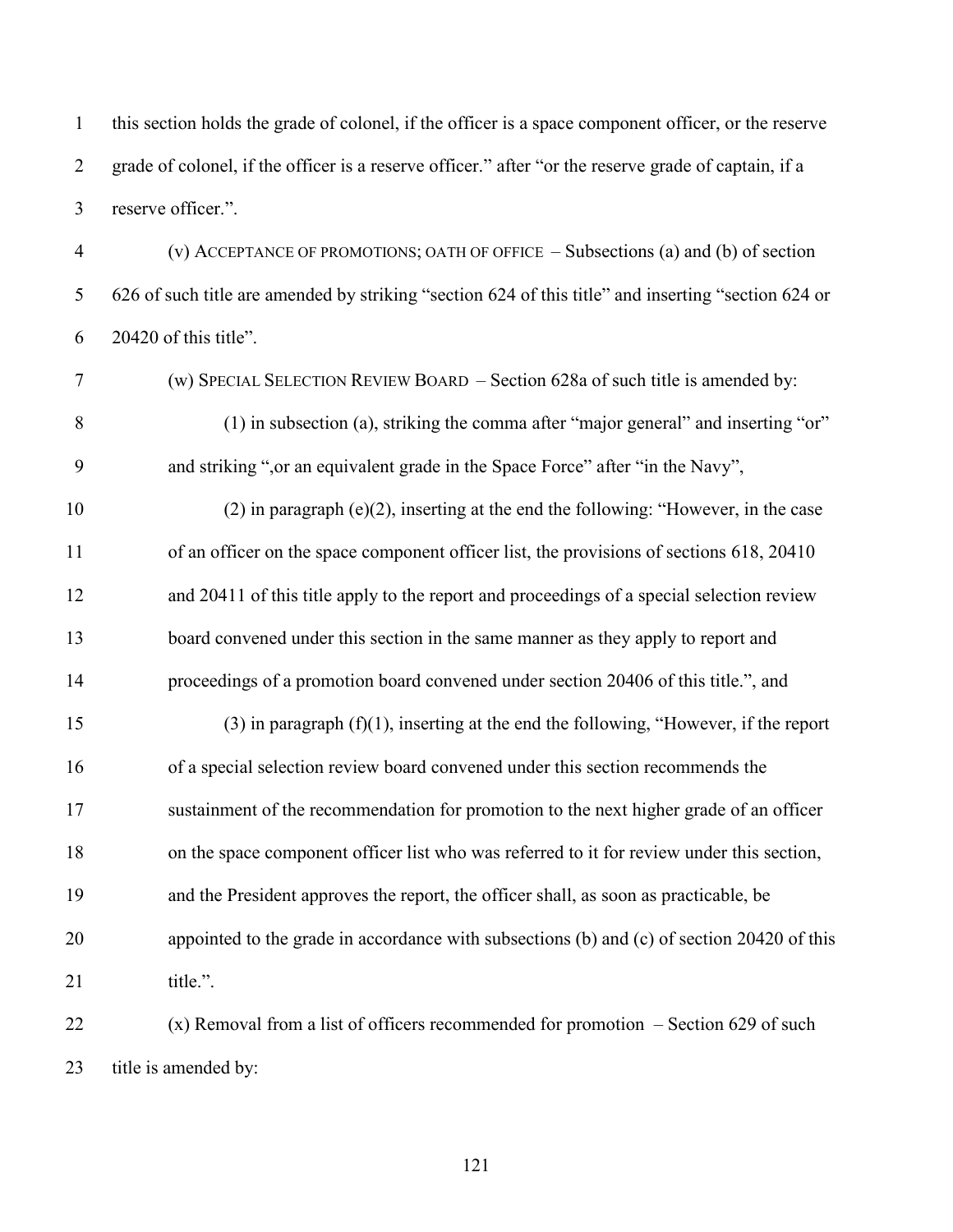this section holds the grade of colonel, if the officer is a space component officer, or the reserve grade of colonel, if the officer is a reserve officer." after "or the reserve grade of captain, if a reserve officer.".

(v) ACCEPTANCE OF PROMOTIONS; OATH OF OFFICE – Subsections (a) and (b) of section 626 of such title are amended by striking "section 624 of this title" and inserting "section 624 or 20420 of this title".

(w) SPECIAL SELECTION REVIEW BOARD – Section 628a of such title is amended by:

(1) in subsection (a), striking the comma after "major general" and inserting "or" and striking ",or an equivalent grade in the Space Force" after "in the Navy",

(2) in paragraph (e)(2), inserting at the end the following: "However, in the case of an officer on the space component officer list, the provisions of sections 618, 20410 and 20411 of this title apply to the report and proceedings of a special selection review board convened under this section in the same manner as they apply to report and proceedings of a promotion board convened under section 20406 of this title.", and

(3) in paragraph (f)(1), inserting at the end the following, "However, if the report of a special selection review board convened under this section recommends the sustainment of the recommendation for promotion to the next higher grade of an officer on the space component officer list who was referred to it for review under this section, and the President approves the report, the officer shall, as soon as practicable, be appointed to the grade in accordance with subsections (b) and (c) of section 20420 of this title.".

(x) Removal from a list of officers recommended for promotion – Section 629 of such title is amended by: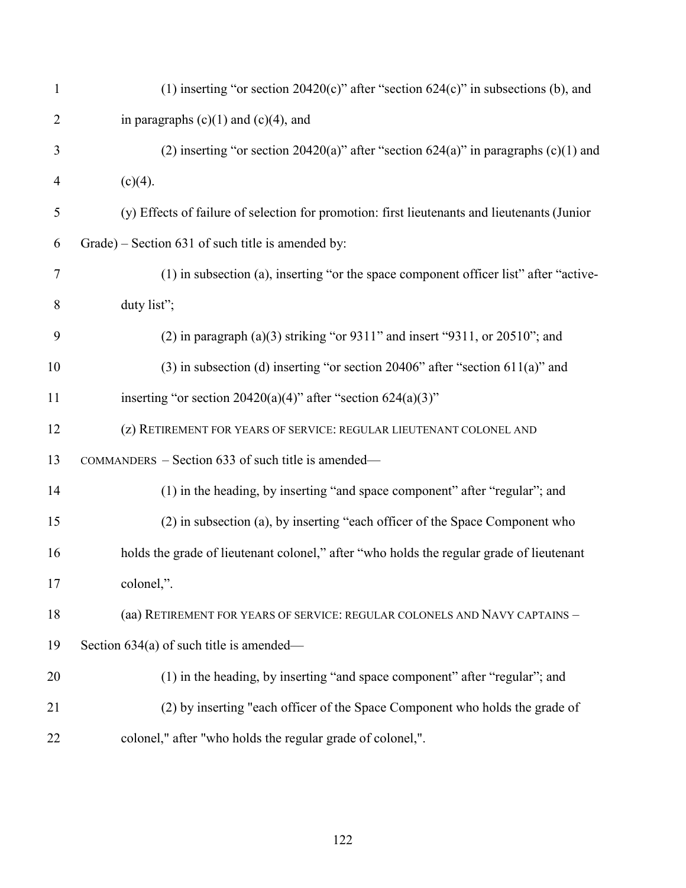(1) inserting “or section 20420(c)” after “section 624(c)” in subsections (b), and in paragraphs (c)(1) and (c)(4), and

(2) inserting “or section 20420(a)” after “section 624(a)” in paragraphs (c)(1) and (c)(4).

(y) Effects of failure of selection for promotion: first lieutenants and lieutenants (Junior Grade) – Section 631 of such title is amended by:

(1) in subsection (a), inserting “or the space component officer list” after “active-duty list”;

(2) in paragraph (a)(3) striking “or 9311” and insert “9311, or 20510”; and

(3) in subsection (d) inserting “or section 20406” after “section 611(a)” and inserting “or section 20420(a)(4)” after “section 624(a)(3)”

(z) RETIREMENT FOR YEARS OF SERVICE: REGULAR LIEUTENANT COLONEL AND COMMANDERS – Section 633 of such title is amended—

(1) in the heading, by inserting “and space component” after “regular”; and

(2) in subsection (a), by inserting “each officer of the Space Component who holds the grade of lieutenant colonel,” after “who holds the regular grade of lieutenant colonel,”.

(aa) RETIREMENT FOR YEARS OF SERVICE: REGULAR COLONELS AND NAVY CAPTAINS – Section 634(a) of such title is amended—

(1) in the heading, by inserting “and space component” after “regular”; and

(2) by inserting "each officer of the Space Component who holds the grade of colonel," after "who holds the regular grade of colonel,".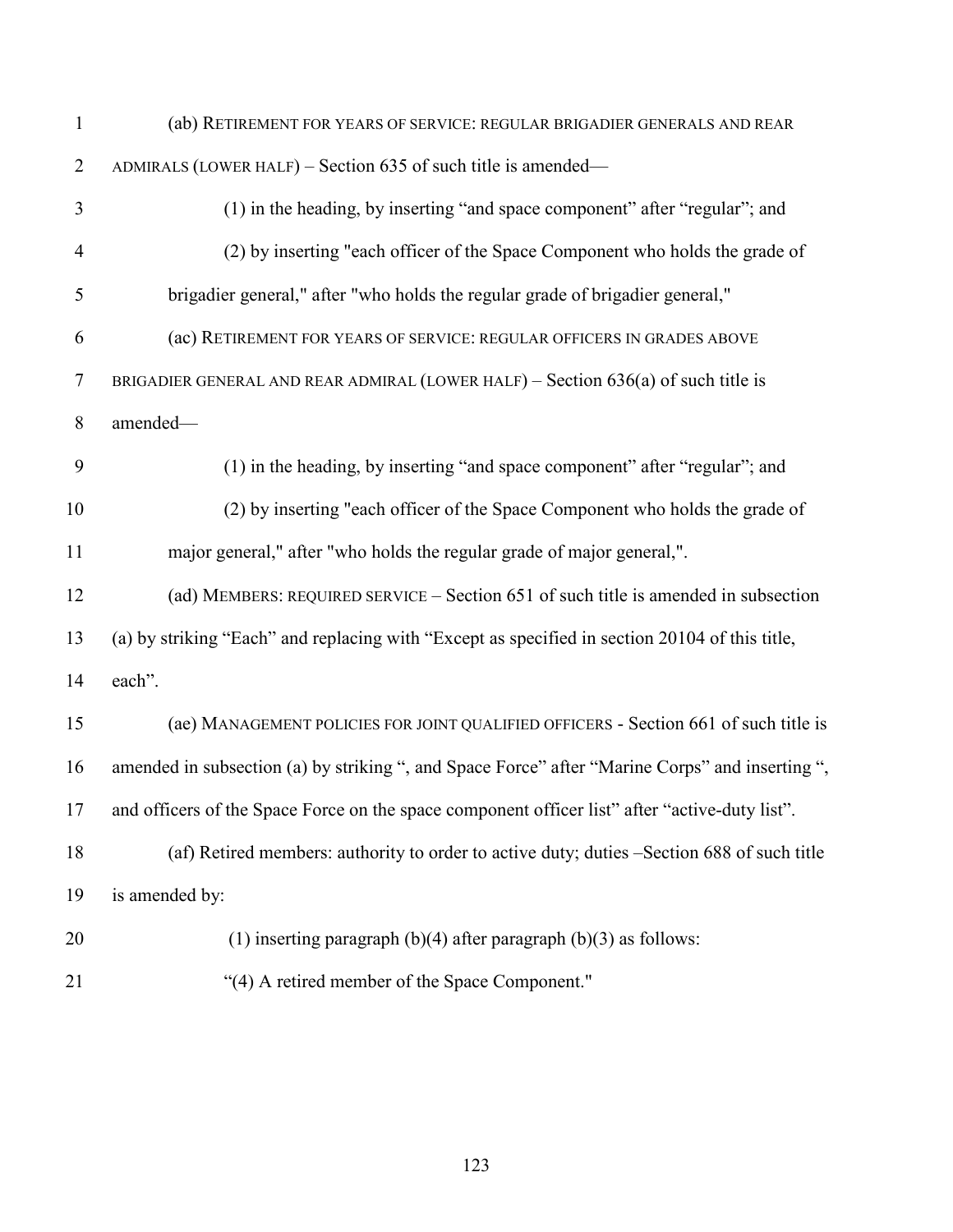(ab) RETIREMENT FOR YEARS OF SERVICE: REGULAR BRIGADIER GENERALS AND REAR ADMIRALS (LOWER HALF) – Section 635 of such title is amended—

(1) in the heading, by inserting “and space component” after “regular”; and

(2) by inserting "each officer of the Space Component who holds the grade of brigadier general," after "who holds the regular grade of brigadier general,"

(ac) RETIREMENT FOR YEARS OF SERVICE: REGULAR OFFICERS IN GRADES ABOVE BRIGADIER GENERAL AND REAR ADMIRAL (LOWER HALF) – Section 636(a) of such title is amended—

(1) in the heading, by inserting “and space component” after “regular”; and

(2) by inserting "each officer of the Space Component who holds the grade of major general," after "who holds the regular grade of major general,".

(ad) MEMBERS: REQUIRED SERVICE – Section 651 of such title is amended in subsection (a) by striking “Each” and replacing with “Except as specified in section 20104 of this title, each”.

(ae) MANAGEMENT POLICIES FOR JOINT QUALIFIED OFFICERS - Section 661 of such title is amended in subsection (a) by striking “, and Space Force” after “Marine Corps” and inserting “, and officers of the Space Force on the space component officer list” after “active-duty list”.

(af) Retired members: authority to order to active duty; duties –Section 688 of such title is amended by:

(1) inserting paragraph (b)(4) after paragraph (b)(3) as follows:

“(4) A retired member of the Space Component."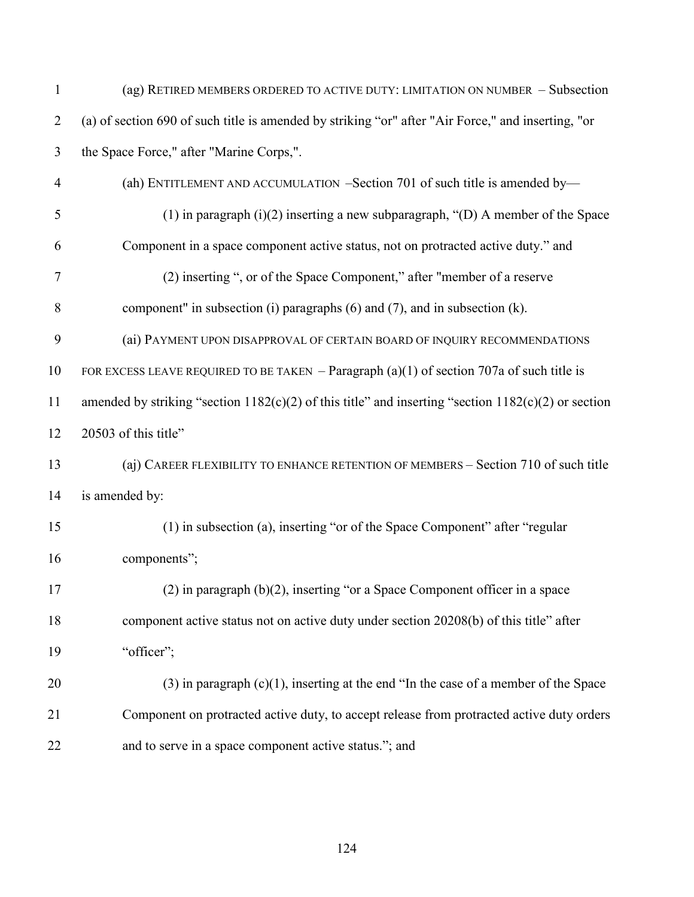(ag) RETIRED MEMBERS ORDERED TO ACTIVE DUTY: LIMITATION ON NUMBER – Subsection (a) of section 690 of such title is amended by striking “or" after "Air Force," and inserting, "or the Space Force," after "Marine Corps,".

(ah) ENTITLEMENT AND ACCUMULATION –Section 701 of such title is amended by—

(1) in paragraph (i)(2) inserting a new subparagraph, “(D) A member of the Space Component in a space component active status, not on protracted active duty.” and

(2) inserting “, or of the Space Component,” after "member of a reserve component" in subsection (i) paragraphs (6) and (7), and in subsection (k).

(ai) PAYMENT UPON DISAPPROVAL OF CERTAIN BOARD OF INQUIRY RECOMMENDATIONS FOR EXCESS LEAVE REQUIRED TO BE TAKEN – Paragraph (a)(1) of section 707a of such title is amended by striking “section 1182(c)(2) of this title” and inserting “section 1182(c)(2) or section 20503 of this title”

(aj) CAREER FLEXIBILITY TO ENHANCE RETENTION OF MEMBERS – Section 710 of such title is amended by:

(1) in subsection (a), inserting “or of the Space Component” after “regular components”;

(2) in paragraph (b)(2), inserting “or a Space Component officer in a space component active status not on active duty under section 20208(b) of this title” after “officer”;

(3) in paragraph (c)(1), inserting at the end “In the case of a member of the Space Component on protracted active duty, to accept release from protracted active duty orders and to serve in a space component active status.”; and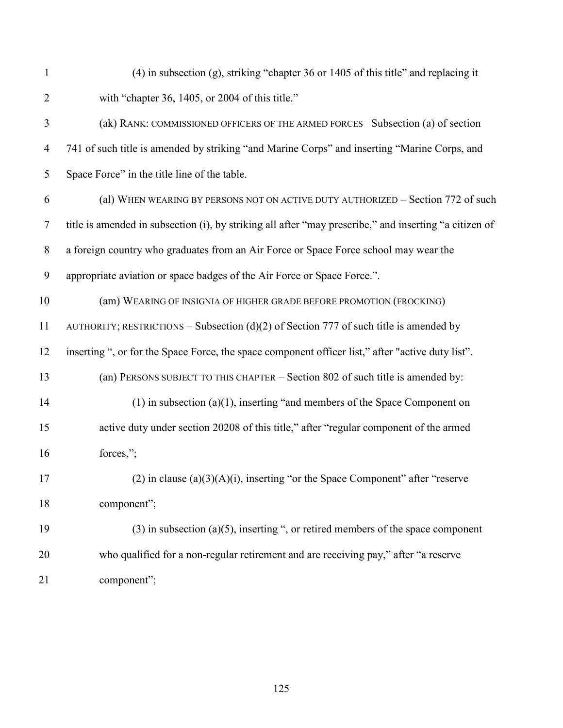(4) in subsection (g), striking "chapter 36 or 1405 of this title" and replacing it with "chapter 36, 1405, or 2004 of this title."

(ak) RANK: COMMISSIONED OFFICERS OF THE ARMED FORCES– Subsection (a) of section 741 of such title is amended by striking "and Marine Corps" and inserting "Marine Corps, and Space Force" in the title line of the table.

(al) WHEN WEARING BY PERSONS NOT ON ACTIVE DUTY AUTHORIZED – Section 772 of such title is amended in subsection (i), by striking all after "may prescribe," and inserting "a citizen of a foreign country who graduates from an Air Force or Space Force school may wear the appropriate aviation or space badges of the Air Force or Space Force.".

(am) WEARING OF INSIGNIA OF HIGHER GRADE BEFORE PROMOTION (FROCKING) AUTHORITY; RESTRICTIONS – Subsection (d)(2) of Section 777 of such title is amended by inserting ", or for the Space Force, the space component officer list," after "active duty list".

(an) PERSONS SUBJECT TO THIS CHAPTER – Section 802 of such title is amended by:

(1) in subsection (a)(1), inserting "and members of the Space Component on active duty under section 20208 of this title," after "regular component of the armed forces,";

(2) in clause (a)(3)(A)(i), inserting "or the Space Component" after "reserve component";

(3) in subsection (a)(5), inserting ", or retired members of the space component who qualified for a non-regular retirement and are receiving pay," after "a reserve component";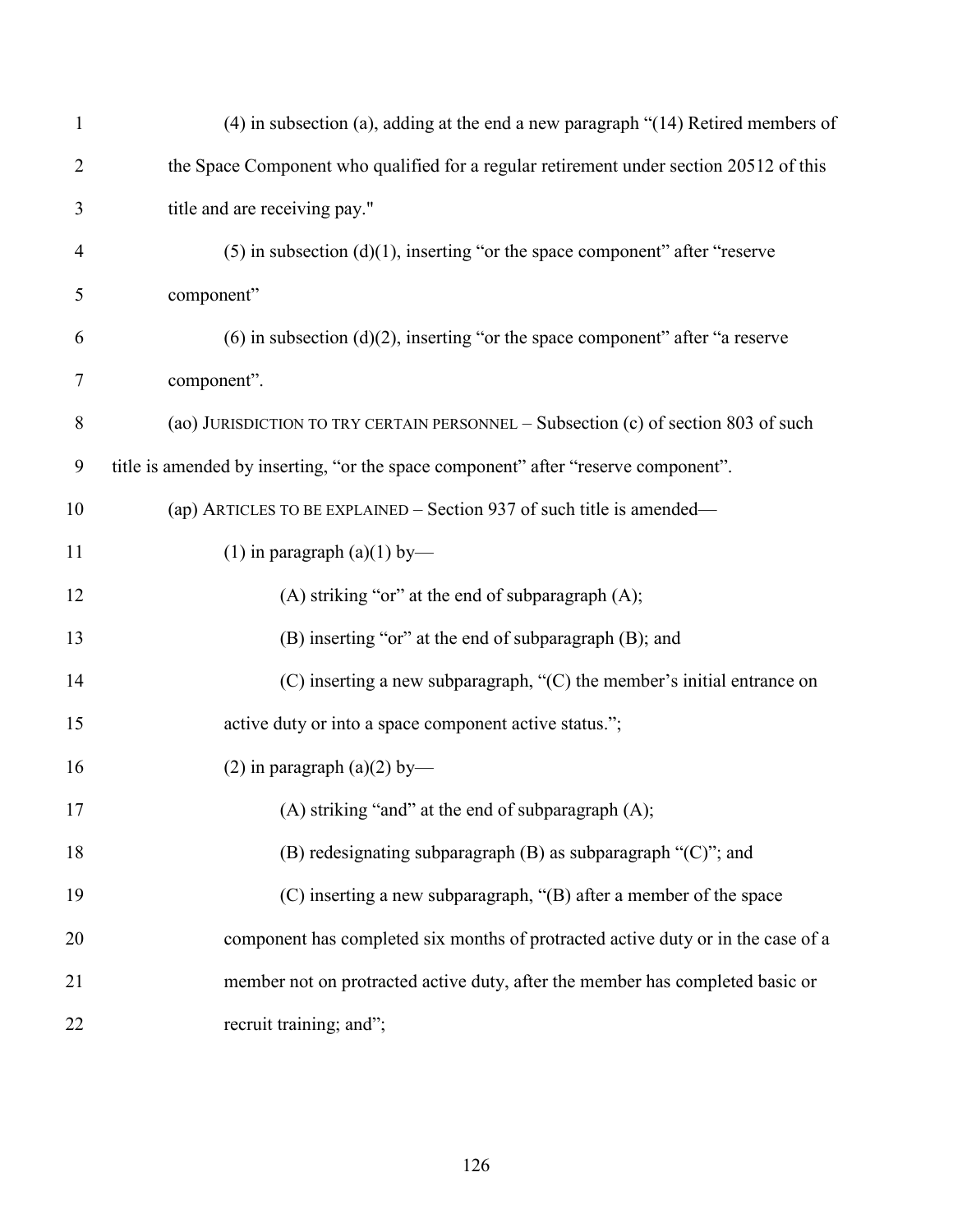(4) in subsection (a), adding at the end a new paragraph "(14) Retired members of the Space Component who qualified for a regular retirement under section 20512 of this title and are receiving pay."

(5) in subsection (d)(1), inserting "or the space component" after "reserve component"

(6) in subsection (d)(2), inserting "or the space component" after "a reserve component".

(ao) JURISDICTION TO TRY CERTAIN PERSONNEL – Subsection (c) of section 803 of such title is amended by inserting, "or the space component" after "reserve component".

(ap) ARTICLES TO BE EXPLAINED – Section 937 of such title is amended—

(1) in paragraph (a)(1) by—

(A) striking "or" at the end of subparagraph (A);

(B) inserting "or" at the end of subparagraph (B); and

(C) inserting a new subparagraph, "(C) the member's initial entrance on active duty or into a space component active status.";

(2) in paragraph (a)(2) by—

(A) striking "and" at the end of subparagraph (A);

(B) redesignating subparagraph (B) as subparagraph "(C)"; and

(C) inserting a new subparagraph, "(B) after a member of the space component has completed six months of protracted active duty or in the case of a member not on protracted active duty, after the member has completed basic or recruit training; and";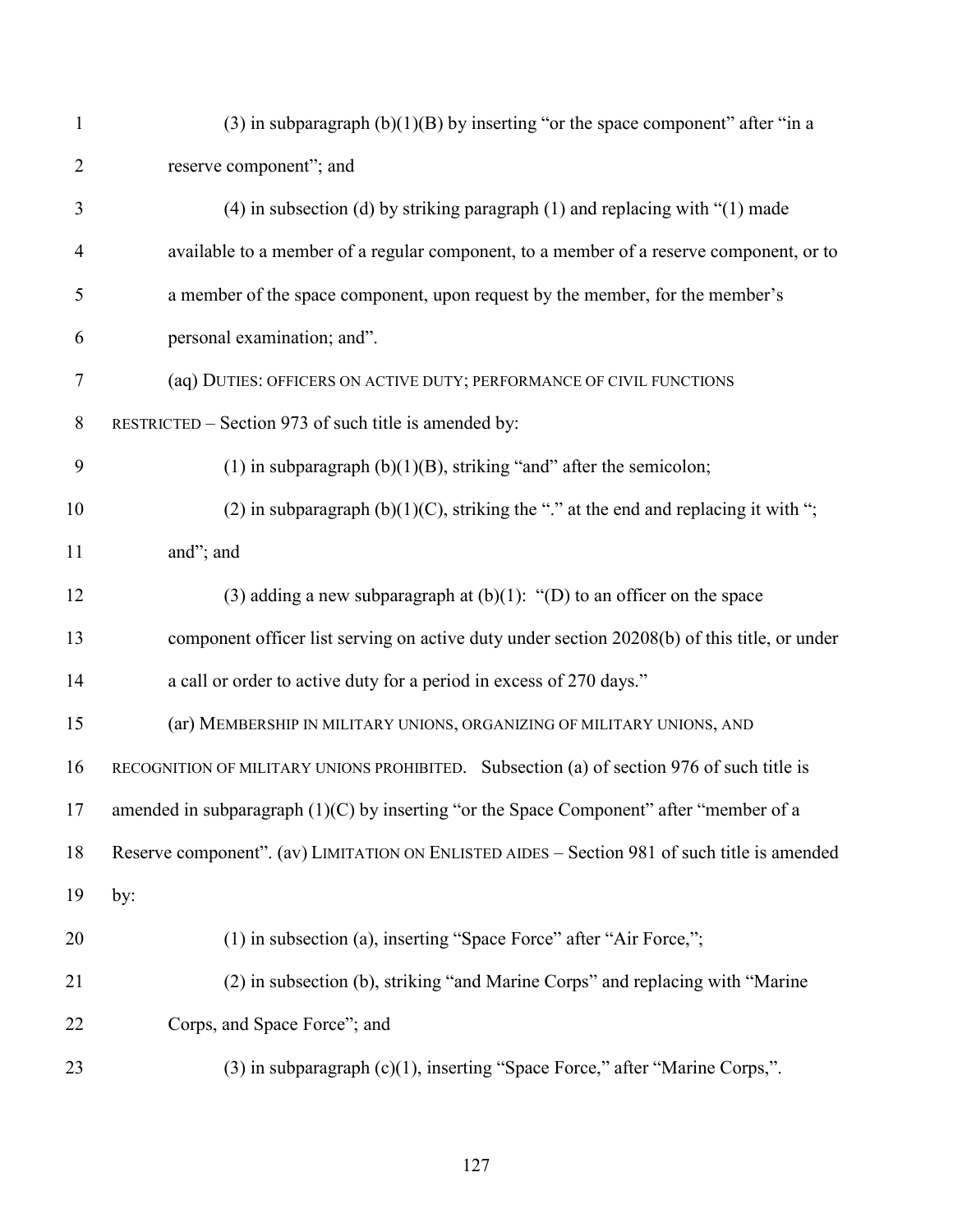(3) in subparagraph (b)(1)(B) by inserting "or the space component" after "in a reserve component"; and

(4) in subsection (d) by striking paragraph (1) and replacing with "(1) made available to a member of a regular component, to a member of a reserve component, or to a member of the space component, upon request by the member, for the member's personal examination; and".

(aq) DUTIES: OFFICERS ON ACTIVE DUTY; PERFORMANCE OF CIVIL FUNCTIONS RESTRICTED – Section 973 of such title is amended by:

(1) in subparagraph (b)(1)(B), striking "and" after the semicolon;

(2) in subparagraph (b)(1)(C), striking the "." at the end and replacing it with "; and"; and

(3) adding a new subparagraph at (b)(1): "(D) to an officer on the space component officer list serving on active duty under section 20208(b) of this title, or under a call or order to active duty for a period in excess of 270 days."

(ar) MEMBERSHIP IN MILITARY UNIONS, ORGANIZING OF MILITARY UNIONS, AND RECOGNITION OF MILITARY UNIONS PROHIBITED. Subsection (a) of section 976 of such title is amended in subparagraph (1)(C) by inserting "or the Space Component" after "member of a Reserve component". (av) LIMITATION ON ENLISTED AIDES – Section 981 of such title is amended by:

(1) in subsection (a), inserting "Space Force" after "Air Force,";

(2) in subsection (b), striking "and Marine Corps" and replacing with "Marine Corps, and Space Force"; and

(3) in subparagraph (c)(1), inserting "Space Force," after "Marine Corps,".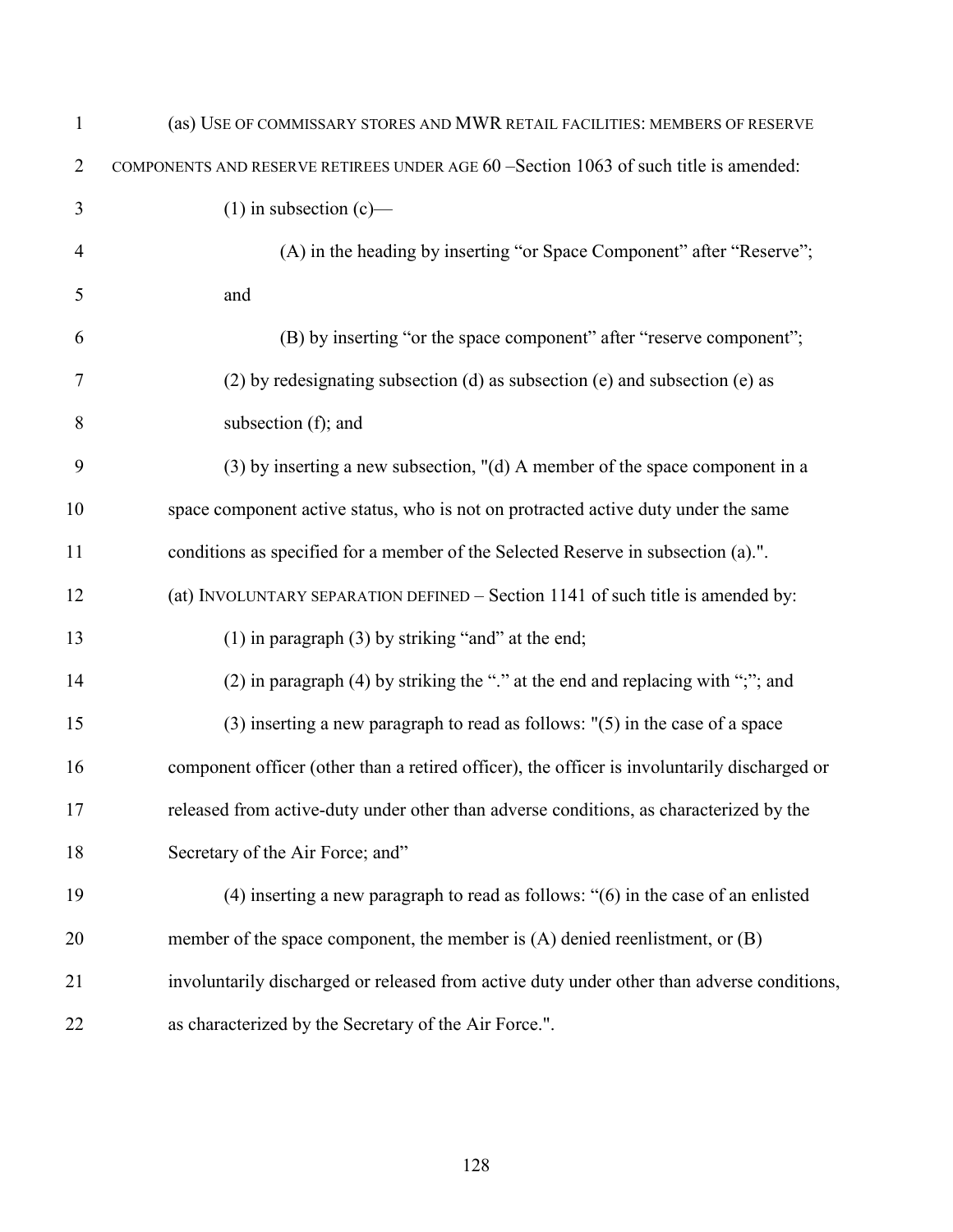(as) USE OF COMMISSARY STORES AND MWR RETAIL FACILITIES: MEMBERS OF RESERVE COMPONENTS AND RESERVE RETIREES UNDER AGE 60 –Section 1063 of such title is amended:

(1) in subsection (c)—

(A) in the heading by inserting "or Space Component" after "Reserve"; and

(B) by inserting "or the space component" after "reserve component";

(2) by redesignating subsection (d) as subsection (e) and subsection (e) as subsection (f); and

(3) by inserting a new subsection, "(d) A member of the space component in a space component active status, who is not on protracted active duty under the same conditions as specified for a member of the Selected Reserve in subsection (a).".

(at) INVOLUNTARY SEPARATION DEFINED – Section 1141 of such title is amended by:

(1) in paragraph (3) by striking "and" at the end;

(2) in paragraph (4) by striking the "." at the end and replacing with ";"; and

(3) inserting a new paragraph to read as follows: "(5) in the case of a space component officer (other than a retired officer), the officer is involuntarily discharged or released from active-duty under other than adverse conditions, as characterized by the Secretary of the Air Force; and"

(4) inserting a new paragraph to read as follows: "(6) in the case of an enlisted member of the space component, the member is (A) denied reenlistment, or (B) involuntarily discharged or released from active duty under other than adverse conditions, as characterized by the Secretary of the Air Force.".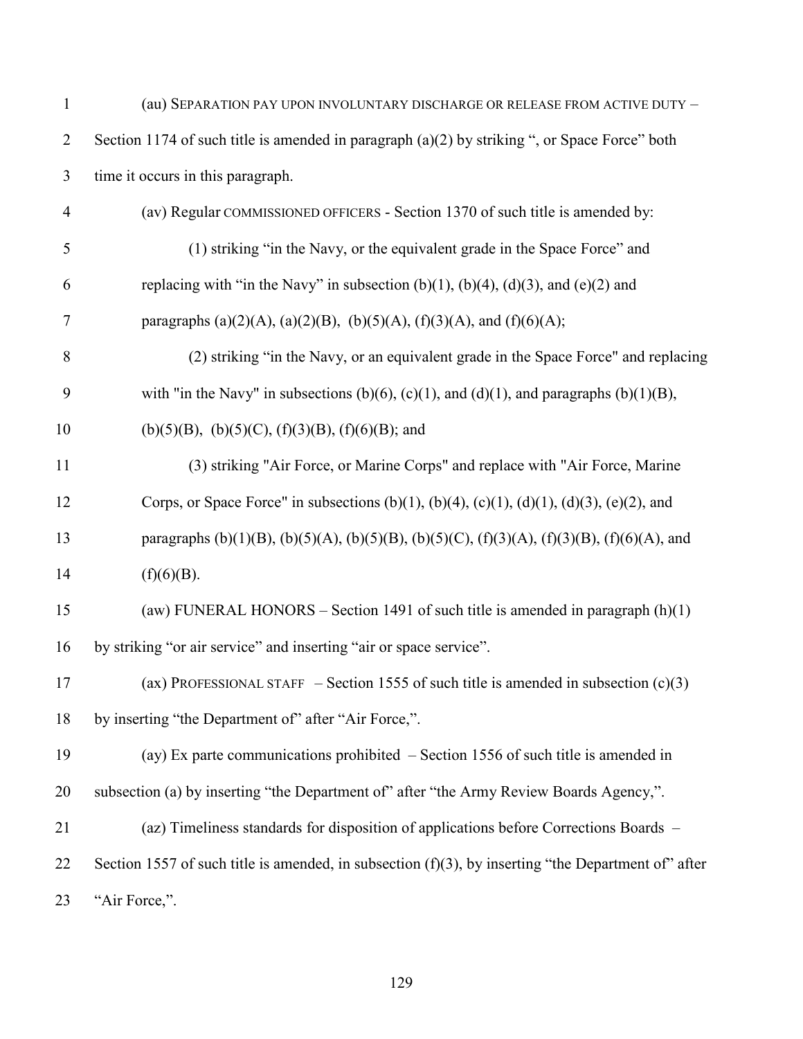(au) SEPARATION PAY UPON INVOLUNTARY DISCHARGE OR RELEASE FROM ACTIVE DUTY – Section 1174 of such title is amended in paragraph (a)(2) by striking ", or Space Force" both time it occurs in this paragraph.

(av) Regular COMMISSIONED OFFICERS - Section 1370 of such title is amended by:

(1) striking "in the Navy, or the equivalent grade in the Space Force" and replacing with "in the Navy" in subsection (b)(1), (b)(4), (d)(3), and (e)(2) and paragraphs (a)(2)(A), (a)(2)(B), (b)(5)(A), (f)(3)(A), and (f)(6)(A);

(2) striking "in the Navy, or an equivalent grade in the Space Force" and replacing with "in the Navy" in subsections (b)(6), (c)(1), and (d)(1), and paragraphs (b)(1)(B), (b)(5)(B), (b)(5)(C), (f)(3)(B), (f)(6)(B); and

(3) striking "Air Force, or Marine Corps" and replace with "Air Force, Marine Corps, or Space Force" in subsections (b)(1), (b)(4), (c)(1), (d)(1), (d)(3), (e)(2), and paragraphs (b)(1)(B), (b)(5)(A), (b)(5)(B), (b)(5)(C), (f)(3)(A), (f)(3)(B), (f)(6)(A), and (f)(6)(B).

(aw) FUNERAL HONORS – Section 1491 of such title is amended in paragraph (h)(1) by striking "or air service" and inserting "air or space service".

(ax) PROFESSIONAL STAFF – Section 1555 of such title is amended in subsection (c)(3) by inserting "the Department of" after "Air Force,".

(ay) Ex parte communications prohibited – Section 1556 of such title is amended in subsection (a) by inserting "the Department of" after "the Army Review Boards Agency,".

(az) Timeliness standards for disposition of applications before Corrections Boards – Section 1557 of such title is amended, in subsection (f)(3), by inserting "the Department of" after "Air Force,".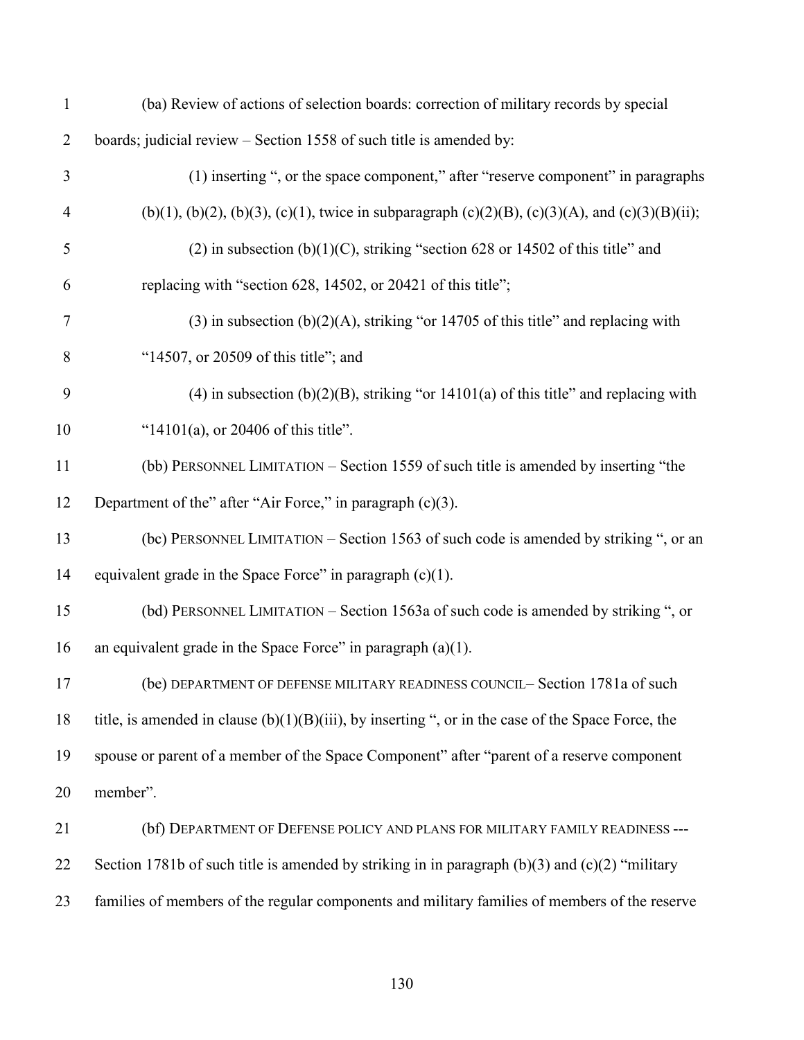(ba) Review of actions of selection boards: correction of military records by special boards; judicial review – Section 1558 of such title is amended by:

(1) inserting ", or the space component," after "reserve component" in paragraphs (b)(1), (b)(2), (b)(3), (c)(1), twice in subparagraph (c)(2)(B), (c)(3)(A), and (c)(3)(B)(ii);

(2) in subsection (b)(1)(C), striking "section 628 or 14502 of this title" and replacing with "section 628, 14502, or 20421 of this title";

(3) in subsection (b)(2)(A), striking "or 14705 of this title" and replacing with "14507, or 20509 of this title"; and

(4) in subsection (b)(2)(B), striking "or 14101(a) of this title" and replacing with "14101(a), or 20406 of this title".

(bb) PERSONNEL LIMITATION – Section 1559 of such title is amended by inserting "the Department of the" after "Air Force," in paragraph (c)(3).

(bc) PERSONNEL LIMITATION – Section 1563 of such code is amended by striking ", or an equivalent grade in the Space Force" in paragraph (c)(1).

(bd) PERSONNEL LIMITATION – Section 1563a of such code is amended by striking ", or an equivalent grade in the Space Force" in paragraph (a)(1).

(be) DEPARTMENT OF DEFENSE MILITARY READINESS COUNCIL– Section 1781a of such title, is amended in clause (b)(1)(B)(iii), by inserting ", or in the case of the Space Force, the spouse or parent of a member of the Space Component" after "parent of a reserve component member".

(bf) DEPARTMENT OF DEFENSE POLICY AND PLANS FOR MILITARY FAMILY READINESS --- Section 1781b of such title is amended by striking in in paragraph (b)(3) and (c)(2) "military families of members of the regular components and military families of members of the reserve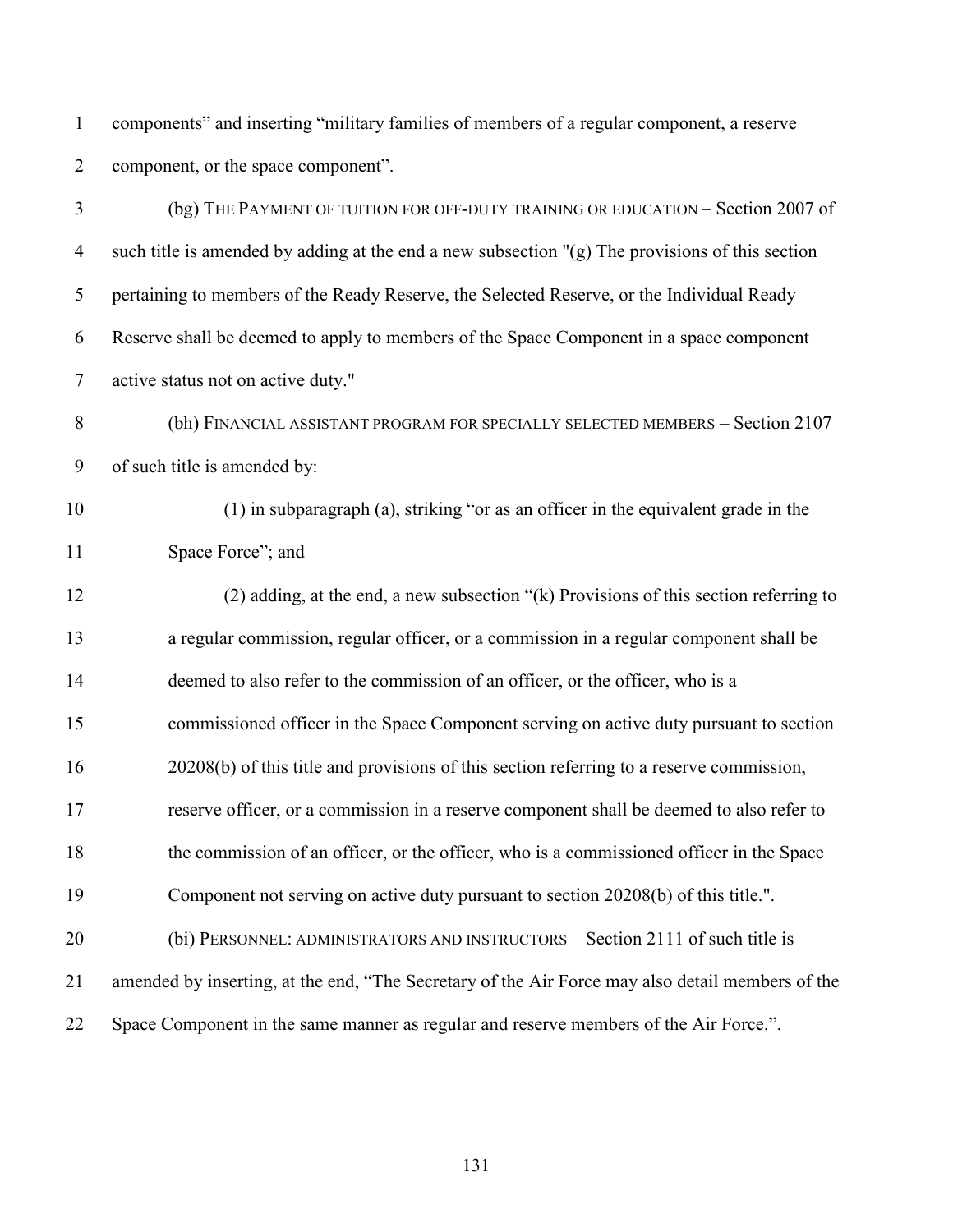components" and inserting "military families of members of a regular component, a reserve component, or the space component".

(bg) THE PAYMENT OF TUITION FOR OFF-DUTY TRAINING OR EDUCATION – Section 2007 of such title is amended by adding at the end a new subsection "(g) The provisions of this section pertaining to members of the Ready Reserve, the Selected Reserve, or the Individual Ready Reserve shall be deemed to apply to members of the Space Component in a space component active status not on active duty."

(bh) FINANCIAL ASSISTANT PROGRAM FOR SPECIALLY SELECTED MEMBERS – Section 2107 of such title is amended by:

(1) in subparagraph (a), striking "or as an officer in the equivalent grade in the Space Force"; and

(2) adding, at the end, a new subsection "(k) Provisions of this section referring to a regular commission, regular officer, or a commission in a regular component shall be deemed to also refer to the commission of an officer, or the officer, who is a commissioned officer in the Space Component serving on active duty pursuant to section 20208(b) of this title and provisions of this section referring to a reserve commission, reserve officer, or a commission in a reserve component shall be deemed to also refer to the commission of an officer, or the officer, who is a commissioned officer in the Space Component not serving on active duty pursuant to section 20208(b) of this title.".

(bi) PERSONNEL: ADMINISTRATORS AND INSTRUCTORS – Section 2111 of such title is amended by inserting, at the end, "The Secretary of the Air Force may also detail members of the Space Component in the same manner as regular and reserve members of the Air Force.".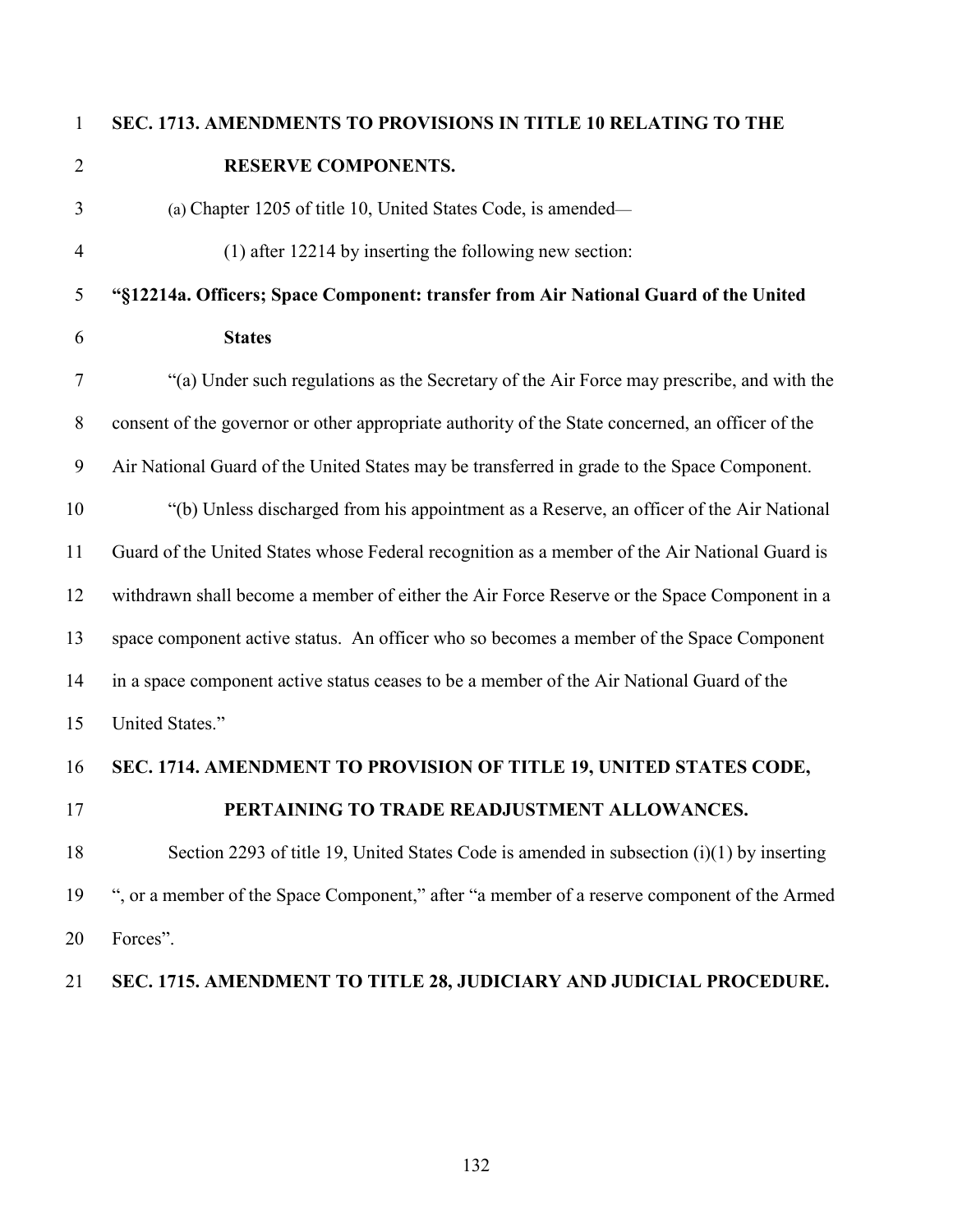**SEC. 1713. AMENDMENTS TO PROVISIONS IN TITLE 10 RELATING TO THE RESERVE COMPONENTS.**

(a) Chapter 1205 of title 10, United States Code, is amended—

(1) after 12214 by inserting the following new section:

**"§12214a. Officers; Space Component: transfer from Air National Guard of the United States**

"(a) Under such regulations as the Secretary of the Air Force may prescribe, and with the consent of the governor or other appropriate authority of the State concerned, an officer of the Air National Guard of the United States may be transferred in grade to the Space Component.

"(b) Unless discharged from his appointment as a Reserve, an officer of the Air National Guard of the United States whose Federal recognition as a member of the Air National Guard is withdrawn shall become a member of either the Air Force Reserve or the Space Component in a space component active status. An officer who so becomes a member of the Space Component in a space component active status ceases to be a member of the Air National Guard of the United States."

**SEC. 1714. AMENDMENT TO PROVISION OF TITLE 19, UNITED STATES CODE, PERTAINING TO TRADE READJUSTMENT ALLOWANCES.**

Section 2293 of title 19, United States Code is amended in subsection (i)(1) by inserting ", or a member of the Space Component," after "a member of a reserve component of the Armed Forces".

**SEC. 1715. AMENDMENT TO TITLE 28, JUDICIARY AND JUDICIAL PROCEDURE.**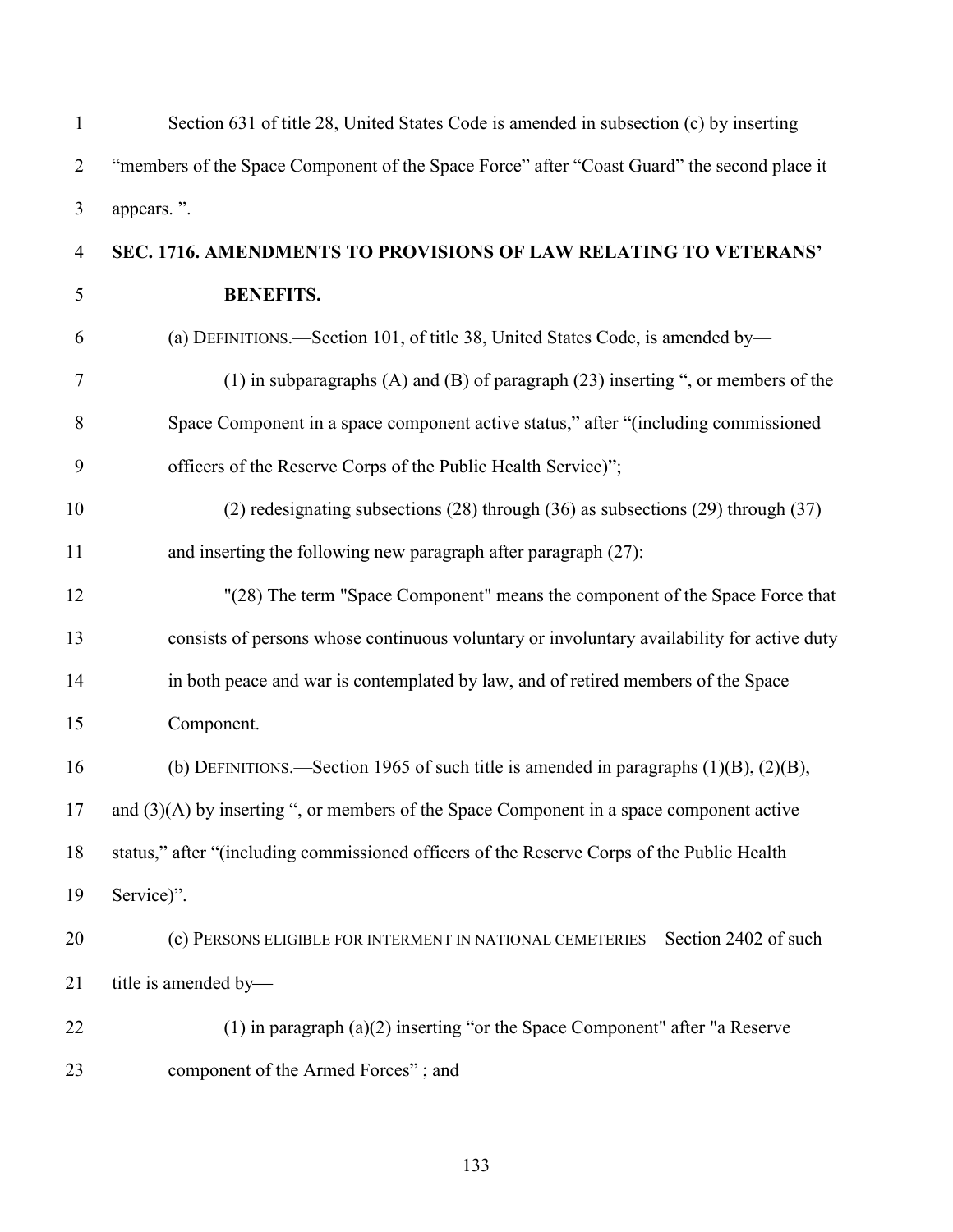Section 631 of title 28, United States Code is amended in subsection (c) by inserting "members of the Space Component of the Space Force" after "Coast Guard" the second place it appears. ".

**SEC. 1716. AMENDMENTS TO PROVISIONS OF LAW RELATING TO VETERANS' BENEFITS.**

(a) DEFINITIONS.—Section 101, of title 38, United States Code, is amended by—

(1) in subparagraphs (A) and (B) of paragraph (23) inserting ", or members of the Space Component in a space component active status," after "(including commissioned officers of the Reserve Corps of the Public Health Service)";

(2) redesignating subsections (28) through (36) as subsections (29) through (37) and inserting the following new paragraph after paragraph (27):

"(28) The term "Space Component" means the component of the Space Force that consists of persons whose continuous voluntary or involuntary availability for active duty in both peace and war is contemplated by law, and of retired members of the Space Component.

(b) DEFINITIONS.—Section 1965 of such title is amended in paragraphs (1)(B), (2)(B), and (3)(A) by inserting ", or members of the Space Component in a space component active status," after "(including commissioned officers of the Reserve Corps of the Public Health Service)".

(c) PERSONS ELIGIBLE FOR INTERMENT IN NATIONAL CEMETERIES – Section 2402 of such title is amended by—

(1) in paragraph (a)(2) inserting "or the Space Component" after "a Reserve component of the Armed Forces" ; and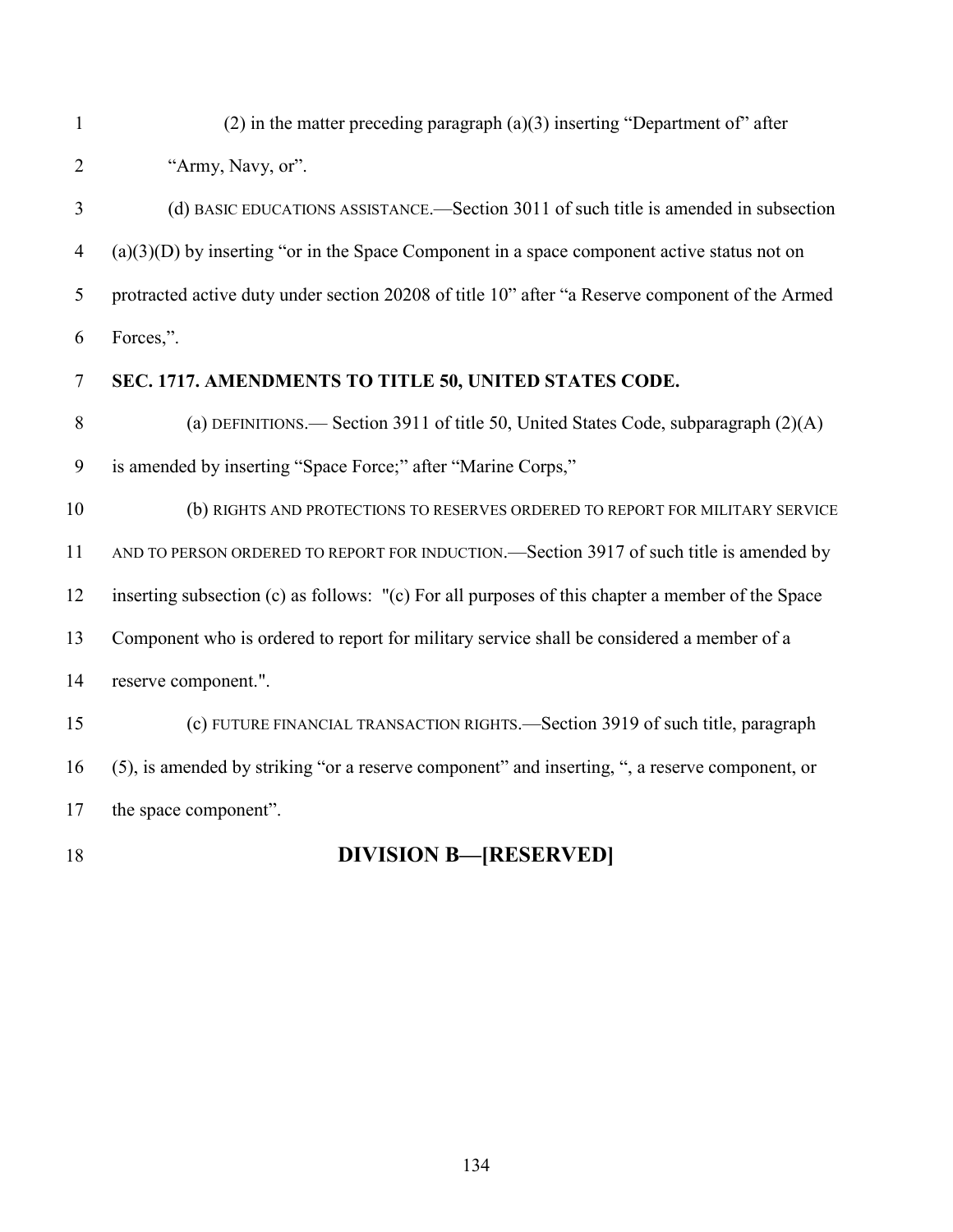(2) in the matter preceding paragraph (a)(3) inserting “Department of” after “Army, Navy, or”.

(d) BASIC EDUCATIONS ASSISTANCE.—Section 3011 of such title is amended in subsection (a)(3)(D) by inserting “or in the Space Component in a space component active status not on protracted active duty under section 20208 of title 10” after “a Reserve component of the Armed Forces,”.

**SEC. 1717. AMENDMENTS TO TITLE 50, UNITED STATES CODE.**

(a) DEFINITIONS.— Section 3911 of title 50, United States Code, subparagraph (2)(A) is amended by inserting “Space Force;” after “Marine Corps,”

(b) RIGHTS AND PROTECTIONS TO RESERVES ORDERED TO REPORT FOR MILITARY SERVICE AND TO PERSON ORDERED TO REPORT FOR INDUCTION.—Section 3917 of such title is amended by inserting subsection (c) as follows: "(c) For all purposes of this chapter a member of the Space Component who is ordered to report for military service shall be considered a member of a reserve component.".

(c) FUTURE FINANCIAL TRANSACTION RIGHTS.—Section 3919 of such title, paragraph (5), is amended by striking “or a reserve component” and inserting, “, a reserve component, or the space component”.

# DIVISION B—[RESERVED]